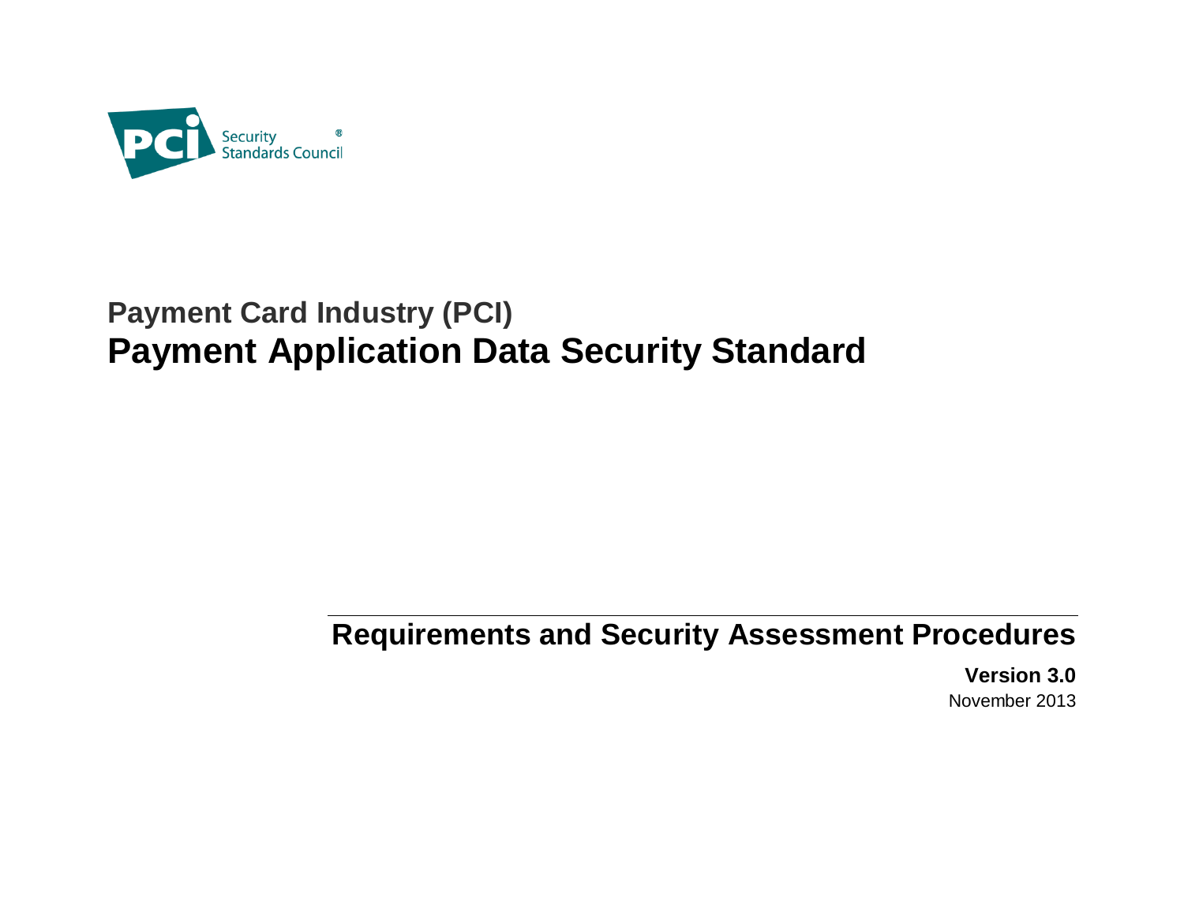# Payment Card Industry (PCI)

# Payment Application Data Security Standard

## Requirements and Security Assessment Procedures

**Version 3.0**

November 2013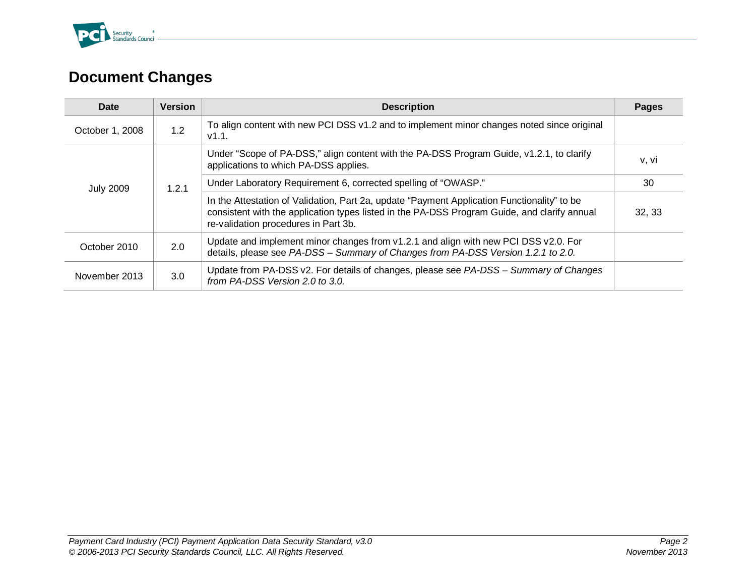# Document Changes

| Date | Version | Description | Pages |
|---|---|---|---|
| October 1, 2008 | 1.2 | To align content with new PCI DSS v1.2 and to implement minor changes noted since original v1.1. | |
| July 2009 | 1.2.1 | Under "Scope of PA-DSS," align content with the PA-DSS Program Guide, v1.2.1, to clarify applications to which PA-DSS applies. | v, vi |
| | | Under Laboratory Requirement 6, corrected spelling of "OWASP." | 30 |
| | | In the Attestation of Validation, Part 2a, update "Payment Application Functionality" to be consistent with the application types listed in the PA-DSS Program Guide, and clarify annual re-validation procedures in Part 3b. | 32, 33 |
| October 2010 | 2.0 | Update and implement minor changes from v1.2.1 and align with new PCI DSS v2.0. For details, please see *PA-DSS – Summary of Changes from PA-DSS Version 1.2.1 to 2.0.* | |
| November 2013 | 3.0 | Update from PA-DSS v2. For details of changes, please see *PA-DSS – Summary of Changes from PA-DSS Version 2.0 to 3.0.* | |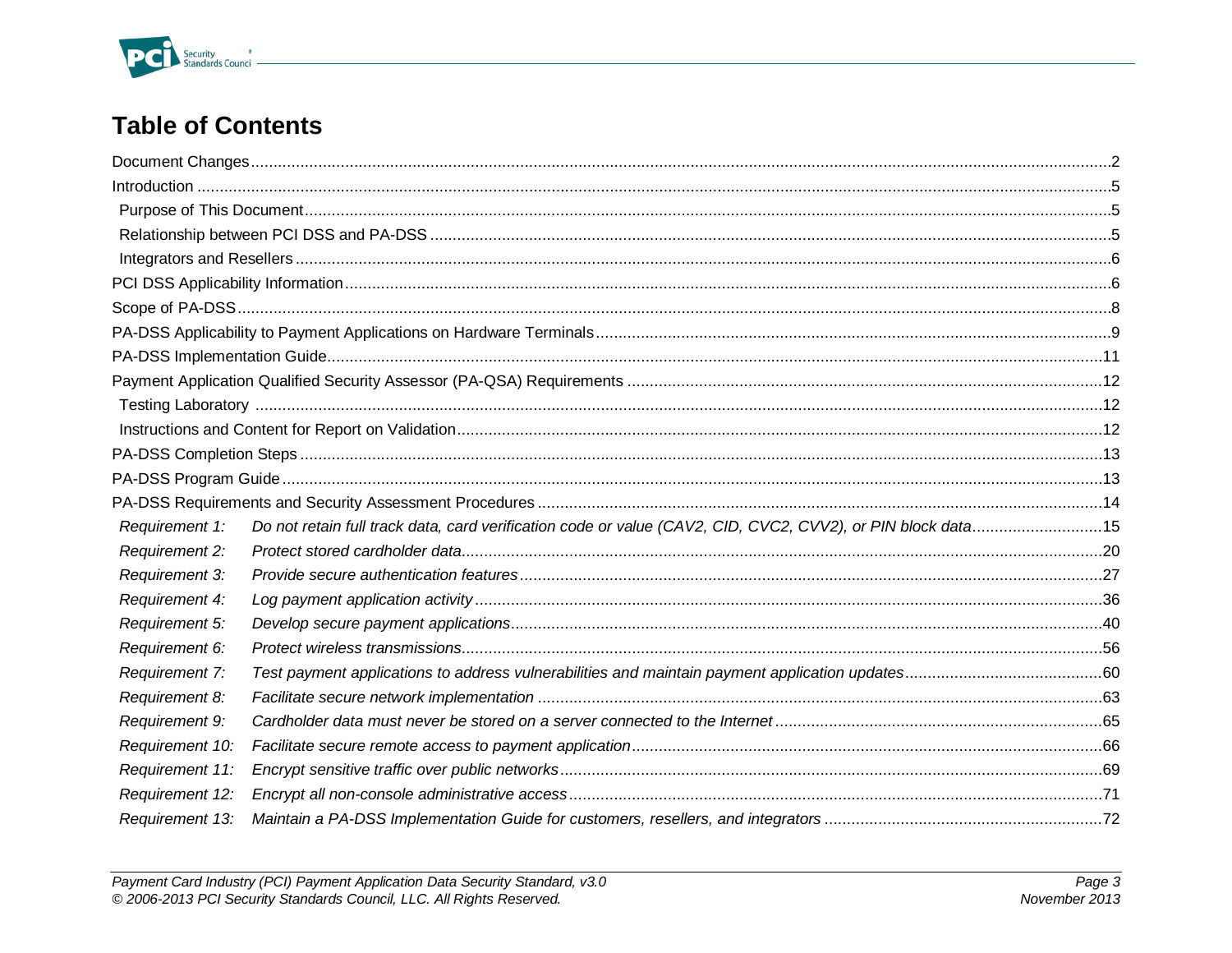# Table of Contents

Document Changes ... 2

Introduction ... 5

- Purpose of This Document ... 5
- Relationship between PCI DSS and PA-DSS ... 5
- Integrators and Resellers ... 6

PCI DSS Applicability Information ... 6

Scope of PA-DSS ... 8

PA-DSS Applicability to Payment Applications on Hardware Terminals ... 9

PA-DSS Implementation Guide ... 11

Payment Application Qualified Security Assessor (PA-QSA) Requirements ... 12

- Testing Laboratory ... 12
- Instructions and Content for Report on Validation ... 12

PA-DSS Completion Steps ... 13

PA-DSS Program Guide ... 13

PA-DSS Requirements and Security Assessment Procedures ... 14

- *Requirement 1: Do not retain full track data, card verification code or value (CAV2, CID, CVC2, CVV2), or PIN block data* ... 15
- *Requirement 2: Protect stored cardholder data* ... 20
- *Requirement 3: Provide secure authentication features* ... 27
- *Requirement 4: Log payment application activity* ... 36
- *Requirement 5: Develop secure payment applications* ... 40
- *Requirement 6: Protect wireless transmissions* ... 56
- *Requirement 7: Test payment applications to address vulnerabilities and maintain payment application updates* ... 60
- *Requirement 8: Facilitate secure network implementation* ... 63
- *Requirement 9: Cardholder data must never be stored on a server connected to the Internet* ... 65
- *Requirement 10: Facilitate secure remote access to payment application* ... 66
- *Requirement 11: Encrypt sensitive traffic over public networks* ... 69
- *Requirement 12: Encrypt all non-console administrative access* ... 71
- *Requirement 13: Maintain a PA-DSS Implementation Guide for customers, resellers, and integrators* ... 72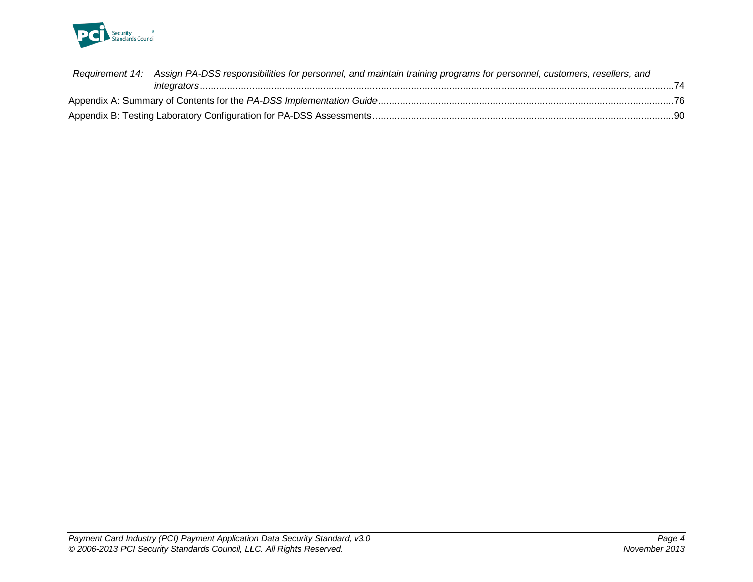*Requirement 14: Assign PA-DSS responsibilities for personnel, and maintain training programs for personnel, customers, resellers, and integrators* ......74

Appendix A: Summary of Contents for the *PA-DSS Implementation Guide* ......76

Appendix B: Testing Laboratory Configuration for PA-DSS Assessments ......90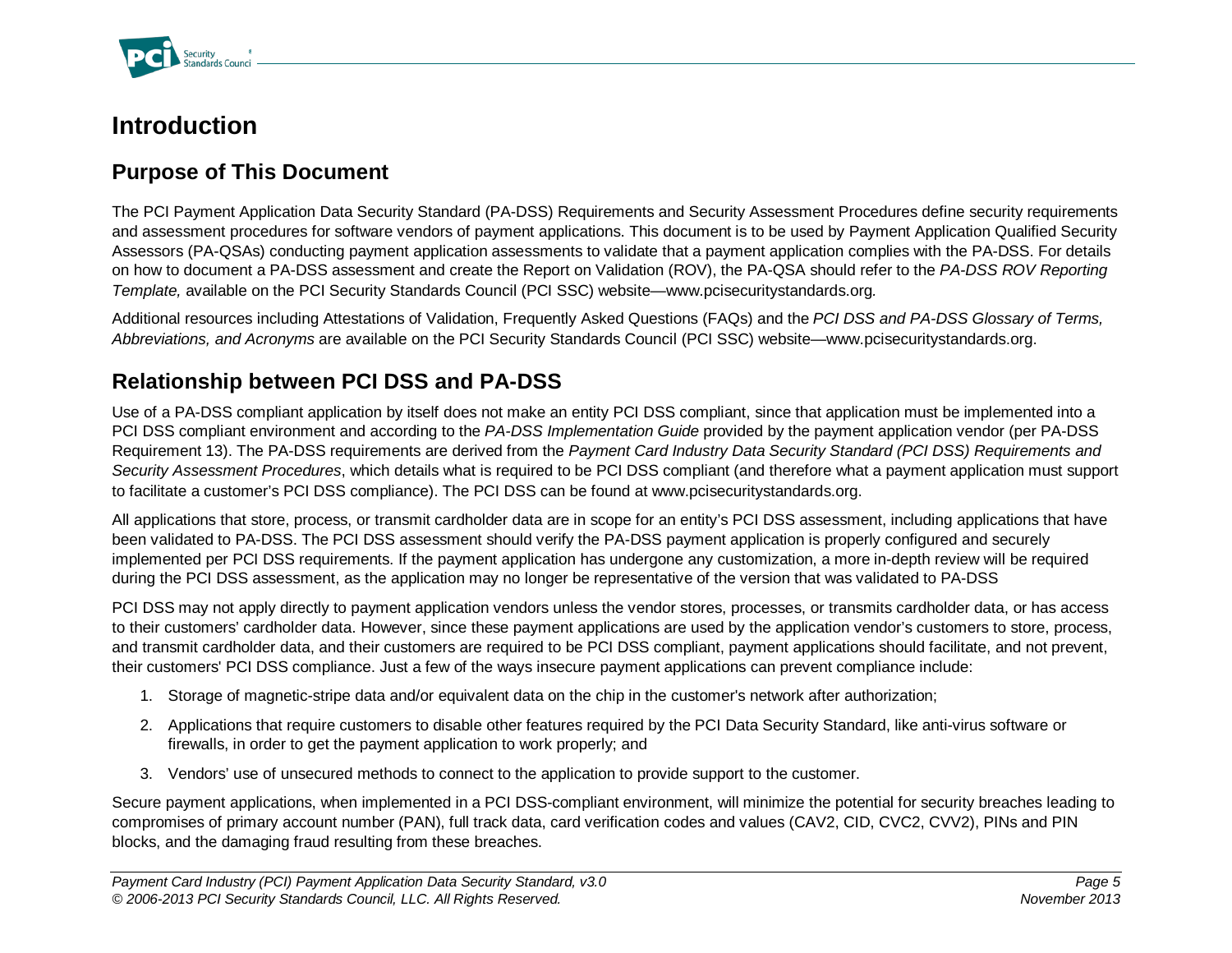# Introduction

## Purpose of This Document

The PCI Payment Application Data Security Standard (PA-DSS) Requirements and Security Assessment Procedures define security requirements and assessment procedures for software vendors of payment applications. This document is to be used by Payment Application Qualified Security Assessors (PA-QSAs) conducting payment application assessments to validate that a payment application complies with the PA-DSS. For details on how to document a PA-DSS assessment and create the Report on Validation (ROV), the PA-QSA should refer to the *PA-DSS ROV Reporting Template,* available on the PCI Security Standards Council (PCI SSC) website—www.pcisecuritystandards.org.

Additional resources including Attestations of Validation, Frequently Asked Questions (FAQs) and the *PCI DSS and PA-DSS Glossary of Terms, Abbreviations, and Acronyms* are available on the PCI Security Standards Council (PCI SSC) website—www.pcisecuritystandards.org.

## Relationship between PCI DSS and PA-DSS

Use of a PA-DSS compliant application by itself does not make an entity PCI DSS compliant, since that application must be implemented into a PCI DSS compliant environment and according to the *PA-DSS Implementation Guide* provided by the payment application vendor (per PA-DSS Requirement 13). The PA-DSS requirements are derived from the *Payment Card Industry Data Security Standard (PCI DSS) Requirements and Security Assessment Procedures*, which details what is required to be PCI DSS compliant (and therefore what a payment application must support to facilitate a customer's PCI DSS compliance). The PCI DSS can be found at www.pcisecuritystandards.org.

All applications that store, process, or transmit cardholder data are in scope for an entity's PCI DSS assessment, including applications that have been validated to PA-DSS. The PCI DSS assessment should verify the PA-DSS payment application is properly configured and securely implemented per PCI DSS requirements. If the payment application has undergone any customization, a more in-depth review will be required during the PCI DSS assessment, as the application may no longer be representative of the version that was validated to PA-DSS

PCI DSS may not apply directly to payment application vendors unless the vendor stores, processes, or transmits cardholder data, or has access to their customers' cardholder data. However, since these payment applications are used by the application vendor's customers to store, process, and transmit cardholder data, and their customers are required to be PCI DSS compliant, payment applications should facilitate, and not prevent, their customers' PCI DSS compliance. Just a few of the ways insecure payment applications can prevent compliance include:

1. Storage of magnetic-stripe data and/or equivalent data on the chip in the customer's network after authorization;
2. Applications that require customers to disable other features required by the PCI Data Security Standard, like anti-virus software or firewalls, in order to get the payment application to work properly; and
3. Vendors' use of unsecured methods to connect to the application to provide support to the customer.

Secure payment applications, when implemented in a PCI DSS-compliant environment, will minimize the potential for security breaches leading to compromises of primary account number (PAN), full track data, card verification codes and values (CAV2, CID, CVC2, CVV2), PINs and PIN blocks, and the damaging fraud resulting from these breaches.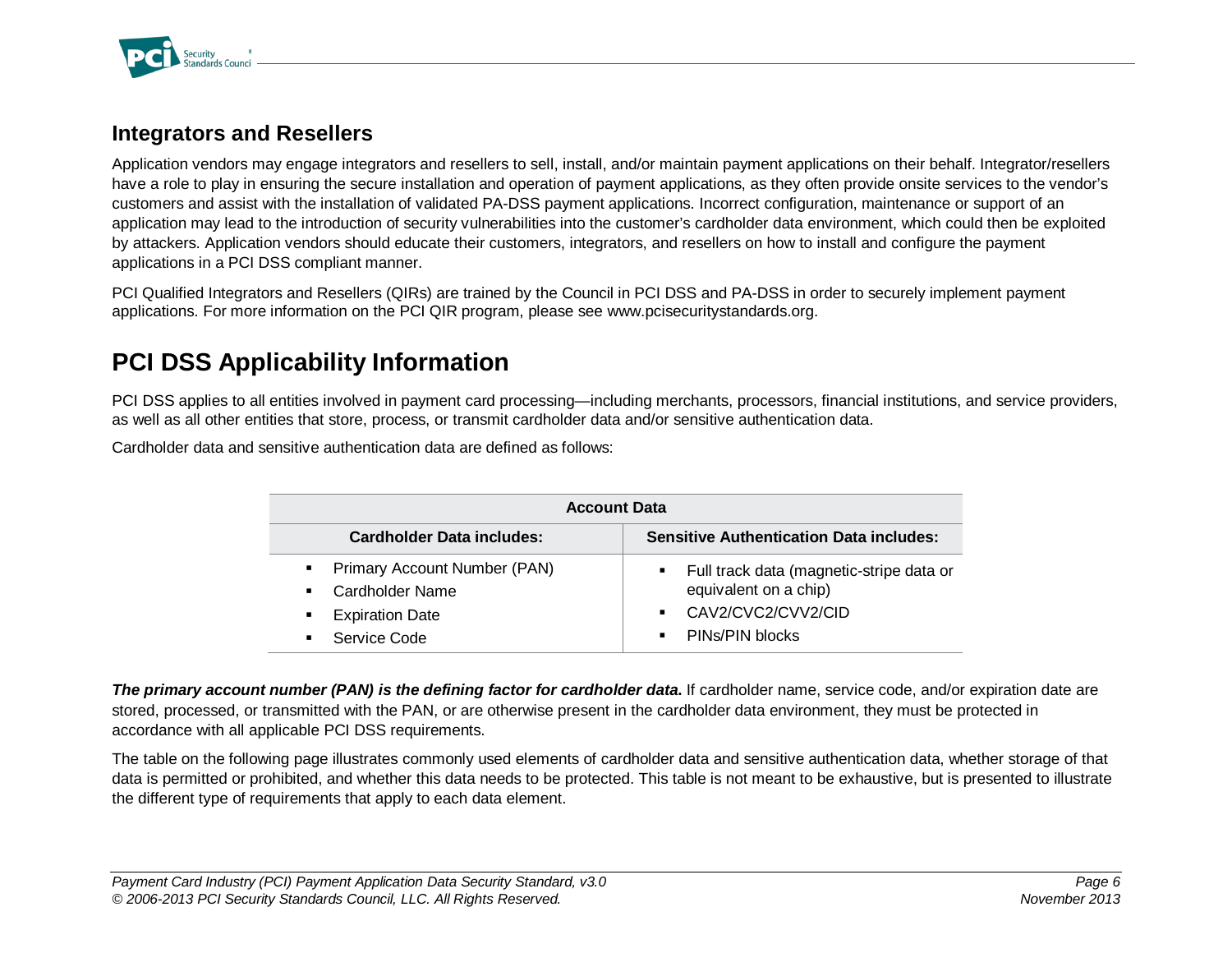## Integrators and Resellers

Application vendors may engage integrators and resellers to sell, install, and/or maintain payment applications on their behalf. Integrator/resellers have a role to play in ensuring the secure installation and operation of payment applications, as they often provide onsite services to the vendor's customers and assist with the installation of validated PA-DSS payment applications. Incorrect configuration, maintenance or support of an application may lead to the introduction of security vulnerabilities into the customer's cardholder data environment, which could then be exploited by attackers. Application vendors should educate their customers, integrators, and resellers on how to install and configure the payment applications in a PCI DSS compliant manner.

PCI Qualified Integrators and Resellers (QIRs) are trained by the Council in PCI DSS and PA-DSS in order to securely implement payment applications. For more information on the PCI QIR program, please see www.pcisecuritystandards.org.

# PCI DSS Applicability Information

PCI DSS applies to all entities involved in payment card processing—including merchants, processors, financial institutions, and service providers, as well as all other entities that store, process, or transmit cardholder data and/or sensitive authentication data.

Cardholder data and sensitive authentication data are defined as follows:

| Account Data | |
|---|---|
| **Cardholder Data includes:** | **Sensitive Authentication Data includes:** |
| ▪ Primary Account Number (PAN)<br>▪ Cardholder Name<br>▪ Expiration Date<br>▪ Service Code | ▪ Full track data (magnetic-stripe data or equivalent on a chip)<br>▪ CAV2/CVC2/CVV2/CID<br>▪ PINs/PIN blocks |

***The primary account number (PAN) is the defining factor for cardholder data.*** If cardholder name, service code, and/or expiration date are stored, processed, or transmitted with the PAN, or are otherwise present in the cardholder data environment, they must be protected in accordance with all applicable PCI DSS requirements.

The table on the following page illustrates commonly used elements of cardholder data and sensitive authentication data, whether storage of that data is permitted or prohibited, and whether this data needs to be protected. This table is not meant to be exhaustive, but is presented to illustrate the different type of requirements that apply to each data element.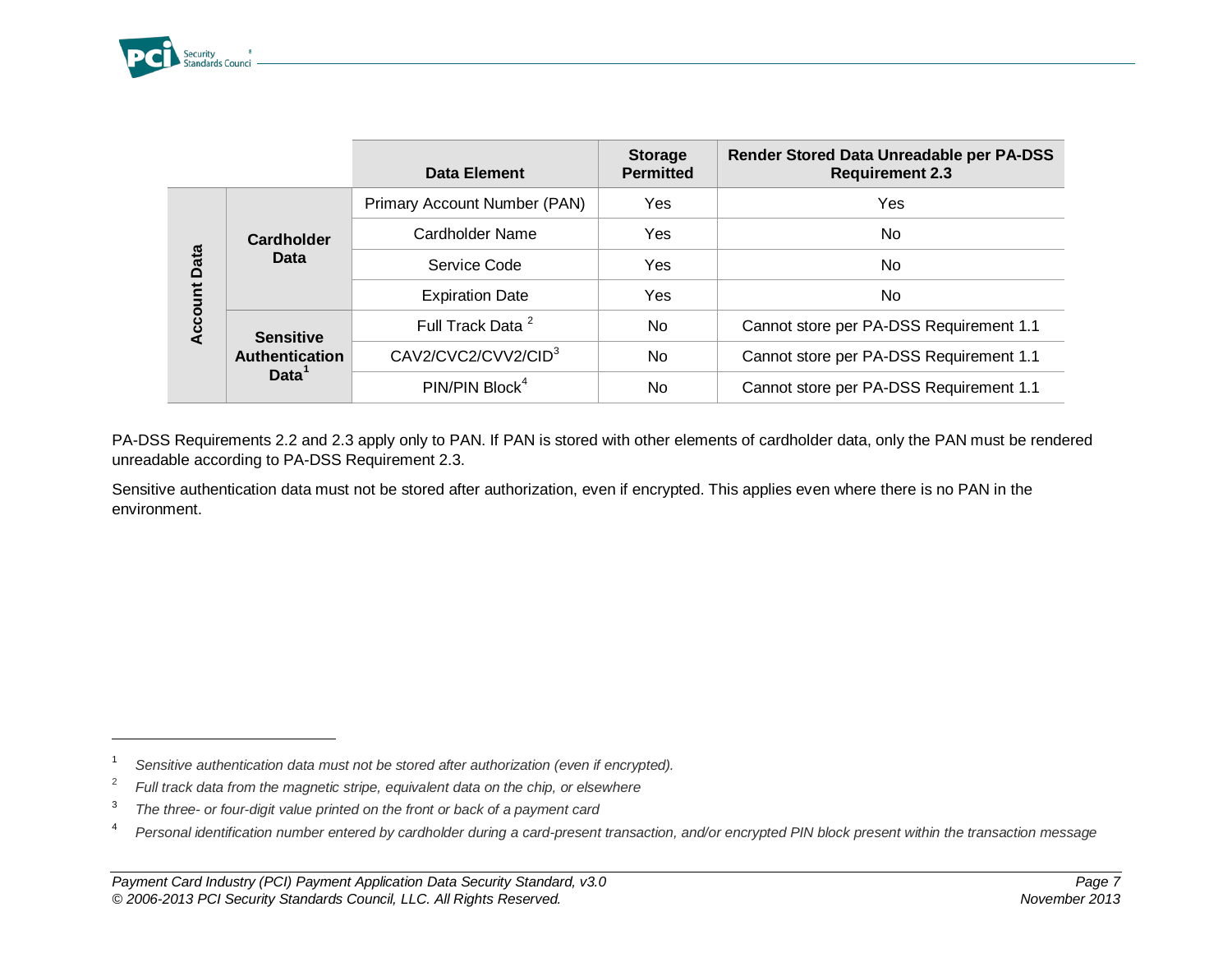| | | Data Element | Storage Permitted | Render Stored Data Unreadable per PA-DSS Requirement 2.3 |
|---|---|---|---|---|
| Account Data | Cardholder Data | Primary Account Number (PAN) | Yes | Yes |
| | | Cardholder Name | Yes | No |
| | | Service Code | Yes | No |
| | | Expiration Date | Yes | No |
| | Sensitive Authentication Data[1] | Full Track Data [2] | No | Cannot store per PA-DSS Requirement 1.1 |
| | | CAV2/CVC2/CVV2/CID[3] | No | Cannot store per PA-DSS Requirement 1.1 |
| | | PIN/PIN Block[4] | No | Cannot store per PA-DSS Requirement 1.1 |

PA-DSS Requirements 2.2 and 2.3 apply only to PAN. If PAN is stored with other elements of cardholder data, only the PAN must be rendered unreadable according to PA-DSS Requirement 2.3.

Sensitive authentication data must not be stored after authorization, even if encrypted. This applies even where there is no PAN in the environment.

---

[1] *Sensitive authentication data must not be stored after authorization (even if encrypted).*

[2] *Full track data from the magnetic stripe, equivalent data on the chip, or elsewhere*

[3] *The three- or four-digit value printed on the front or back of a payment card*

[4] *Personal identification number entered by cardholder during a card-present transaction, and/or encrypted PIN block present within the transaction message*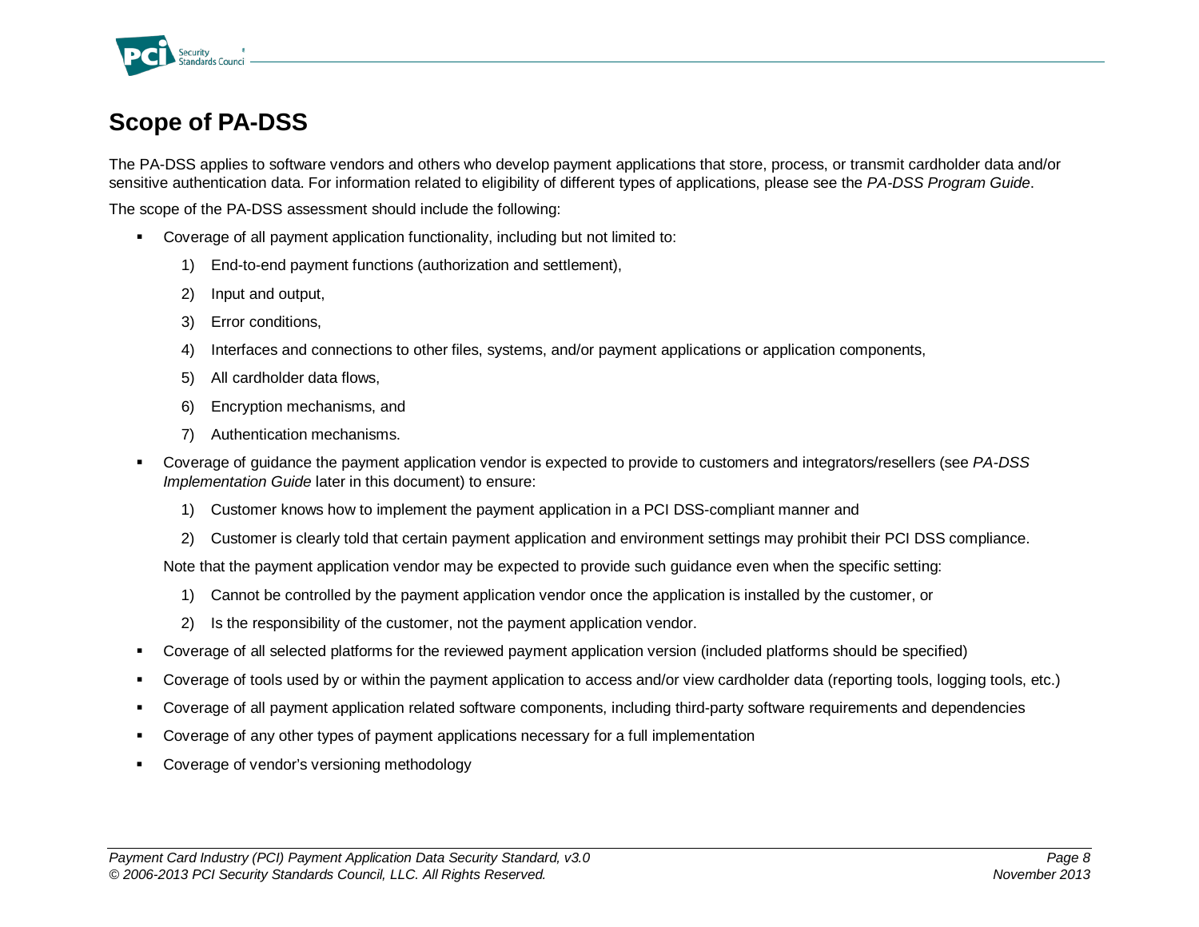## Scope of PA-DSS

The PA-DSS applies to software vendors and others who develop payment applications that store, process, or transmit cardholder data and/or sensitive authentication data. For information related to eligibility of different types of applications, please see the *PA-DSS Program Guide*.

The scope of the PA-DSS assessment should include the following:

- Coverage of all payment application functionality, including but not limited to:
  1) End-to-end payment functions (authorization and settlement),
  2) Input and output,
  3) Error conditions,
  4) Interfaces and connections to other files, systems, and/or payment applications or application components,
  5) All cardholder data flows,
  6) Encryption mechanisms, and
  7) Authentication mechanisms.
- Coverage of guidance the payment application vendor is expected to provide to customers and integrators/resellers (see *PA-DSS Implementation Guide* later in this document) to ensure:
  1) Customer knows how to implement the payment application in a PCI DSS-compliant manner and
  2) Customer is clearly told that certain payment application and environment settings may prohibit their PCI DSS compliance.

  Note that the payment application vendor may be expected to provide such guidance even when the specific setting:

  1) Cannot be controlled by the payment application vendor once the application is installed by the customer, or
  2) Is the responsibility of the customer, not the payment application vendor.
- Coverage of all selected platforms for the reviewed payment application version (included platforms should be specified)
- Coverage of tools used by or within the payment application to access and/or view cardholder data (reporting tools, logging tools, etc.)
- Coverage of all payment application related software components, including third-party software requirements and dependencies
- Coverage of any other types of payment applications necessary for a full implementation
- Coverage of vendor's versioning methodology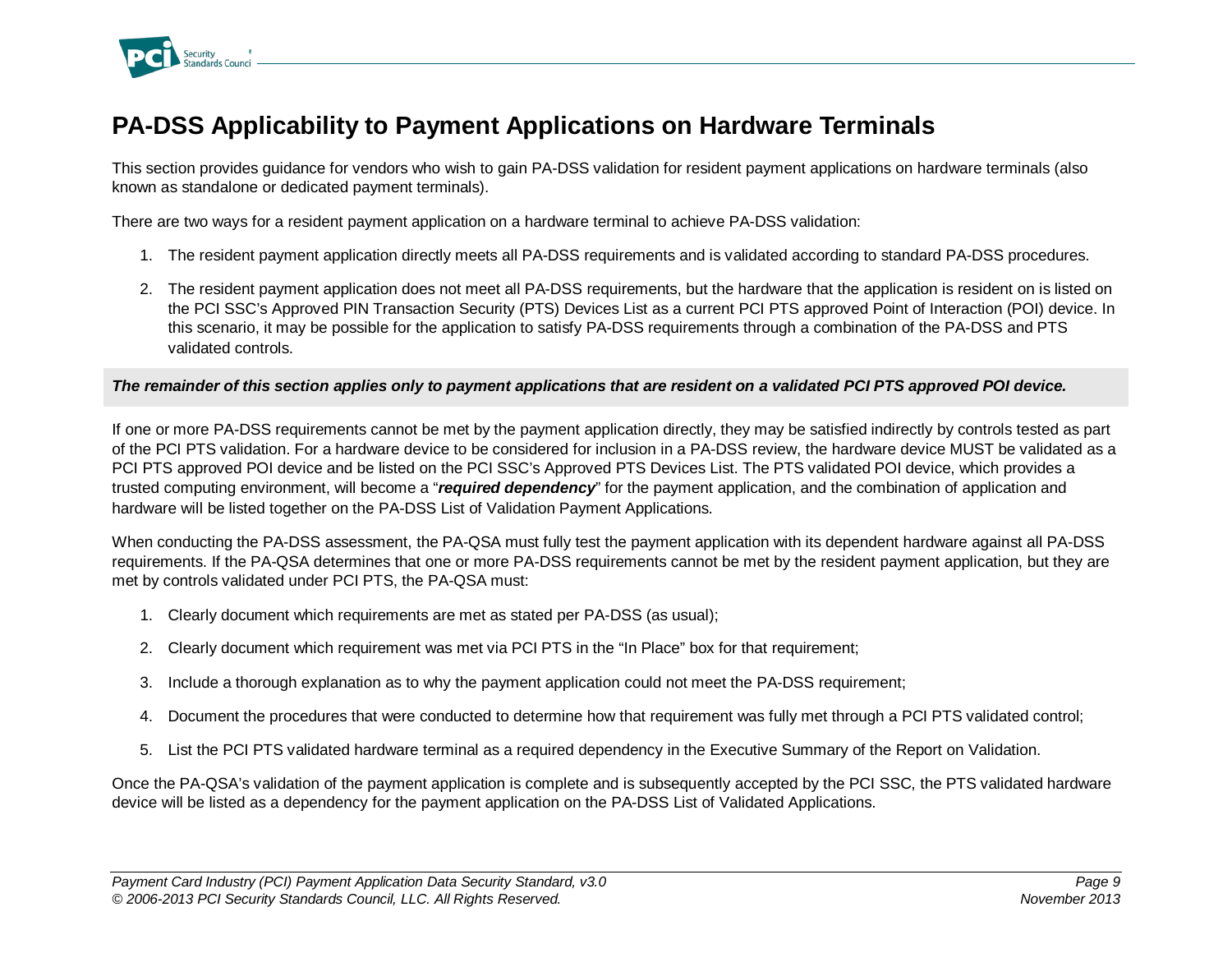# PA-DSS Applicability to Payment Applications on Hardware Terminals

This section provides guidance for vendors who wish to gain PA-DSS validation for resident payment applications on hardware terminals (also known as standalone or dedicated payment terminals).

There are two ways for a resident payment application on a hardware terminal to achieve PA-DSS validation:

1. The resident payment application directly meets all PA-DSS requirements and is validated according to standard PA-DSS procedures.
2. The resident payment application does not meet all PA-DSS requirements, but the hardware that the application is resident on is listed on the PCI SSC's Approved PIN Transaction Security (PTS) Devices List as a current PCI PTS approved Point of Interaction (POI) device. In this scenario, it may be possible for the application to satisfy PA-DSS requirements through a combination of the PA-DSS and PTS validated controls.

***The remainder of this section applies only to payment applications that are resident on a validated PCI PTS approved POI device.***

If one or more PA-DSS requirements cannot be met by the payment application directly, they may be satisfied indirectly by controls tested as part of the PCI PTS validation. For a hardware device to be considered for inclusion in a PA-DSS review, the hardware device MUST be validated as a PCI PTS approved POI device and be listed on the PCI SSC's Approved PTS Devices List. The PTS validated POI device, which provides a trusted computing environment, will become a "***required dependency***" for the payment application, and the combination of application and hardware will be listed together on the PA-DSS List of Validation Payment Applications.

When conducting the PA-DSS assessment, the PA-QSA must fully test the payment application with its dependent hardware against all PA-DSS requirements. If the PA-QSA determines that one or more PA-DSS requirements cannot be met by the resident payment application, but they are met by controls validated under PCI PTS, the PA-QSA must:

1. Clearly document which requirements are met as stated per PA-DSS (as usual);
2. Clearly document which requirement was met via PCI PTS in the "In Place" box for that requirement;
3. Include a thorough explanation as to why the payment application could not meet the PA-DSS requirement;
4. Document the procedures that were conducted to determine how that requirement was fully met through a PCI PTS validated control;
5. List the PCI PTS validated hardware terminal as a required dependency in the Executive Summary of the Report on Validation.

Once the PA-QSA's validation of the payment application is complete and is subsequently accepted by the PCI SSC, the PTS validated hardware device will be listed as a dependency for the payment application on the PA-DSS List of Validated Applications.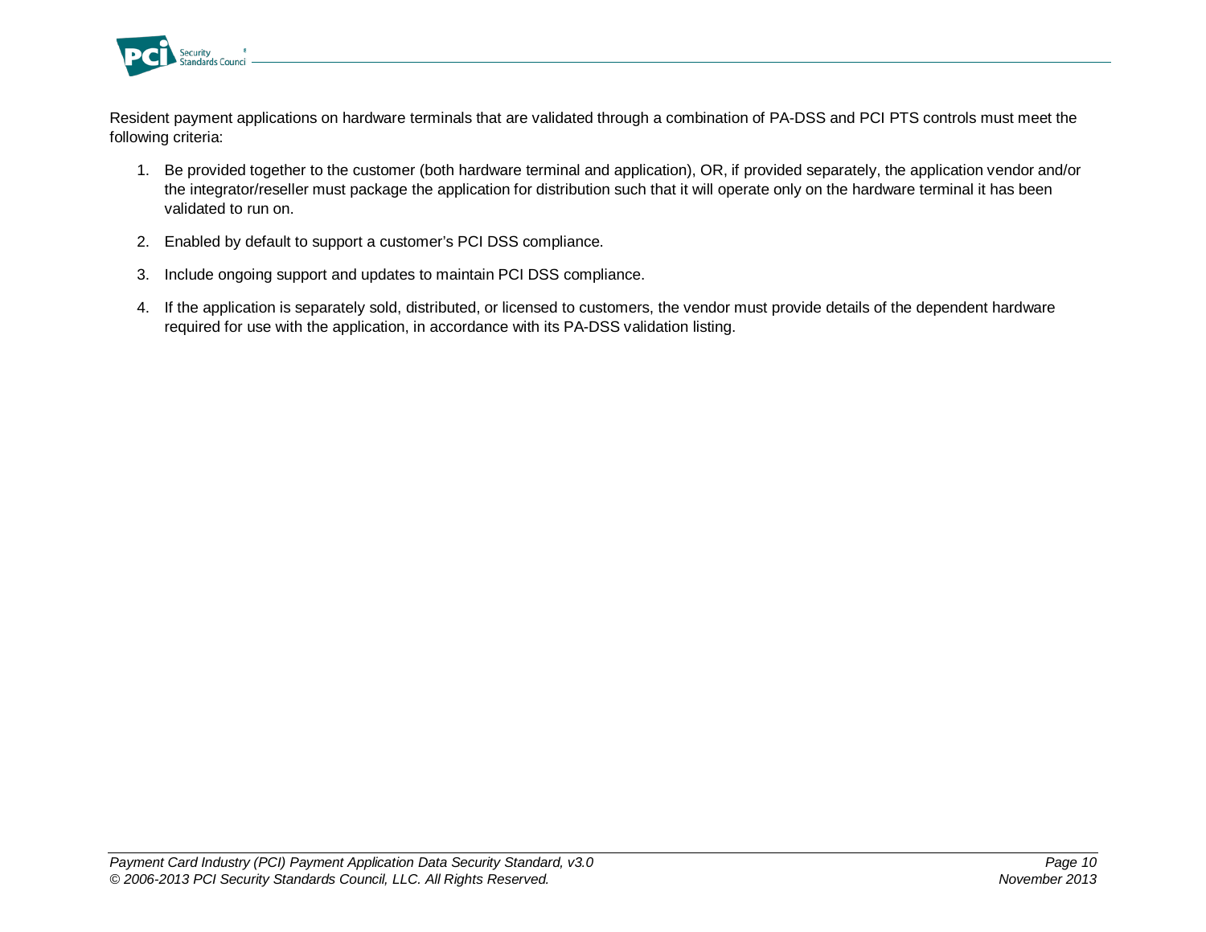Resident payment applications on hardware terminals that are validated through a combination of PA-DSS and PCI PTS controls must meet the following criteria:

1. Be provided together to the customer (both hardware terminal and application), OR, if provided separately, the application vendor and/or the integrator/reseller must package the application for distribution such that it will operate only on the hardware terminal it has been validated to run on.
2. Enabled by default to support a customer's PCI DSS compliance.
3. Include ongoing support and updates to maintain PCI DSS compliance.
4. If the application is separately sold, distributed, or licensed to customers, the vendor must provide details of the dependent hardware required for use with the application, in accordance with its PA-DSS validation listing.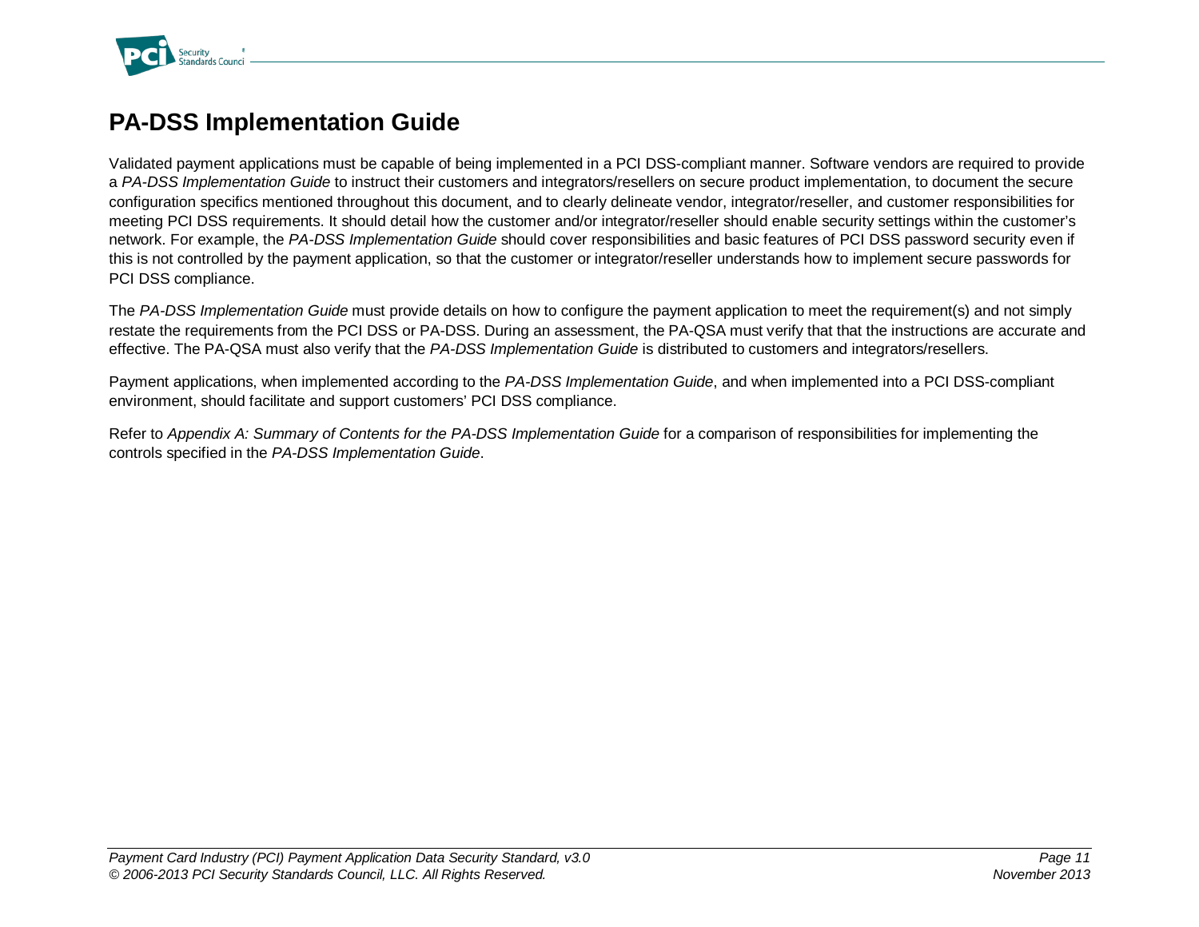## PA-DSS Implementation Guide

Validated payment applications must be capable of being implemented in a PCI DSS-compliant manner. Software vendors are required to provide a *PA-DSS Implementation Guide* to instruct their customers and integrators/resellers on secure product implementation, to document the secure configuration specifics mentioned throughout this document, and to clearly delineate vendor, integrator/reseller, and customer responsibilities for meeting PCI DSS requirements. It should detail how the customer and/or integrator/reseller should enable security settings within the customer's network. For example, the *PA-DSS Implementation Guide* should cover responsibilities and basic features of PCI DSS password security even if this is not controlled by the payment application, so that the customer or integrator/reseller understands how to implement secure passwords for PCI DSS compliance.

The *PA-DSS Implementation Guide* must provide details on how to configure the payment application to meet the requirement(s) and not simply restate the requirements from the PCI DSS or PA-DSS. During an assessment, the PA-QSA must verify that that the instructions are accurate and effective. The PA-QSA must also verify that the *PA-DSS Implementation Guide* is distributed to customers and integrators/resellers.

Payment applications, when implemented according to the *PA-DSS Implementation Guide*, and when implemented into a PCI DSS-compliant environment, should facilitate and support customers' PCI DSS compliance.

Refer to *Appendix A: Summary of Contents for the PA-DSS Implementation Guide* for a comparison of responsibilities for implementing the controls specified in the *PA-DSS Implementation Guide*.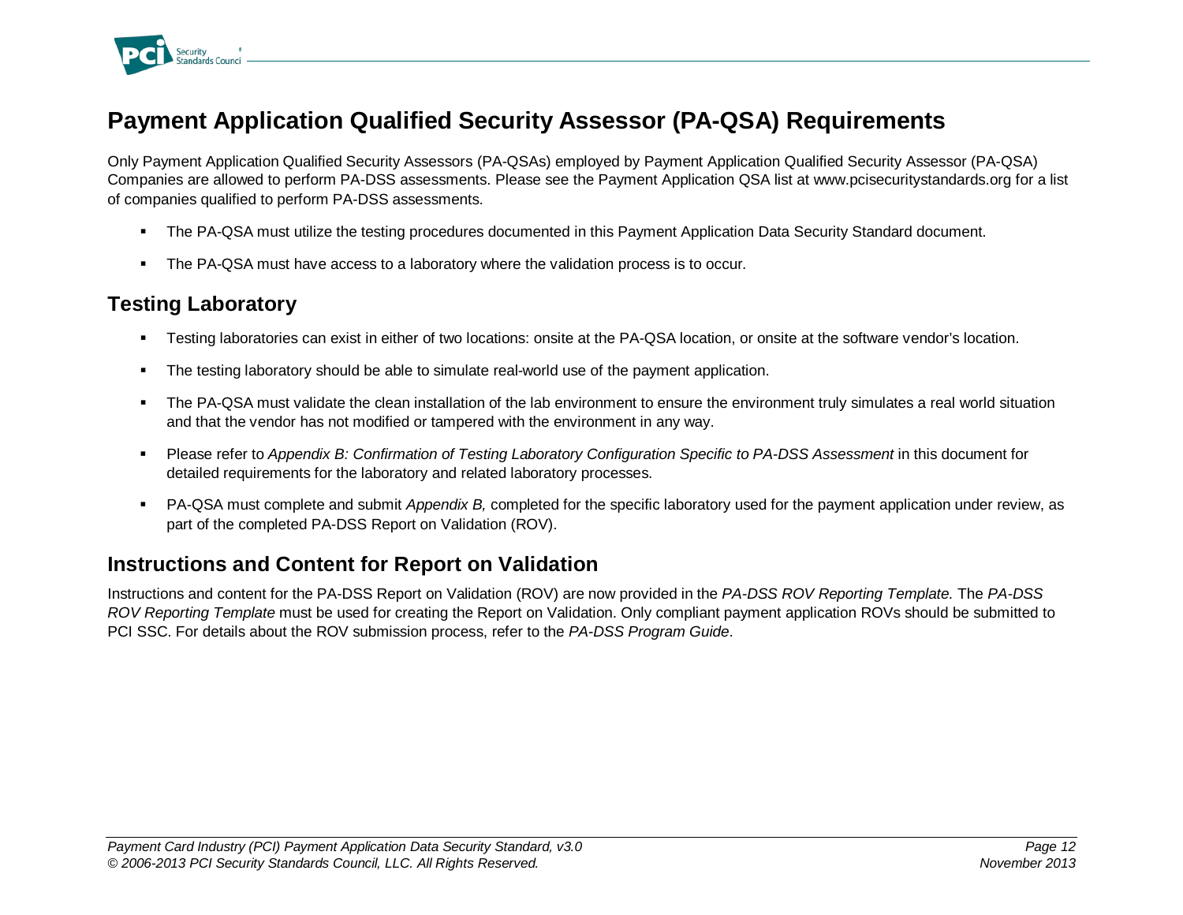## Payment Application Qualified Security Assessor (PA-QSA) Requirements

Only Payment Application Qualified Security Assessors (PA-QSAs) employed by Payment Application Qualified Security Assessor (PA-QSA) Companies are allowed to perform PA-DSS assessments. Please see the Payment Application QSA list at www.pcisecuritystandards.org for a list of companies qualified to perform PA-DSS assessments.

- The PA-QSA must utilize the testing procedures documented in this Payment Application Data Security Standard document.
- The PA-QSA must have access to a laboratory where the validation process is to occur.

### Testing Laboratory

- Testing laboratories can exist in either of two locations: onsite at the PA-QSA location, or onsite at the software vendor's location.
- The testing laboratory should be able to simulate real-world use of the payment application.
- The PA-QSA must validate the clean installation of the lab environment to ensure the environment truly simulates a real world situation and that the vendor has not modified or tampered with the environment in any way.
- Please refer to *Appendix B: Confirmation of Testing Laboratory Configuration Specific to PA-DSS Assessment* in this document for detailed requirements for the laboratory and related laboratory processes.
- PA-QSA must complete and submit *Appendix B,* completed for the specific laboratory used for the payment application under review, as part of the completed PA-DSS Report on Validation (ROV).

### Instructions and Content for Report on Validation

Instructions and content for the PA-DSS Report on Validation (ROV) are now provided in the *PA-DSS ROV Reporting Template.* The *PA-DSS ROV Reporting Template* must be used for creating the Report on Validation. Only compliant payment application ROVs should be submitted to PCI SSC. For details about the ROV submission process, refer to the *PA-DSS Program Guide*.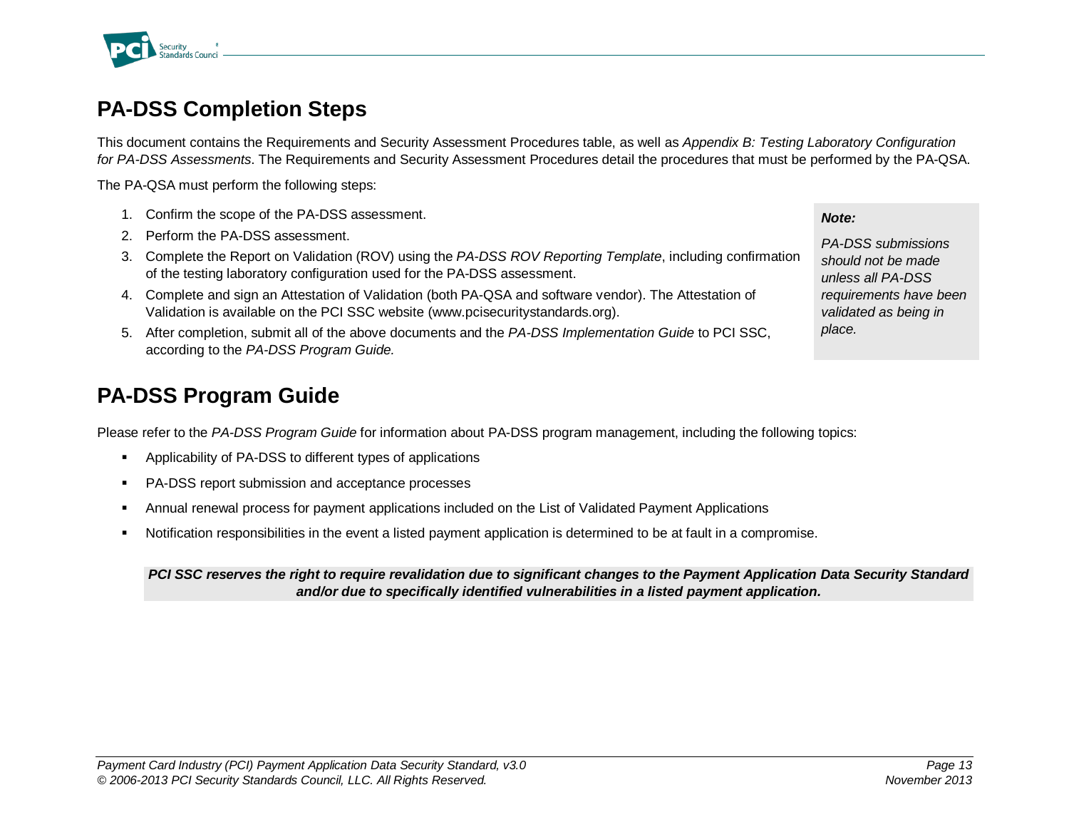## PA-DSS Completion Steps

This document contains the Requirements and Security Assessment Procedures table, as well as *Appendix B: Testing Laboratory Configuration for PA-DSS Assessments*. The Requirements and Security Assessment Procedures detail the procedures that must be performed by the PA-QSA.

The PA-QSA must perform the following steps:

1. Confirm the scope of the PA-DSS assessment.
2. Perform the PA-DSS assessment.
3. Complete the Report on Validation (ROV) using the *PA-DSS ROV Reporting Template*, including confirmation of the testing laboratory configuration used for the PA-DSS assessment.
4. Complete and sign an Attestation of Validation (both PA-QSA and software vendor). The Attestation of Validation is available on the PCI SSC website (www.pcisecuritystandards.org).
5. After completion, submit all of the above documents and the *PA-DSS Implementation Guide* to PCI SSC, according to the *PA-DSS Program Guide.*

> ***Note:***
>
> *PA-DSS submissions should not be made unless all PA-DSS requirements have been validated as being in place.*

## PA-DSS Program Guide

Please refer to the *PA-DSS Program Guide* for information about PA-DSS program management, including the following topics:

- Applicability of PA-DSS to different types of applications
- PA-DSS report submission and acceptance processes
- Annual renewal process for payment applications included on the List of Validated Payment Applications
- Notification responsibilities in the event a listed payment application is determined to be at fault in a compromise.

***PCI SSC reserves the right to require revalidation due to significant changes to the Payment Application Data Security Standard and/or due to specifically identified vulnerabilities in a listed payment application.***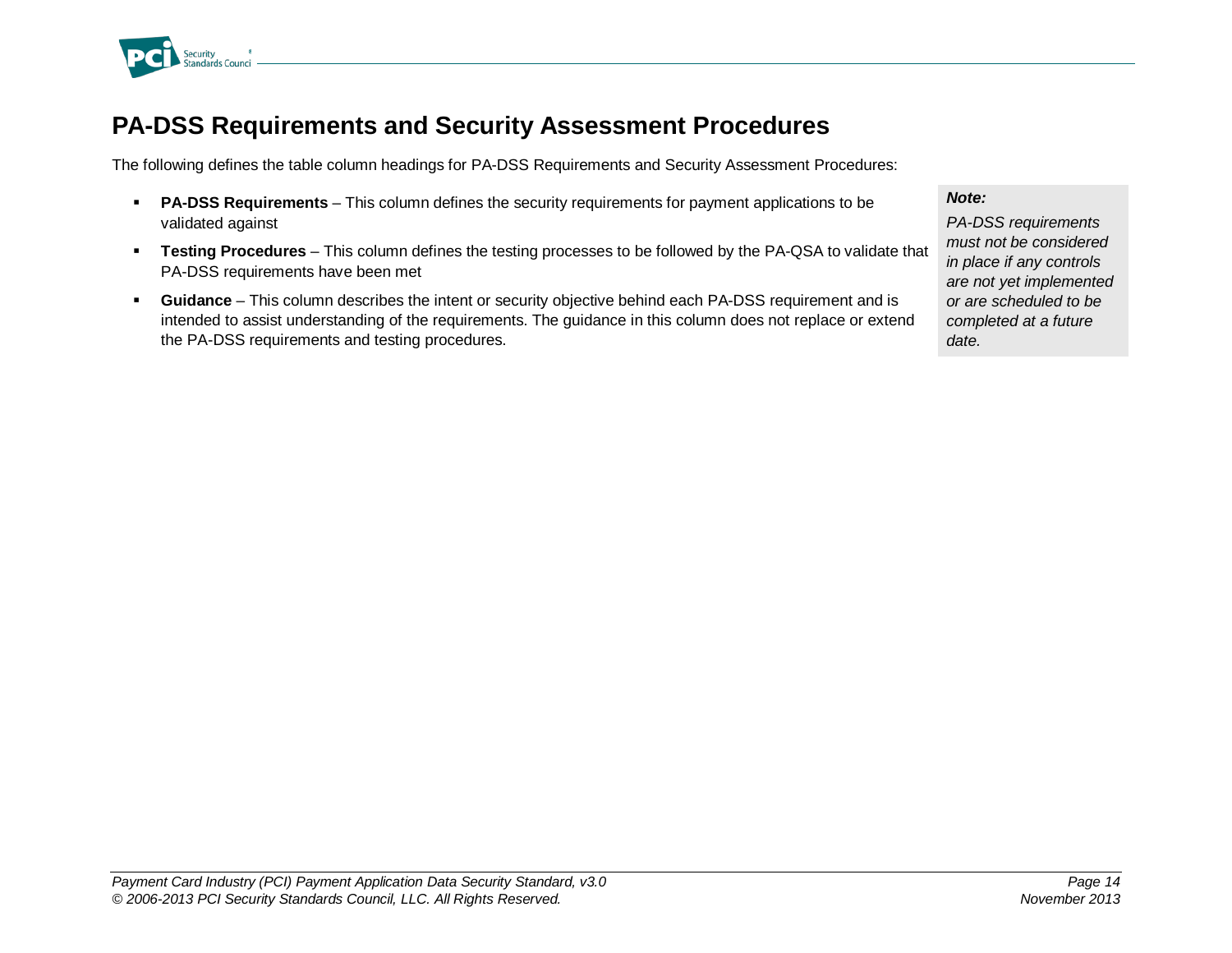# PA-DSS Requirements and Security Assessment Procedures

The following defines the table column headings for PA-DSS Requirements and Security Assessment Procedures:

- **PA-DSS Requirements** – This column defines the security requirements for payment applications to be validated against
- **Testing Procedures** – This column defines the testing processes to be followed by the PA-QSA to validate that PA-DSS requirements have been met
- **Guidance** – This column describes the intent or security objective behind each PA-DSS requirement and is intended to assist understanding of the requirements. The guidance in this column does not replace or extend the PA-DSS requirements and testing procedures.

> ***Note:***
>
> *PA-DSS requirements must not be considered in place if any controls are not yet implemented or are scheduled to be completed at a future date.*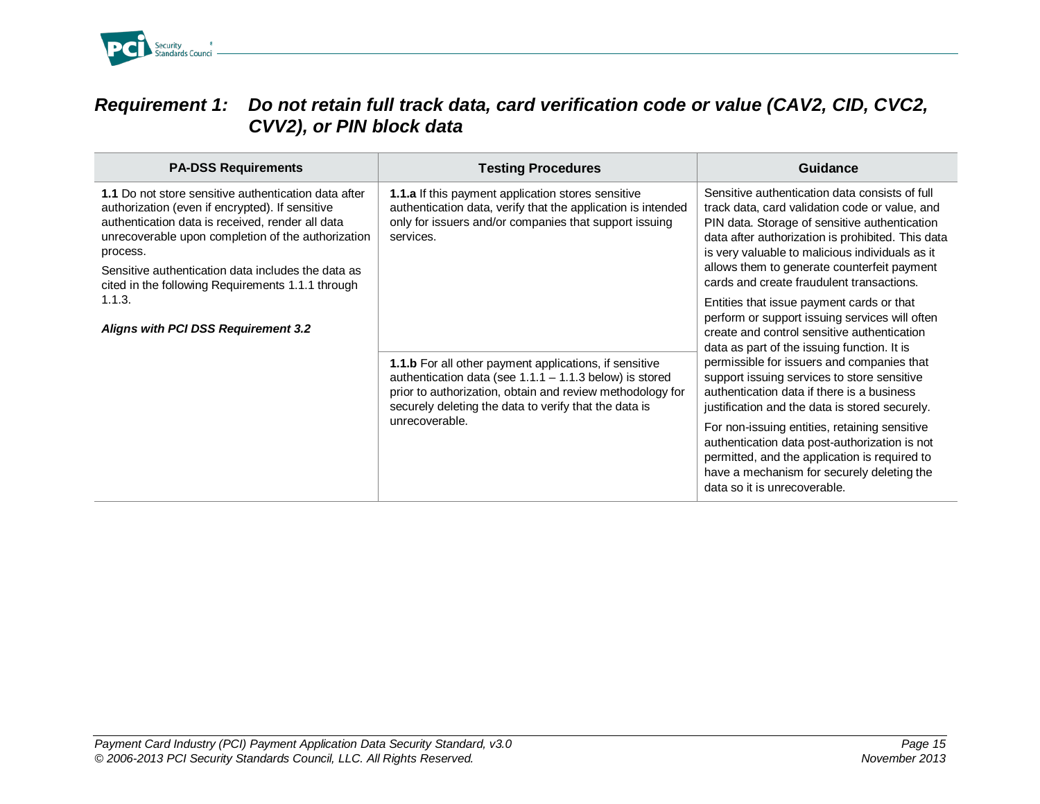## *Requirement 1: Do not retain full track data, card verification code or value (CAV2, CID, CVC2, CVV2), or PIN block data*

| PA-DSS Requirements | Testing Procedures | Guidance |
|---|---|---|
| **1.1** Do not store sensitive authentication data after authorization (even if encrypted). If sensitive authentication data is received, render all data unrecoverable upon completion of the authorization process.<br><br>Sensitive authentication data includes the data as cited in the following Requirements 1.1.1 through 1.1.3.<br><br>***Aligns with PCI DSS Requirement 3.2*** | **1.1.a** If this payment application stores sensitive authentication data, verify that the application is intended only for issuers and/or companies that support issuing services.<br><br>**1.1.b** For all other payment applications, if sensitive authentication data (see 1.1.1 – 1.1.3 below) is stored prior to authorization, obtain and review methodology for securely deleting the data to verify that the data is unrecoverable. | Sensitive authentication data consists of full track data, card validation code or value, and PIN data. Storage of sensitive authentication data after authorization is prohibited. This data is very valuable to malicious individuals as it allows them to generate counterfeit payment cards and create fraudulent transactions.<br><br>Entities that issue payment cards or that perform or support issuing services will often create and control sensitive authentication data as part of the issuing function. It is permissible for issuers and companies that support issuing services to store sensitive authentication data if there is a business justification and the data is stored securely.<br><br>For non-issuing entities, retaining sensitive authentication data post-authorization is not permitted, and the application is required to have a mechanism for securely deleting the data so it is unrecoverable. |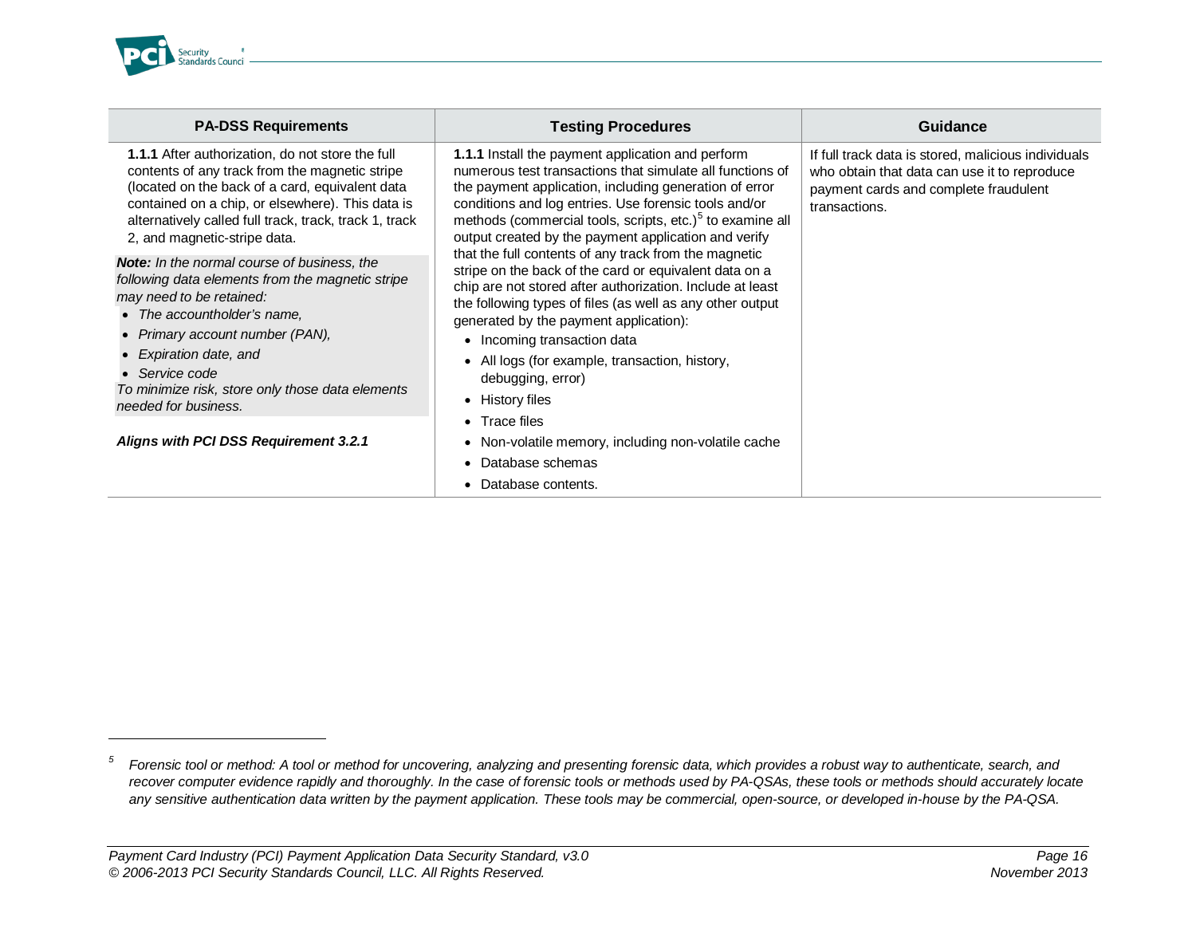| PA-DSS Requirements | Testing Procedures | Guidance |
|---|---|---|
| **1.1.1** After authorization, do not store the full contents of any track from the magnetic stripe (located on the back of a card, equivalent data contained on a chip, or elsewhere). This data is alternatively called full track, track, track 1, track 2, and magnetic-stripe data.<br><br>***Note:*** *In the normal course of business, the following data elements from the magnetic stripe may need to be retained:*<br>• *The accountholder's name,*<br>• *Primary account number (PAN),*<br>• *Expiration date, and*<br>• *Service code*<br>*To minimize risk, store only those data elements needed for business.*<br><br>***Aligns with PCI DSS Requirement 3.2.1*** | **1.1.1** Install the payment application and perform numerous test transactions that simulate all functions of the payment application, including generation of error conditions and log entries. Use forensic tools and/or methods (commercial tools, scripts, etc.)[5] to examine all output created by the payment application and verify that the full contents of any track from the magnetic stripe on the back of the card or equivalent data on a chip are not stored after authorization. Include at least the following types of files (as well as any other output generated by the payment application):<br>• Incoming transaction data<br>• All logs (for example, transaction, history, debugging, error)<br>• History files<br>• Trace files<br>• Non-volatile memory, including non-volatile cache<br>• Database schemas<br>• Database contents. | If full track data is stored, malicious individuals who obtain that data can use it to reproduce payment cards and complete fraudulent transactions. |

[5] *Forensic tool or method: A tool or method for uncovering, analyzing and presenting forensic data, which provides a robust way to authenticate, search, and recover computer evidence rapidly and thoroughly. In the case of forensic tools or methods used by PA-QSAs, these tools or methods should accurately locate any sensitive authentication data written by the payment application. These tools may be commercial, open-source, or developed in-house by the PA-QSA.*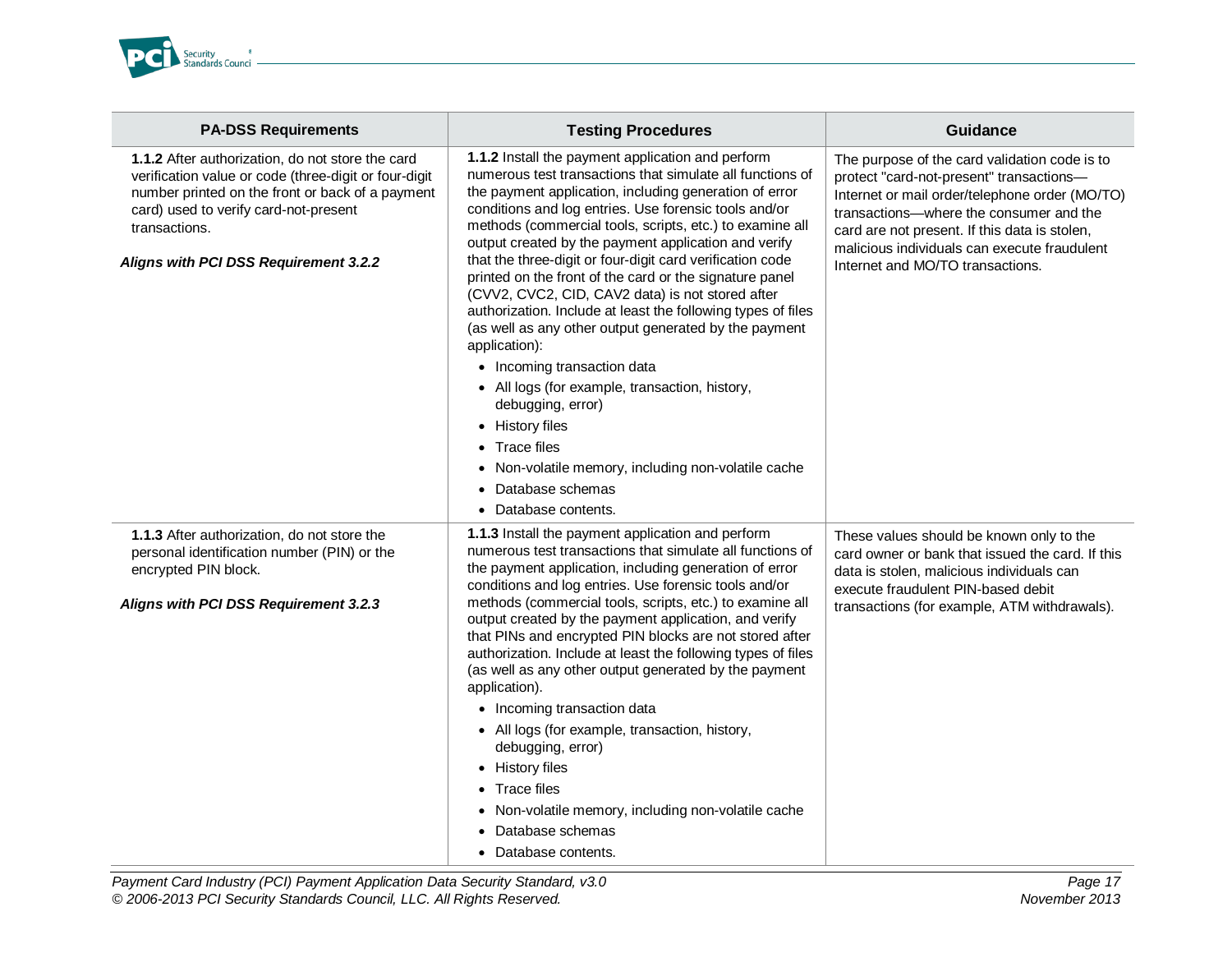| PA-DSS Requirements | Testing Procedures | Guidance |
|---|---|---|
| **1.1.2** After authorization, do not store the card verification value or code (three-digit or four-digit number printed on the front or back of a payment card) used to verify card-not-present transactions.<br><br>***Aligns with PCI DSS Requirement 3.2.2*** | **1.1.2** Install the payment application and perform numerous test transactions that simulate all functions of the payment application, including generation of error conditions and log entries. Use forensic tools and/or methods (commercial tools, scripts, etc.) to examine all output created by the payment application and verify that the three-digit or four-digit card verification code printed on the front of the card or the signature panel (CVV2, CVC2, CID, CAV2 data) is not stored after authorization. Include at least the following types of files (as well as any other output generated by the payment application):<br>• Incoming transaction data<br>• All logs (for example, transaction, history, debugging, error)<br>• History files<br>• Trace files<br>• Non-volatile memory, including non-volatile cache<br>• Database schemas<br>• Database contents. | The purpose of the card validation code is to protect "card-not-present" transactions—Internet or mail order/telephone order (MO/TO) transactions—where the consumer and the card are not present. If this data is stolen, malicious individuals can execute fraudulent Internet and MO/TO transactions. |
| **1.1.3** After authorization, do not store the personal identification number (PIN) or the encrypted PIN block.<br><br>***Aligns with PCI DSS Requirement 3.2.3*** | **1.1.3** Install the payment application and perform numerous test transactions that simulate all functions of the payment application, including generation of error conditions and log entries. Use forensic tools and/or methods (commercial tools, scripts, etc.) to examine all output created by the payment application, and verify that PINs and encrypted PIN blocks are not stored after authorization. Include at least the following types of files (as well as any other output generated by the payment application).<br>• Incoming transaction data<br>• All logs (for example, transaction, history, debugging, error)<br>• History files<br>• Trace files<br>• Non-volatile memory, including non-volatile cache<br>• Database schemas<br>• Database contents. | These values should be known only to the card owner or bank that issued the card. If this data is stolen, malicious individuals can execute fraudulent PIN-based debit transactions (for example, ATM withdrawals). |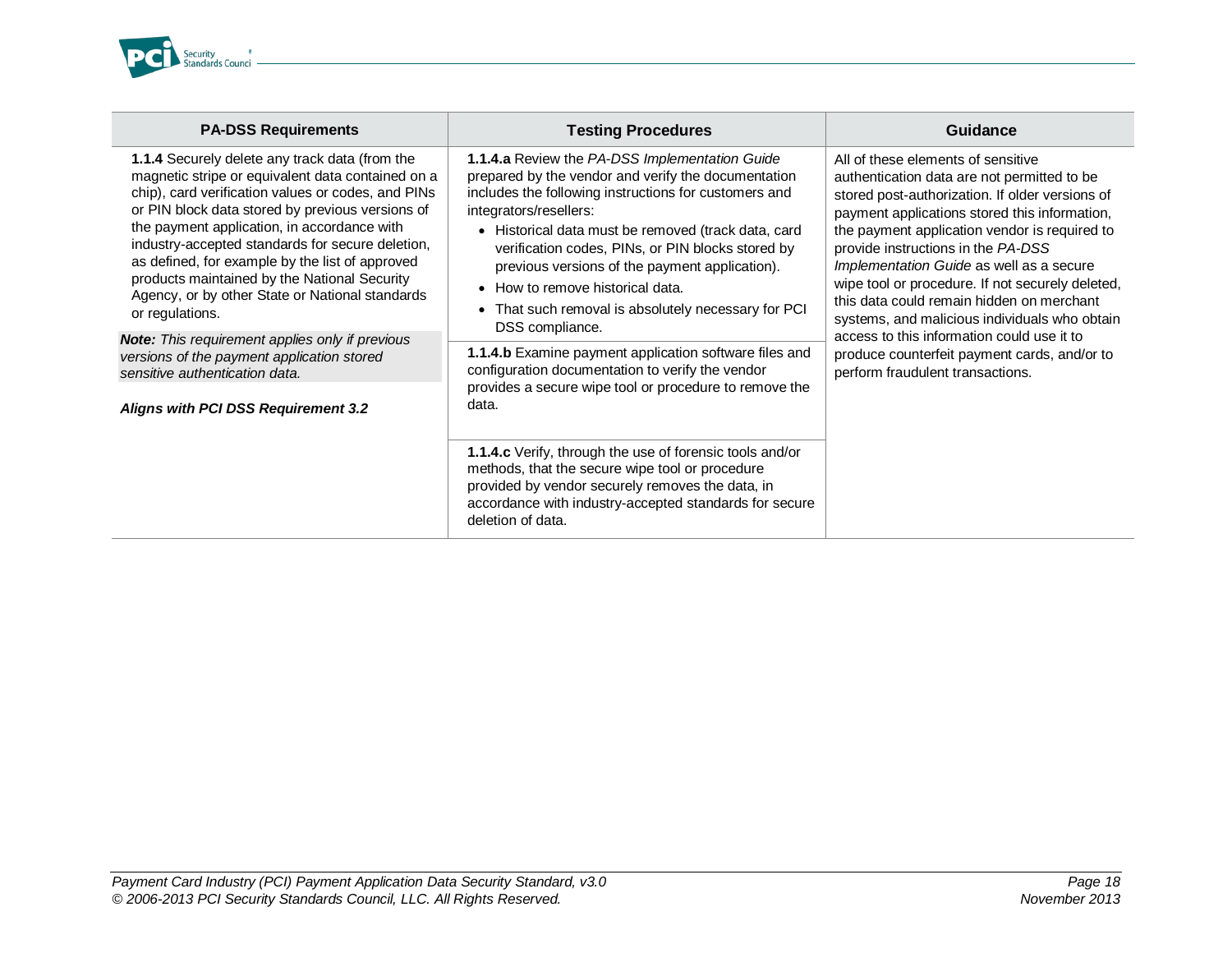| PA-DSS Requirements | Testing Procedures | Guidance |
|---|---|---|
| **1.1.4** Securely delete any track data (from the magnetic stripe or equivalent data contained on a chip), card verification values or codes, and PINs or PIN block data stored by previous versions of the payment application, in accordance with industry-accepted standards for secure deletion, as defined, for example by the list of approved products maintained by the National Security Agency, or by other State or National standards or regulations.<br><br>***Note:*** *This requirement applies only if previous versions of the payment application stored sensitive authentication data.*<br><br>***Aligns with PCI DSS Requirement 3.2*** | **1.1.4.a** Review the *PA-DSS Implementation Guide* prepared by the vendor and verify the documentation includes the following instructions for customers and integrators/resellers:<br>• Historical data must be removed (track data, card verification codes, PINs, or PIN blocks stored by previous versions of the payment application).<br>• How to remove historical data.<br>• That such removal is absolutely necessary for PCI DSS compliance. | All of these elements of sensitive authentication data are not permitted to be stored post-authorization. If older versions of payment applications stored this information, the payment application vendor is required to provide instructions in the *PA-DSS Implementation Guide* as well as a secure wipe tool or procedure. If not securely deleted, this data could remain hidden on merchant systems, and malicious individuals who obtain access to this information could use it to produce counterfeit payment cards, and/or to perform fraudulent transactions. |
| | **1.1.4.b** Examine payment application software files and configuration documentation to verify the vendor provides a secure wipe tool or procedure to remove the data. | |
| | **1.1.4.c** Verify, through the use of forensic tools and/or methods, that the secure wipe tool or procedure provided by vendor securely removes the data, in accordance with industry-accepted standards for secure deletion of data. | |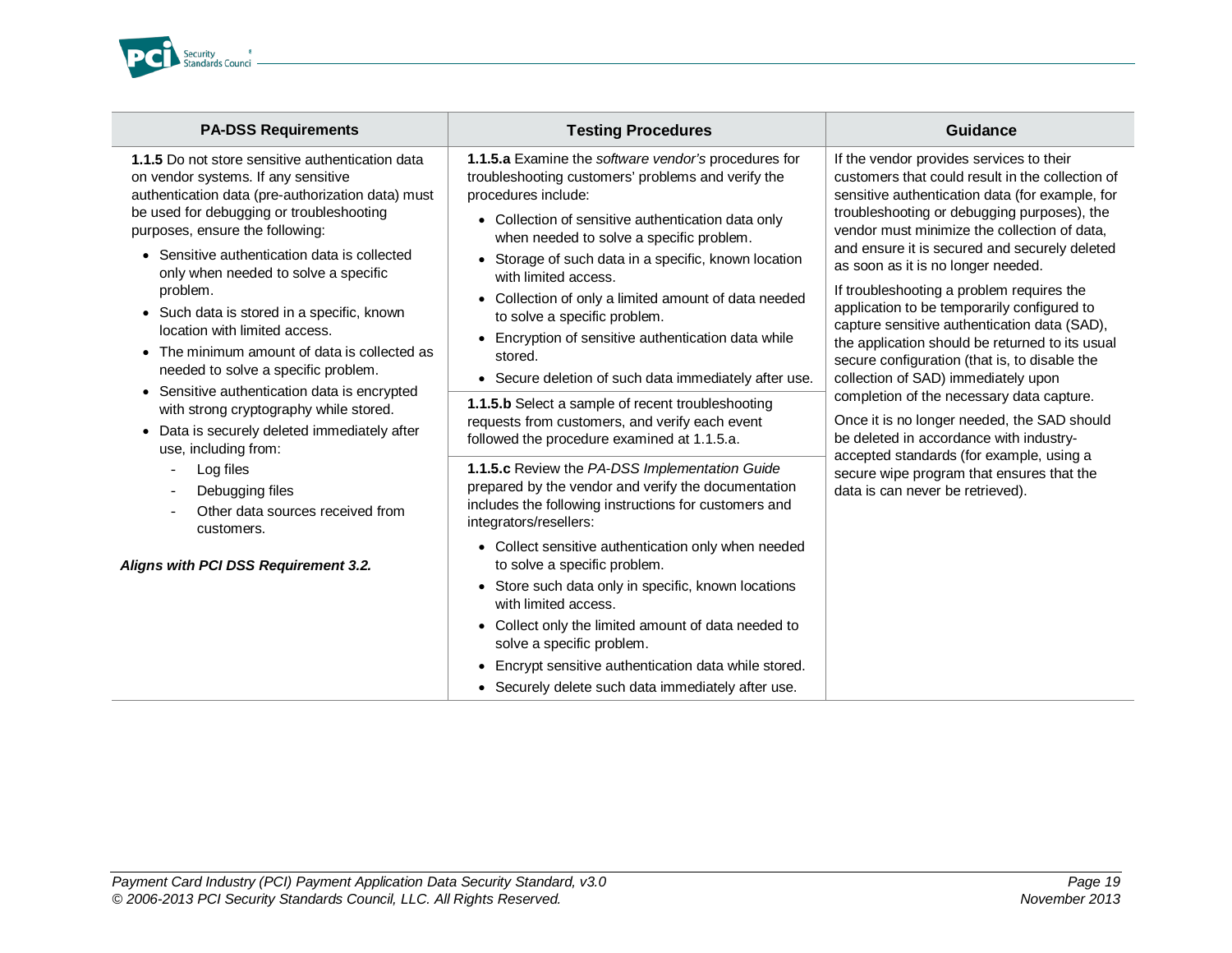| PA-DSS Requirements | Testing Procedures | Guidance |
|---|---|---|
| **1.1.5** Do not store sensitive authentication data on vendor systems. If any sensitive authentication data (pre-authorization data) must be used for debugging or troubleshooting purposes, ensure the following:<br>• Sensitive authentication data is collected only when needed to solve a specific problem.<br>• Such data is stored in a specific, known location with limited access.<br>• The minimum amount of data is collected as needed to solve a specific problem.<br>• Sensitive authentication data is encrypted with strong cryptography while stored.<br>• Data is securely deleted immediately after use, including from:<br>  - Log files<br>  - Debugging files<br>  - Other data sources received from customers.<br><br>***Aligns with PCI DSS Requirement 3.2.*** | **1.1.5.a** Examine the *software vendor's* procedures for troubleshooting customers' problems and verify the procedures include:<br>• Collection of sensitive authentication data only when needed to solve a specific problem.<br>• Storage of such data in a specific, known location with limited access.<br>• Collection of only a limited amount of data needed to solve a specific problem.<br>• Encryption of sensitive authentication data while stored.<br>• Secure deletion of such data immediately after use. | If the vendor provides services to their customers that could result in the collection of sensitive authentication data (for example, for troubleshooting or debugging purposes), the vendor must minimize the collection of data, and ensure it is secured and securely deleted as soon as it is no longer needed.<br><br>If troubleshooting a problem requires the application to be temporarily configured to capture sensitive authentication data (SAD), the application should be returned to its usual secure configuration (that is, to disable the collection of SAD) immediately upon completion of the necessary data capture.<br><br>Once it is no longer needed, the SAD should be deleted in accordance with industry-accepted standards (for example, using a secure wipe program that ensures that the data is can never be retrieved). |
| | **1.1.5.b** Select a sample of recent troubleshooting requests from customers, and verify each event followed the procedure examined at 1.1.5.a. | |
| | **1.1.5.c** Review the *PA-DSS Implementation Guide* prepared by the vendor and verify the documentation includes the following instructions for customers and integrators/resellers:<br>• Collect sensitive authentication only when needed to solve a specific problem.<br>• Store such data only in specific, known locations with limited access.<br>• Collect only the limited amount of data needed to solve a specific problem.<br>• Encrypt sensitive authentication data while stored.<br>• Securely delete such data immediately after use. | |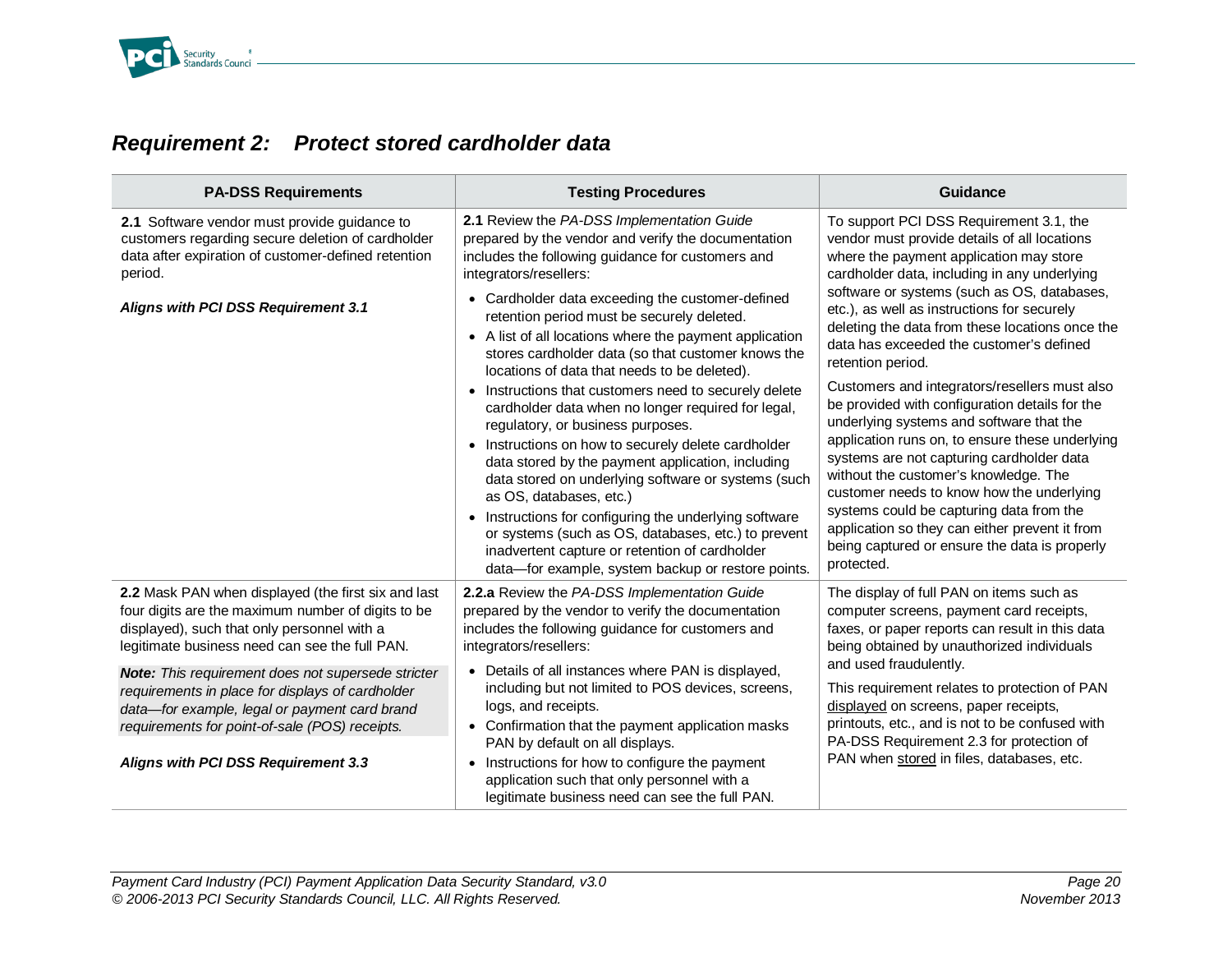## *Requirement 2: Protect stored cardholder data*

| PA-DSS Requirements | Testing Procedures | Guidance |
|---|---|---|
| **2.1** Software vendor must provide guidance to customers regarding secure deletion of cardholder data after expiration of customer-defined retention period.<br><br>***Aligns with PCI DSS Requirement 3.1*** | **2.1** Review the *PA-DSS Implementation Guide* prepared by the vendor and verify the documentation includes the following guidance for customers and integrators/resellers:<br>• Cardholder data exceeding the customer-defined retention period must be securely deleted.<br>• A list of all locations where the payment application stores cardholder data (so that customer knows the locations of data that needs to be deleted).<br>• Instructions that customers need to securely delete cardholder data when no longer required for legal, regulatory, or business purposes.<br>• Instructions on how to securely delete cardholder data stored by the payment application, including data stored on underlying software or systems (such as OS, databases, etc.)<br>• Instructions for configuring the underlying software or systems (such as OS, databases, etc.) to prevent inadvertent capture or retention of cardholder data—for example, system backup or restore points. | To support PCI DSS Requirement 3.1, the vendor must provide details of all locations where the payment application may store cardholder data, including in any underlying software or systems (such as OS, databases, etc.), as well as instructions for securely deleting the data from these locations once the data has exceeded the customer's defined retention period.<br><br>Customers and integrators/resellers must also be provided with configuration details for the underlying systems and software that the application runs on, to ensure these underlying systems are not capturing cardholder data without the customer's knowledge. The customer needs to know how the underlying systems could be capturing data from the application so they can either prevent it from being captured or ensure the data is properly protected. |
| **2.2** Mask PAN when displayed (the first six and last four digits are the maximum number of digits to be displayed), such that only personnel with a legitimate business need can see the full PAN.<br><br>***Note:** This requirement does not supersede stricter requirements in place for displays of cardholder data—for example, legal or payment card brand requirements for point-of-sale (POS) receipts.*<br><br>***Aligns with PCI DSS Requirement 3.3*** | **2.2.a** Review the *PA-DSS Implementation Guide* prepared by the vendor to verify the documentation includes the following guidance for customers and integrators/resellers:<br>• Details of all instances where PAN is displayed, including but not limited to POS devices, screens, logs, and receipts.<br>• Confirmation that the payment application masks PAN by default on all displays.<br>• Instructions for how to configure the payment application such that only personnel with a legitimate business need can see the full PAN. | The display of full PAN on items such as computer screens, payment card receipts, faxes, or paper reports can result in this data being obtained by unauthorized individuals and used fraudulently.<br><br>This requirement relates to protection of PAN displayed on screens, paper receipts, printouts, etc., and is not to be confused with PA-DSS Requirement 2.3 for protection of PAN when stored in files, databases, etc. |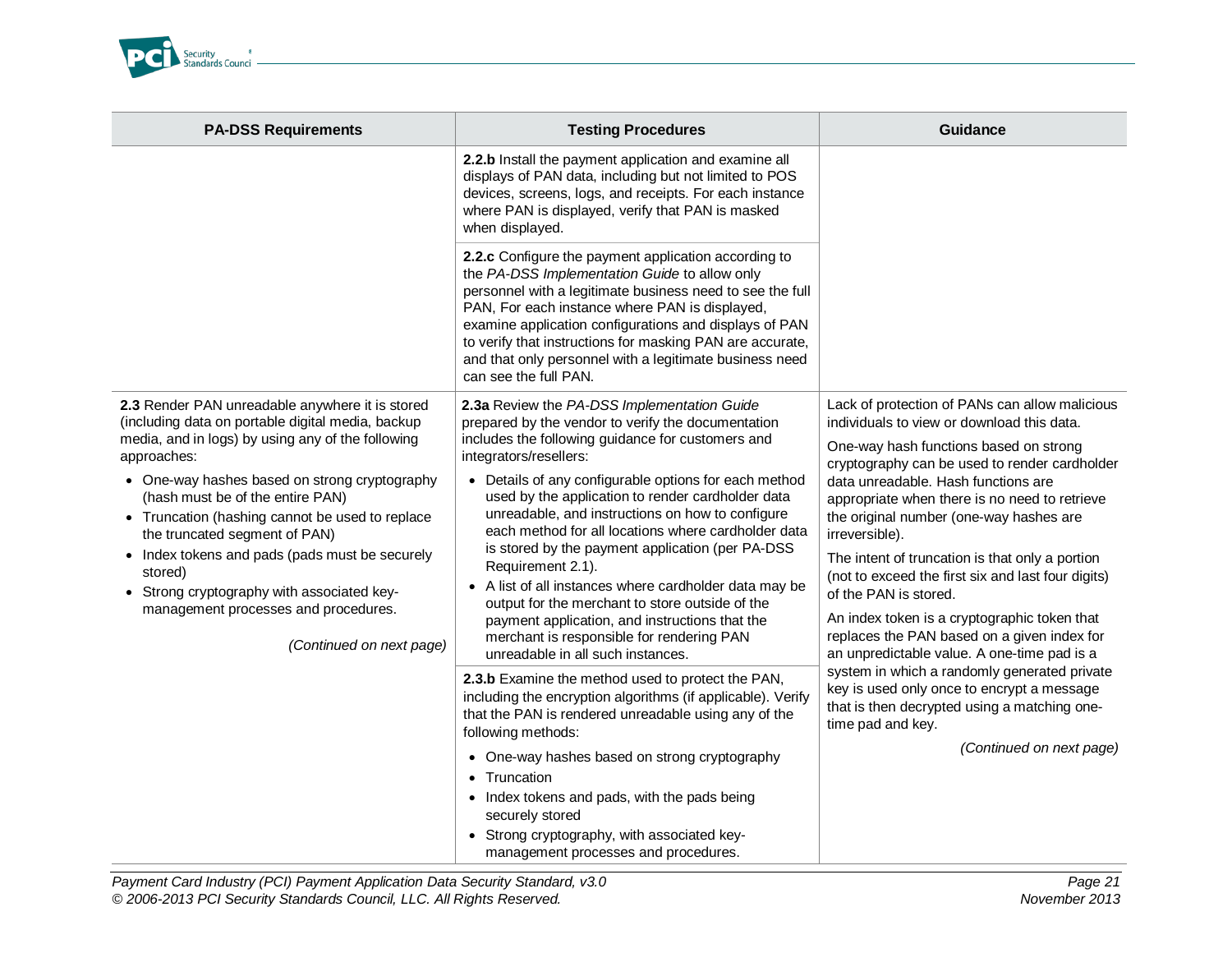| PA-DSS Requirements | Testing Procedures | Guidance |
|---|---|---|
| | **2.2.b** Install the payment application and examine all displays of PAN data, including but not limited to POS devices, screens, logs, and receipts. For each instance where PAN is displayed, verify that PAN is masked when displayed. | |
| | **2.2.c** Configure the payment application according to the *PA-DSS Implementation Guide* to allow only personnel with a legitimate business need to see the full PAN, For each instance where PAN is displayed, examine application configurations and displays of PAN to verify that instructions for masking PAN are accurate, and that only personnel with a legitimate business need can see the full PAN. | |
| **2.3** Render PAN unreadable anywhere it is stored (including data on portable digital media, backup media, and in logs) by using any of the following approaches:<br>• One-way hashes based on strong cryptography (hash must be of the entire PAN)<br>• Truncation (hashing cannot be used to replace the truncated segment of PAN)<br>• Index tokens and pads (pads must be securely stored)<br>• Strong cryptography with associated key-management processes and procedures.<br><br>*(Continued on next page)* | **2.3a** Review the *PA-DSS Implementation Guide* prepared by the vendor to verify the documentation includes the following guidance for customers and integrators/resellers:<br>• Details of any configurable options for each method used by the application to render cardholder data unreadable, and instructions on how to configure each method for all locations where cardholder data is stored by the payment application (per PA-DSS Requirement 2.1).<br>• A list of all instances where cardholder data may be output for the merchant to store outside of the payment application, and instructions that the merchant is responsible for rendering PAN unreadable in all such instances. | Lack of protection of PANs can allow malicious individuals to view or download this data.<br><br>One-way hash functions based on strong cryptography can be used to render cardholder data unreadable. Hash functions are appropriate when there is no need to retrieve the original number (one-way hashes are irreversible).<br><br>The intent of truncation is that only a portion (not to exceed the first six and last four digits) of the PAN is stored.<br><br>An index token is a cryptographic token that replaces the PAN based on a given index for an unpredictable value. A one-time pad is a system in which a randomly generated private key is used only once to encrypt a message that is then decrypted using a matching one-time pad and key.<br><br>*(Continued on next page)* |
| | **2.3.b** Examine the method used to protect the PAN, including the encryption algorithms (if applicable). Verify that the PAN is rendered unreadable using any of the following methods:<br>• One-way hashes based on strong cryptography<br>• Truncation<br>• Index tokens and pads, with the pads being securely stored<br>• Strong cryptography, with associated key-management processes and procedures. | |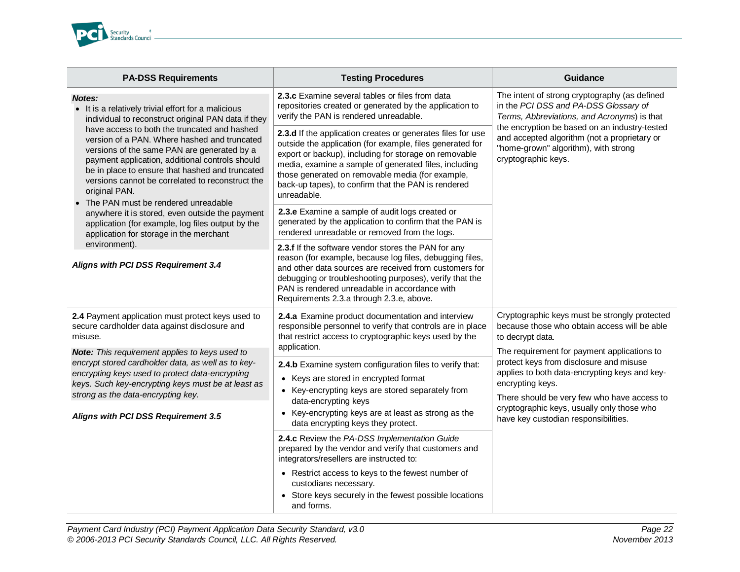| PA-DSS Requirements | Testing Procedures | Guidance |
|---|---|---|
| ***Notes:***<br>• It is a relatively trivial effort for a malicious individual to reconstruct original PAN data if they have access to both the truncated and hashed version of a PAN. Where hashed and truncated versions of the same PAN are generated by a payment application, additional controls should be in place to ensure that hashed and truncated versions cannot be correlated to reconstruct the original PAN.<br>• The PAN must be rendered unreadable anywhere it is stored, even outside the payment application (for example, log files output by the application for storage in the merchant environment).<br><br>***Aligns with PCI DSS Requirement 3.4*** | **2.3.c** Examine several tables or files from data repositories created or generated by the application to verify the PAN is rendered unreadable.<br><br>**2.3.d** If the application creates or generates files for use outside the application (for example, files generated for export or backup), including for storage on removable media, examine a sample of generated files, including those generated on removable media (for example, back-up tapes), to confirm that the PAN is rendered unreadable.<br><br>**2.3.e** Examine a sample of audit logs created or generated by the application to confirm that the PAN is rendered unreadable or removed from the logs.<br><br>**2.3.f** If the software vendor stores the PAN for any reason (for example, because log files, debugging files, and other data sources are received from customers for debugging or troubleshooting purposes), verify that the PAN is rendered unreadable in accordance with Requirements 2.3.a through 2.3.e, above. | The intent of strong cryptography (as defined in the *PCI DSS and PA-DSS Glossary of Terms, Abbreviations, and Acronyms*) is that the encryption be based on an industry-tested and accepted algorithm (not a proprietary or "home-grown" algorithm), with strong cryptographic keys. |
| **2.4** Payment application must protect keys used to secure cardholder data against disclosure and misuse.<br><br>***Note:*** *This requirement applies to keys used to encrypt stored cardholder data, as well as to key-encrypting keys used to protect data-encrypting keys. Such key-encrypting keys must be at least as strong as the data-encrypting key.*<br><br>***Aligns with PCI DSS Requirement 3.5*** | **2.4.a** Examine product documentation and interview responsible personnel to verify that controls are in place that restrict access to cryptographic keys used by the application.<br><br>**2.4.b** Examine system configuration files to verify that:<br>• Keys are stored in encrypted format<br>• Key-encrypting keys are stored separately from data-encrypting keys<br>• Key-encrypting keys are at least as strong as the data encrypting keys they protect.<br><br>**2.4.c** Review the *PA-DSS Implementation Guide* prepared by the vendor and verify that customers and integrators/resellers are instructed to:<br>• Restrict access to keys to the fewest number of custodians necessary.<br>• Store keys securely in the fewest possible locations and forms. | Cryptographic keys must be strongly protected because those who obtain access will be able to decrypt data.<br><br>The requirement for payment applications to protect keys from disclosure and misuse applies to both data-encrypting keys and key-encrypting keys.<br><br>There should be very few who have access to cryptographic keys, usually only those who have key custodian responsibilities. |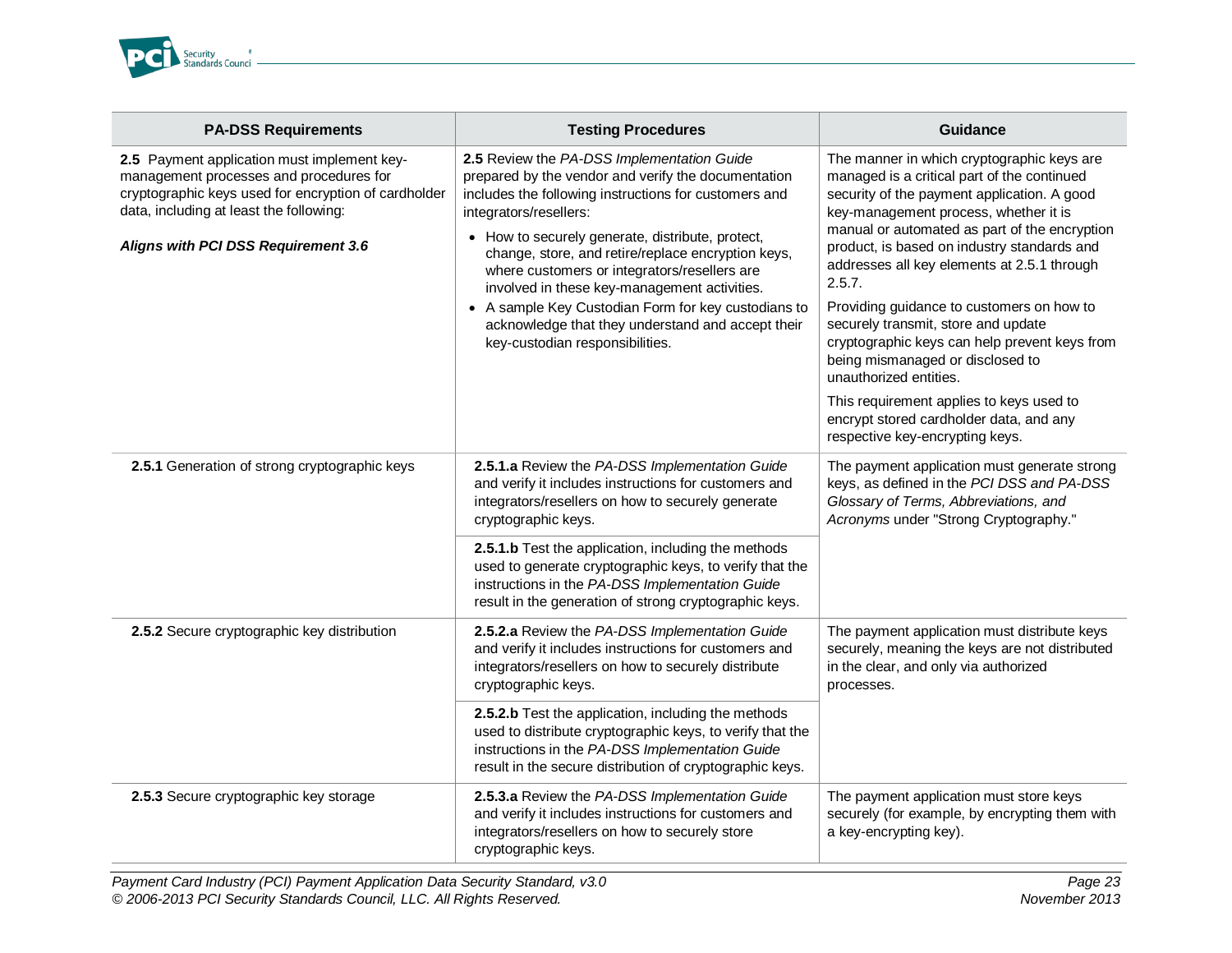| PA-DSS Requirements | Testing Procedures | Guidance |
|---|---|---|
| **2.5** Payment application must implement key-management processes and procedures for cryptographic keys used for encryption of cardholder data, including at least the following:<br><br>***Aligns with PCI DSS Requirement 3.6*** | **2.5** Review the *PA-DSS Implementation Guide* prepared by the vendor and verify the documentation includes the following instructions for customers and integrators/resellers:<br>• How to securely generate, distribute, protect, change, store, and retire/replace encryption keys, where customers or integrators/resellers are involved in these key-management activities.<br>• A sample Key Custodian Form for key custodians to acknowledge that they understand and accept their key-custodian responsibilities. | The manner in which cryptographic keys are managed is a critical part of the continued security of the payment application. A good key-management process, whether it is manual or automated as part of the encryption product, is based on industry standards and addresses all key elements at 2.5.1 through 2.5.7.<br><br>Providing guidance to customers on how to securely transmit, store and update cryptographic keys can help prevent keys from being mismanaged or disclosed to unauthorized entities.<br><br>This requirement applies to keys used to encrypt stored cardholder data, and any respective key-encrypting keys. |
| **2.5.1** Generation of strong cryptographic keys | **2.5.1.a** Review the *PA-DSS Implementation Guide* and verify it includes instructions for customers and integrators/resellers on how to securely generate cryptographic keys. | The payment application must generate strong keys, as defined in the *PCI DSS and PA-DSS Glossary of Terms, Abbreviations, and Acronyms* under "Strong Cryptography." |
| | **2.5.1.b** Test the application, including the methods used to generate cryptographic keys, to verify that the instructions in the *PA-DSS Implementation Guide* result in the generation of strong cryptographic keys. | |
| **2.5.2** Secure cryptographic key distribution | **2.5.2.a** Review the *PA-DSS Implementation Guide* and verify it includes instructions for customers and integrators/resellers on how to securely distribute cryptographic keys. | The payment application must distribute keys securely, meaning the keys are not distributed in the clear, and only via authorized processes. |
| | **2.5.2.b** Test the application, including the methods used to distribute cryptographic keys, to verify that the instructions in the *PA-DSS Implementation Guide* result in the secure distribution of cryptographic keys. | |
| **2.5.3** Secure cryptographic key storage | **2.5.3.a** Review the *PA-DSS Implementation Guide* and verify it includes instructions for customers and integrators/resellers on how to securely store cryptographic keys. | The payment application must store keys securely (for example, by encrypting them with a key-encrypting key). |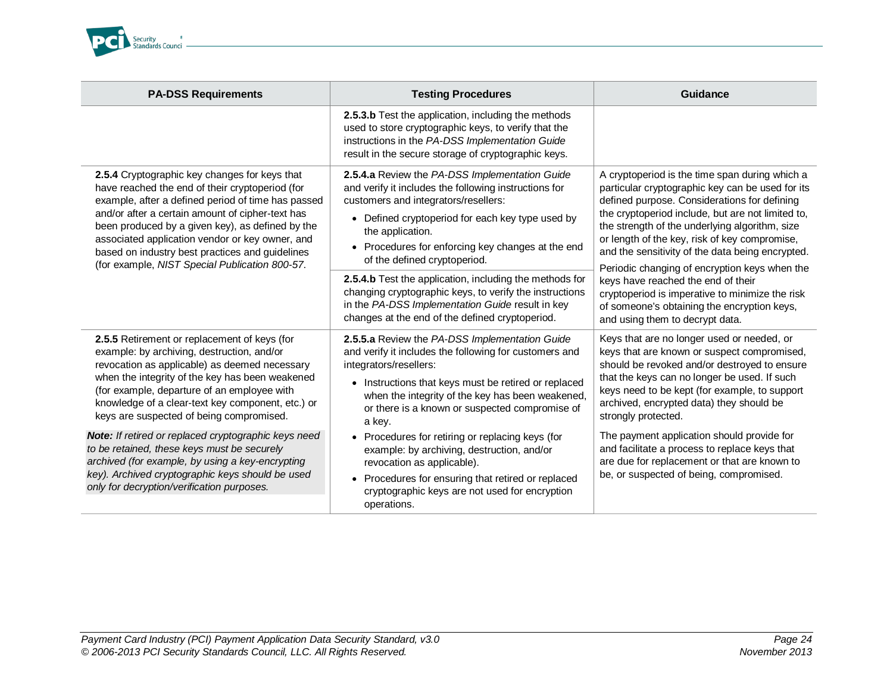| PA-DSS Requirements | Testing Procedures | Guidance |
|---|---|---|
| | **2.5.3.b** Test the application, including the methods used to store cryptographic keys, to verify that the instructions in the *PA-DSS Implementation Guide* result in the secure storage of cryptographic keys. | |
| **2.5.4** Cryptographic key changes for keys that have reached the end of their cryptoperiod (for example, after a defined period of time has passed and/or after a certain amount of cipher-text has been produced by a given key), as defined by the associated application vendor or key owner, and based on industry best practices and guidelines (for example, *NIST Special Publication 800-57*. | **2.5.4.a** Review the *PA-DSS Implementation Guide* and verify it includes the following instructions for customers and integrators/resellers:<br>• Defined cryptoperiod for each key type used by the application.<br>• Procedures for enforcing key changes at the end of the defined cryptoperiod.<br><br>**2.5.4.b** Test the application, including the methods for changing cryptographic keys, to verify the instructions in the *PA-DSS Implementation Guide* result in key changes at the end of the defined cryptoperiod. | A cryptoperiod is the time span during which a particular cryptographic key can be used for its defined purpose. Considerations for defining the cryptoperiod include, but are not limited to, the strength of the underlying algorithm, size or length of the key, risk of key compromise, and the sensitivity of the data being encrypted.<br><br>Periodic changing of encryption keys when the keys have reached the end of their cryptoperiod is imperative to minimize the risk of someone's obtaining the encryption keys, and using them to decrypt data. |
| **2.5.5** Retirement or replacement of keys (for example: by archiving, destruction, and/or revocation as applicable) as deemed necessary when the integrity of the key has been weakened (for example, departure of an employee with knowledge of a clear-text key component, etc.) or keys are suspected of being compromised.<br><br>***Note:*** *If retired or replaced cryptographic keys need to be retained, these keys must be securely archived (for example, by using a key-encrypting key). Archived cryptographic keys should be used only for decryption/verification purposes.* | **2.5.5.a** Review the *PA-DSS Implementation Guide* and verify it includes the following for customers and integrators/resellers:<br>• Instructions that keys must be retired or replaced when the integrity of the key has been weakened, or there is a known or suspected compromise of a key.<br>• Procedures for retiring or replacing keys (for example: by archiving, destruction, and/or revocation as applicable).<br>• Procedures for ensuring that retired or replaced cryptographic keys are not used for encryption operations. | Keys that are no longer used or needed, or keys that are known or suspect compromised, should be revoked and/or destroyed to ensure that the keys can no longer be used. If such keys need to be kept (for example, to support archived, encrypted data) they should be strongly protected.<br><br>The payment application should provide for and facilitate a process to replace keys that are due for replacement or that are known to be, or suspected of being, compromised. |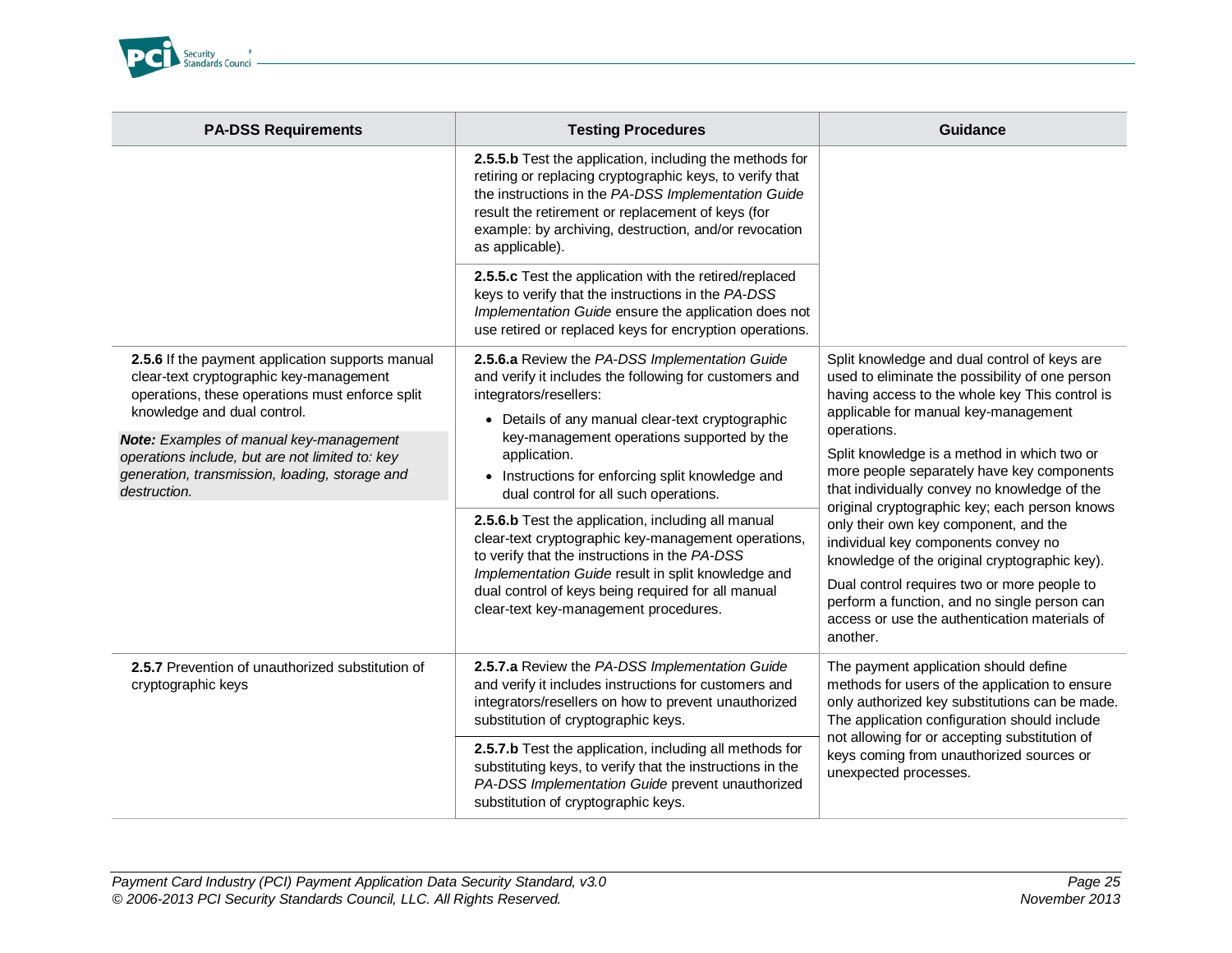| PA-DSS Requirements | Testing Procedures | Guidance |
|---|---|---|
| | **2.5.5.b** Test the application, including the methods for retiring or replacing cryptographic keys, to verify that the instructions in the *PA-DSS Implementation Guide* result the retirement or replacement of keys (for example: by archiving, destruction, and/or revocation as applicable). | |
| | **2.5.5.c** Test the application with the retired/replaced keys to verify that the instructions in the *PA-DSS Implementation Guide* ensure the application does not use retired or replaced keys for encryption operations. | |
| **2.5.6** If the payment application supports manual clear-text cryptographic key-management operations, these operations must enforce split knowledge and dual control.<br><br>***Note:** Examples of manual key-management operations include, but are not limited to: key generation, transmission, loading, storage and destruction.* | **2.5.6.a** Review the *PA-DSS Implementation Guide* and verify it includes the following for customers and integrators/resellers:<br>• Details of any manual clear-text cryptographic key-management operations supported by the application.<br>• Instructions for enforcing split knowledge and dual control for all such operations. | Split knowledge and dual control of keys are used to eliminate the possibility of one person having access to the whole key This control is applicable for manual key-management operations.<br><br>Split knowledge is a method in which two or more people separately have key components that individually convey no knowledge of the original cryptographic key; each person knows only their own key component, and the individual key components convey no knowledge of the original cryptographic key).<br><br>Dual control requires two or more people to perform a function, and no single person can access or use the authentication materials of another. |
| | **2.5.6.b** Test the application, including all manual clear-text cryptographic key-management operations, to verify that the instructions in the *PA-DSS Implementation Guide* result in split knowledge and dual control of keys being required for all manual clear-text key-management procedures. | |
| **2.5.7** Prevention of unauthorized substitution of cryptographic keys | **2.5.7.a** Review the *PA-DSS Implementation Guide* and verify it includes instructions for customers and integrators/resellers on how to prevent unauthorized substitution of cryptographic keys. | The payment application should define methods for users of the application to ensure only authorized key substitutions can be made. The application configuration should include not allowing for or accepting substitution of keys coming from unauthorized sources or unexpected processes. |
| | **2.5.7.b** Test the application, including all methods for substituting keys, to verify that the instructions in the *PA-DSS Implementation Guide* prevent unauthorized substitution of cryptographic keys. | |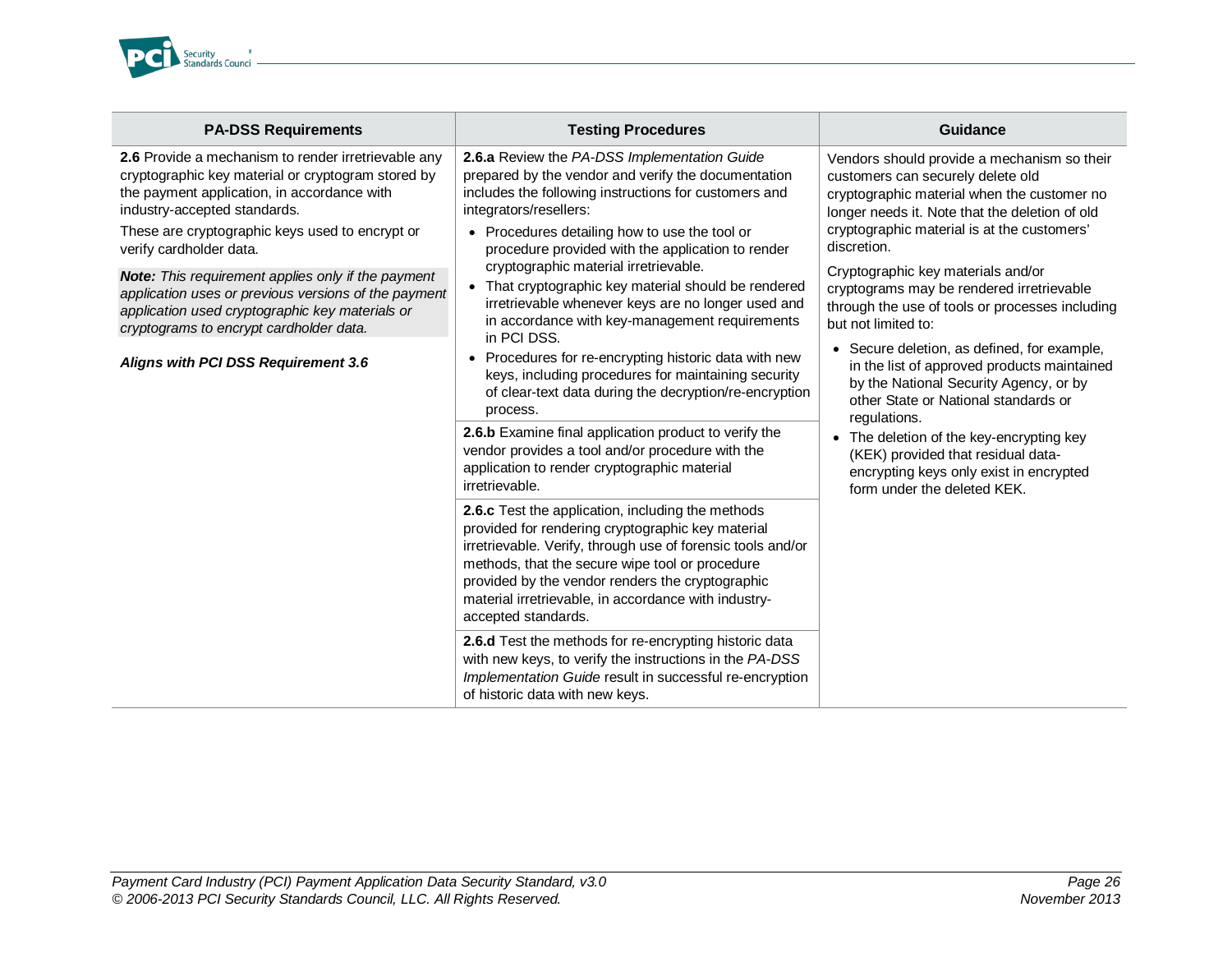| PA-DSS Requirements | Testing Procedures | Guidance |
|---|---|---|
| **2.6** Provide a mechanism to render irretrievable any cryptographic key material or cryptogram stored by the payment application, in accordance with industry-accepted standards.<br><br>These are cryptographic keys used to encrypt or verify cardholder data.<br><br>***Note:*** *This requirement applies only if the payment application uses or previous versions of the payment application used cryptographic key materials or cryptograms to encrypt cardholder data.*<br><br>***Aligns with PCI DSS Requirement 3.6*** | **2.6.a** Review the *PA-DSS Implementation Guide* prepared by the vendor and verify the documentation includes the following instructions for customers and integrators/resellers:<br>• Procedures detailing how to use the tool or procedure provided with the application to render cryptographic material irretrievable.<br>• That cryptographic key material should be rendered irretrievable whenever keys are no longer used and in accordance with key-management requirements in PCI DSS.<br>• Procedures for re-encrypting historic data with new keys, including procedures for maintaining security of clear-text data during the decryption/re-encryption process. | Vendors should provide a mechanism so their customers can securely delete old cryptographic material when the customer no longer needs it. Note that the deletion of old cryptographic material is at the customers' discretion.<br><br>Cryptographic key materials and/or cryptograms may be rendered irretrievable through the use of tools or processes including but not limited to:<br>• Secure deletion, as defined, for example, in the list of approved products maintained by the National Security Agency, or by other State or National standards or regulations.<br>• The deletion of the key-encrypting key (KEK) provided that residual data-encrypting keys only exist in encrypted form under the deleted KEK. |
| | **2.6.b** Examine final application product to verify the vendor provides a tool and/or procedure with the application to render cryptographic material irretrievable. | |
| | **2.6.c** Test the application, including the methods provided for rendering cryptographic key material irretrievable. Verify, through use of forensic tools and/or methods, that the secure wipe tool or procedure provided by the vendor renders the cryptographic material irretrievable, in accordance with industry-accepted standards. | |
| | **2.6.d** Test the methods for re-encrypting historic data with new keys, to verify the instructions in the *PA-DSS Implementation Guide* result in successful re-encryption of historic data with new keys. | |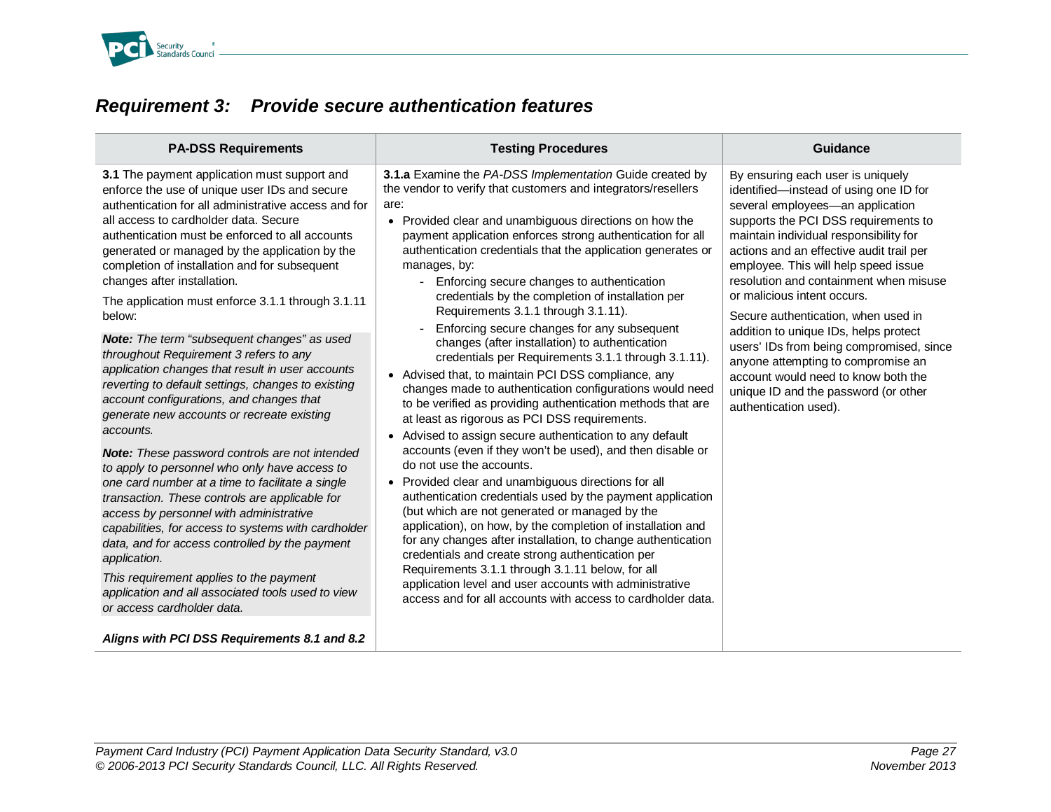## *Requirement 3: Provide secure authentication features*

| PA-DSS Requirements | Testing Procedures | Guidance |
|---|---|---|
| **3.1** The payment application must support and enforce the use of unique user IDs and secure authentication for all administrative access and for all access to cardholder data. Secure authentication must be enforced to all accounts generated or managed by the application by the completion of installation and for subsequent changes after installation.<br><br>The application must enforce 3.1.1 through 3.1.11 below:<br><br>***Note:*** *The term "subsequent changes" as used throughout Requirement 3 refers to any application changes that result in user accounts reverting to default settings, changes to existing account configurations, and changes that generate new accounts or recreate existing accounts.*<br><br>***Note:*** *These password controls are not intended to apply to personnel who only have access to one card number at a time to facilitate a single transaction. These controls are applicable for access by personnel with administrative capabilities, for access to systems with cardholder data, and for access controlled by the payment application.*<br><br>*This requirement applies to the payment application and all associated tools used to view or access cardholder data.*<br><br>***Aligns with PCI DSS Requirements 8.1 and 8.2*** | **3.1.a** Examine the *PA-DSS Implementation* Guide created by the vendor to verify that customers and integrators/resellers are:<br>• Provided clear and unambiguous directions on how the payment application enforces strong authentication for all authentication credentials that the application generates or manages, by:<br>&nbsp;&nbsp;- Enforcing secure changes to authentication credentials by the completion of installation per Requirements 3.1.1 through 3.1.11).<br>&nbsp;&nbsp;- Enforcing secure changes for any subsequent changes (after installation) to authentication credentials per Requirements 3.1.1 through 3.1.11).<br>• Advised that, to maintain PCI DSS compliance, any changes made to authentication configurations would need to be verified as providing authentication methods that are at least as rigorous as PCI DSS requirements.<br>• Advised to assign secure authentication to any default accounts (even if they won't be used), and then disable or do not use the accounts.<br>• Provided clear and unambiguous directions for all authentication credentials used by the payment application (but which are not generated or managed by the application), on how, by the completion of installation and for any changes after installation, to change authentication credentials and create strong authentication per Requirements 3.1.1 through 3.1.11 below, for all application level and user accounts with administrative access and for all accounts with access to cardholder data. | By ensuring each user is uniquely identified—instead of using one ID for several employees—an application supports the PCI DSS requirements to maintain individual responsibility for actions and an effective audit trail per employee. This will help speed issue resolution and containment when misuse or malicious intent occurs.<br><br>Secure authentication, when used in addition to unique IDs, helps protect users' IDs from being compromised, since anyone attempting to compromise an account would need to know both the unique ID and the password (or other authentication used). |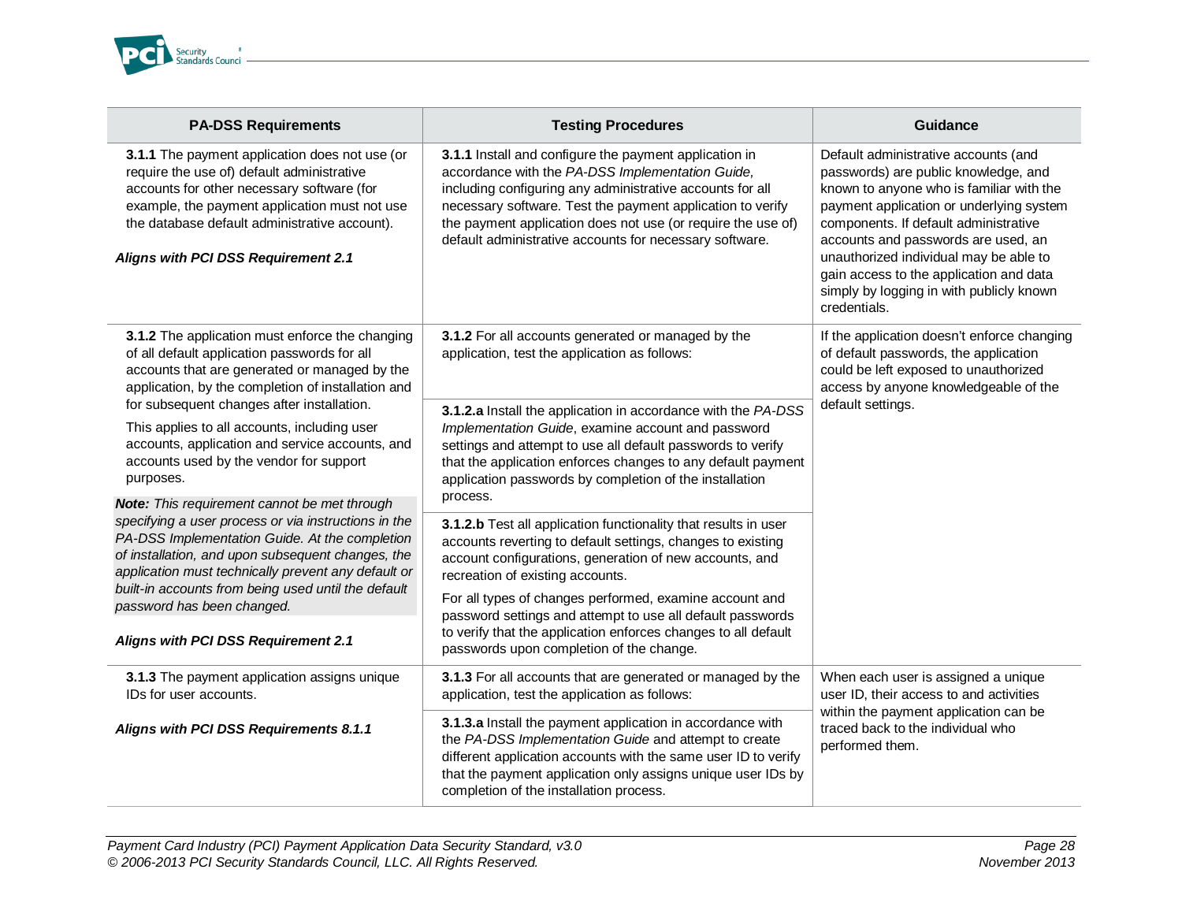| PA-DSS Requirements | Testing Procedures | Guidance |
|---|---|---|
| **3.1.1** The payment application does not use (or require the use of) default administrative accounts for other necessary software (for example, the payment application must not use the database default administrative account).<br><br>***Aligns with PCI DSS Requirement 2.1*** | **3.1.1** Install and configure the payment application in accordance with the *PA-DSS Implementation Guide,* including configuring any administrative accounts for all necessary software. Test the payment application to verify the payment application does not use (or require the use of) default administrative accounts for necessary software. | Default administrative accounts (and passwords) are public knowledge, and known to anyone who is familiar with the payment application or underlying system components. If default administrative accounts and passwords are used, an unauthorized individual may be able to gain access to the application and data simply by logging in with publicly known credentials. |
| **3.1.2** The application must enforce the changing of all default application passwords for all accounts that are generated or managed by the application, by the completion of installation and for subsequent changes after installation.<br><br>This applies to all accounts, including user accounts, application and service accounts, and accounts used by the vendor for support purposes.<br><br>***Note:*** *This requirement cannot be met through specifying a user process or via instructions in the PA-DSS Implementation Guide. At the completion of installation, and upon subsequent changes, the application must technically prevent any default or built-in accounts from being used until the default password has been changed.*<br><br>***Aligns with PCI DSS Requirement 2.1*** | **3.1.2** For all accounts generated or managed by the application, test the application as follows:<br><br>**3.1.2.a** Install the application in accordance with the *PA-DSS Implementation Guide*, examine account and password settings and attempt to use all default passwords to verify that the application enforces changes to any default payment application passwords by completion of the installation process.<br><br>**3.1.2.b** Test all application functionality that results in user accounts reverting to default settings, changes to existing account configurations, generation of new accounts, and recreation of existing accounts.<br><br>For all types of changes performed, examine account and password settings and attempt to use all default passwords to verify that the application enforces changes to all default passwords upon completion of the change. | If the application doesn't enforce changing of default passwords, the application could be left exposed to unauthorized access by anyone knowledgeable of the default settings. |
| **3.1.3** The payment application assigns unique IDs for user accounts.<br><br>***Aligns with PCI DSS Requirements 8.1.1*** | **3.1.3** For all accounts that are generated or managed by the application, test the application as follows:<br><br>**3.1.3.a** Install the payment application in accordance with the *PA-DSS Implementation Guide* and attempt to create different application accounts with the same user ID to verify that the payment application only assigns unique user IDs by completion of the installation process. | When each user is assigned a unique user ID, their access to and activities within the payment application can be traced back to the individual who performed them. |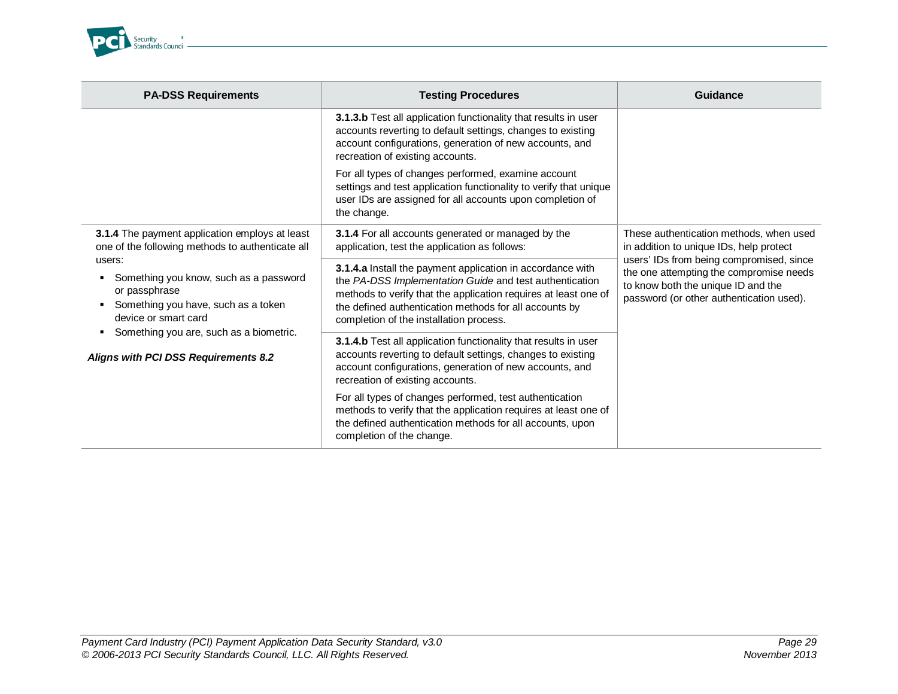| PA-DSS Requirements | Testing Procedures | Guidance |
|---|---|---|
| | **3.1.3.b** Test all application functionality that results in user accounts reverting to default settings, changes to existing account configurations, generation of new accounts, and recreation of existing accounts.<br><br>For all types of changes performed, examine account settings and test application functionality to verify that unique user IDs are assigned for all accounts upon completion of the change. | |
| **3.1.4** The payment application employs at least one of the following methods to authenticate all users:<br><br>▪ Something you know, such as a password or passphrase<br>▪ Something you have, such as a token device or smart card<br>▪ Something you are, such as a biometric.<br><br>***Aligns with PCI DSS Requirements 8.2*** | **3.1.4** For all accounts generated or managed by the application, test the application as follows: | These authentication methods, when used in addition to unique IDs, help protect users' IDs from being compromised, since the one attempting the compromise needs to know both the unique ID and the password (or other authentication used). |
| | **3.1.4.a** Install the payment application in accordance with the *PA-DSS Implementation Guide* and test authentication methods to verify that the application requires at least one of the defined authentication methods for all accounts by completion of the installation process. | |
| | **3.1.4.b** Test all application functionality that results in user accounts reverting to default settings, changes to existing account configurations, generation of new accounts, and recreation of existing accounts.<br><br>For all types of changes performed, test authentication methods to verify that the application requires at least one of the defined authentication methods for all accounts, upon completion of the change. | |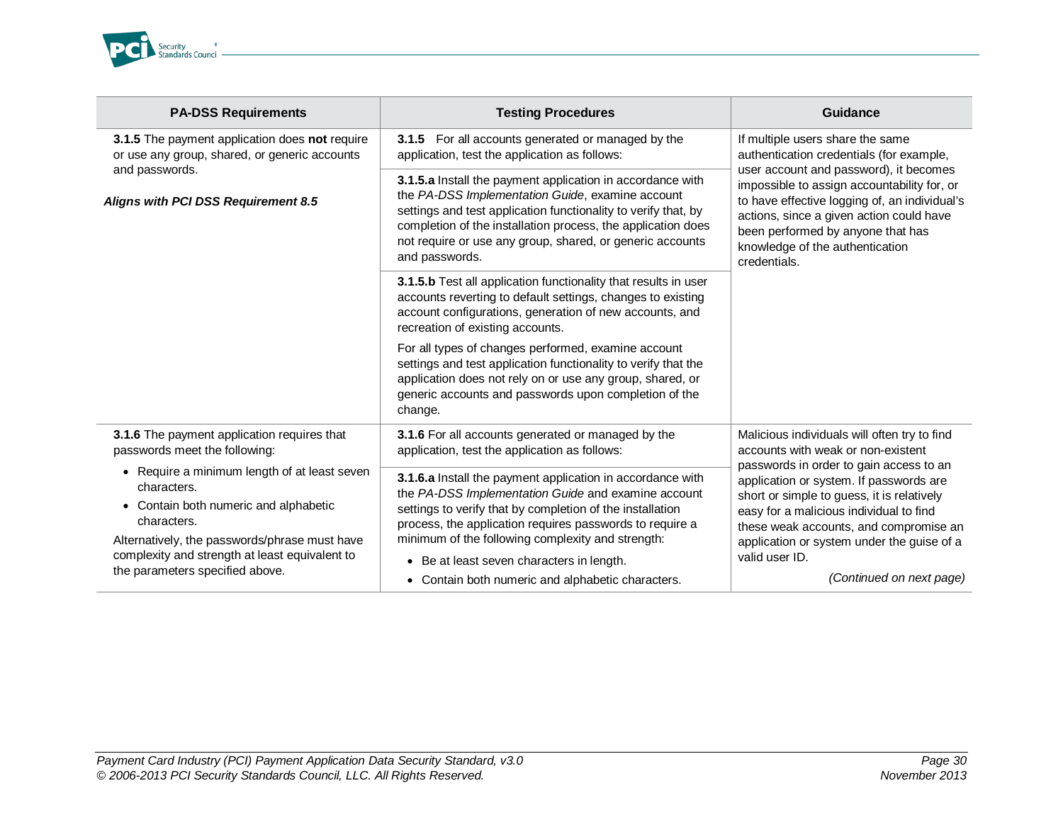| PA-DSS Requirements | Testing Procedures | Guidance |
|---|---|---|
| **3.1.5** The payment application does **not** require or use any group, shared, or generic accounts and passwords.<br><br>***Aligns with PCI DSS Requirement 8.5*** | **3.1.5** For all accounts generated or managed by the application, test the application as follows: | If multiple users share the same authentication credentials (for example, user account and password), it becomes impossible to assign accountability for, or to have effective logging of, an individual's actions, since a given action could have been performed by anyone that has knowledge of the authentication credentials. |
| | **3.1.5.a** Install the payment application in accordance with the *PA-DSS Implementation Guide*, examine account settings and test application functionality to verify that, by completion of the installation process, the application does not require or use any group, shared, or generic accounts and passwords. | |
| | **3.1.5.b** Test all application functionality that results in user accounts reverting to default settings, changes to existing account configurations, generation of new accounts, and recreation of existing accounts.<br><br>For all types of changes performed, examine account settings and test application functionality to verify that the application does not rely on or use any group, shared, or generic accounts and passwords upon completion of the change. | |
| **3.1.6** The payment application requires that passwords meet the following:<br>• Require a minimum length of at least seven characters.<br>• Contain both numeric and alphabetic characters.<br>Alternatively, the passwords/phrase must have complexity and strength at least equivalent to the parameters specified above. | **3.1.6** For all accounts generated or managed by the application, test the application as follows: | Malicious individuals will often try to find accounts with weak or non-existent passwords in order to gain access to an application or system. If passwords are short or simple to guess, it is relatively easy for a malicious individual to find these weak accounts, and compromise an application or system under the guise of a valid user ID.<br><br>*(Continued on next page)* |
| | **3.1.6.a** Install the payment application in accordance with the *PA-DSS Implementation Guide* and examine account settings to verify that by completion of the installation process, the application requires passwords to require a minimum of the following complexity and strength:<br>• Be at least seven characters in length.<br>• Contain both numeric and alphabetic characters. | |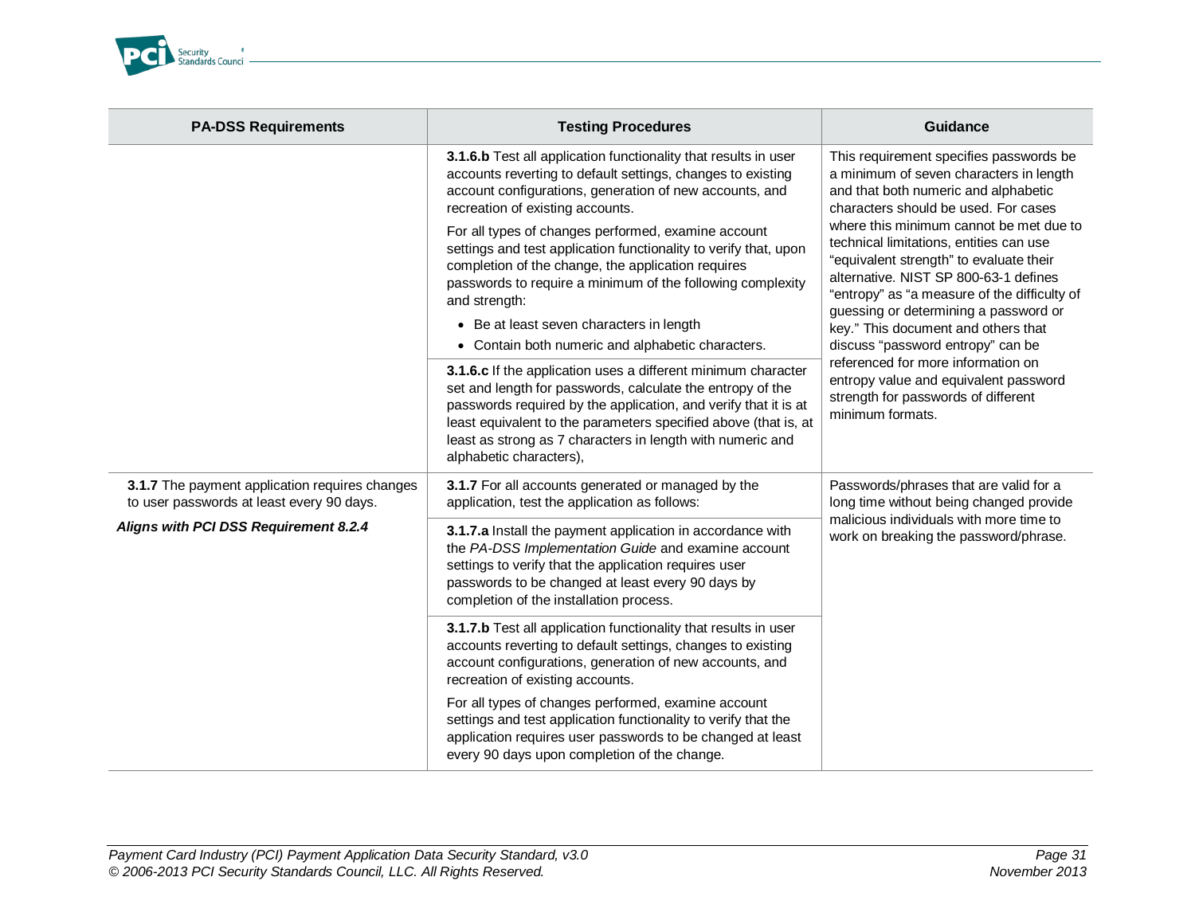| PA-DSS Requirements | Testing Procedures | Guidance |
|---|---|---|
| | **3.1.6.b** Test all application functionality that results in user accounts reverting to default settings, changes to existing account configurations, generation of new accounts, and recreation of existing accounts.<br><br>For all types of changes performed, examine account settings and test application functionality to verify that, upon completion of the change, the application requires passwords to require a minimum of the following complexity and strength:<br><br>• Be at least seven characters in length<br>• Contain both numeric and alphabetic characters. | This requirement specifies passwords be a minimum of seven characters in length and that both numeric and alphabetic characters should be used. For cases where this minimum cannot be met due to technical limitations, entities can use "equivalent strength" to evaluate their alternative. NIST SP 800-63-1 defines "entropy" as "a measure of the difficulty of guessing or determining a password or key." This document and others that discuss "password entropy" can be referenced for more information on entropy value and equivalent password strength for passwords of different minimum formats. |
| | **3.1.6.c** If the application uses a different minimum character set and length for passwords, calculate the entropy of the passwords required by the application, and verify that it is at least equivalent to the parameters specified above (that is, at least as strong as 7 characters in length with numeric and alphabetic characters), | |
| **3.1.7** The payment application requires changes to user passwords at least every 90 days.<br><br>***Aligns with PCI DSS Requirement 8.2.4*** | **3.1.7** For all accounts generated or managed by the application, test the application as follows: | Passwords/phrases that are valid for a long time without being changed provide malicious individuals with more time to work on breaking the password/phrase. |
| | **3.1.7.a** Install the payment application in accordance with the *PA-DSS Implementation Guide* and examine account settings to verify that the application requires user passwords to be changed at least every 90 days by completion of the installation process. | |
| | **3.1.7.b** Test all application functionality that results in user accounts reverting to default settings, changes to existing account configurations, generation of new accounts, and recreation of existing accounts.<br><br>For all types of changes performed, examine account settings and test application functionality to verify that the application requires user passwords to be changed at least every 90 days upon completion of the change. | |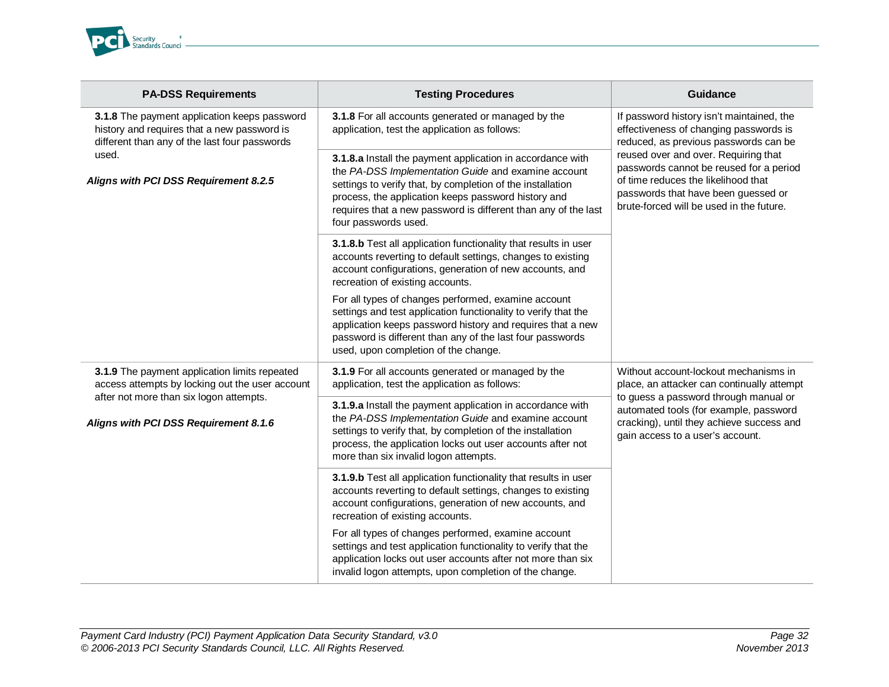| PA-DSS Requirements | Testing Procedures | Guidance |
|---|---|---|
| **3.1.8** The payment application keeps password history and requires that a new password is different than any of the last four passwords used.<br><br>***Aligns with PCI DSS Requirement 8.2.5*** | **3.1.8** For all accounts generated or managed by the application, test the application as follows: | If password history isn't maintained, the effectiveness of changing passwords is reduced, as previous passwords can be reused over and over. Requiring that passwords cannot be reused for a period of time reduces the likelihood that passwords that have been guessed or brute-forced will be used in the future. |
| | **3.1.8.a** Install the payment application in accordance with the *PA-DSS Implementation Guide* and examine account settings to verify that, by completion of the installation process, the application keeps password history and requires that a new password is different than any of the last four passwords used. | |
| | **3.1.8.b** Test all application functionality that results in user accounts reverting to default settings, changes to existing account configurations, generation of new accounts, and recreation of existing accounts.<br><br>For all types of changes performed, examine account settings and test application functionality to verify that the application keeps password history and requires that a new password is different than any of the last four passwords used, upon completion of the change. | |
| **3.1.9** The payment application limits repeated access attempts by locking out the user account after not more than six logon attempts.<br><br>***Aligns with PCI DSS Requirement 8.1.6*** | **3.1.9** For all accounts generated or managed by the application, test the application as follows: | Without account-lockout mechanisms in place, an attacker can continually attempt to guess a password through manual or automated tools (for example, password cracking), until they achieve success and gain access to a user's account. |
| | **3.1.9.a** Install the payment application in accordance with the *PA-DSS Implementation Guide* and examine account settings to verify that, by completion of the installation process, the application locks out user accounts after not more than six invalid logon attempts. | |
| | **3.1.9.b** Test all application functionality that results in user accounts reverting to default settings, changes to existing account configurations, generation of new accounts, and recreation of existing accounts.<br><br>For all types of changes performed, examine account settings and test application functionality to verify that the application locks out user accounts after not more than six invalid logon attempts, upon completion of the change. | |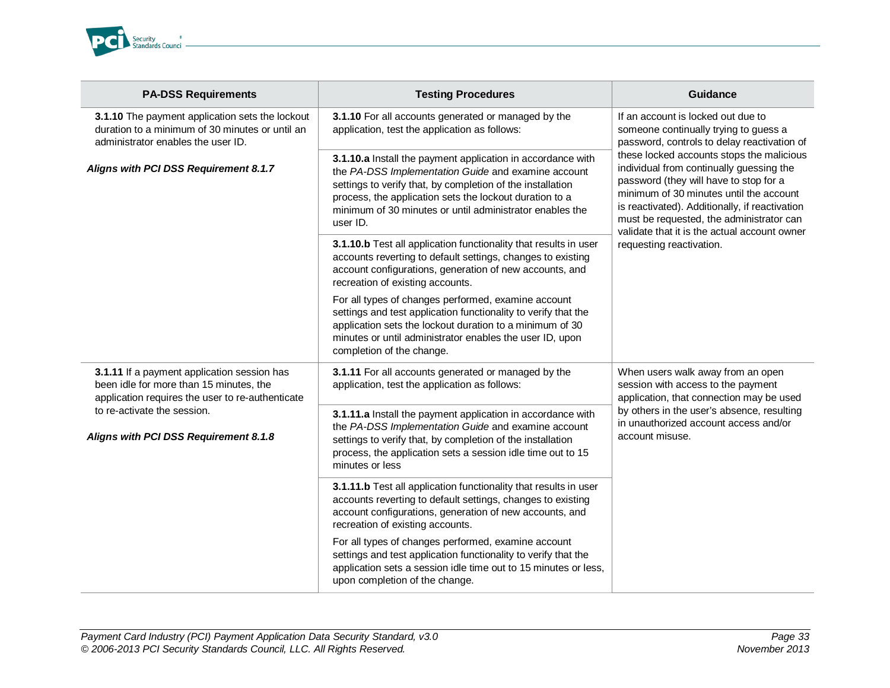| PA-DSS Requirements | Testing Procedures | Guidance |
|---|---|---|
| **3.1.10** The payment application sets the lockout duration to a minimum of 30 minutes or until an administrator enables the user ID.<br><br>***Aligns with PCI DSS Requirement 8.1.7*** | **3.1.10** For all accounts generated or managed by the application, test the application as follows: | If an account is locked out due to someone continually trying to guess a password, controls to delay reactivation of these locked accounts stops the malicious individual from continually guessing the password (they will have to stop for a minimum of 30 minutes until the account is reactivated). Additionally, if reactivation must be requested, the administrator can validate that it is the actual account owner requesting reactivation. |
| | **3.1.10.a** Install the payment application in accordance with the *PA-DSS Implementation Guide* and examine account settings to verify that, by completion of the installation process, the application sets the lockout duration to a minimum of 30 minutes or until administrator enables the user ID. | |
| | **3.1.10.b** Test all application functionality that results in user accounts reverting to default settings, changes to existing account configurations, generation of new accounts, and recreation of existing accounts.<br><br>For all types of changes performed, examine account settings and test application functionality to verify that the application sets the lockout duration to a minimum of 30 minutes or until administrator enables the user ID, upon completion of the change. | |
| **3.1.11** If a payment application session has been idle for more than 15 minutes, the application requires the user to re-authenticate to re-activate the session.<br><br>***Aligns with PCI DSS Requirement 8.1.8*** | **3.1.11** For all accounts generated or managed by the application, test the application as follows: | When users walk away from an open session with access to the payment application, that connection may be used by others in the user's absence, resulting in unauthorized account access and/or account misuse. |
| | **3.1.11.a** Install the payment application in accordance with the *PA-DSS Implementation Guide* and examine account settings to verify that, by completion of the installation process, the application sets a session idle time out to 15 minutes or less | |
| | **3.1.11.b** Test all application functionality that results in user accounts reverting to default settings, changes to existing account configurations, generation of new accounts, and recreation of existing accounts.<br><br>For all types of changes performed, examine account settings and test application functionality to verify that the application sets a session idle time out to 15 minutes or less, upon completion of the change. | |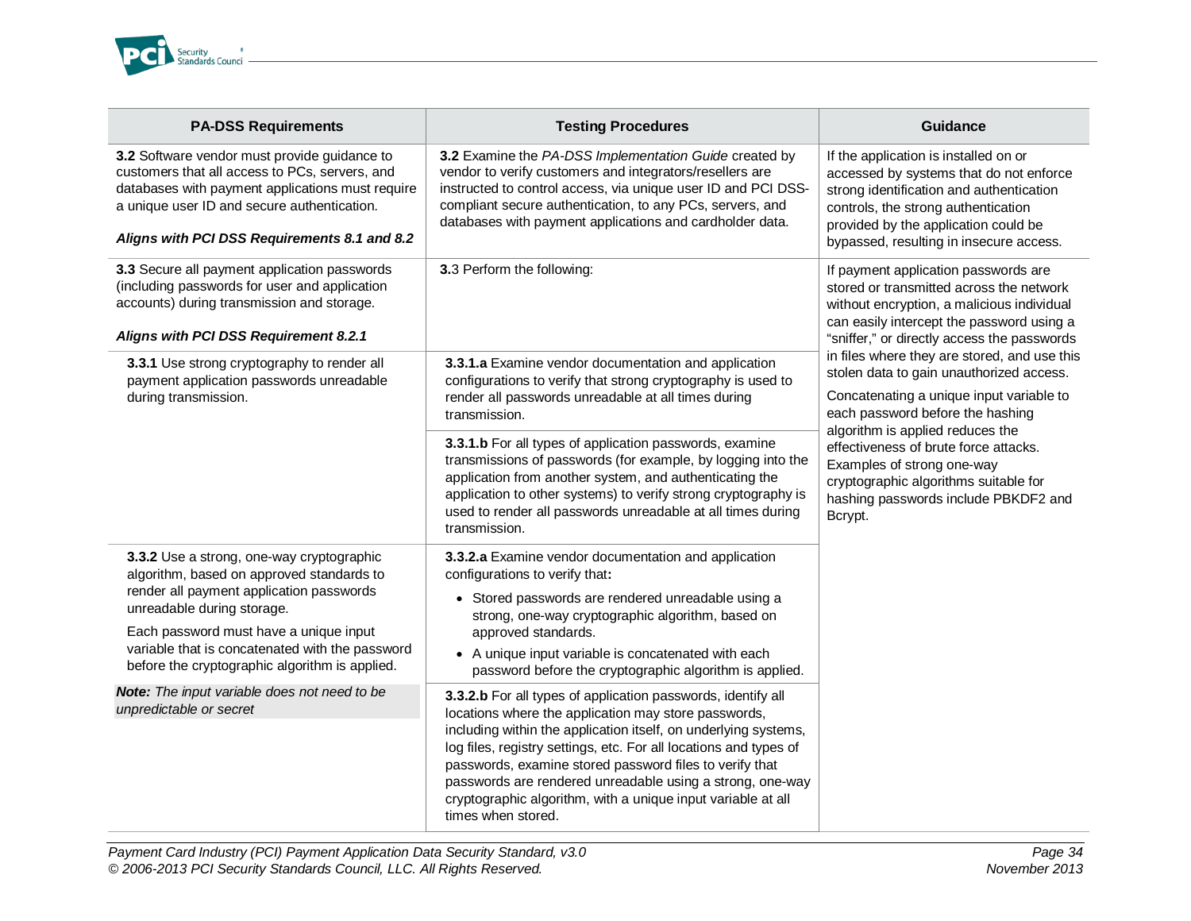| PA-DSS Requirements | Testing Procedures | Guidance |
|---|---|---|
| **3.2** Software vendor must provide guidance to customers that all access to PCs, servers, and databases with payment applications must require a unique user ID and secure authentication.<br><br>***Aligns with PCI DSS Requirements 8.1 and 8.2*** | **3.2** Examine the *PA-DSS Implementation Guide* created by vendor to verify customers and integrators/resellers are instructed to control access, via unique user ID and PCI DSS-compliant secure authentication, to any PCs, servers, and databases with payment applications and cardholder data. | If the application is installed on or accessed by systems that do not enforce strong identification and authentication controls, the strong authentication provided by the application could be bypassed, resulting in insecure access. |
| **3.3** Secure all payment application passwords (including passwords for user and application accounts) during transmission and storage.<br><br>***Aligns with PCI DSS Requirement 8.2.1*** | **3.**3 Perform the following: | If payment application passwords are stored or transmitted across the network without encryption, a malicious individual can easily intercept the password using a "sniffer," or directly access the passwords in files where they are stored, and use this stolen data to gain unauthorized access.<br><br>Concatenating a unique input variable to each password before the hashing algorithm is applied reduces the effectiveness of brute force attacks. Examples of strong one-way cryptographic algorithms suitable for hashing passwords include PBKDF2 and Bcrypt. |
| **3.3.1** Use strong cryptography to render all payment application passwords unreadable during transmission. | **3.3.1.a** Examine vendor documentation and application configurations to verify that strong cryptography is used to render all passwords unreadable at all times during transmission. | |
| | **3.3.1.b** For all types of application passwords, examine transmissions of passwords (for example, by logging into the application from another system, and authenticating the application to other systems) to verify strong cryptography is used to render all passwords unreadable at all times during transmission. | |
| **3.3.2** Use a strong, one-way cryptographic algorithm, based on approved standards to render all payment application passwords unreadable during storage.<br><br>Each password must have a unique input variable that is concatenated with the password before the cryptographic algorithm is applied. | **3.3.2.a** Examine vendor documentation and application configurations to verify that**:**<br>• Stored passwords are rendered unreadable using a strong, one-way cryptographic algorithm, based on approved standards.<br>• A unique input variable is concatenated with each password before the cryptographic algorithm is applied. | |
| ***Note:*** *The input variable does not need to be unpredictable or secret* | **3.3.2.b** For all types of application passwords, identify all locations where the application may store passwords, including within the application itself, on underlying systems, log files, registry settings, etc. For all locations and types of passwords, examine stored password files to verify that passwords are rendered unreadable using a strong, one-way cryptographic algorithm, with a unique input variable at all times when stored. | |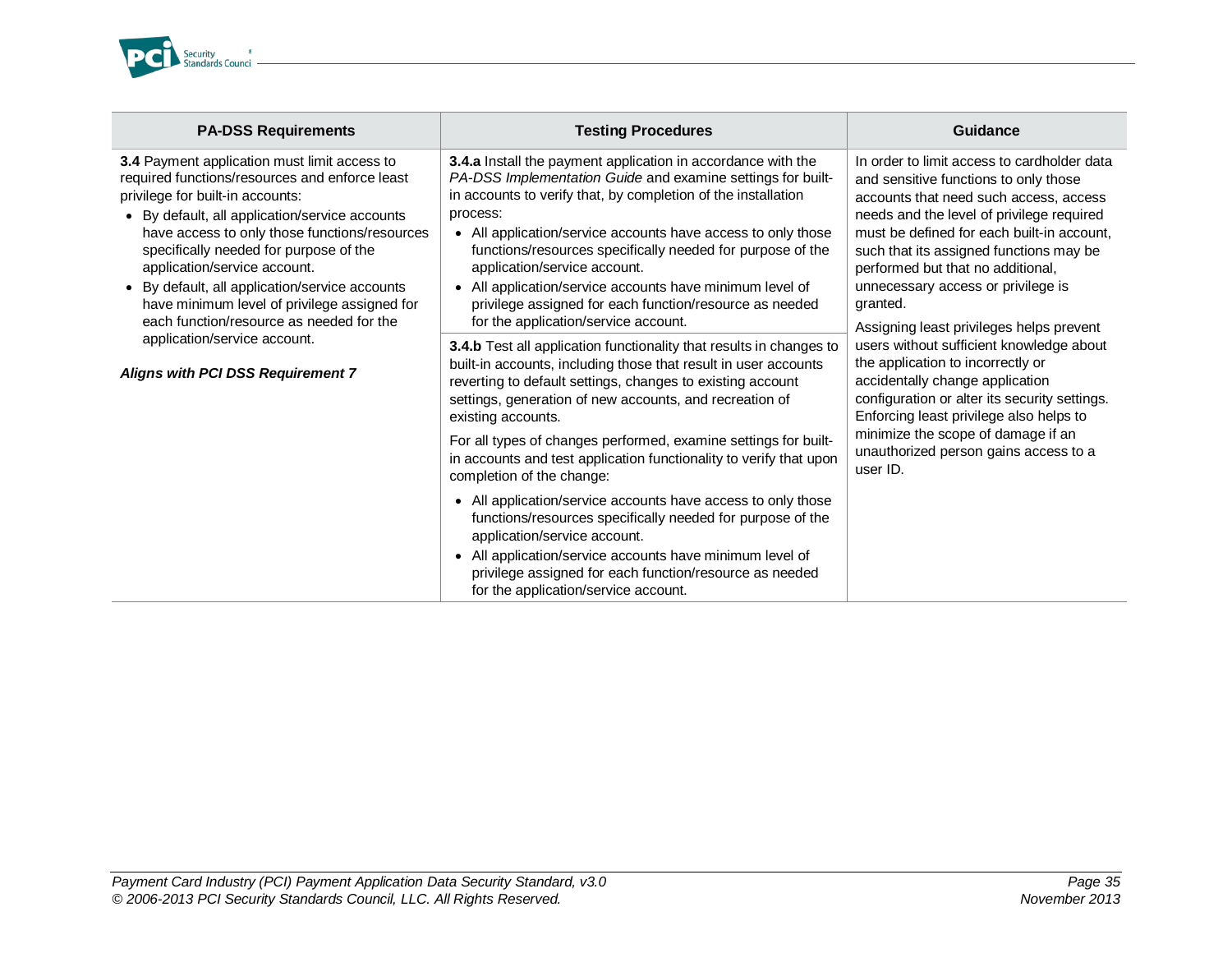| PA-DSS Requirements | Testing Procedures | Guidance |
|---|---|---|
| **3.4** Payment application must limit access to required functions/resources and enforce least privilege for built-in accounts:<br>• By default, all application/service accounts have access to only those functions/resources specifically needed for purpose of the application/service account.<br>• By default, all application/service accounts have minimum level of privilege assigned for each function/resource as needed for the application/service account.<br><br>***Aligns with PCI DSS Requirement 7*** | **3.4.a** Install the payment application in accordance with the *PA-DSS Implementation Guide* and examine settings for built-in accounts to verify that, by completion of the installation process:<br>• All application/service accounts have access to only those functions/resources specifically needed for purpose of the application/service account.<br>• All application/service accounts have minimum level of privilege assigned for each function/resource as needed for the application/service account. | In order to limit access to cardholder data and sensitive functions to only those accounts that need such access, access needs and the level of privilege required must be defined for each built-in account, such that its assigned functions may be performed but that no additional, unnecessary access or privilege is granted.<br><br>Assigning least privileges helps prevent users without sufficient knowledge about the application to incorrectly or accidentally change application configuration or alter its security settings. Enforcing least privilege also helps to minimize the scope of damage if an unauthorized person gains access to a user ID. |
| | **3.4.b** Test all application functionality that results in changes to built-in accounts, including those that result in user accounts reverting to default settings, changes to existing account settings, generation of new accounts, and recreation of existing accounts.<br><br>For all types of changes performed, examine settings for built-in accounts and test application functionality to verify that upon completion of the change:<br>• All application/service accounts have access to only those functions/resources specifically needed for purpose of the application/service account.<br>• All application/service accounts have minimum level of privilege assigned for each function/resource as needed for the application/service account. | |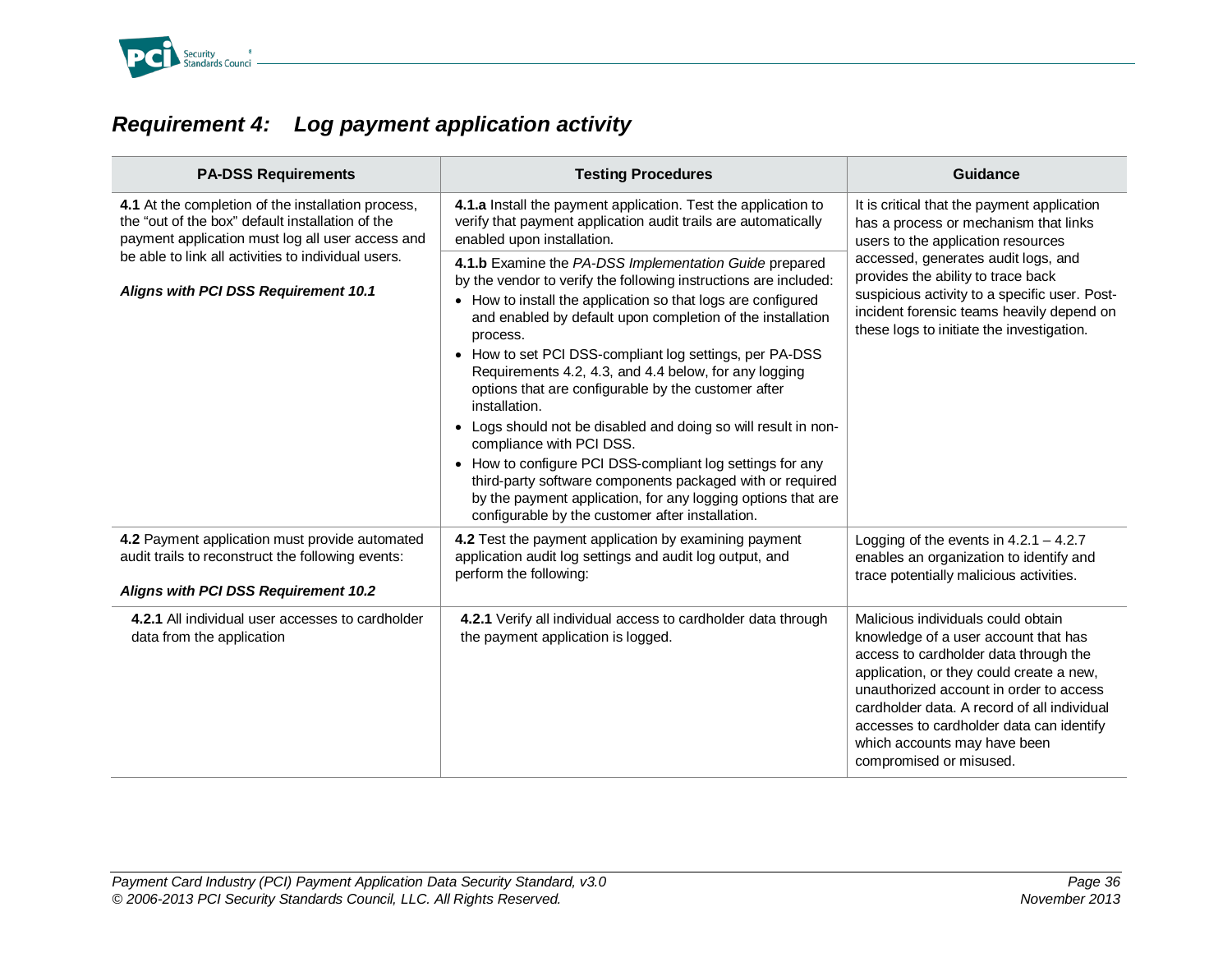## *Requirement 4: Log payment application activity*

| PA-DSS Requirements | Testing Procedures | Guidance |
|---|---|---|
| **4.1** At the completion of the installation process, the "out of the box" default installation of the payment application must log all user access and be able to link all activities to individual users.<br><br>***Aligns with PCI DSS Requirement 10.1*** | **4.1.a** Install the payment application. Test the application to verify that payment application audit trails are automatically enabled upon installation.<br><br>**4.1.b** Examine the *PA-DSS Implementation Guide* prepared by the vendor to verify the following instructions are included:<br>• How to install the application so that logs are configured and enabled by default upon completion of the installation process.<br>• How to set PCI DSS-compliant log settings, per PA-DSS Requirements 4.2, 4.3, and 4.4 below, for any logging options that are configurable by the customer after installation.<br>• Logs should not be disabled and doing so will result in non-compliance with PCI DSS.<br>• How to configure PCI DSS-compliant log settings for any third-party software components packaged with or required by the payment application, for any logging options that are configurable by the customer after installation. | It is critical that the payment application has a process or mechanism that links users to the application resources accessed, generates audit logs, and provides the ability to trace back suspicious activity to a specific user. Post-incident forensic teams heavily depend on these logs to initiate the investigation. |
| **4.2** Payment application must provide automated audit trails to reconstruct the following events:<br><br>***Aligns with PCI DSS Requirement 10.2*** | **4.2** Test the payment application by examining payment application audit log settings and audit log output, and perform the following: | Logging of the events in 4.2.1 – 4.2.7 enables an organization to identify and trace potentially malicious activities. |
| **4.2.1** All individual user accesses to cardholder data from the application | **4.2.1** Verify all individual access to cardholder data through the payment application is logged. | Malicious individuals could obtain knowledge of a user account that has access to cardholder data through the application, or they could create a new, unauthorized account in order to access cardholder data. A record of all individual accesses to cardholder data can identify which accounts may have been compromised or misused. |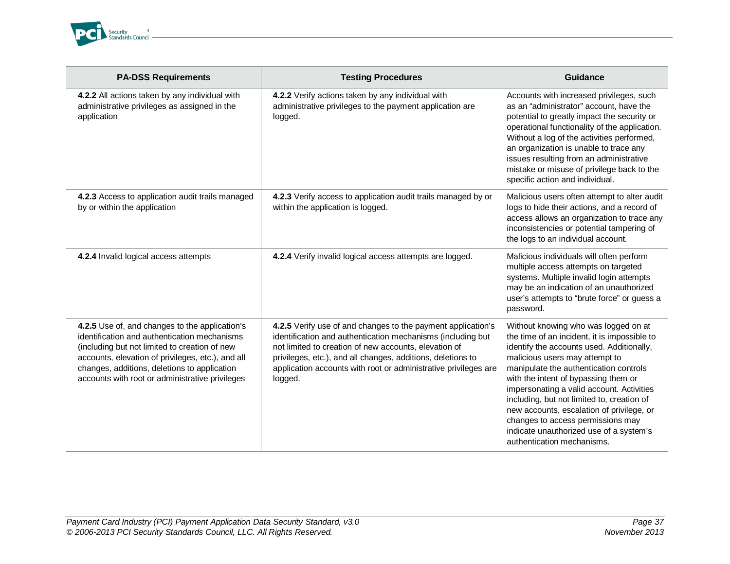| PA-DSS Requirements | Testing Procedures | Guidance |
|---|---|---|
| **4.2.2** All actions taken by any individual with administrative privileges as assigned in the application | **4.2.2** Verify actions taken by any individual with administrative privileges to the payment application are logged. | Accounts with increased privileges, such as an "administrator" account, have the potential to greatly impact the security or operational functionality of the application. Without a log of the activities performed, an organization is unable to trace any issues resulting from an administrative mistake or misuse of privilege back to the specific action and individual. |
| **4.2.3** Access to application audit trails managed by or within the application | **4.2.3** Verify access to application audit trails managed by or within the application is logged. | Malicious users often attempt to alter audit logs to hide their actions, and a record of access allows an organization to trace any inconsistencies or potential tampering of the logs to an individual account. |
| **4.2.4** Invalid logical access attempts | **4.2.4** Verify invalid logical access attempts are logged. | Malicious individuals will often perform multiple access attempts on targeted systems. Multiple invalid login attempts may be an indication of an unauthorized user's attempts to "brute force" or guess a password. |
| **4.2.5** Use of, and changes to the application's identification and authentication mechanisms (including but not limited to creation of new accounts, elevation of privileges, etc.), and all changes, additions, deletions to application accounts with root or administrative privileges | **4.2.5** Verify use of and changes to the payment application's identification and authentication mechanisms (including but not limited to creation of new accounts, elevation of privileges, etc.), and all changes, additions, deletions to application accounts with root or administrative privileges are logged. | Without knowing who was logged on at the time of an incident, it is impossible to identify the accounts used. Additionally, malicious users may attempt to manipulate the authentication controls with the intent of bypassing them or impersonating a valid account. Activities including, but not limited to, creation of new accounts, escalation of privilege, or changes to access permissions may indicate unauthorized use of a system's authentication mechanisms. |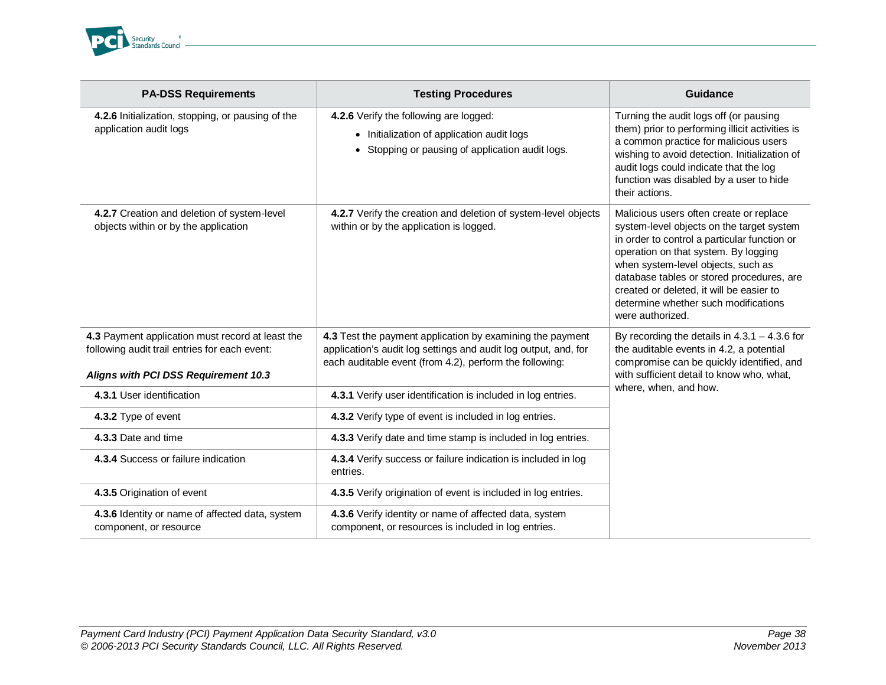| PA-DSS Requirements | Testing Procedures | Guidance |
|---|---|---|
| **4.2.6** Initialization, stopping, or pausing of the application audit logs | **4.2.6** Verify the following are logged:<br>• Initialization of application audit logs<br>• Stopping or pausing of application audit logs. | Turning the audit logs off (or pausing them) prior to performing illicit activities is a common practice for malicious users wishing to avoid detection. Initialization of audit logs could indicate that the log function was disabled by a user to hide their actions. |
| **4.2.7** Creation and deletion of system-level objects within or by the application | **4.2.7** Verify the creation and deletion of system-level objects within or by the application is logged. | Malicious users often create or replace system-level objects on the target system in order to control a particular function or operation on that system. By logging when system-level objects, such as database tables or stored procedures, are created or deleted, it will be easier to determine whether such modifications were authorized. |
| **4.3** Payment application must record at least the following audit trail entries for each event:<br><br>***Aligns with PCI DSS Requirement 10.3*** | **4.3** Test the payment application by examining the payment application's audit log settings and audit log output, and, for each auditable event (from 4.2), perform the following: | By recording the details in 4.3.1 – 4.3.6 for the auditable events in 4.2, a potential compromise can be quickly identified, and with sufficient detail to know who, what, where, when, and how. |
| **4.3.1** User identification | **4.3.1** Verify user identification is included in log entries. | |
| **4.3.2** Type of event | **4.3.2** Verify type of event is included in log entries. | |
| **4.3.3** Date and time | **4.3.3** Verify date and time stamp is included in log entries. | |
| **4.3.4** Success or failure indication | **4.3.4** Verify success or failure indication is included in log entries. | |
| **4.3.5** Origination of event | **4.3.5** Verify origination of event is included in log entries. | |
| **4.3.6** Identity or name of affected data, system component, or resource | **4.3.6** Verify identity or name of affected data, system component, or resources is included in log entries. | |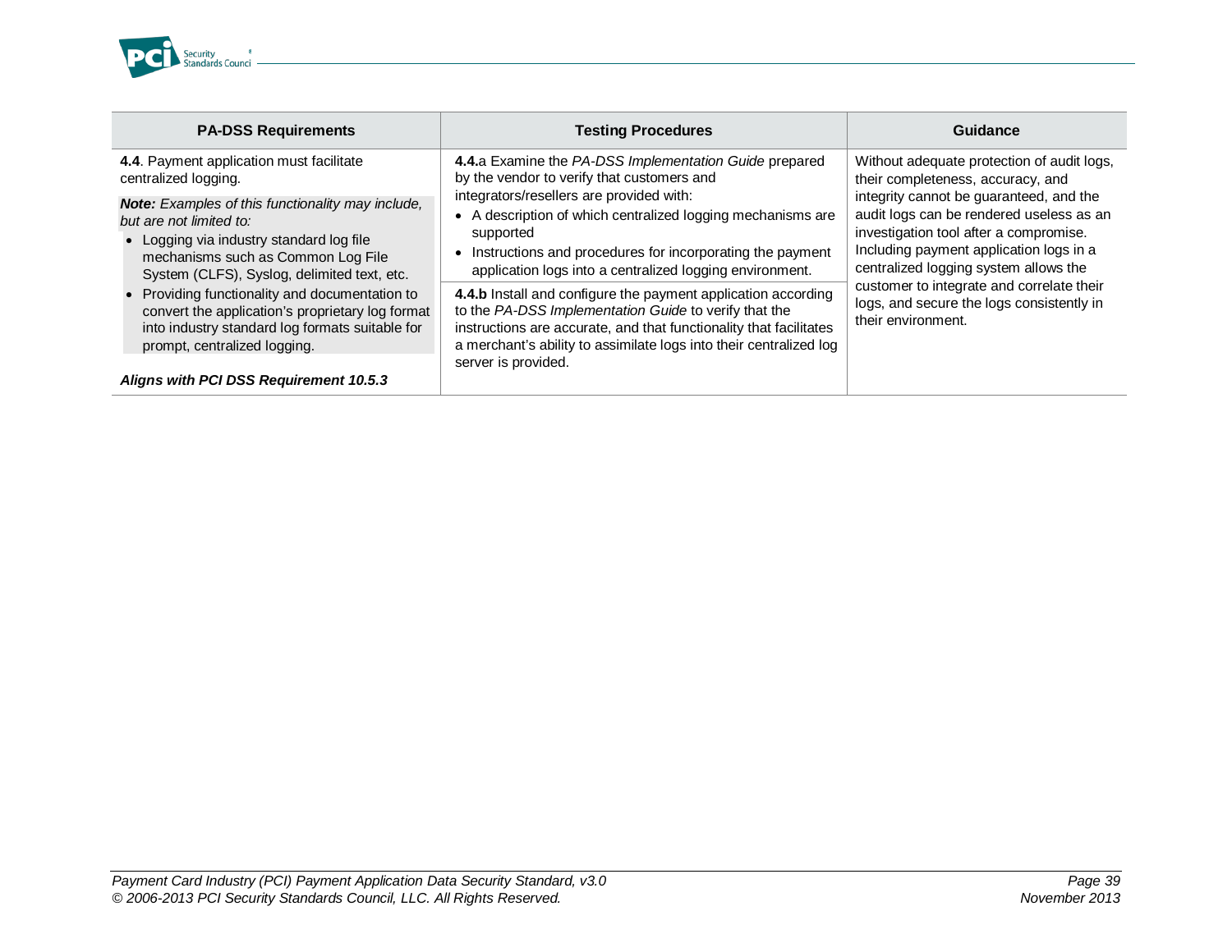| PA-DSS Requirements | Testing Procedures | Guidance |
|---|---|---|
| **4.4**. Payment application must facilitate centralized logging.<br><br>***Note:*** *Examples of this functionality may include, but are not limited to:*<br>• Logging via industry standard log file mechanisms such as Common Log File System (CLFS), Syslog, delimited text, etc.<br>• Providing functionality and documentation to convert the application's proprietary log format into industry standard log formats suitable for prompt, centralized logging.<br><br>***Aligns with PCI DSS Requirement 10.5.3*** | **4.4.**a Examine the *PA-DSS Implementation Guide* prepared by the vendor to verify that customers and integrators/resellers are provided with:<br>• A description of which centralized logging mechanisms are supported<br>• Instructions and procedures for incorporating the payment application logs into a centralized logging environment.<br><br>**4.4.b** Install and configure the payment application according to the *PA-DSS Implementation Guide* to verify that the instructions are accurate, and that functionality that facilitates a merchant's ability to assimilate logs into their centralized log server is provided. | Without adequate protection of audit logs, their completeness, accuracy, and integrity cannot be guaranteed, and the audit logs can be rendered useless as an investigation tool after a compromise. Including payment application logs in a centralized logging system allows the customer to integrate and correlate their logs, and secure the logs consistently in their environment. |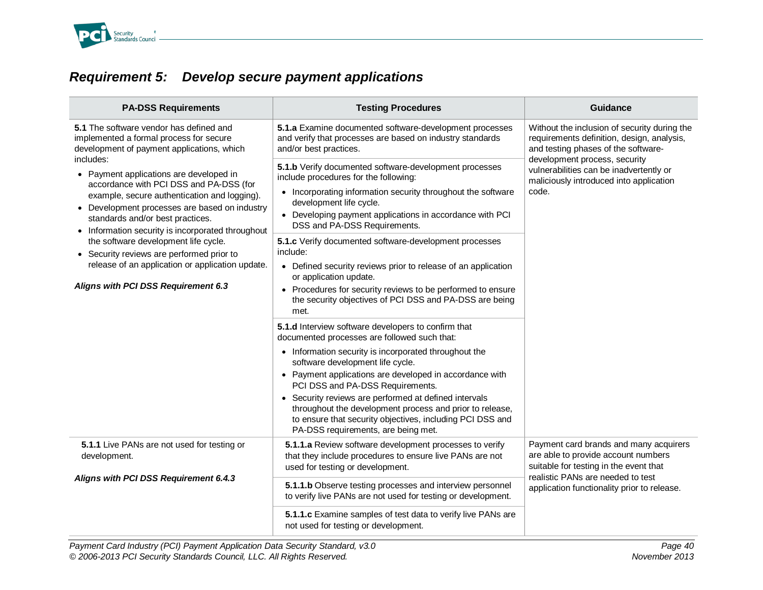## *Requirement 5: Develop secure payment applications*

| PA-DSS Requirements | Testing Procedures | Guidance |
|---|---|---|
| **5.1** The software vendor has defined and implemented a formal process for secure development of payment applications, which includes:<br>• Payment applications are developed in accordance with PCI DSS and PA-DSS (for example, secure authentication and logging).<br>• Development processes are based on industry standards and/or best practices.<br>• Information security is incorporated throughout the software development life cycle.<br>• Security reviews are performed prior to release of an application or application update.<br><br>***Aligns with PCI DSS Requirement 6.3*** | **5.1.a** Examine documented software-development processes and verify that processes are based on industry standards and/or best practices. | Without the inclusion of security during the requirements definition, design, analysis, and testing phases of the software-development process, security vulnerabilities can be inadvertently or maliciously introduced into application code. |
| | **5.1.b** Verify documented software-development processes include procedures for the following:<br>• Incorporating information security throughout the software development life cycle.<br>• Developing payment applications in accordance with PCI DSS and PA-DSS Requirements. | |
| | **5.1.c** Verify documented software-development processes include:<br>• Defined security reviews prior to release of an application or application update.<br>• Procedures for security reviews to be performed to ensure the security objectives of PCI DSS and PA-DSS are being met. | |
| | **5.1.d** Interview software developers to confirm that documented processes are followed such that:<br>• Information security is incorporated throughout the software development life cycle.<br>• Payment applications are developed in accordance with PCI DSS and PA-DSS Requirements.<br>• Security reviews are performed at defined intervals throughout the development process and prior to release, to ensure that security objectives, including PCI DSS and PA-DSS requirements, are being met. | |
| **5.1.1** Live PANs are not used for testing or development.<br><br>***Aligns with PCI DSS Requirement 6.4.3*** | **5.1.1.a** Review software development processes to verify that they include procedures to ensure live PANs are not used for testing or development. | Payment card brands and many acquirers are able to provide account numbers suitable for testing in the event that realistic PANs are needed to test application functionality prior to release. |
| | **5.1.1.b** Observe testing processes and interview personnel to verify live PANs are not used for testing or development. | |
| | **5.1.1.c** Examine samples of test data to verify live PANs are not used for testing or development. | |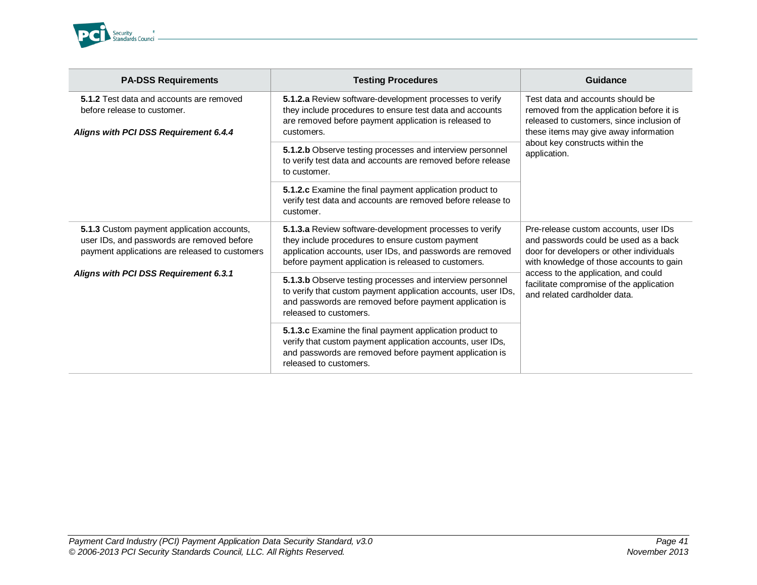| PA-DSS Requirements | Testing Procedures | Guidance |
|---|---|---|
| **5.1.2** Test data and accounts are removed before release to customer.<br><br>***Aligns with PCI DSS Requirement 6.4.4*** | **5.1.2.a** Review software-development processes to verify they include procedures to ensure test data and accounts are removed before payment application is released to customers. | Test data and accounts should be removed from the application before it is released to customers, since inclusion of these items may give away information about key constructs within the application. |
| | **5.1.2.b** Observe testing processes and interview personnel to verify test data and accounts are removed before release to customer. | |
| | **5.1.2.c** Examine the final payment application product to verify test data and accounts are removed before release to customer. | |
| **5.1.3** Custom payment application accounts, user IDs, and passwords are removed before payment applications are released to customers<br><br>***Aligns with PCI DSS Requirement 6.3.1*** | **5.1.3.a** Review software-development processes to verify they include procedures to ensure custom payment application accounts, user IDs, and passwords are removed before payment application is released to customers. | Pre-release custom accounts, user IDs and passwords could be used as a back door for developers or other individuals with knowledge of those accounts to gain access to the application, and could facilitate compromise of the application and related cardholder data. |
| | **5.1.3.b** Observe testing processes and interview personnel to verify that custom payment application accounts, user IDs, and passwords are removed before payment application is released to customers. | |
| | **5.1.3.c** Examine the final payment application product to verify that custom payment application accounts, user IDs, and passwords are removed before payment application is released to customers. | |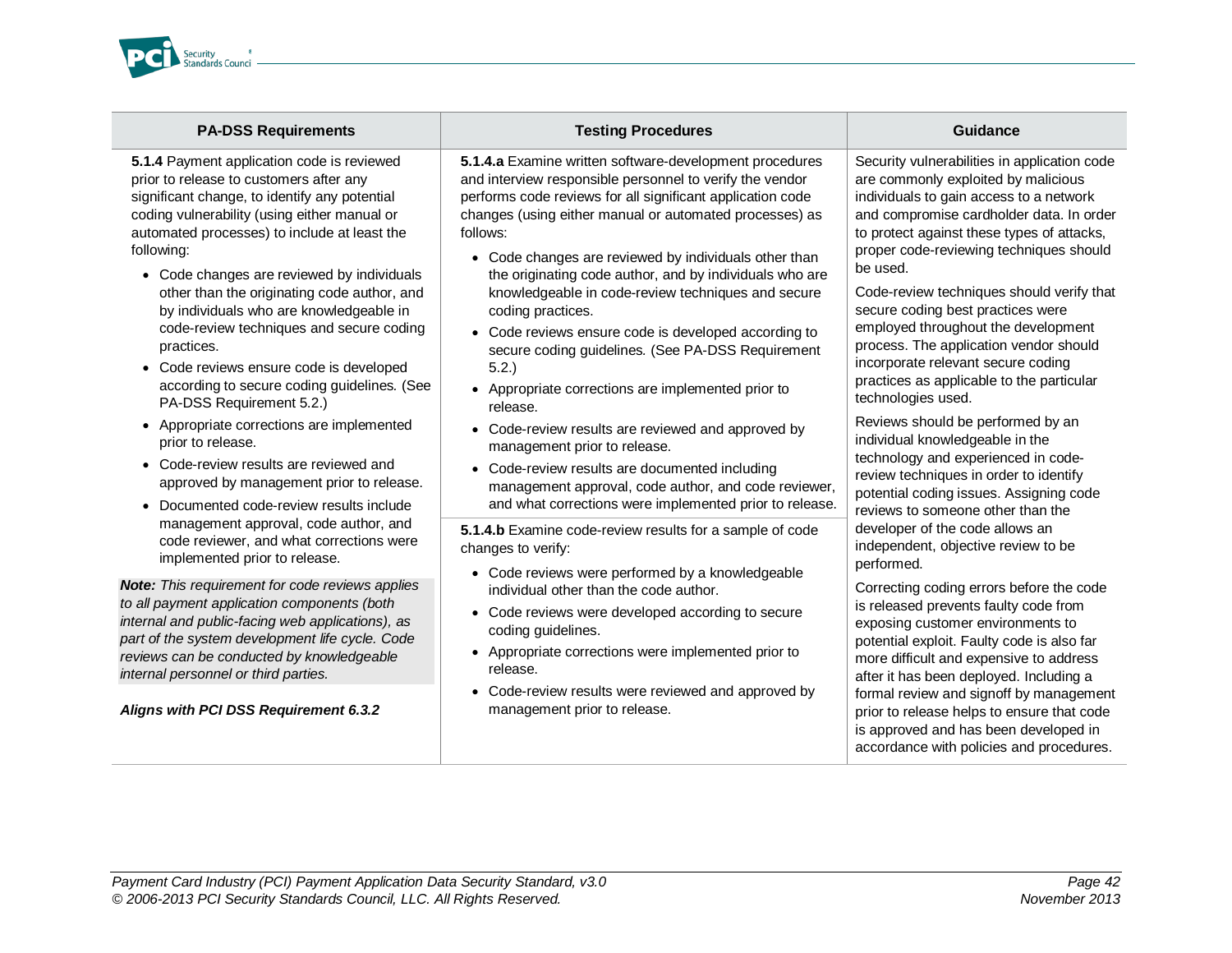| PA-DSS Requirements | Testing Procedures | Guidance |
|---|---|---|
| **5.1.4** Payment application code is reviewed prior to release to customers after any significant change, to identify any potential coding vulnerability (using either manual or automated processes) to include at least the following:<br>• Code changes are reviewed by individuals other than the originating code author, and by individuals who are knowledgeable in code-review techniques and secure coding practices.<br>• Code reviews ensure code is developed according to secure coding guidelines. (See PA-DSS Requirement 5.2.)<br>• Appropriate corrections are implemented prior to release.<br>• Code-review results are reviewed and approved by management prior to release.<br>• Documented code-review results include management approval, code author, and code reviewer, and what corrections were implemented prior to release.<br><br>***Note:** This requirement for code reviews applies to all payment application components (both internal and public-facing web applications), as part of the system development life cycle. Code reviews can be conducted by knowledgeable internal personnel or third parties.*<br><br>***Aligns with PCI DSS Requirement 6.3.2*** | **5.1.4.a** Examine written software-development procedures and interview responsible personnel to verify the vendor performs code reviews for all significant application code changes (using either manual or automated processes) as follows:<br>• Code changes are reviewed by individuals other than the originating code author, and by individuals who are knowledgeable in code-review techniques and secure coding practices.<br>• Code reviews ensure code is developed according to secure coding guidelines. (See PA-DSS Requirement 5.2.)<br>• Appropriate corrections are implemented prior to release.<br>• Code-review results are reviewed and approved by management prior to release.<br>• Code-review results are documented including management approval, code author, and code reviewer, and what corrections were implemented prior to release. | Security vulnerabilities in application code are commonly exploited by malicious individuals to gain access to a network and compromise cardholder data. In order to protect against these types of attacks, proper code-reviewing techniques should be used.<br><br>Code-review techniques should verify that secure coding best practices were employed throughout the development process. The application vendor should incorporate relevant secure coding practices as applicable to the particular technologies used.<br><br>Reviews should be performed by an individual knowledgeable in the technology and experienced in code-review techniques in order to identify potential coding issues. Assigning code reviews to someone other than the developer of the code allows an independent, objective review to be performed.<br><br>Correcting coding errors before the code is released prevents faulty code from exposing customer environments to potential exploit. Faulty code is also far more difficult and expensive to address after it has been deployed. Including a formal review and signoff by management prior to release helps to ensure that code is approved and has been developed in accordance with policies and procedures. |
| | **5.1.4.b** Examine code-review results for a sample of code changes to verify:<br>• Code reviews were performed by a knowledgeable individual other than the code author.<br>• Code reviews were developed according to secure coding guidelines.<br>• Appropriate corrections were implemented prior to release.<br>• Code-review results were reviewed and approved by management prior to release. | |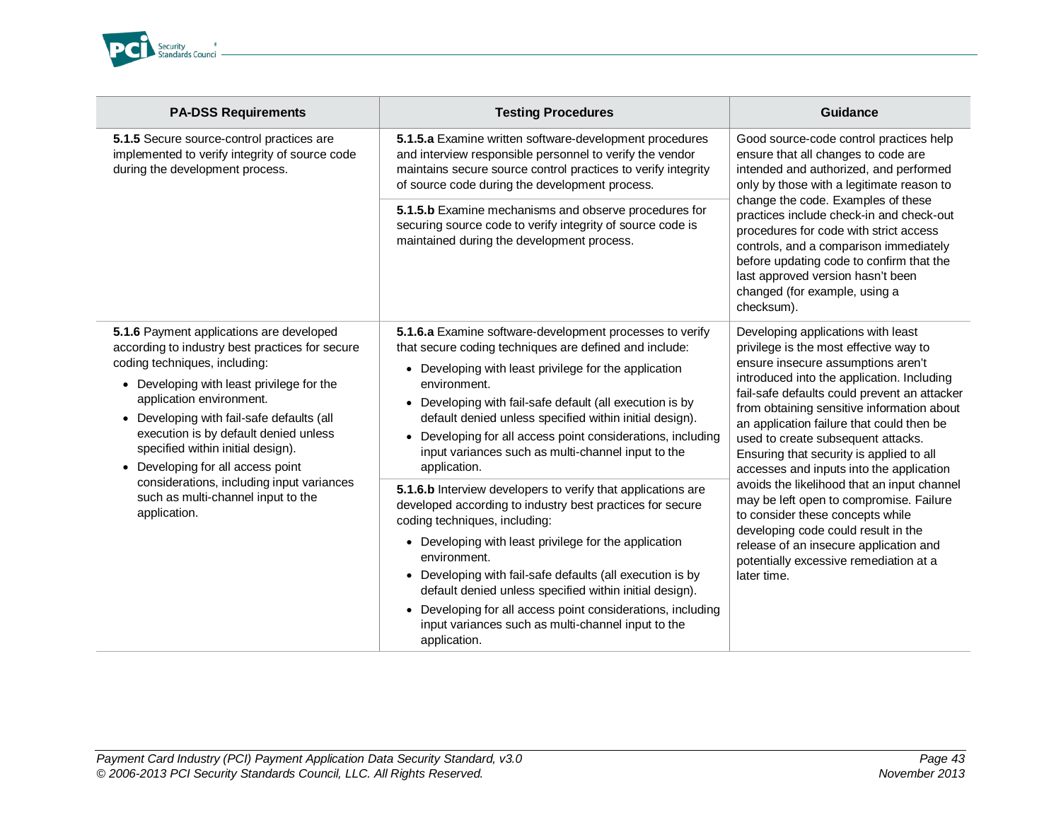| PA-DSS Requirements | Testing Procedures | Guidance |
|---|---|---|
| **5.1.5** Secure source-control practices are implemented to verify integrity of source code during the development process. | **5.1.5.a** Examine written software-development procedures and interview responsible personnel to verify the vendor maintains secure source control practices to verify integrity of source code during the development process. | Good source-code control practices help ensure that all changes to code are intended and authorized, and performed only by those with a legitimate reason to change the code. Examples of these practices include check-in and check-out procedures for code with strict access controls, and a comparison immediately before updating code to confirm that the last approved version hasn't been changed (for example, using a checksum). |
| | **5.1.5.b** Examine mechanisms and observe procedures for securing source code to verify integrity of source code is maintained during the development process. | |
| **5.1.6** Payment applications are developed according to industry best practices for secure coding techniques, including:<br>• Developing with least privilege for the application environment.<br>• Developing with fail-safe defaults (all execution is by default denied unless specified within initial design).<br>• Developing for all access point considerations, including input variances such as multi-channel input to the application. | **5.1.6.a** Examine software-development processes to verify that secure coding techniques are defined and include:<br>• Developing with least privilege for the application environment.<br>• Developing with fail-safe default (all execution is by default denied unless specified within initial design).<br>• Developing for all access point considerations, including input variances such as multi-channel input to the application. | Developing applications with least privilege is the most effective way to ensure insecure assumptions aren't introduced into the application. Including fail-safe defaults could prevent an attacker from obtaining sensitive information about an application failure that could then be used to create subsequent attacks. Ensuring that security is applied to all accesses and inputs into the application avoids the likelihood that an input channel may be left open to compromise. Failure to consider these concepts while developing code could result in the release of an insecure application and potentially excessive remediation at a later time. |
| | **5.1.6.b** Interview developers to verify that applications are developed according to industry best practices for secure coding techniques, including:<br>• Developing with least privilege for the application environment.<br>• Developing with fail-safe defaults (all execution is by default denied unless specified within initial design).<br>• Developing for all access point considerations, including input variances such as multi-channel input to the application. | |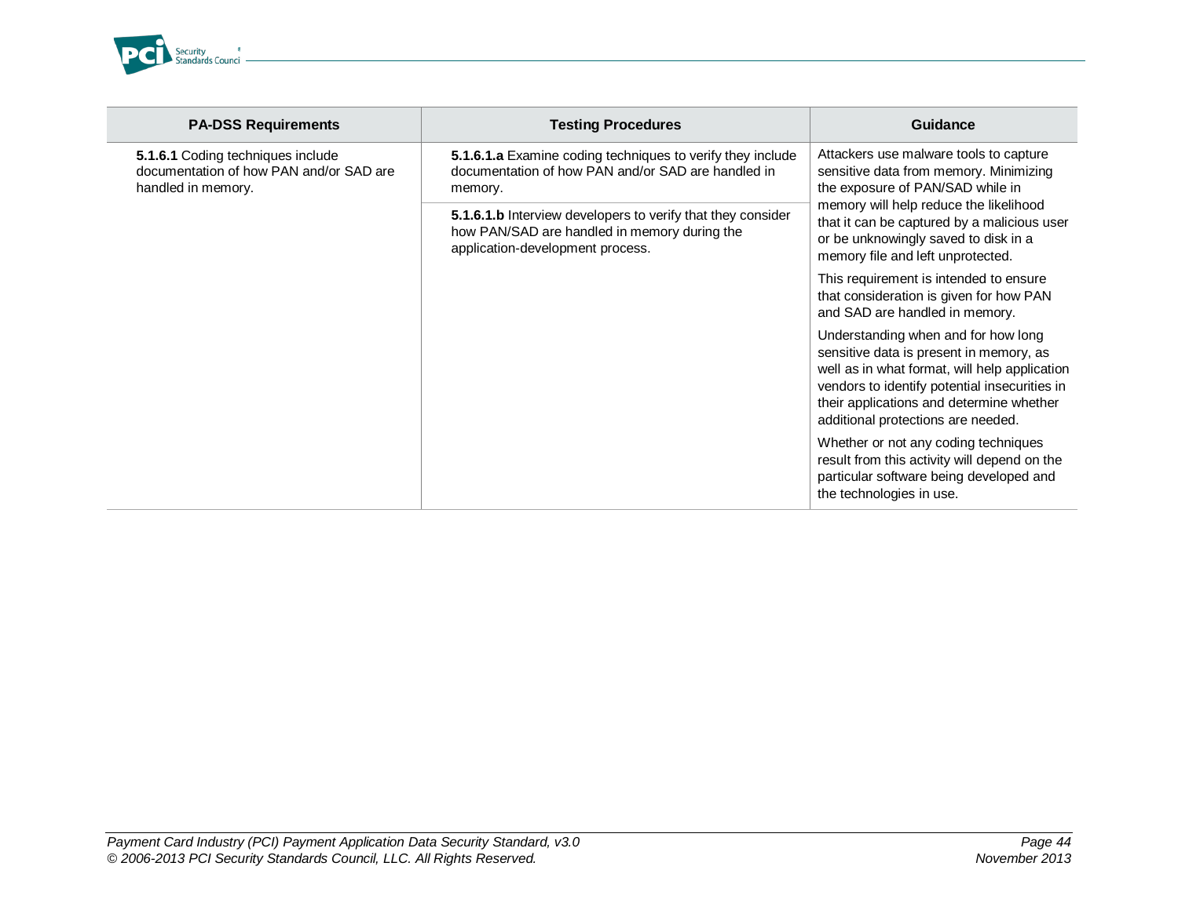| PA-DSS Requirements | Testing Procedures | Guidance |
| --- | --- | --- |
| **5.1.6.1** Coding techniques include documentation of how PAN and/or SAD are handled in memory. | **5.1.6.1.a** Examine coding techniques to verify they include documentation of how PAN and/or SAD are handled in memory. | Attackers use malware tools to capture sensitive data from memory. Minimizing the exposure of PAN/SAD while in memory will help reduce the likelihood that it can be captured by a malicious user or be unknowingly saved to disk in a memory file and left unprotected.<br><br>This requirement is intended to ensure that consideration is given for how PAN and SAD are handled in memory.<br><br>Understanding when and for how long sensitive data is present in memory, as well as in what format, will help application vendors to identify potential insecurities in their applications and determine whether additional protections are needed.<br><br>Whether or not any coding techniques result from this activity will depend on the particular software being developed and the technologies in use. |
| | **5.1.6.1.b** Interview developers to verify that they consider how PAN/SAD are handled in memory during the application-development process. | |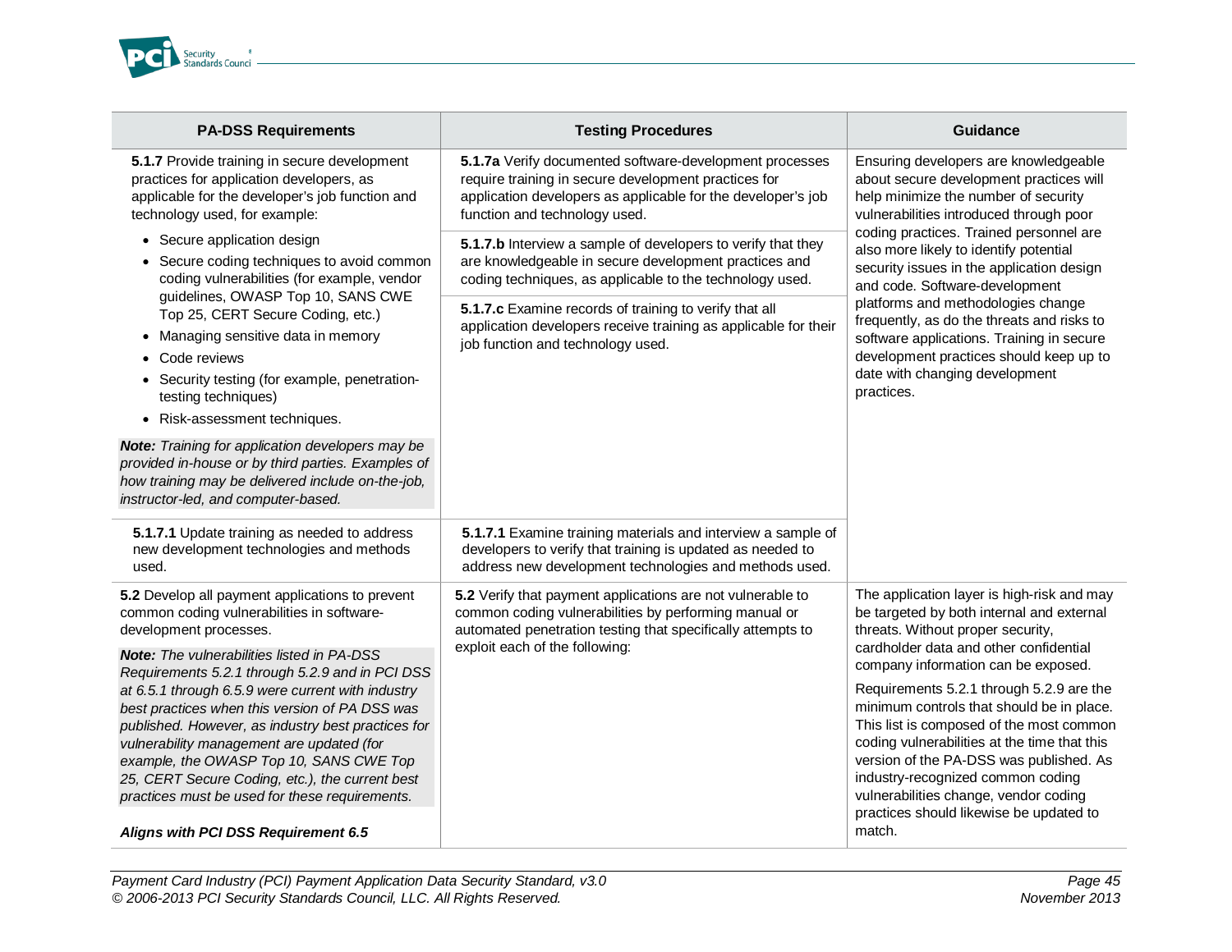| PA-DSS Requirements | Testing Procedures | Guidance |
|---|---|---|
| **5.1.7** Provide training in secure development practices for application developers, as applicable for the developer's job function and technology used, for example:<br>• Secure application design<br>• Secure coding techniques to avoid common coding vulnerabilities (for example, vendor guidelines, OWASP Top 10, SANS CWE Top 25, CERT Secure Coding, etc.)<br>• Managing sensitive data in memory<br>• Code reviews<br>• Security testing (for example, penetration-testing techniques)<br>• Risk-assessment techniques.<br>***Note:*** *Training for application developers may be provided in-house or by third parties. Examples of how training may be delivered include on-the-job, instructor-led, and computer-based.* | **5.1.7a** Verify documented software-development processes require training in secure development practices for application developers as applicable for the developer's job function and technology used.<br><br>**5.1.7.b** Interview a sample of developers to verify that they are knowledgeable in secure development practices and coding techniques, as applicable to the technology used.<br><br>**5.1.7.c** Examine records of training to verify that all application developers receive training as applicable for their job function and technology used. | Ensuring developers are knowledgeable about secure development practices will help minimize the number of security vulnerabilities introduced through poor coding practices. Trained personnel are also more likely to identify potential security issues in the application design and code. Software-development platforms and methodologies change frequently, as do the threats and risks to software applications. Training in secure development practices should keep up to date with changing development practices. |
| **5.1.7.1** Update training as needed to address new development technologies and methods used. | **5.1.7.1** Examine training materials and interview a sample of developers to verify that training is updated as needed to address new development technologies and methods used. | |
| **5.2** Develop all payment applications to prevent common coding vulnerabilities in software-development processes.<br>***Note:*** *The vulnerabilities listed in PA-DSS Requirements 5.2.1 through 5.2.9 and in PCI DSS at 6.5.1 through 6.5.9 were current with industry best practices when this version of PA DSS was published. However, as industry best practices for vulnerability management are updated (for example, the OWASP Top 10, SANS CWE Top 25, CERT Secure Coding, etc.), the current best practices must be used for these requirements.*<br><br>***Aligns with PCI DSS Requirement 6.5*** | **5.2** Verify that payment applications are not vulnerable to common coding vulnerabilities by performing manual or automated penetration testing that specifically attempts to exploit each of the following: | The application layer is high-risk and may be targeted by both internal and external threats. Without proper security, cardholder data and other confidential company information can be exposed.<br><br>Requirements 5.2.1 through 5.2.9 are the minimum controls that should be in place. This list is composed of the most common coding vulnerabilities at the time that this version of the PA-DSS was published. As industry-recognized common coding vulnerabilities change, vendor coding practices should likewise be updated to match. |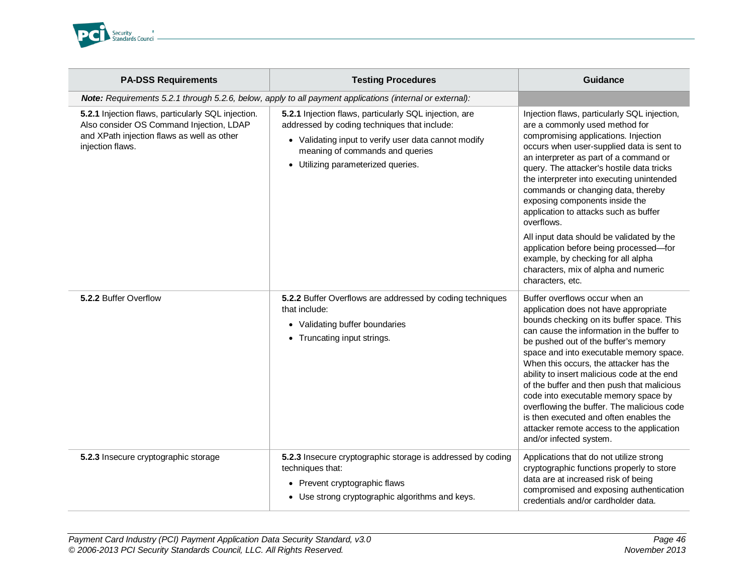| PA-DSS Requirements | Testing Procedures | Guidance |
|---|---|---|
| ***Note:** Requirements 5.2.1 through 5.2.6, below, apply to all payment applications (internal or external):* | | |
| **5.2.1** Injection flaws, particularly SQL injection. Also consider OS Command Injection, LDAP and XPath injection flaws as well as other injection flaws. | **5.2.1** Injection flaws, particularly SQL injection, are addressed by coding techniques that include:<br>• Validating input to verify user data cannot modify meaning of commands and queries<br>• Utilizing parameterized queries. | Injection flaws, particularly SQL injection, are a commonly used method for compromising applications. Injection occurs when user-supplied data is sent to an interpreter as part of a command or query. The attacker's hostile data tricks the interpreter into executing unintended commands or changing data, thereby exposing components inside the application to attacks such as buffer overflows.<br>All input data should be validated by the application before being processed—for example, by checking for all alpha characters, mix of alpha and numeric characters, etc. |
| **5.2.2** Buffer Overflow | **5.2.2** Buffer Overflows are addressed by coding techniques that include:<br>• Validating buffer boundaries<br>• Truncating input strings. | Buffer overflows occur when an application does not have appropriate bounds checking on its buffer space. This can cause the information in the buffer to be pushed out of the buffer's memory space and into executable memory space. When this occurs, the attacker has the ability to insert malicious code at the end of the buffer and then push that malicious code into executable memory space by overflowing the buffer. The malicious code is then executed and often enables the attacker remote access to the application and/or infected system. |
| **5.2.3** Insecure cryptographic storage | **5.2.3** Insecure cryptographic storage is addressed by coding techniques that:<br>• Prevent cryptographic flaws<br>• Use strong cryptographic algorithms and keys. | Applications that do not utilize strong cryptographic functions properly to store data are at increased risk of being compromised and exposing authentication credentials and/or cardholder data. |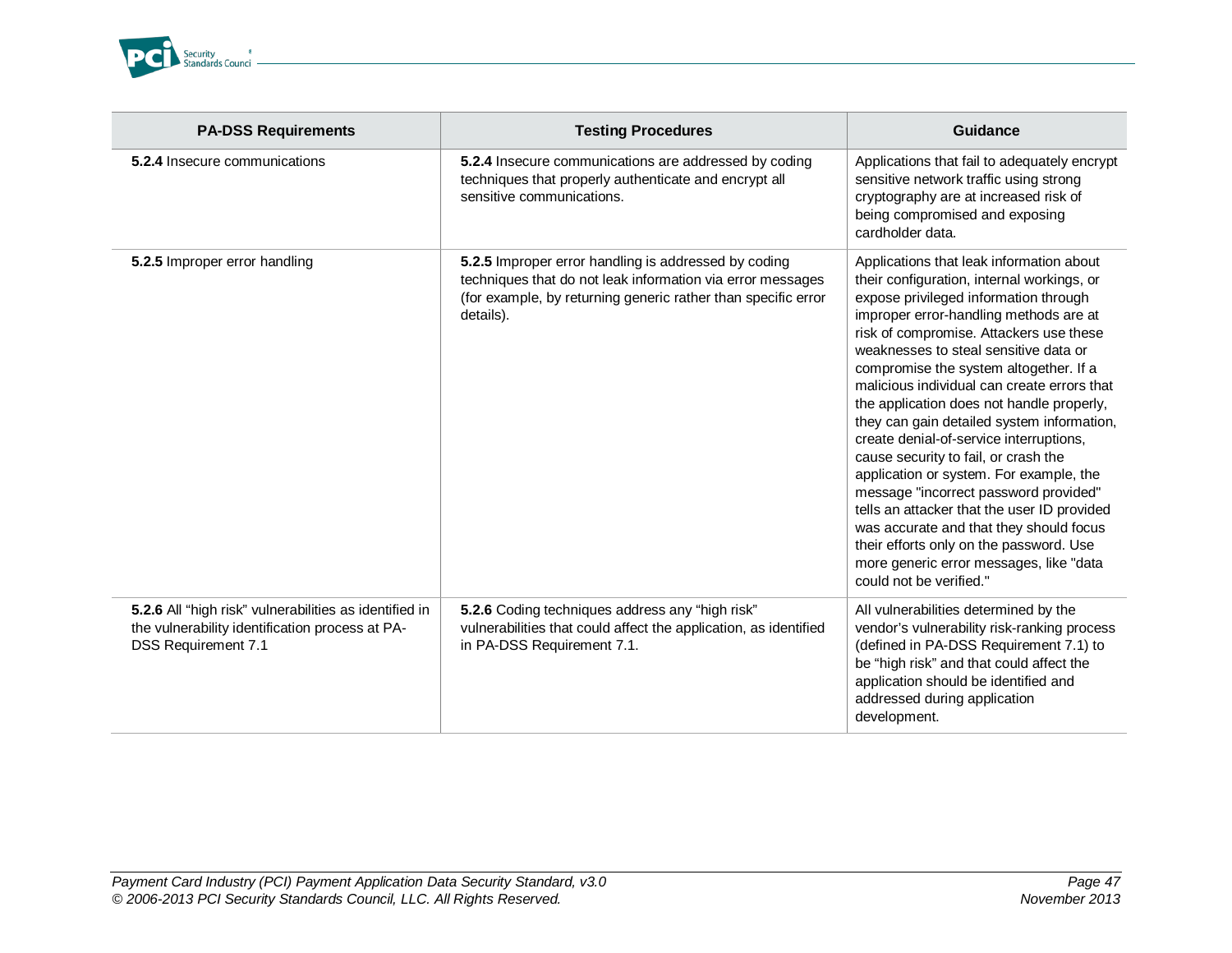| PA-DSS Requirements | Testing Procedures | Guidance |
|---|---|---|
| **5.2.4** Insecure communications | **5.2.4** Insecure communications are addressed by coding techniques that properly authenticate and encrypt all sensitive communications. | Applications that fail to adequately encrypt sensitive network traffic using strong cryptography are at increased risk of being compromised and exposing cardholder data. |
| **5.2.5** Improper error handling | **5.2.5** Improper error handling is addressed by coding techniques that do not leak information via error messages (for example, by returning generic rather than specific error details). | Applications that leak information about their configuration, internal workings, or expose privileged information through improper error-handling methods are at risk of compromise. Attackers use these weaknesses to steal sensitive data or compromise the system altogether. If a malicious individual can create errors that the application does not handle properly, they can gain detailed system information, create denial-of-service interruptions, cause security to fail, or crash the application or system. For example, the message "incorrect password provided" tells an attacker that the user ID provided was accurate and that they should focus their efforts only on the password. Use more generic error messages, like "data could not be verified." |
| **5.2.6** All "high risk" vulnerabilities as identified in the vulnerability identification process at PA-DSS Requirement 7.1 | **5.2.6** Coding techniques address any "high risk" vulnerabilities that could affect the application, as identified in PA-DSS Requirement 7.1. | All vulnerabilities determined by the vendor's vulnerability risk-ranking process (defined in PA-DSS Requirement 7.1) to be "high risk" and that could affect the application should be identified and addressed during application development. |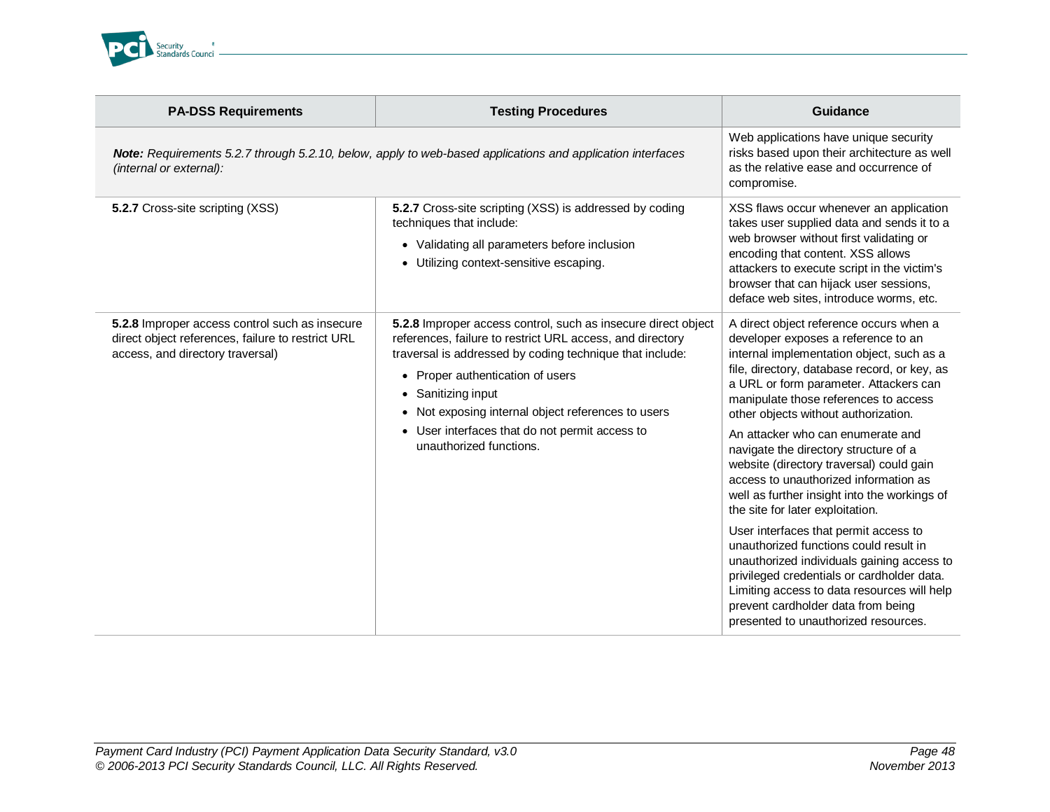| PA-DSS Requirements | Testing Procedures | Guidance |
|---|---|---|
| ***Note:*** *Requirements 5.2.7 through 5.2.10, below, apply to web-based applications and application interfaces (internal or external):* | | Web applications have unique security risks based upon their architecture as well as the relative ease and occurrence of compromise. |
| **5.2.7** Cross-site scripting (XSS) | **5.2.7** Cross-site scripting (XSS) is addressed by coding techniques that include:<br>• Validating all parameters before inclusion<br>• Utilizing context-sensitive escaping. | XSS flaws occur whenever an application takes user supplied data and sends it to a web browser without first validating or encoding that content. XSS allows attackers to execute script in the victim's browser that can hijack user sessions, deface web sites, introduce worms, etc. |
| **5.2.8** Improper access control such as insecure direct object references, failure to restrict URL access, and directory traversal) | **5.2.8** Improper access control, such as insecure direct object references, failure to restrict URL access, and directory traversal is addressed by coding technique that include:<br>• Proper authentication of users<br>• Sanitizing input<br>• Not exposing internal object references to users<br>• User interfaces that do not permit access to unauthorized functions. | A direct object reference occurs when a developer exposes a reference to an internal implementation object, such as a file, directory, database record, or key, as a URL or form parameter. Attackers can manipulate those references to access other objects without authorization.<br><br>An attacker who can enumerate and navigate the directory structure of a website (directory traversal) could gain access to unauthorized information as well as further insight into the workings of the site for later exploitation.<br><br>User interfaces that permit access to unauthorized functions could result in unauthorized individuals gaining access to privileged credentials or cardholder data. Limiting access to data resources will help prevent cardholder data from being presented to unauthorized resources. |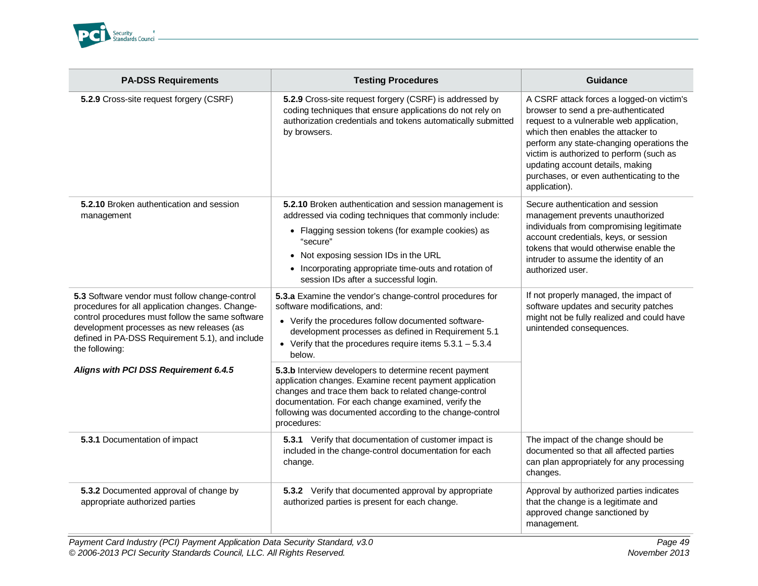| PA-DSS Requirements | Testing Procedures | Guidance |
| --- | --- | --- |
| **5.2.9** Cross-site request forgery (CSRF) | **5.2.9** Cross-site request forgery (CSRF) is addressed by coding techniques that ensure applications do not rely on authorization credentials and tokens automatically submitted by browsers. | A CSRF attack forces a logged-on victim's browser to send a pre-authenticated request to a vulnerable web application, which then enables the attacker to perform any state-changing operations the victim is authorized to perform (such as updating account details, making purchases, or even authenticating to the application). |
| **5.2.10** Broken authentication and session management | **5.2.10** Broken authentication and session management is addressed via coding techniques that commonly include:<br>• Flagging session tokens (for example cookies) as "secure"<br>• Not exposing session IDs in the URL<br>• Incorporating appropriate time-outs and rotation of session IDs after a successful login. | Secure authentication and session management prevents unauthorized individuals from compromising legitimate account credentials, keys, or session tokens that would otherwise enable the intruder to assume the identity of an authorized user. |
| **5.3** Software vendor must follow change-control procedures for all application changes. Change-control procedures must follow the same software development processes as new releases (as defined in PA-DSS Requirement 5.1), and include the following:<br><br>***Aligns with PCI DSS Requirement 6.4.5*** | **5.3.a** Examine the vendor's change-control procedures for software modifications, and:<br>• Verify the procedures follow documented software-development processes as defined in Requirement 5.1<br>• Verify that the procedures require items 5.3.1 – 5.3.4 below.<br><br>**5.3.b** Interview developers to determine recent payment application changes. Examine recent payment application changes and trace them back to related change-control documentation. For each change examined, verify the following was documented according to the change-control procedures: | If not properly managed, the impact of software updates and security patches might not be fully realized and could have unintended consequences. |
| **5.3.1** Documentation of impact | **5.3.1** Verify that documentation of customer impact is included in the change-control documentation for each change. | The impact of the change should be documented so that all affected parties can plan appropriately for any processing changes. |
| **5.3.2** Documented approval of change by appropriate authorized parties | **5.3.2** Verify that documented approval by appropriate authorized parties is present for each change. | Approval by authorized parties indicates that the change is a legitimate and approved change sanctioned by management. |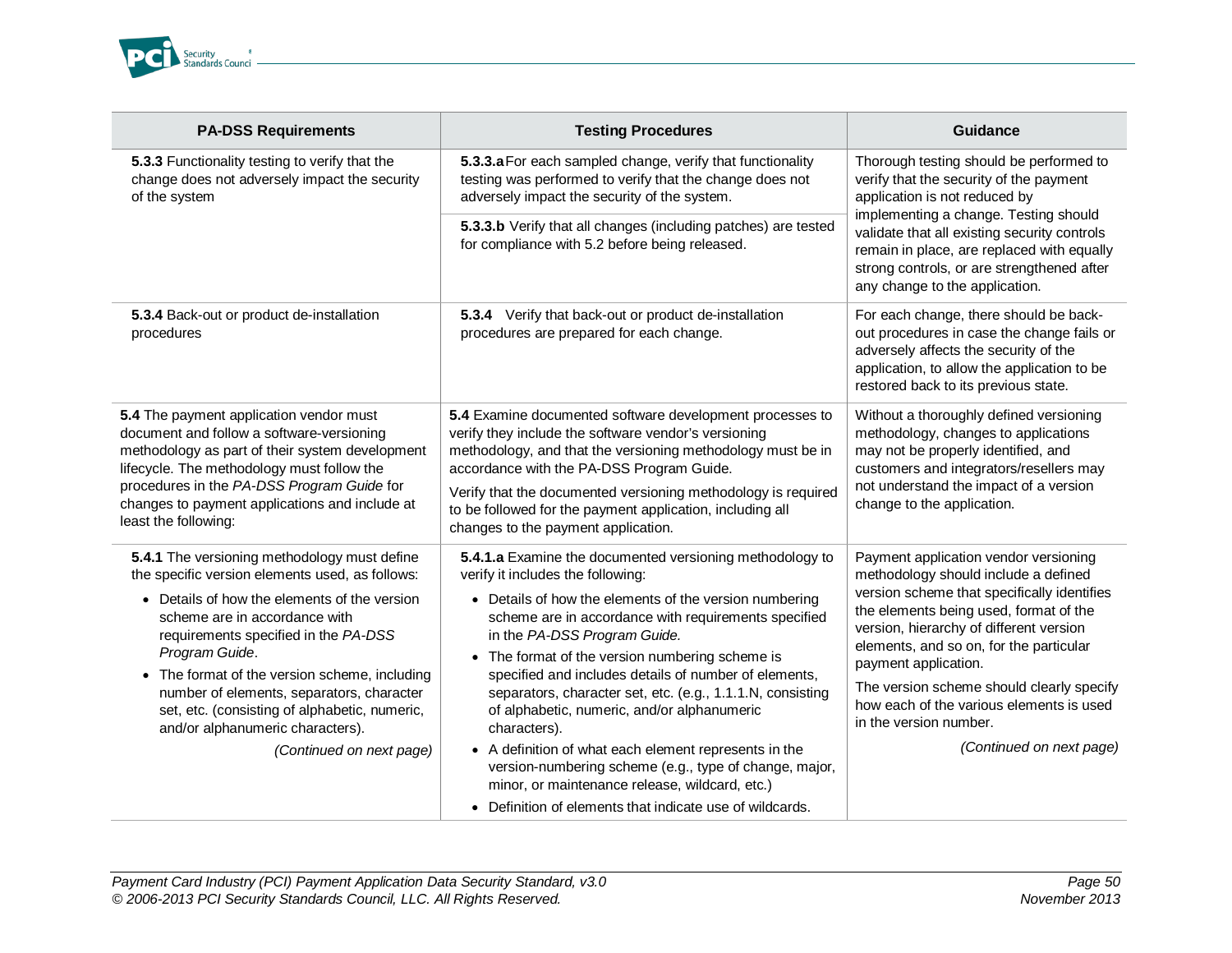| PA-DSS Requirements | Testing Procedures | Guidance |
|---|---|---|
| **5.3.3** Functionality testing to verify that the change does not adversely impact the security of the system | **5.3.3.a** For each sampled change, verify that functionality testing was performed to verify that the change does not adversely impact the security of the system.<br><br>**5.3.3.b** Verify that all changes (including patches) are tested for compliance with 5.2 before being released. | Thorough testing should be performed to verify that the security of the payment application is not reduced by implementing a change. Testing should validate that all existing security controls remain in place, are replaced with equally strong controls, or are strengthened after any change to the application. |
| **5.3.4** Back-out or product de-installation procedures | **5.3.4** Verify that back-out or product de-installation procedures are prepared for each change. | For each change, there should be back-out procedures in case the change fails or adversely affects the security of the application, to allow the application to be restored back to its previous state. |
| **5.4** The payment application vendor must document and follow a software-versioning methodology as part of their system development lifecycle. The methodology must follow the procedures in the *PA-DSS Program Guide* for changes to payment applications and include at least the following: | **5.4** Examine documented software development processes to verify they include the software vendor's versioning methodology, and that the versioning methodology must be in accordance with the PA-DSS Program Guide.<br><br>Verify that the documented versioning methodology is required to be followed for the payment application, including all changes to the payment application. | Without a thoroughly defined versioning methodology, changes to applications may not be properly identified, and customers and integrators/resellers may not understand the impact of a version change to the application. |
| **5.4.1** The versioning methodology must define the specific version elements used, as follows:<br><br>• Details of how the elements of the version scheme are in accordance with requirements specified in the *PA-DSS Program Guide*.<br>• The format of the version scheme, including number of elements, separators, character set, etc. (consisting of alphabetic, numeric, and/or alphanumeric characters).<br><br>*(Continued on next page)* | **5.4.1.a** Examine the documented versioning methodology to verify it includes the following:<br><br>• Details of how the elements of the version numbering scheme are in accordance with requirements specified in the *PA-DSS Program Guide.*<br>• The format of the version numbering scheme is specified and includes details of number of elements, separators, character set, etc. (e.g., 1.1.1.N, consisting of alphabetic, numeric, and/or alphanumeric characters).<br>• A definition of what each element represents in the version-numbering scheme (e.g., type of change, major, minor, or maintenance release, wildcard, etc.)<br>• Definition of elements that indicate use of wildcards. | Payment application vendor versioning methodology should include a defined version scheme that specifically identifies the elements being used, format of the version, hierarchy of different version elements, and so on, for the particular payment application.<br><br>The version scheme should clearly specify how each of the various elements is used in the version number.<br><br>*(Continued on next page)* |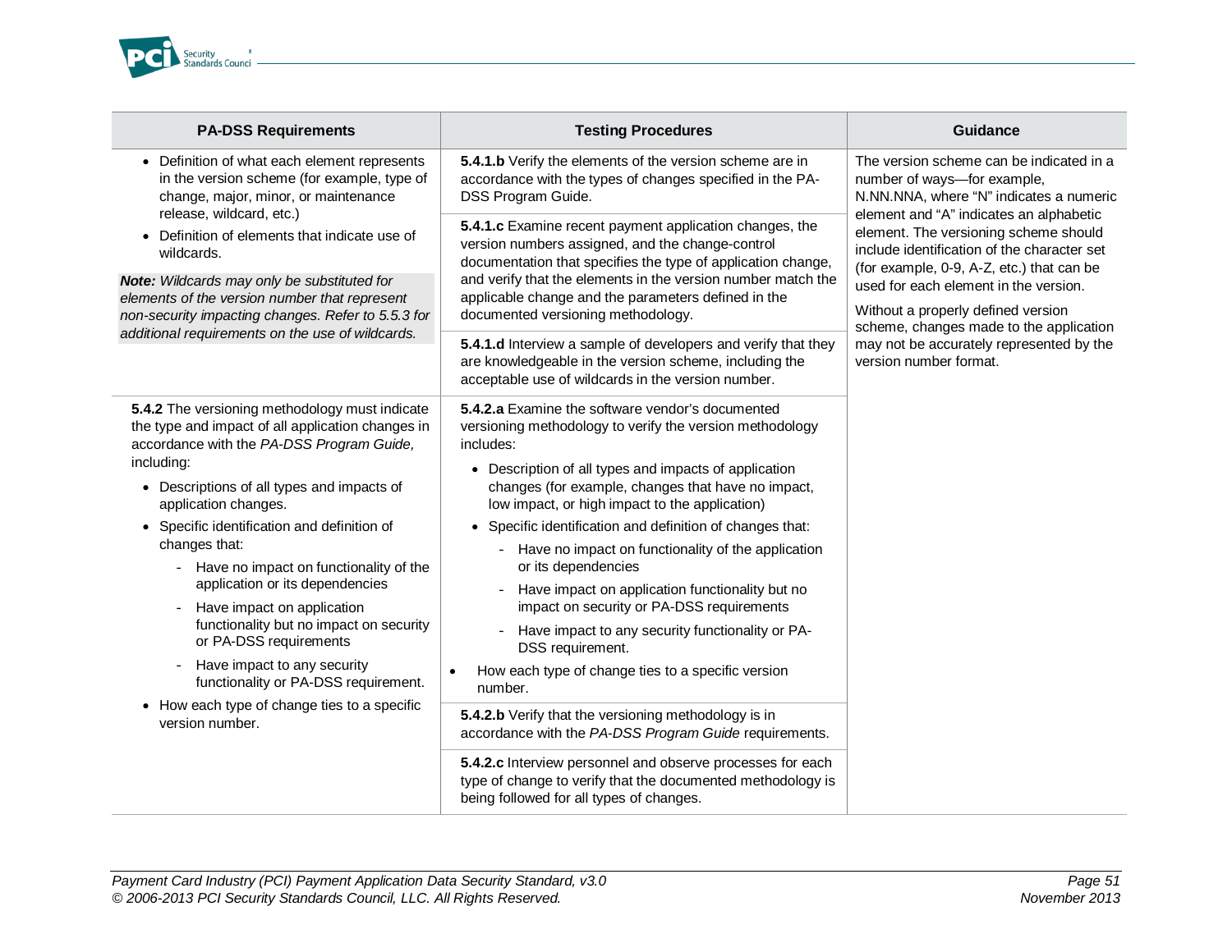| PA-DSS Requirements | Testing Procedures | Guidance |
|---|---|---|
| • Definition of what each element represents in the version scheme (for example, type of change, major, minor, or maintenance release, wildcard, etc.)<br>• Definition of elements that indicate use of wildcards.<br>***Note:*** *Wildcards may only be substituted for elements of the version number that represent non-security impacting changes. Refer to 5.5.3 for additional requirements on the use of wildcards.* | **5.4.1.b** Verify the elements of the version scheme are in accordance with the types of changes specified in the PA-DSS Program Guide. | The version scheme can be indicated in a number of ways—for example, N.NN.NNA, where "N" indicates a numeric element and "A" indicates an alphabetic element. The versioning scheme should include identification of the character set (for example, 0-9, A-Z, etc.) that can be used for each element in the version.<br>Without a properly defined version scheme, changes made to the application may not be accurately represented by the version number format. |
| | **5.4.1.c** Examine recent payment application changes, the version numbers assigned, and the change-control documentation that specifies the type of application change, and verify that the elements in the version number match the applicable change and the parameters defined in the documented versioning methodology. | |
| | **5.4.1.d** Interview a sample of developers and verify that they are knowledgeable in the version scheme, including the acceptable use of wildcards in the version number. | |
| **5.4.2** The versioning methodology must indicate the type and impact of all application changes in accordance with the *PA-DSS Program Guide,* including:<br>• Descriptions of all types and impacts of application changes.<br>• Specific identification and definition of changes that:<br>- Have no impact on functionality of the application or its dependencies<br>- Have impact on application functionality but no impact on security or PA-DSS requirements<br>- Have impact to any security functionality or PA-DSS requirement.<br>• How each type of change ties to a specific version number. | **5.4.2.a** Examine the software vendor's documented versioning methodology to verify the version methodology includes:<br>• Description of all types and impacts of application changes (for example, changes that have no impact, low impact, or high impact to the application)<br>• Specific identification and definition of changes that:<br>- Have no impact on functionality of the application or its dependencies<br>- Have impact on application functionality but no impact on security or PA-DSS requirements<br>- Have impact to any security functionality or PA-DSS requirement.<br>• How each type of change ties to a specific version number. | |
| | **5.4.2.b** Verify that the versioning methodology is in accordance with the *PA-DSS Program Guide* requirements. | |
| | **5.4.2.c** Interview personnel and observe processes for each type of change to verify that the documented methodology is being followed for all types of changes. | |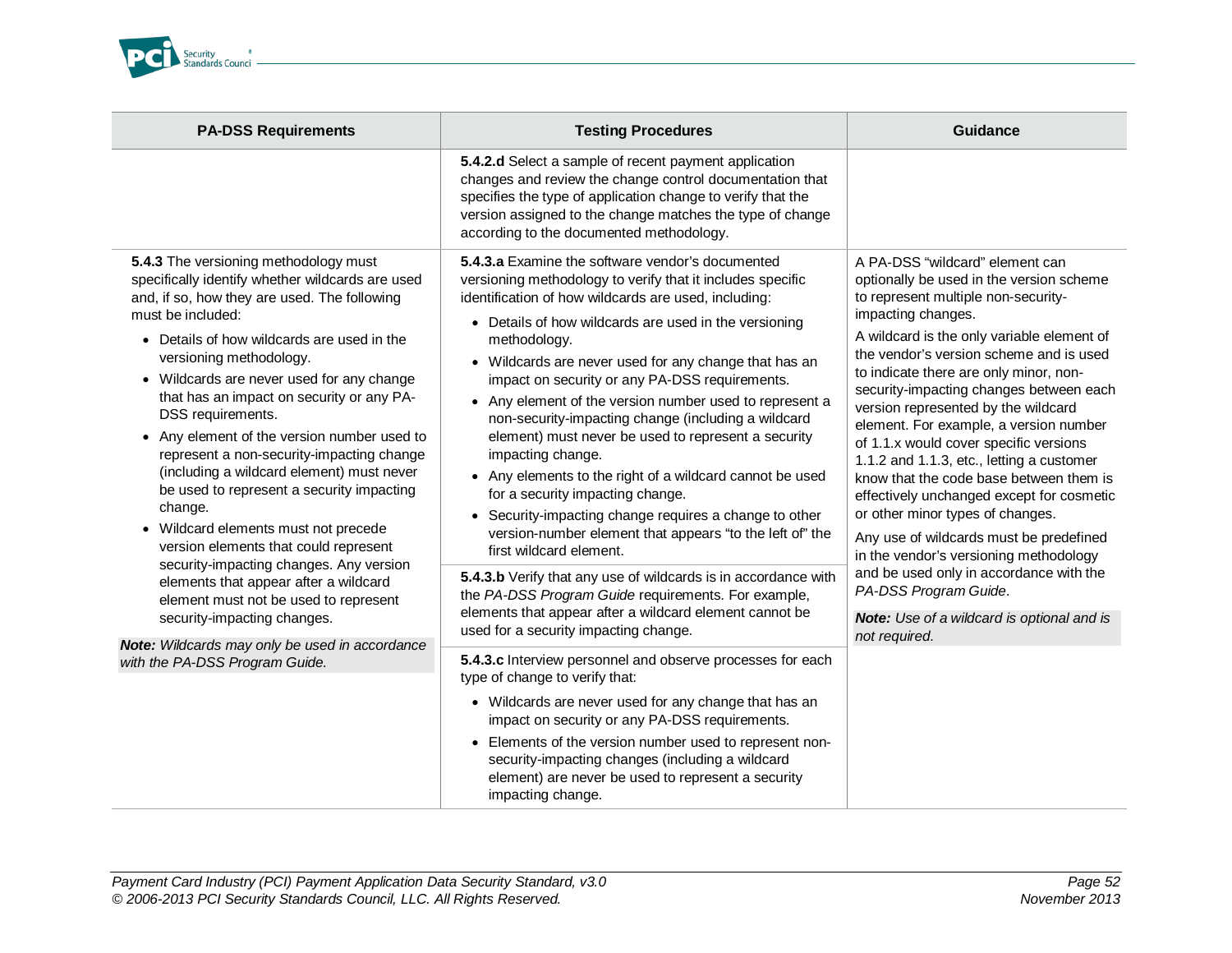| PA-DSS Requirements | Testing Procedures | Guidance |
|---|---|---|
| | **5.4.2.d** Select a sample of recent payment application changes and review the change control documentation that specifies the type of application change to verify that the version assigned to the change matches the type of change according to the documented methodology. | |
| **5.4.3** The versioning methodology must specifically identify whether wildcards are used and, if so, how they are used. The following must be included:<br>• Details of how wildcards are used in the versioning methodology.<br>• Wildcards are never used for any change that has an impact on security or any PA-DSS requirements.<br>• Any element of the version number used to represent a non-security-impacting change (including a wildcard element) must never be used to represent a security impacting change.<br>• Wildcard elements must not precede version elements that could represent security-impacting changes. Any version elements that appear after a wildcard element must not be used to represent security-impacting changes.<br>***Note:*** *Wildcards may only be used in accordance with the PA-DSS Program Guide.* | **5.4.3.a** Examine the software vendor's documented versioning methodology to verify that it includes specific identification of how wildcards are used, including:<br>• Details of how wildcards are used in the versioning methodology.<br>• Wildcards are never used for any change that has an impact on security or any PA-DSS requirements.<br>• Any element of the version number used to represent a non-security-impacting change (including a wildcard element) must never be used to represent a security impacting change.<br>• Any elements to the right of a wildcard cannot be used for a security impacting change.<br>• Security-impacting change requires a change to other version-number element that appears "to the left of" the first wildcard element.<br><br>**5.4.3.b** Verify that any use of wildcards is in accordance with the *PA-DSS Program Guide* requirements. For example, elements that appear after a wildcard element cannot be used for a security impacting change.<br><br>**5.4.3.c** Interview personnel and observe processes for each type of change to verify that:<br>• Wildcards are never used for any change that has an impact on security or any PA-DSS requirements.<br>• Elements of the version number used to represent non-security-impacting changes (including a wildcard element) are never be used to represent a security impacting change. | A PA-DSS "wildcard" element can optionally be used in the version scheme to represent multiple non-security-impacting changes.<br>A wildcard is the only variable element of the vendor's version scheme and is used to indicate there are only minor, non-security-impacting changes between each version represented by the wildcard element. For example, a version number of 1.1.x would cover specific versions 1.1.2 and 1.1.3, etc., letting a customer know that the code base between them is effectively unchanged except for cosmetic or other minor types of changes.<br>Any use of wildcards must be predefined in the vendor's versioning methodology and be used only in accordance with the *PA-DSS Program Guide*.<br>***Note:*** *Use of a wildcard is optional and is not required.* |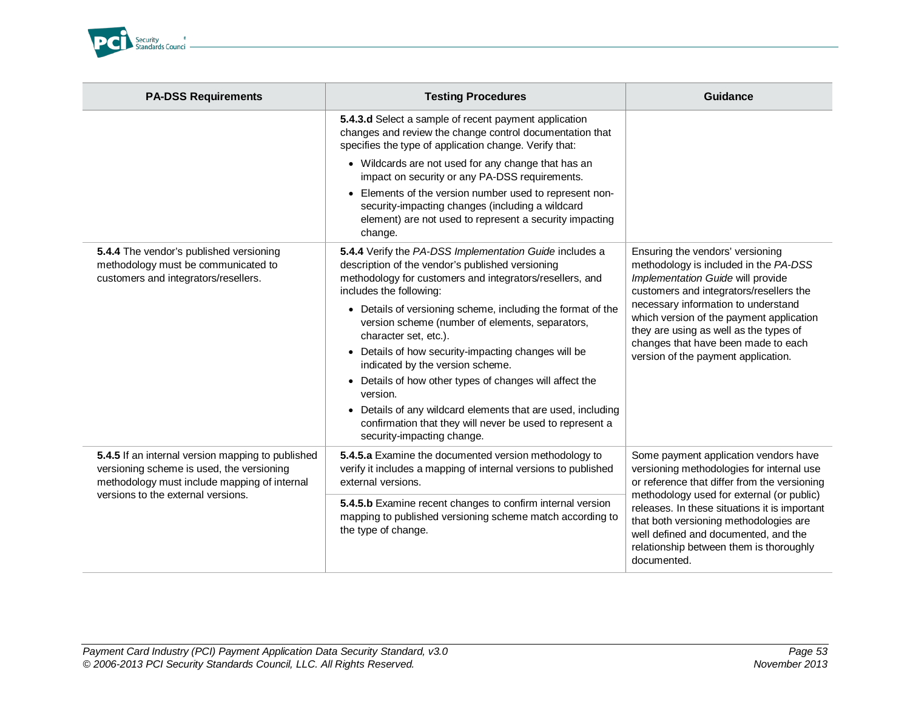| PA-DSS Requirements | Testing Procedures | Guidance |
|---|---|---|
| | **5.4.3.d** Select a sample of recent payment application changes and review the change control documentation that specifies the type of application change. Verify that:<br>• Wildcards are not used for any change that has an impact on security or any PA-DSS requirements.<br>• Elements of the version number used to represent non-security-impacting changes (including a wildcard element) are not used to represent a security impacting change. | |
| **5.4.4** The vendor's published versioning methodology must be communicated to customers and integrators/resellers. | **5.4.4** Verify the *PA-DSS Implementation Guide* includes a description of the vendor's published versioning methodology for customers and integrators/resellers, and includes the following:<br>• Details of versioning scheme, including the format of the version scheme (number of elements, separators, character set, etc.).<br>• Details of how security-impacting changes will be indicated by the version scheme.<br>• Details of how other types of changes will affect the version.<br>• Details of any wildcard elements that are used, including confirmation that they will never be used to represent a security-impacting change. | Ensuring the vendors' versioning methodology is included in the *PA-DSS Implementation Guide* will provide customers and integrators/resellers the necessary information to understand which version of the payment application they are using as well as the types of changes that have been made to each version of the payment application. |
| **5.4.5** If an internal version mapping to published versioning scheme is used, the versioning methodology must include mapping of internal versions to the external versions. | **5.4.5.a** Examine the documented version methodology to verify it includes a mapping of internal versions to published external versions. | Some payment application vendors have versioning methodologies for internal use or reference that differ from the versioning methodology used for external (or public) releases. In these situations it is important that both versioning methodologies are well defined and documented, and the relationship between them is thoroughly documented. |
| | **5.4.5.b** Examine recent changes to confirm internal version mapping to published versioning scheme match according to the type of change. | |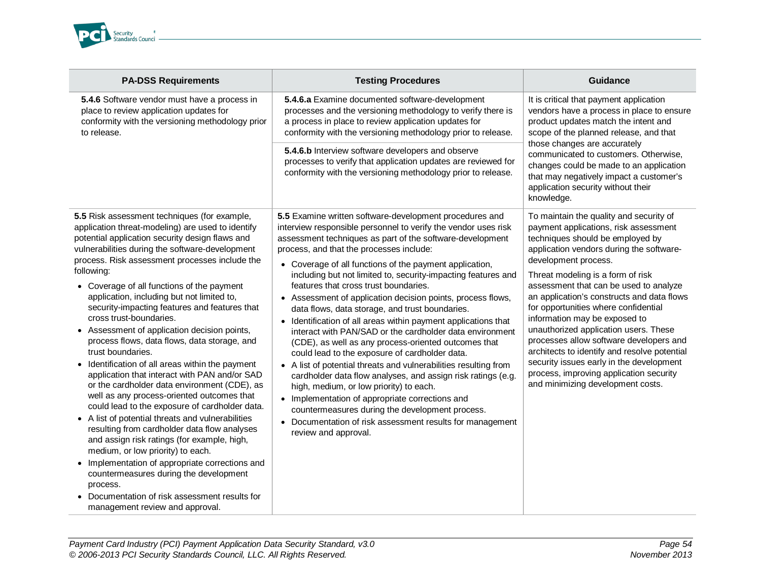| PA-DSS Requirements | Testing Procedures | Guidance |
|---|---|---|
| **5.4.6** Software vendor must have a process in place to review application updates for conformity with the versioning methodology prior to release. | **5.4.6.a** Examine documented software-development processes and the versioning methodology to verify there is a process in place to review application updates for conformity with the versioning methodology prior to release. | It is critical that payment application vendors have a process in place to ensure product updates match the intent and scope of the planned release, and that those changes are accurately communicated to customers. Otherwise, changes could be made to an application that may negatively impact a customer's application security without their knowledge. |
| | **5.4.6.b** Interview software developers and observe processes to verify that application updates are reviewed for conformity with the versioning methodology prior to release. | |
| **5.5** Risk assessment techniques (for example, application threat-modeling) are used to identify potential application security design flaws and vulnerabilities during the software-development process. Risk assessment processes include the following:<br>• Coverage of all functions of the payment application, including but not limited to, security-impacting features and features that cross trust-boundaries.<br>• Assessment of application decision points, process flows, data flows, data storage, and trust boundaries.<br>• Identification of all areas within the payment application that interact with PAN and/or SAD or the cardholder data environment (CDE), as well as any process-oriented outcomes that could lead to the exposure of cardholder data.<br>• A list of potential threats and vulnerabilities resulting from cardholder data flow analyses and assign risk ratings (for example, high, medium, or low priority) to each.<br>• Implementation of appropriate corrections and countermeasures during the development process.<br>• Documentation of risk assessment results for management review and approval. | **5.5** Examine written software-development procedures and interview responsible personnel to verify the vendor uses risk assessment techniques as part of the software-development process, and that the processes include:<br>• Coverage of all functions of the payment application, including but not limited to, security-impacting features and features that cross trust boundaries.<br>• Assessment of application decision points, process flows, data flows, data storage, and trust boundaries.<br>• Identification of all areas within payment applications that interact with PAN/SAD or the cardholder data environment (CDE), as well as any process-oriented outcomes that could lead to the exposure of cardholder data.<br>• A list of potential threats and vulnerabilities resulting from cardholder data flow analyses, and assign risk ratings (e.g. high, medium, or low priority) to each.<br>• Implementation of appropriate corrections and countermeasures during the development process.<br>• Documentation of risk assessment results for management review and approval. | To maintain the quality and security of payment applications, risk assessment techniques should be employed by application vendors during the software-development process.<br>Threat modeling is a form of risk assessment that can be used to analyze an application's constructs and data flows for opportunities where confidential information may be exposed to unauthorized application users. These processes allow software developers and architects to identify and resolve potential security issues early in the development process, improving application security and minimizing development costs. |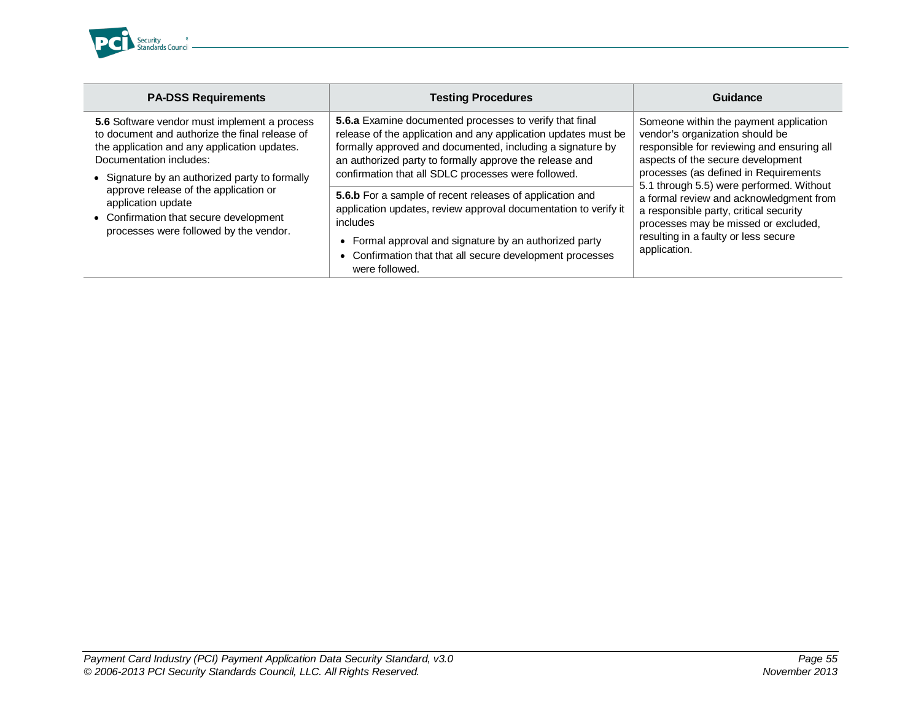| PA-DSS Requirements | Testing Procedures | Guidance |
|---|---|---|
| **5.6** Software vendor must implement a process to document and authorize the final release of the application and any application updates. Documentation includes:<br>• Signature by an authorized party to formally approve release of the application or application update<br>• Confirmation that secure development processes were followed by the vendor. | **5.6.a** Examine documented processes to verify that final release of the application and any application updates must be formally approved and documented, including a signature by an authorized party to formally approve the release and confirmation that all SDLC processes were followed. | Someone within the payment application vendor's organization should be responsible for reviewing and ensuring all aspects of the secure development processes (as defined in Requirements 5.1 through 5.5) were performed. Without a formal review and acknowledgment from a responsible party, critical security processes may be missed or excluded, resulting in a faulty or less secure application. |
| | **5.6.b** For a sample of recent releases of application and application updates, review approval documentation to verify it includes<br>• Formal approval and signature by an authorized party<br>• Confirmation that that all secure development processes were followed. | |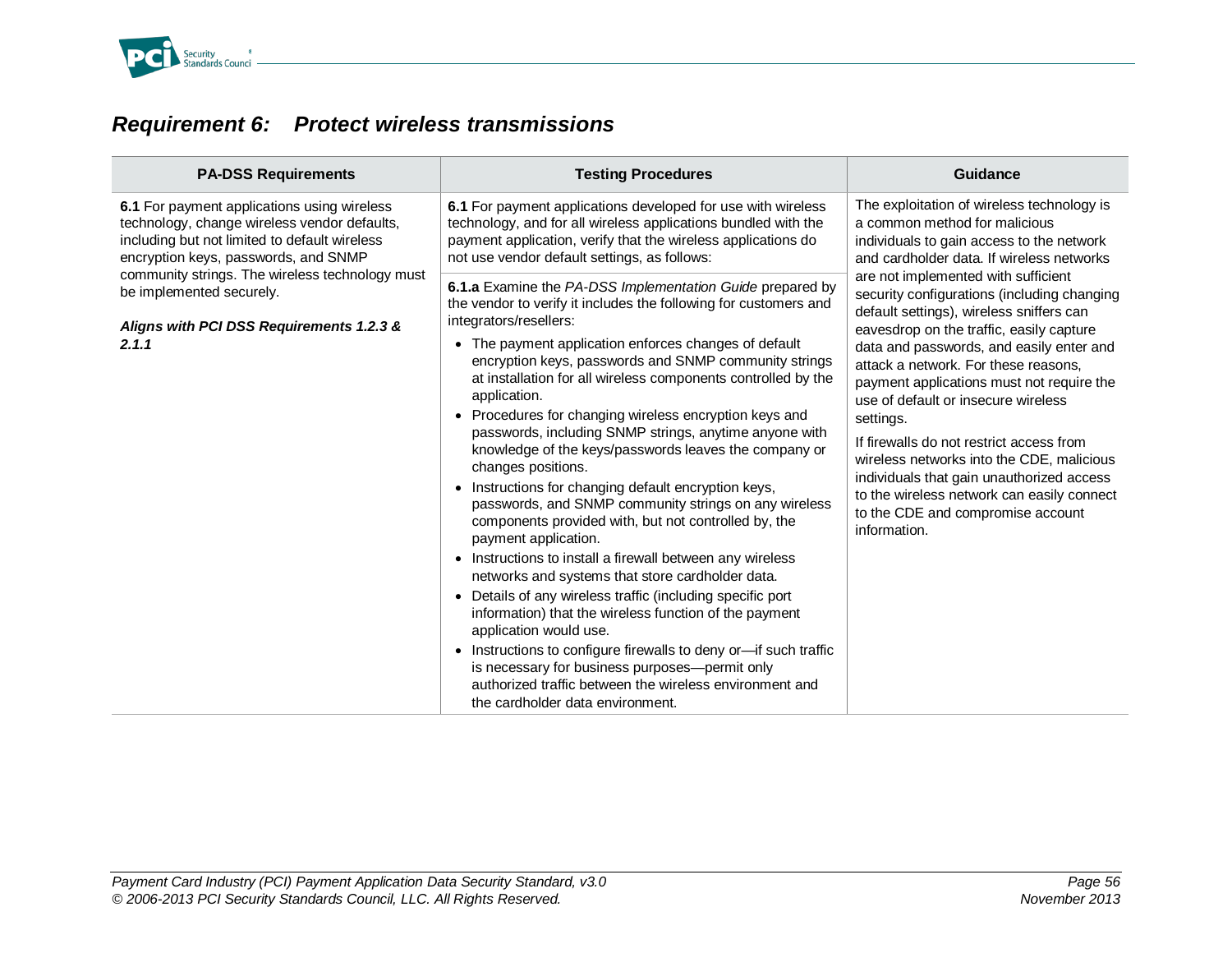## *Requirement 6: Protect wireless transmissions*

| PA-DSS Requirements | Testing Procedures | Guidance |
|---|---|---|
| **6.1** For payment applications using wireless technology, change wireless vendor defaults, including but not limited to default wireless encryption keys, passwords, and SNMP community strings. The wireless technology must be implemented securely.<br><br>***Aligns with PCI DSS Requirements 1.2.3 & 2.1.1*** | **6.1** For payment applications developed for use with wireless technology, and for all wireless applications bundled with the payment application, verify that the wireless applications do not use vendor default settings, as follows: | The exploitation of wireless technology is a common method for malicious individuals to gain access to the network and cardholder data. If wireless networks are not implemented with sufficient security configurations (including changing default settings), wireless sniffers can eavesdrop on the traffic, easily capture data and passwords, and easily enter and attack a network. For these reasons, payment applications must not require the use of default or insecure wireless settings.<br><br>If firewalls do not restrict access from wireless networks into the CDE, malicious individuals that gain unauthorized access to the wireless network can easily connect to the CDE and compromise account information. |
| | **6.1.a** Examine the *PA-DSS Implementation Guide* prepared by the vendor to verify it includes the following for customers and integrators/resellers:<br>• The payment application enforces changes of default encryption keys, passwords and SNMP community strings at installation for all wireless components controlled by the application.<br>• Procedures for changing wireless encryption keys and passwords, including SNMP strings, anytime anyone with knowledge of the keys/passwords leaves the company or changes positions.<br>• Instructions for changing default encryption keys, passwords, and SNMP community strings on any wireless components provided with, but not controlled by, the payment application.<br>• Instructions to install a firewall between any wireless networks and systems that store cardholder data.<br>• Details of any wireless traffic (including specific port information) that the wireless function of the payment application would use.<br>• Instructions to configure firewalls to deny or—if such traffic is necessary for business purposes—permit only authorized traffic between the wireless environment and the cardholder data environment. | |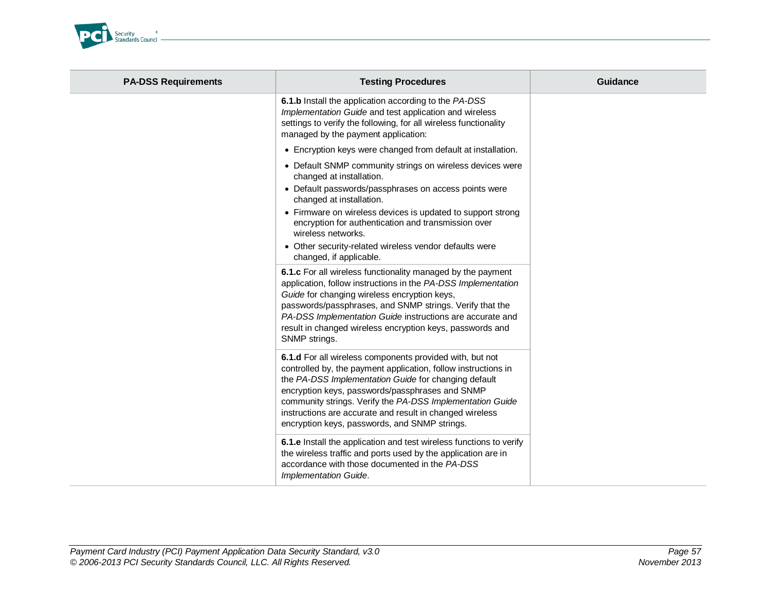| PA-DSS Requirements | Testing Procedures | Guidance |
|---|---|---|
| | **6.1.b** Install the application according to the *PA-DSS Implementation Guide* and test application and wireless settings to verify the following, for all wireless functionality managed by the payment application:<br>• Encryption keys were changed from default at installation.<br>• Default SNMP community strings on wireless devices were changed at installation.<br>• Default passwords/passphrases on access points were changed at installation.<br>• Firmware on wireless devices is updated to support strong encryption for authentication and transmission over wireless networks.<br>• Other security-related wireless vendor defaults were changed, if applicable. | |
| | **6.1.c** For all wireless functionality managed by the payment application, follow instructions in the *PA-DSS Implementation Guide* for changing wireless encryption keys, passwords/passphrases, and SNMP strings. Verify that the *PA-DSS Implementation Guide* instructions are accurate and result in changed wireless encryption keys, passwords and SNMP strings. | |
| | **6.1.d** For all wireless components provided with, but not controlled by, the payment application, follow instructions in the *PA-DSS Implementation Guide* for changing default encryption keys, passwords/passphrases and SNMP community strings. Verify the *PA-DSS Implementation Guide* instructions are accurate and result in changed wireless encryption keys, passwords, and SNMP strings. | |
| | **6.1.e** Install the application and test wireless functions to verify the wireless traffic and ports used by the application are in accordance with those documented in the *PA-DSS Implementation Guide*. | |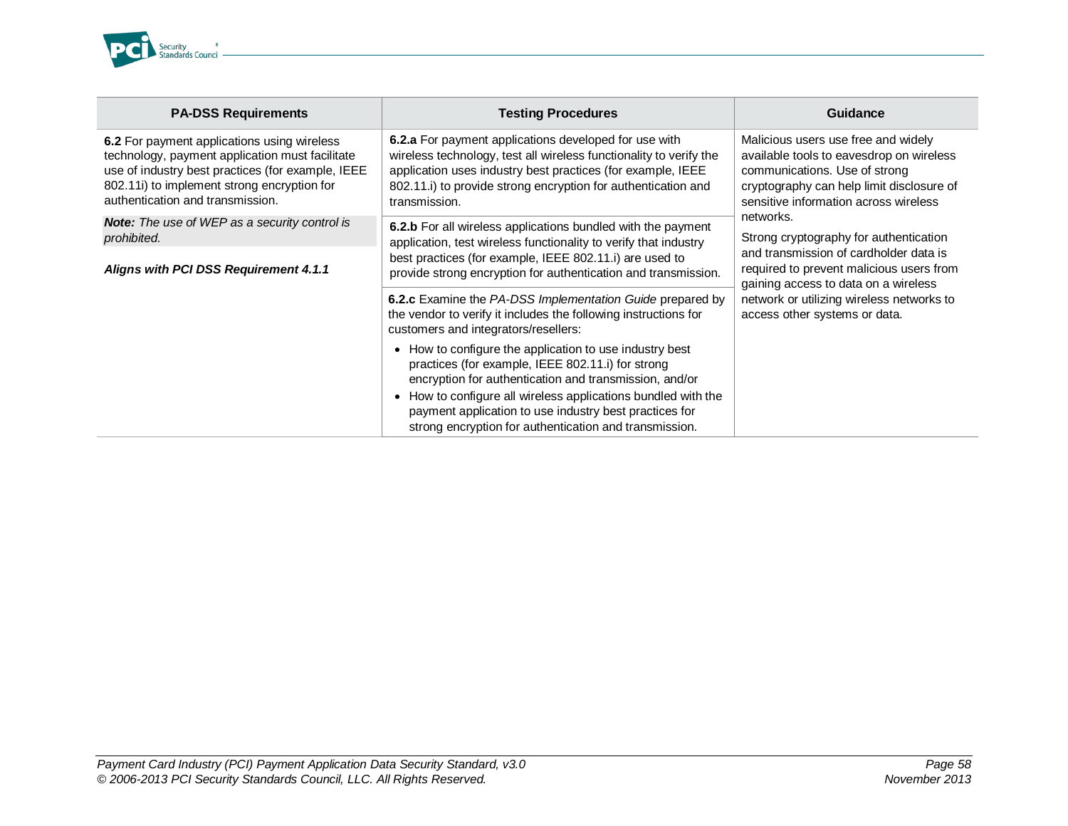| PA-DSS Requirements | Testing Procedures | Guidance |
|---|---|---|
| **6.2** For payment applications using wireless technology, payment application must facilitate use of industry best practices (for example, IEEE 802.11i) to implement strong encryption for authentication and transmission.<br><br>***Note:*** *The use of WEP as a security control is prohibited.*<br><br>***Aligns with PCI DSS Requirement 4.1.1*** | **6.2.a** For payment applications developed for use with wireless technology, test all wireless functionality to verify the application uses industry best practices (for example, IEEE 802.11.i) to provide strong encryption for authentication and transmission. | Malicious users use free and widely available tools to eavesdrop on wireless communications. Use of strong cryptography can help limit disclosure of sensitive information across wireless networks.<br><br>Strong cryptography for authentication and transmission of cardholder data is required to prevent malicious users from gaining access to data on a wireless network or utilizing wireless networks to access other systems or data. |
| | **6.2.b** For all wireless applications bundled with the payment application, test wireless functionality to verify that industry best practices (for example, IEEE 802.11.i) are used to provide strong encryption for authentication and transmission. | |
| | **6.2.c** Examine the *PA-DSS Implementation Guide* prepared by the vendor to verify it includes the following instructions for customers and integrators/resellers:<br>• How to configure the application to use industry best practices (for example, IEEE 802.11.i) for strong encryption for authentication and transmission, and/or<br>• How to configure all wireless applications bundled with the payment application to use industry best practices for strong encryption for authentication and transmission. | |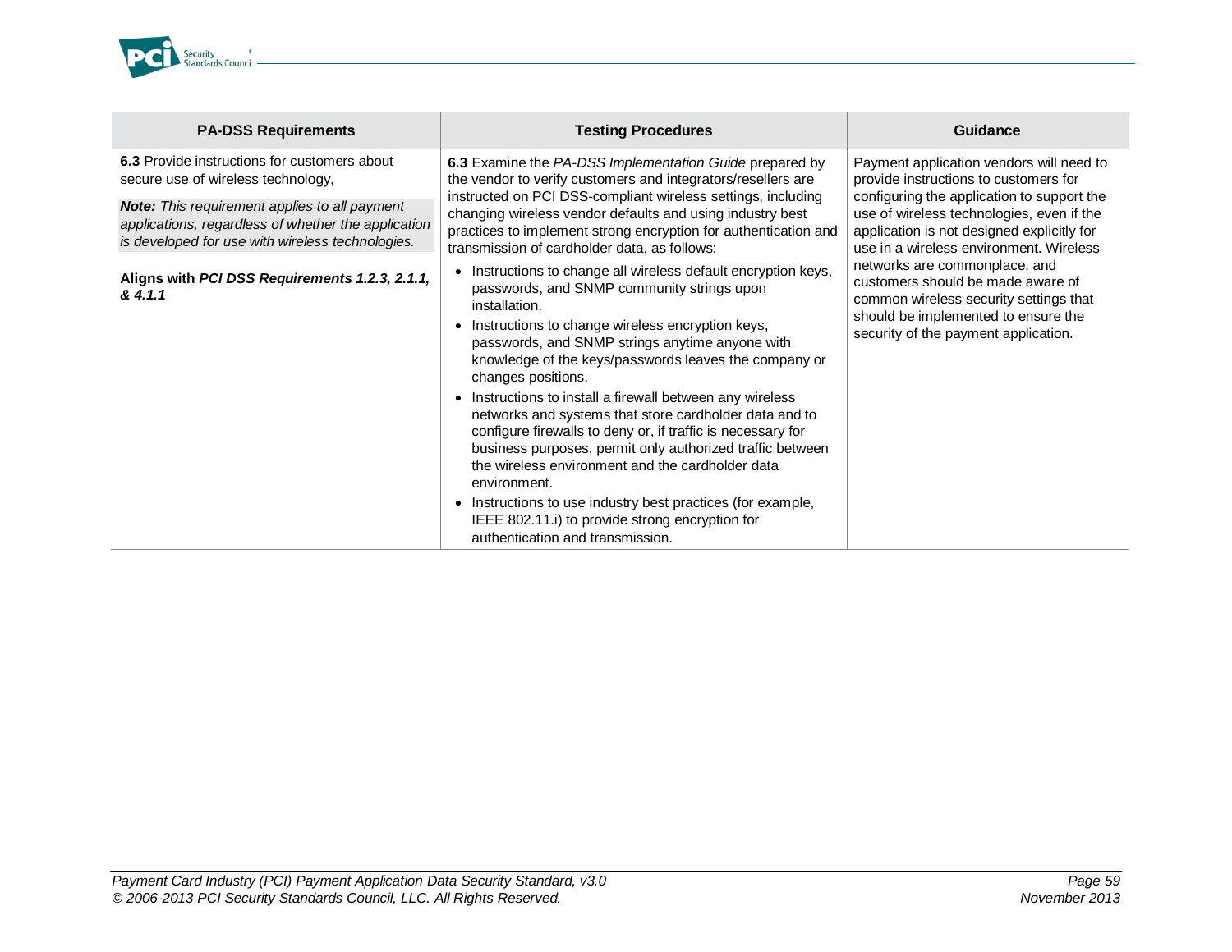| PA-DSS Requirements | Testing Procedures | Guidance |
| --- | --- | --- |
| **6.3** Provide instructions for customers about secure use of wireless technology,<br><br>***Note:*** *This requirement applies to all payment applications, regardless of whether the application is developed for use with wireless technologies.*<br><br>**Aligns with *PCI DSS Requirements 1.2.3, 2.1.1, & 4.1.1*** | **6.3** Examine the *PA-DSS Implementation Guide* prepared by the vendor to verify customers and integrators/resellers are instructed on PCI DSS-compliant wireless settings, including changing wireless vendor defaults and using industry best practices to implement strong encryption for authentication and transmission of cardholder data, as follows:<br><br>• Instructions to change all wireless default encryption keys, passwords, and SNMP community strings upon installation.<br>• Instructions to change wireless encryption keys, passwords, and SNMP strings anytime anyone with knowledge of the keys/passwords leaves the company or changes positions.<br>• Instructions to install a firewall between any wireless networks and systems that store cardholder data and to configure firewalls to deny or, if traffic is necessary for business purposes, permit only authorized traffic between the wireless environment and the cardholder data environment.<br>• Instructions to use industry best practices (for example, IEEE 802.11.i) to provide strong encryption for authentication and transmission. | Payment application vendors will need to provide instructions to customers for configuring the application to support the use of wireless technologies, even if the application is not designed explicitly for use in a wireless environment. Wireless networks are commonplace, and customers should be made aware of common wireless security settings that should be implemented to ensure the security of the payment application. |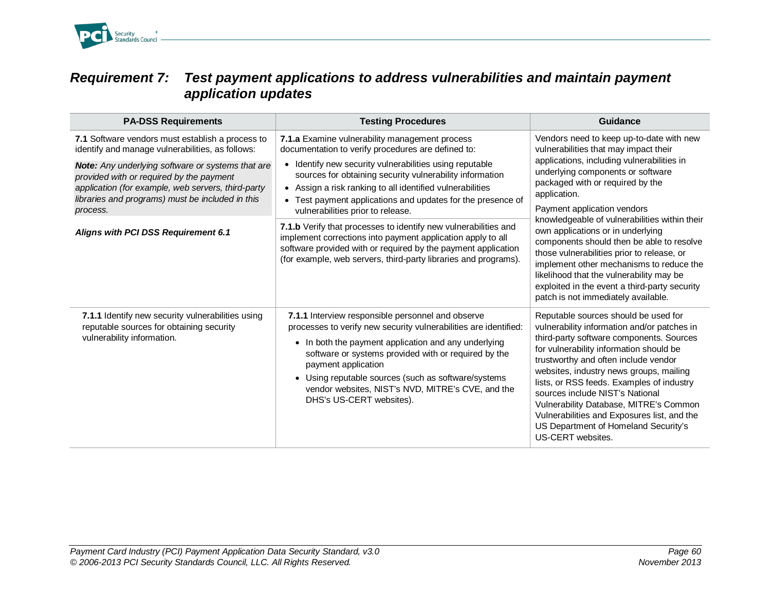## *Requirement 7: Test payment applications to address vulnerabilities and maintain payment application updates*

| PA-DSS Requirements | Testing Procedures | Guidance |
|---|---|---|
| **7.1** Software vendors must establish a process to identify and manage vulnerabilities, as follows:<br><br>***Note:*** *Any underlying software or systems that are provided with or required by the payment application (for example, web servers, third-party libraries and programs) must be included in this process.*<br><br>***Aligns with PCI DSS Requirement 6.1*** | **7.1.a** Examine vulnerability management process documentation to verify procedures are defined to:<br>• Identify new security vulnerabilities using reputable sources for obtaining security vulnerability information<br>• Assign a risk ranking to all identified vulnerabilities<br>• Test payment applications and updates for the presence of vulnerabilities prior to release.<br><br>**7.1.b** Verify that processes to identify new vulnerabilities and implement corrections into payment application apply to all software provided with or required by the payment application (for example, web servers, third-party libraries and programs). | Vendors need to keep up-to-date with new vulnerabilities that may impact their applications, including vulnerabilities in underlying components or software packaged with or required by the application.<br><br>Payment application vendors knowledgeable of vulnerabilities within their own applications or in underlying components should then be able to resolve those vulnerabilities prior to release, or implement other mechanisms to reduce the likelihood that the vulnerability may be exploited in the event a third-party security patch is not immediately available. |
| **7.1.1** Identify new security vulnerabilities using reputable sources for obtaining security vulnerability information. | **7.1.1** Interview responsible personnel and observe processes to verify new security vulnerabilities are identified:<br>• In both the payment application and any underlying software or systems provided with or required by the payment application<br>• Using reputable sources (such as software/systems vendor websites, NIST's NVD, MITRE's CVE, and the DHS's US-CERT websites). | Reputable sources should be used for vulnerability information and/or patches in third-party software components. Sources for vulnerability information should be trustworthy and often include vendor websites, industry news groups, mailing lists, or RSS feeds. Examples of industry sources include NIST's National Vulnerability Database, MITRE's Common Vulnerabilities and Exposures list, and the US Department of Homeland Security's US-CERT websites. |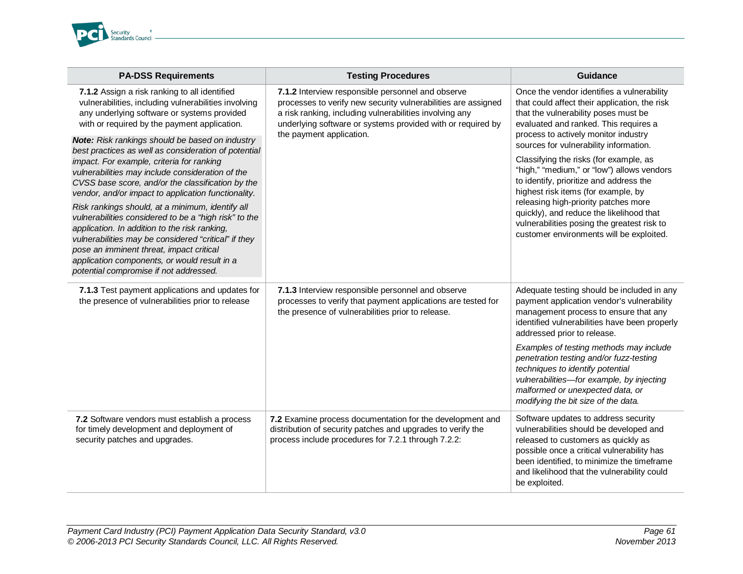| PA-DSS Requirements | Testing Procedures | Guidance |
|---|---|---|
| **7.1.2** Assign a risk ranking to all identified vulnerabilities, including vulnerabilities involving any underlying software or systems provided with or required by the payment application.<br><br>***Note:*** *Risk rankings should be based on industry best practices as well as consideration of potential impact. For example, criteria for ranking vulnerabilities may include consideration of the CVSS base score, and/or the classification by the vendor, and/or impact to application functionality.*<br><br>*Risk rankings should, at a minimum, identify all vulnerabilities considered to be a "high risk" to the application. In addition to the risk ranking, vulnerabilities may be considered "critical" if they pose an imminent threat, impact critical application components, or would result in a potential compromise if not addressed.* | **7.1.2** Interview responsible personnel and observe processes to verify new security vulnerabilities are assigned a risk ranking, including vulnerabilities involving any underlying software or systems provided with or required by the payment application. | Once the vendor identifies a vulnerability that could affect their application, the risk that the vulnerability poses must be evaluated and ranked. This requires a process to actively monitor industry sources for vulnerability information.<br><br>Classifying the risks (for example, as "high," "medium," or "low") allows vendors to identify, prioritize and address the highest risk items (for example, by releasing high-priority patches more quickly), and reduce the likelihood that vulnerabilities posing the greatest risk to customer environments will be exploited. |
| **7.1.3** Test payment applications and updates for the presence of vulnerabilities prior to release | **7.1.3** Interview responsible personnel and observe processes to verify that payment applications are tested for the presence of vulnerabilities prior to release. | Adequate testing should be included in any payment application vendor's vulnerability management process to ensure that any identified vulnerabilities have been properly addressed prior to release.<br><br>*Examples of testing methods may include penetration testing and/or fuzz-testing techniques to identify potential vulnerabilities—for example, by injecting malformed or unexpected data, or modifying the bit size of the data.* |
| **7.2** Software vendors must establish a process for timely development and deployment of security patches and upgrades. | **7.2** Examine process documentation for the development and distribution of security patches and upgrades to verify the process include procedures for 7.2.1 through 7.2.2: | Software updates to address security vulnerabilities should be developed and released to customers as quickly as possible once a critical vulnerability has been identified, to minimize the timeframe and likelihood that the vulnerability could be exploited. |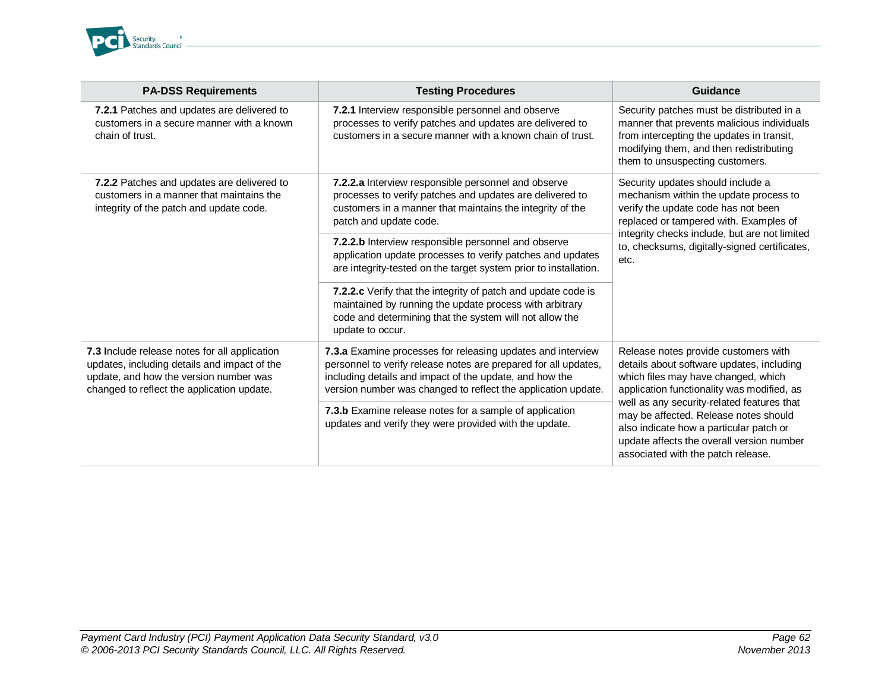| PA-DSS Requirements | Testing Procedures | Guidance |
|---|---|---|
| **7.2.1** Patches and updates are delivered to customers in a secure manner with a known chain of trust. | **7.2.1** Interview responsible personnel and observe processes to verify patches and updates are delivered to customers in a secure manner with a known chain of trust. | Security patches must be distributed in a manner that prevents malicious individuals from intercepting the updates in transit, modifying them, and then redistributing them to unsuspecting customers. |
| **7.2.2** Patches and updates are delivered to customers in a manner that maintains the integrity of the patch and update code. | **7.2.2.a** Interview responsible personnel and observe processes to verify patches and updates are delivered to customers in a manner that maintains the integrity of the patch and update code. | Security updates should include a mechanism within the update process to verify the update code has not been replaced or tampered with. Examples of integrity checks include, but are not limited to, checksums, digitally-signed certificates, etc. |
| | **7.2.2.b** Interview responsible personnel and observe application update processes to verify patches and updates are integrity-tested on the target system prior to installation. | |
| | **7.2.2.c** Verify that the integrity of patch and update code is maintained by running the update process with arbitrary code and determining that the system will not allow the update to occur. | |
| **7.3 I**nclude release notes for all application updates, including details and impact of the update, and how the version number was changed to reflect the application update. | **7.3.a** Examine processes for releasing updates and interview personnel to verify release notes are prepared for all updates, including details and impact of the update, and how the version number was changed to reflect the application update. | Release notes provide customers with details about software updates, including which files may have changed, which application functionality was modified, as well as any security-related features that may be affected. Release notes should also indicate how a particular patch or update affects the overall version number associated with the patch release. |
| | **7.3.b** Examine release notes for a sample of application updates and verify they were provided with the update. | |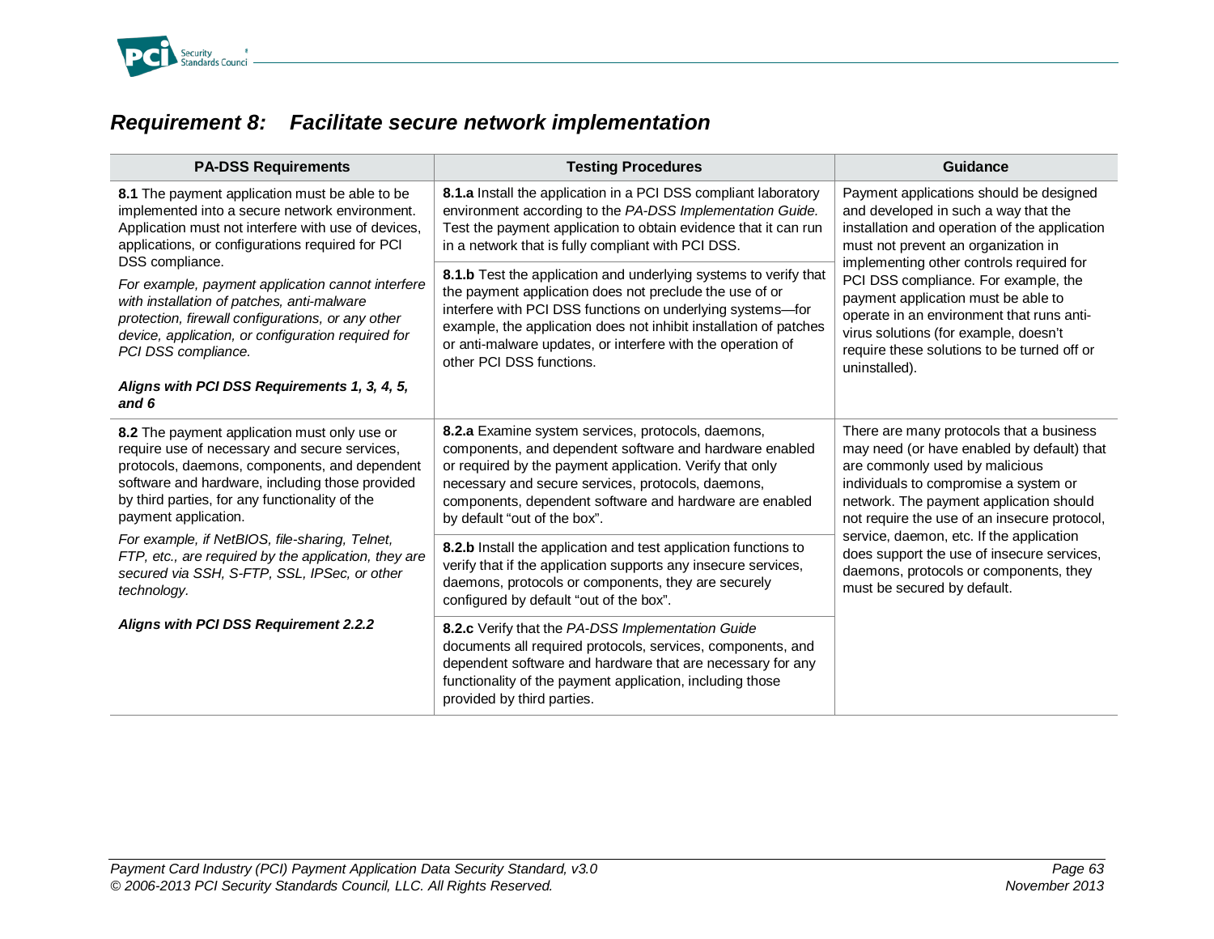## *Requirement 8: Facilitate secure network implementation*

| PA-DSS Requirements | Testing Procedures | Guidance |
|---|---|---|
| **8.1** The payment application must be able to be implemented into a secure network environment. Application must not interfere with use of devices, applications, or configurations required for PCI DSS compliance.<br><br>*For example, payment application cannot interfere with installation of patches, anti-malware protection, firewall configurations, or any other device, application, or configuration required for PCI DSS compliance.*<br><br>***Aligns with PCI DSS Requirements 1, 3, 4, 5, and 6*** | **8.1.a** Install the application in a PCI DSS compliant laboratory environment according to the *PA-DSS Implementation Guide.* Test the payment application to obtain evidence that it can run in a network that is fully compliant with PCI DSS. | Payment applications should be designed and developed in such a way that the installation and operation of the application must not prevent an organization in implementing other controls required for PCI DSS compliance. For example, the payment application must be able to operate in an environment that runs anti-virus solutions (for example, doesn't require these solutions to be turned off or uninstalled). |
| | **8.1.b** Test the application and underlying systems to verify that the payment application does not preclude the use of or interfere with PCI DSS functions on underlying systems—for example, the application does not inhibit installation of patches or anti-malware updates, or interfere with the operation of other PCI DSS functions. | |
| **8.2** The payment application must only use or require use of necessary and secure services, protocols, daemons, components, and dependent software and hardware, including those provided by third parties, for any functionality of the payment application.<br><br>*For example, if NetBIOS, file-sharing, Telnet, FTP, etc., are required by the application, they are secured via SSH, S-FTP, SSL, IPSec, or other technology.*<br><br>***Aligns with PCI DSS Requirement 2.2.2*** | **8.2.a** Examine system services, protocols, daemons, components, and dependent software and hardware enabled or required by the payment application. Verify that only necessary and secure services, protocols, daemons, components, dependent software and hardware are enabled by default "out of the box". | There are many protocols that a business may need (or have enabled by default) that are commonly used by malicious individuals to compromise a system or network. The payment application should not require the use of an insecure protocol, service, daemon, etc. If the application does support the use of insecure services, daemons, protocols or components, they must be secured by default. |
| | **8.2.b** Install the application and test application functions to verify that if the application supports any insecure services, daemons, protocols or components, they are securely configured by default "out of the box". | |
| | **8.2.c** Verify that the *PA-DSS Implementation Guide* documents all required protocols, services, components, and dependent software and hardware that are necessary for any functionality of the payment application, including those provided by third parties. | |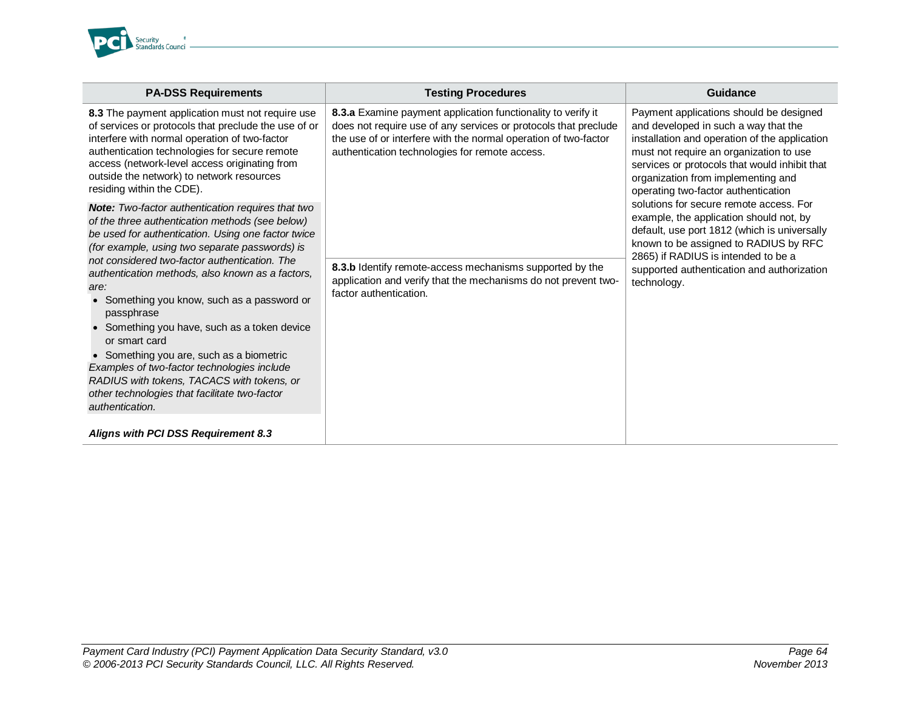| PA-DSS Requirements | Testing Procedures | Guidance |
|---|---|---|
| **8.3** The payment application must not require use of services or protocols that preclude the use of or interfere with normal operation of two-factor authentication technologies for secure remote access (network-level access originating from outside the network) to network resources residing within the CDE).<br><br>***Note:*** *Two-factor authentication requires that two of the three authentication methods (see below) be used for authentication. Using one factor twice (for example, using two separate passwords) is not considered two-factor authentication. The authentication methods, also known as a factors, are:*<br>• Something you know, such as a password or passphrase<br>• Something you have, such as a token device or smart card<br>• Something you are, such as a biometric<br>*Examples of two-factor technologies include RADIUS with tokens, TACACS with tokens, or other technologies that facilitate two-factor authentication.*<br><br>***Aligns with PCI DSS Requirement 8.3*** | **8.3.a** Examine payment application functionality to verify it does not require use of any services or protocols that preclude the use of or interfere with the normal operation of two-factor authentication technologies for remote access.<br><br>**8.3.b** Identify remote-access mechanisms supported by the application and verify that the mechanisms do not prevent two-factor authentication. | Payment applications should be designed and developed in such a way that the installation and operation of the application must not require an organization to use services or protocols that would inhibit that organization from implementing and operating two-factor authentication solutions for secure remote access. For example, the application should not, by default, use port 1812 (which is universally known to be assigned to RADIUS by RFC 2865) if RADIUS is intended to be a supported authentication and authorization technology. |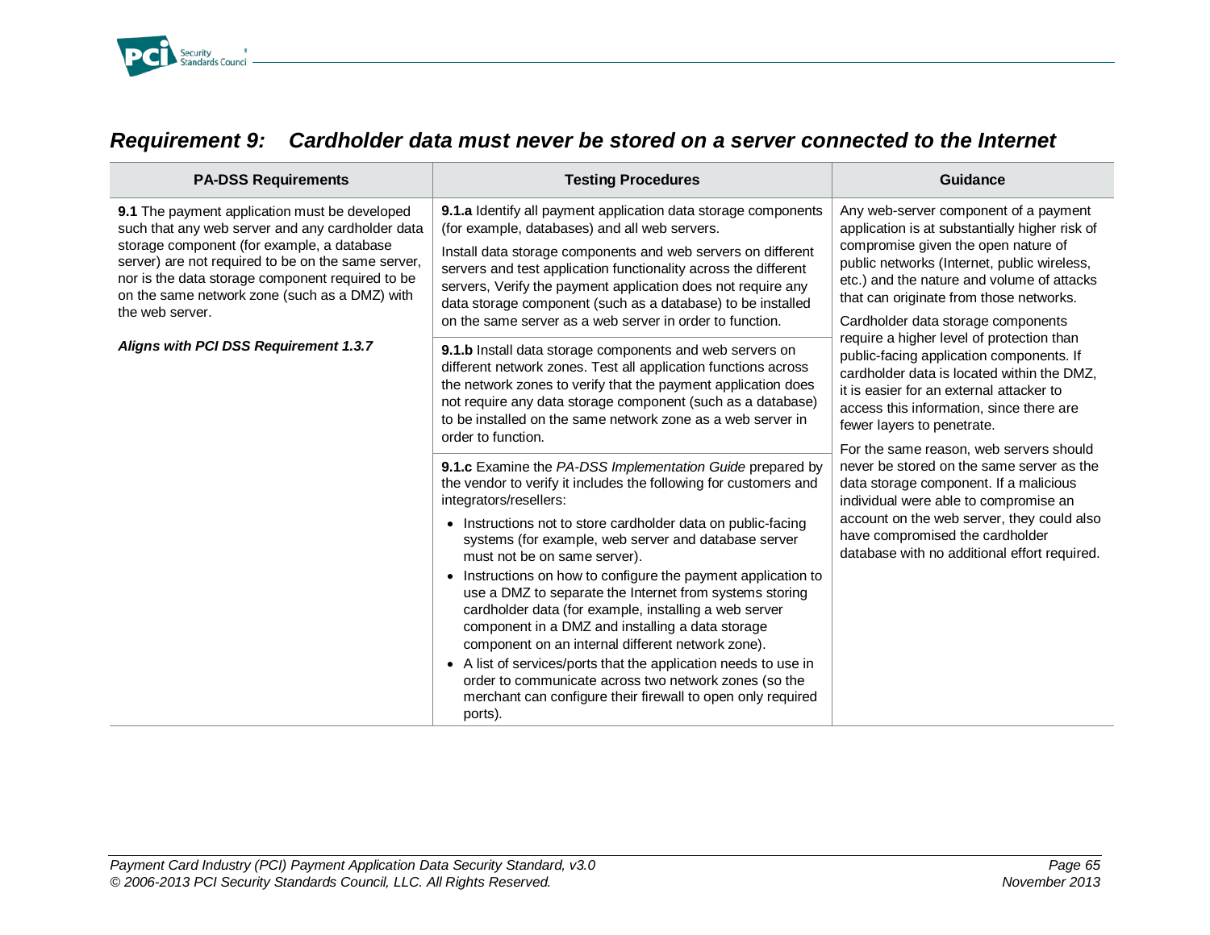## Requirement 9: Cardholder data must never be stored on a server connected to the Internet

| PA-DSS Requirements | Testing Procedures | Guidance |
|---|---|---|
| **9.1** The payment application must be developed such that any web server and any cardholder data storage component (for example, a database server) are not required to be on the same server, nor is the data storage component required to be on the same network zone (such as a DMZ) with the web server.<br><br>***Aligns with PCI DSS Requirement 1.3.7*** | **9.1.a** Identify all payment application data storage components (for example, databases) and all web servers.<br><br>Install data storage components and web servers on different servers and test application functionality across the different servers, Verify the payment application does not require any data storage component (such as a database) to be installed on the same server as a web server in order to function. | Any web-server component of a payment application is at substantially higher risk of compromise given the open nature of public networks (Internet, public wireless, etc.) and the nature and volume of attacks that can originate from those networks.<br><br>Cardholder data storage components require a higher level of protection than public-facing application components. If cardholder data is located within the DMZ, it is easier for an external attacker to access this information, since there are fewer layers to penetrate.<br><br>For the same reason, web servers should never be stored on the same server as the data storage component. If a malicious individual were able to compromise an account on the web server, they could also have compromised the cardholder database with no additional effort required. |
| | **9.1.b** Install data storage components and web servers on different network zones. Test all application functions across the network zones to verify that the payment application does not require any data storage component (such as a database) to be installed on the same network zone as a web server in order to function. | |
| | **9.1.c** Examine the *PA-DSS Implementation Guide* prepared by the vendor to verify it includes the following for customers and integrators/resellers:<br><br>• Instructions not to store cardholder data on public-facing systems (for example, web server and database server must not be on same server).<br>• Instructions on how to configure the payment application to use a DMZ to separate the Internet from systems storing cardholder data (for example, installing a web server component in a DMZ and installing a data storage component on an internal different network zone).<br>• A list of services/ports that the application needs to use in order to communicate across two network zones (so the merchant can configure their firewall to open only required ports). | |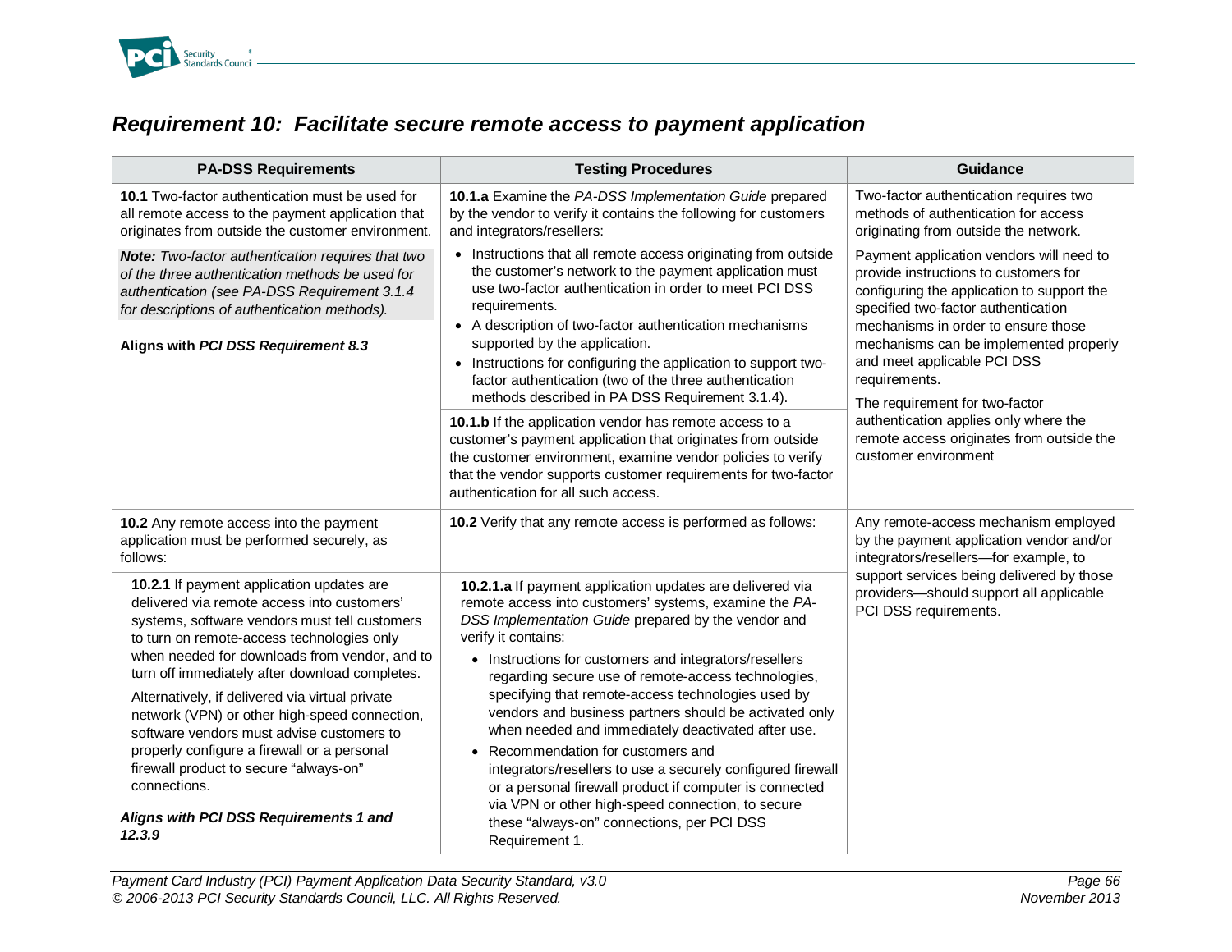## *Requirement 10: Facilitate secure remote access to payment application*

| PA-DSS Requirements | Testing Procedures | Guidance |
|---|---|---|
| **10.1** Two-factor authentication must be used for all remote access to the payment application that originates from outside the customer environment.<br><br>***Note:*** *Two-factor authentication requires that two of the three authentication methods be used for authentication (see PA-DSS Requirement 3.1.4 for descriptions of authentication methods).*<br><br>**Aligns with *PCI DSS Requirement 8.3*** | **10.1.a** Examine the *PA-DSS Implementation Guide* prepared by the vendor to verify it contains the following for customers and integrators/resellers:<br>• Instructions that all remote access originating from outside the customer's network to the payment application must use two-factor authentication in order to meet PCI DSS requirements.<br>• A description of two-factor authentication mechanisms supported by the application.<br>• Instructions for configuring the application to support two-factor authentication (two of the three authentication methods described in PA DSS Requirement 3.1.4). | Two-factor authentication requires two methods of authentication for access originating from outside the network.<br><br>Payment application vendors will need to provide instructions to customers for configuring the application to support the specified two-factor authentication mechanisms in order to ensure those mechanisms can be implemented properly and meet applicable PCI DSS requirements.<br><br>The requirement for two-factor authentication applies only where the remote access originates from outside the customer environment |
| | **10.1.b** If the application vendor has remote access to a customer's payment application that originates from outside the customer environment, examine vendor policies to verify that the vendor supports customer requirements for two-factor authentication for all such access. | |
| **10.2** Any remote access into the payment application must be performed securely, as follows: | **10.2** Verify that any remote access is performed as follows: | Any remote-access mechanism employed by the payment application vendor and/or integrators/resellers—for example, to support services being delivered by those providers—should support all applicable PCI DSS requirements. |
| **10.2.1** If payment application updates are delivered via remote access into customers' systems, software vendors must tell customers to turn on remote-access technologies only when needed for downloads from vendor, and to turn off immediately after download completes.<br><br>Alternatively, if delivered via virtual private network (VPN) or other high-speed connection, software vendors must advise customers to properly configure a firewall or a personal firewall product to secure "always-on" connections.<br><br>***Aligns with PCI DSS Requirements 1 and 12.3.9*** | **10.2.1.a** If payment application updates are delivered via remote access into customers' systems, examine the *PA-DSS Implementation Guide* prepared by the vendor and verify it contains:<br>• Instructions for customers and integrators/resellers regarding secure use of remote-access technologies, specifying that remote-access technologies used by vendors and business partners should be activated only when needed and immediately deactivated after use.<br>• Recommendation for customers and integrators/resellers to use a securely configured firewall or a personal firewall product if computer is connected via VPN or other high-speed connection, to secure these "always-on" connections, per PCI DSS Requirement 1. | |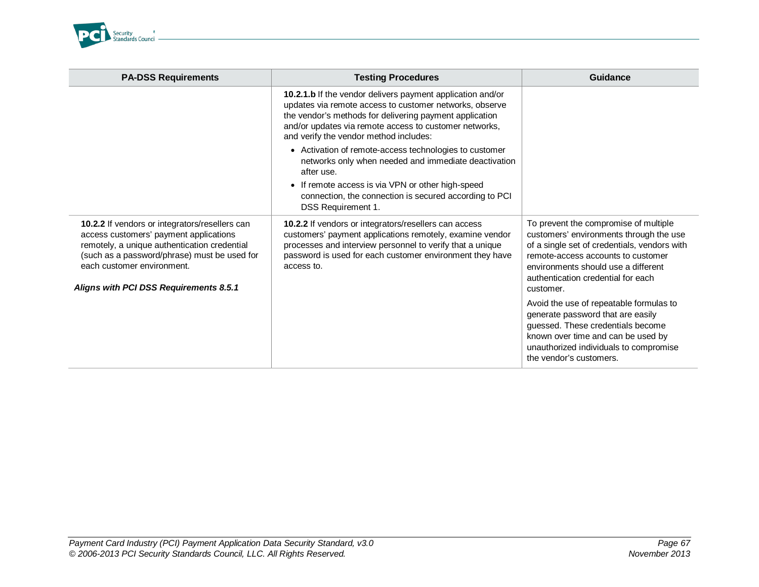| PA-DSS Requirements | Testing Procedures | Guidance |
| --- | --- | --- |
| | **10.2.1.b** If the vendor delivers payment application and/or updates via remote access to customer networks, observe the vendor's methods for delivering payment application and/or updates via remote access to customer networks, and verify the vendor method includes:<br>• Activation of remote-access technologies to customer networks only when needed and immediate deactivation after use.<br>• If remote access is via VPN or other high-speed connection, the connection is secured according to PCI DSS Requirement 1. | |
| **10.2.2** If vendors or integrators/resellers can access customers' payment applications remotely, a unique authentication credential (such as a password/phrase) must be used for each customer environment.<br><br>***Aligns with PCI DSS Requirements 8.5.1*** | **10.2.2** If vendors or integrators/resellers can access customers' payment applications remotely, examine vendor processes and interview personnel to verify that a unique password is used for each customer environment they have access to. | To prevent the compromise of multiple customers' environments through the use of a single set of credentials, vendors with remote-access accounts to customer environments should use a different authentication credential for each customer.<br><br>Avoid the use of repeatable formulas to generate password that are easily guessed. These credentials become known over time and can be used by unauthorized individuals to compromise the vendor's customers. |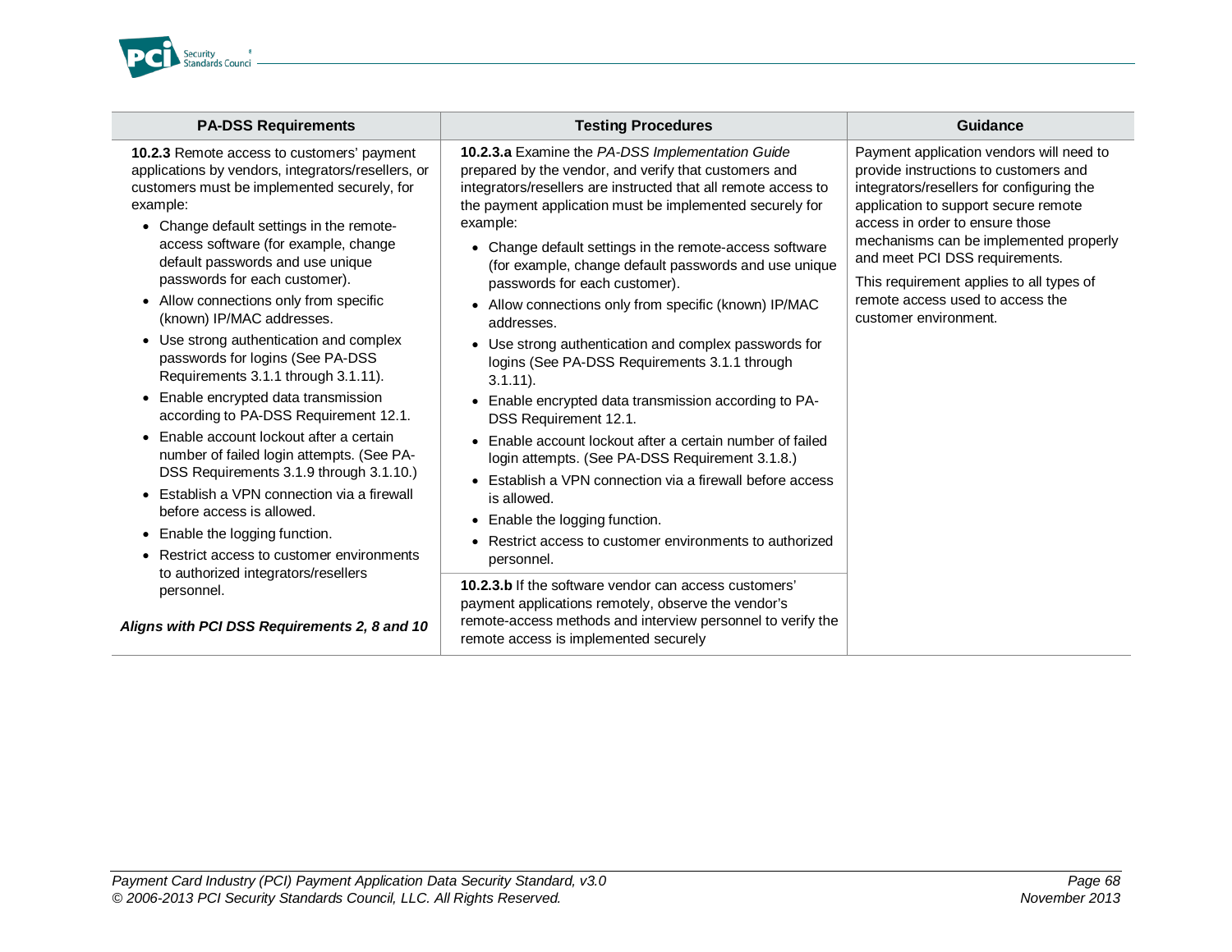| PA-DSS Requirements | Testing Procedures | Guidance |
|---|---|---|
| **10.2.3** Remote access to customers' payment applications by vendors, integrators/resellers, or customers must be implemented securely, for example:<br>• Change default settings in the remote-access software (for example, change default passwords and use unique passwords for each customer).<br>• Allow connections only from specific (known) IP/MAC addresses.<br>• Use strong authentication and complex passwords for logins (See PA-DSS Requirements 3.1.1 through 3.1.11).<br>• Enable encrypted data transmission according to PA-DSS Requirement 12.1.<br>• Enable account lockout after a certain number of failed login attempts. (See PA-DSS Requirements 3.1.9 through 3.1.10.)<br>• Establish a VPN connection via a firewall before access is allowed.<br>• Enable the logging function.<br>• Restrict access to customer environments to authorized integrators/resellers personnel.<br><br>***Aligns with PCI DSS Requirements 2, 8 and 10*** | **10.2.3.a** Examine the *PA-DSS Implementation Guide* prepared by the vendor, and verify that customers and integrators/resellers are instructed that all remote access to the payment application must be implemented securely for example:<br>• Change default settings in the remote-access software (for example, change default passwords and use unique passwords for each customer).<br>• Allow connections only from specific (known) IP/MAC addresses.<br>• Use strong authentication and complex passwords for logins (See PA-DSS Requirements 3.1.1 through 3.1.11).<br>• Enable encrypted data transmission according to PA-DSS Requirement 12.1.<br>• Enable account lockout after a certain number of failed login attempts. (See PA-DSS Requirement 3.1.8.)<br>• Establish a VPN connection via a firewall before access is allowed.<br>• Enable the logging function.<br>• Restrict access to customer environments to authorized personnel. | Payment application vendors will need to provide instructions to customers and integrators/resellers for configuring the application to support secure remote access in order to ensure those mechanisms can be implemented properly and meet PCI DSS requirements.<br><br>This requirement applies to all types of remote access used to access the customer environment. |
| | **10.2.3.b** If the software vendor can access customers' payment applications remotely, observe the vendor's remote-access methods and interview personnel to verify the remote access is implemented securely | |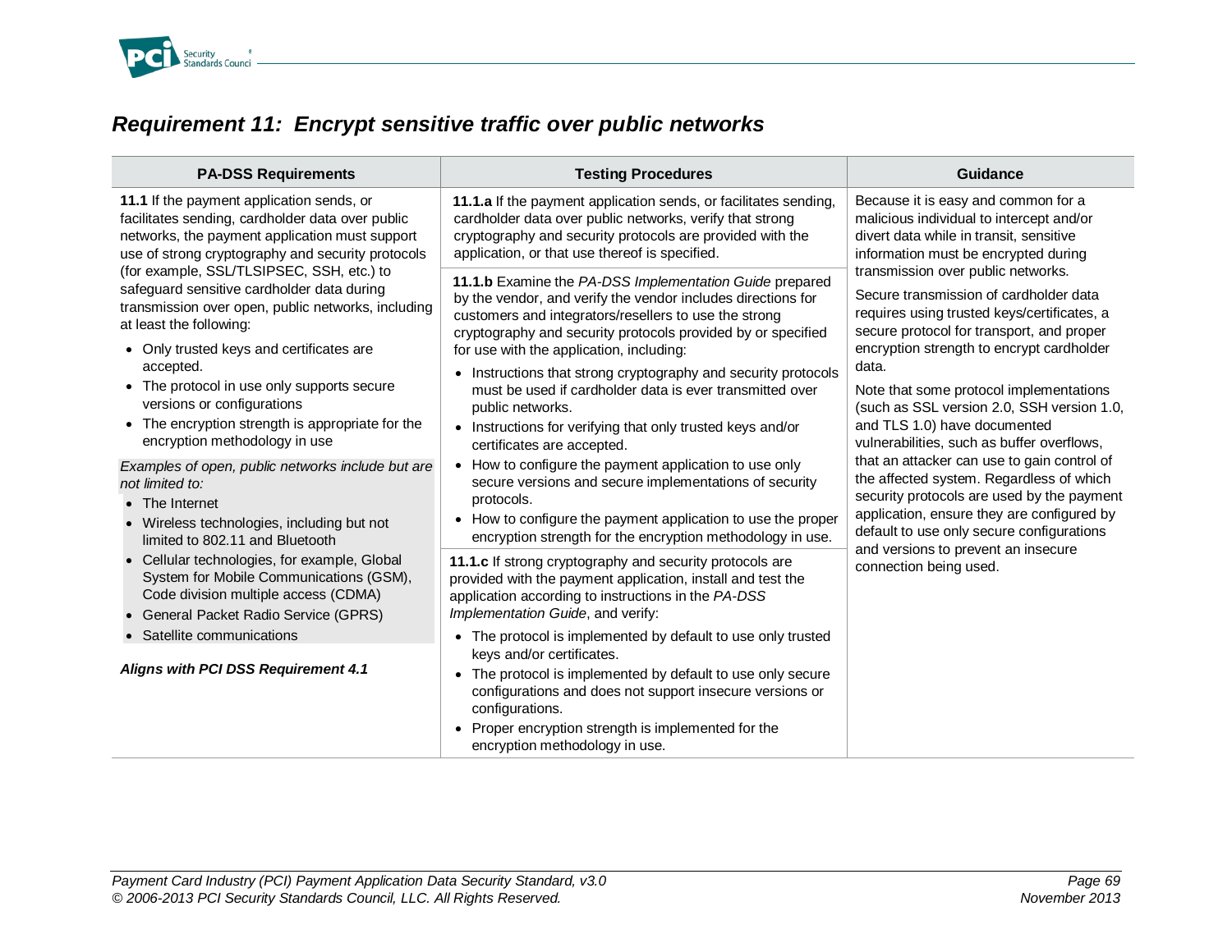## *Requirement 11: Encrypt sensitive traffic over public networks*

| PA-DSS Requirements | Testing Procedures | Guidance |
|---|---|---|
| **11.1** If the payment application sends, or facilitates sending, cardholder data over public networks, the payment application must support use of strong cryptography and security protocols (for example, SSL/TLSIPSEC, SSH, etc.) to safeguard sensitive cardholder data during transmission over open, public networks, including at least the following:<br>• Only trusted keys and certificates are accepted.<br>• The protocol in use only supports secure versions or configurations<br>• The encryption strength is appropriate for the encryption methodology in use<br><br>*Examples of open, public networks include but are not limited to:*<br>• The Internet<br>• Wireless technologies, including but not limited to 802.11 and Bluetooth<br>• Cellular technologies, for example, Global System for Mobile Communications (GSM), Code division multiple access (CDMA)<br>• General Packet Radio Service (GPRS)<br>• Satellite communications<br><br>***Aligns with PCI DSS Requirement 4.1*** | **11.1.a** If the payment application sends, or facilitates sending, cardholder data over public networks, verify that strong cryptography and security protocols are provided with the application, or that use thereof is specified.<br><br>**11.1.b** Examine the *PA-DSS Implementation Guide* prepared by the vendor, and verify the vendor includes directions for customers and integrators/resellers to use the strong cryptography and security protocols provided by or specified for use with the application, including:<br>• Instructions that strong cryptography and security protocols must be used if cardholder data is ever transmitted over public networks.<br>• Instructions for verifying that only trusted keys and/or certificates are accepted.<br>• How to configure the payment application to use only secure versions and secure implementations of security protocols.<br>• How to configure the payment application to use the proper encryption strength for the encryption methodology in use.<br><br>**11.1.c** If strong cryptography and security protocols are provided with the payment application, install and test the application according to instructions in the *PA-DSS Implementation Guide*, and verify:<br>• The protocol is implemented by default to use only trusted keys and/or certificates.<br>• The protocol is implemented by default to use only secure configurations and does not support insecure versions or configurations.<br>• Proper encryption strength is implemented for the encryption methodology in use. | Because it is easy and common for a malicious individual to intercept and/or divert data while in transit, sensitive information must be encrypted during transmission over public networks.<br><br>Secure transmission of cardholder data requires using trusted keys/certificates, a secure protocol for transport, and proper encryption strength to encrypt cardholder data.<br><br>Note that some protocol implementations (such as SSL version 2.0, SSH version 1.0, and TLS 1.0) have documented vulnerabilities, such as buffer overflows, that an attacker can use to gain control of the affected system. Regardless of which security protocols are used by the payment application, ensure they are configured by default to use only secure configurations and versions to prevent an insecure connection being used. |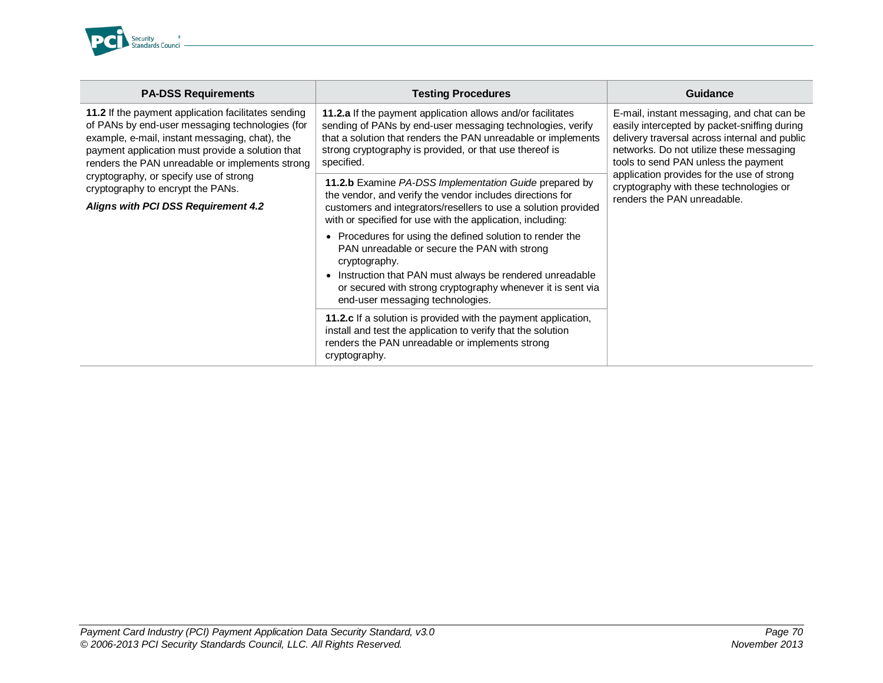| PA-DSS Requirements | Testing Procedures | Guidance |
|---|---|---|
| **11.2** If the payment application facilitates sending of PANs by end-user messaging technologies (for example, e-mail, instant messaging, chat), the payment application must provide a solution that renders the PAN unreadable or implements strong cryptography, or specify use of strong cryptography to encrypt the PANs.<br><br>***Aligns with PCI DSS Requirement 4.2*** | **11.2.a** If the payment application allows and/or facilitates sending of PANs by end-user messaging technologies, verify that a solution that renders the PAN unreadable or implements strong cryptography is provided, or that use thereof is specified. | E-mail, instant messaging, and chat can be easily intercepted by packet-sniffing during delivery traversal across internal and public networks. Do not utilize these messaging tools to send PAN unless the payment application provides for the use of strong cryptography with these technologies or renders the PAN unreadable. |
| | **11.2.b** Examine *PA-DSS Implementation Guide* prepared by the vendor, and verify the vendor includes directions for customers and integrators/resellers to use a solution provided with or specified for use with the application, including:<br>• Procedures for using the defined solution to render the PAN unreadable or secure the PAN with strong cryptography.<br>• Instruction that PAN must always be rendered unreadable or secured with strong cryptography whenever it is sent via end-user messaging technologies. | |
| | **11.2.c** If a solution is provided with the payment application, install and test the application to verify that the solution renders the PAN unreadable or implements strong cryptography. | |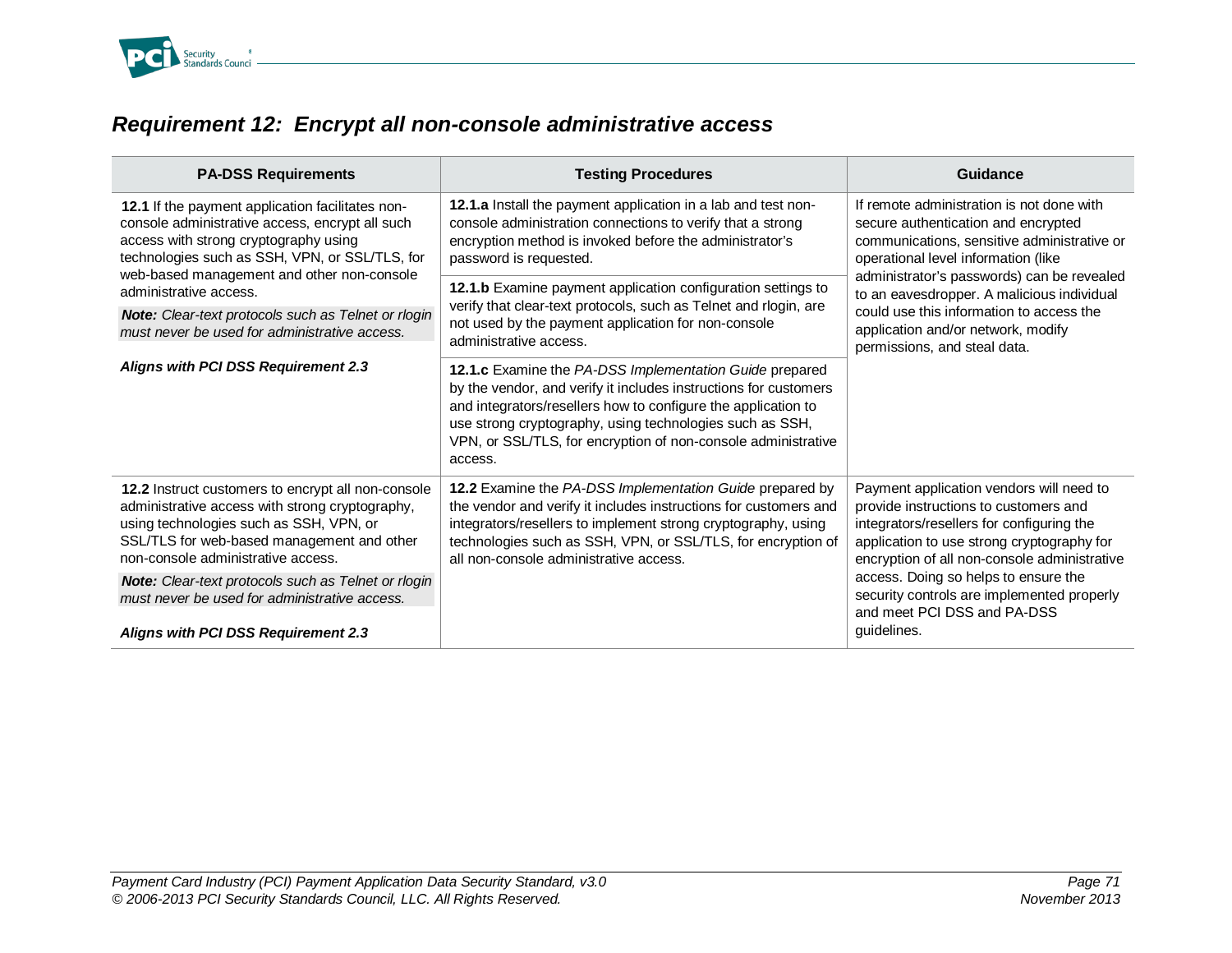## *Requirement 12: Encrypt all non-console administrative access*

| PA-DSS Requirements | Testing Procedures | Guidance |
| --- | --- | --- |
| **12.1** If the payment application facilitates non-console administrative access, encrypt all such access with strong cryptography using technologies such as SSH, VPN, or SSL/TLS, for web-based management and other non-console administrative access.<br><br>***Note:*** *Clear-text protocols such as Telnet or rlogin must never be used for administrative access.*<br><br>***Aligns with PCI DSS Requirement 2.3*** | **12.1.a** Install the payment application in a lab and test non-console administration connections to verify that a strong encryption method is invoked before the administrator's password is requested. | If remote administration is not done with secure authentication and encrypted communications, sensitive administrative or operational level information (like administrator's passwords) can be revealed to an eavesdropper. A malicious individual could use this information to access the application and/or network, modify permissions, and steal data. |
| | **12.1.b** Examine payment application configuration settings to verify that clear-text protocols, such as Telnet and rlogin, are not used by the payment application for non-console administrative access. | |
| | **12.1.c** Examine the *PA-DSS Implementation Guide* prepared by the vendor, and verify it includes instructions for customers and integrators/resellers how to configure the application to use strong cryptography, using technologies such as SSH, VPN, or SSL/TLS, for encryption of non-console administrative access. | |
| **12.2** Instruct customers to encrypt all non-console administrative access with strong cryptography, using technologies such as SSH, VPN, or SSL/TLS for web-based management and other non-console administrative access.<br><br>***Note:*** *Clear-text protocols such as Telnet or rlogin must never be used for administrative access.*<br><br>***Aligns with PCI DSS Requirement 2.3*** | **12.2** Examine the *PA-DSS Implementation Guide* prepared by the vendor and verify it includes instructions for customers and integrators/resellers to implement strong cryptography, using technologies such as SSH, VPN, or SSL/TLS, for encryption of all non-console administrative access. | Payment application vendors will need to provide instructions to customers and integrators/resellers for configuring the application to use strong cryptography for encryption of all non-console administrative access. Doing so helps to ensure the security controls are implemented properly and meet PCI DSS and PA-DSS guidelines. |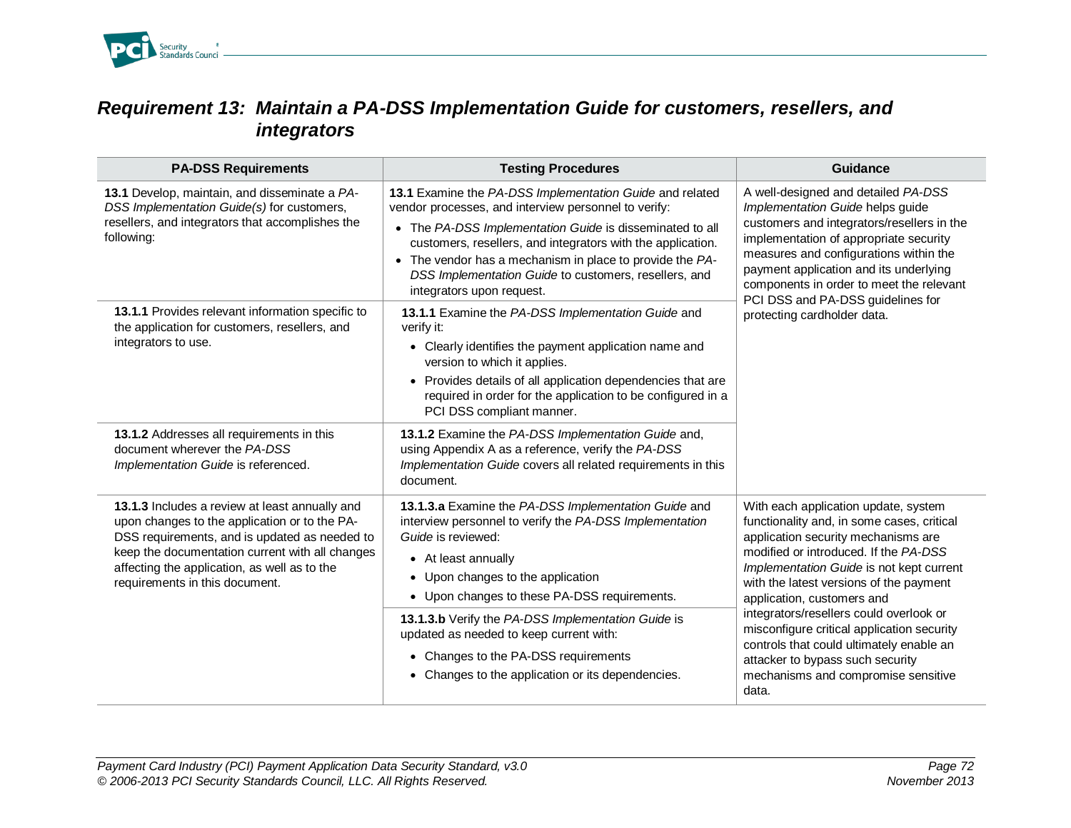## *Requirement 13: Maintain a PA-DSS Implementation Guide for customers, resellers, and integrators*

| PA-DSS Requirements | Testing Procedures | Guidance |
|---|---|---|
| **13.1** Develop, maintain, and disseminate a *PA-DSS Implementation Guide(s)* for customers, resellers, and integrators that accomplishes the following: | **13.1** Examine the *PA-DSS Implementation Guide* and related vendor processes, and interview personnel to verify:<br>• The *PA-DSS Implementation Guide* is disseminated to all customers, resellers, and integrators with the application.<br>• The vendor has a mechanism in place to provide the *PA-DSS Implementation Guide* to customers, resellers, and integrators upon request. | A well-designed and detailed *PA-DSS Implementation Guide* helps guide customers and integrators/resellers in the implementation of appropriate security measures and configurations within the payment application and its underlying components in order to meet the relevant PCI DSS and PA-DSS guidelines for protecting cardholder data. |
| **13.1.1** Provides relevant information specific to the application for customers, resellers, and integrators to use. | **13.1.1** Examine the *PA-DSS Implementation Guide* and verify it:<br>• Clearly identifies the payment application name and version to which it applies.<br>• Provides details of all application dependencies that are required in order for the application to be configured in a PCI DSS compliant manner. | |
| **13.1.2** Addresses all requirements in this document wherever the *PA-DSS Implementation Guide* is referenced. | **13.1.2** Examine the *PA-DSS Implementation Guide* and, using Appendix A as a reference, verify the *PA-DSS Implementation Guide* covers all related requirements in this document. | |
| **13.1.3** Includes a review at least annually and upon changes to the application or to the PA-DSS requirements, and is updated as needed to keep the documentation current with all changes affecting the application, as well as to the requirements in this document. | **13.1.3.a** Examine the *PA-DSS Implementation Guide* and interview personnel to verify the *PA-DSS Implementation Guide* is reviewed:<br>• At least annually<br>• Upon changes to the application<br>• Upon changes to these PA-DSS requirements. | With each application update, system functionality and, in some cases, critical application security mechanisms are modified or introduced. If the *PA-DSS Implementation Guide* is not kept current with the latest versions of the payment application, customers and integrators/resellers could overlook or misconfigure critical application security controls that could ultimately enable an attacker to bypass such security mechanisms and compromise sensitive data. |
| | **13.1.3.b** Verify the *PA-DSS Implementation Guide* is updated as needed to keep current with:<br>• Changes to the PA-DSS requirements<br>• Changes to the application or its dependencies. | |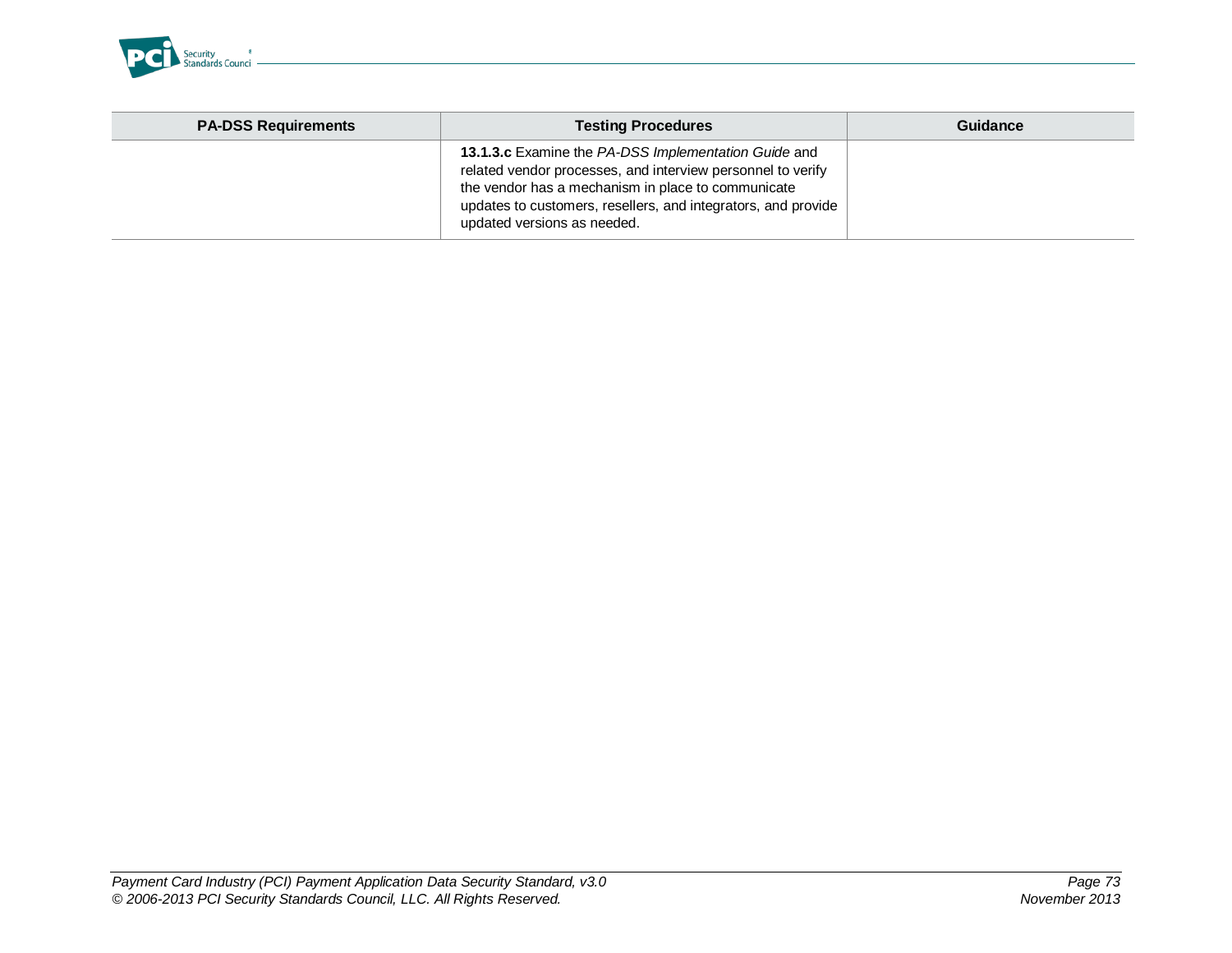| PA-DSS Requirements | Testing Procedures | Guidance |
| --- | --- | --- |
| | **13.1.3.c** Examine the *PA-DSS Implementation Guide* and related vendor processes, and interview personnel to verify the vendor has a mechanism in place to communicate updates to customers, resellers, and integrators, and provide updated versions as needed. | |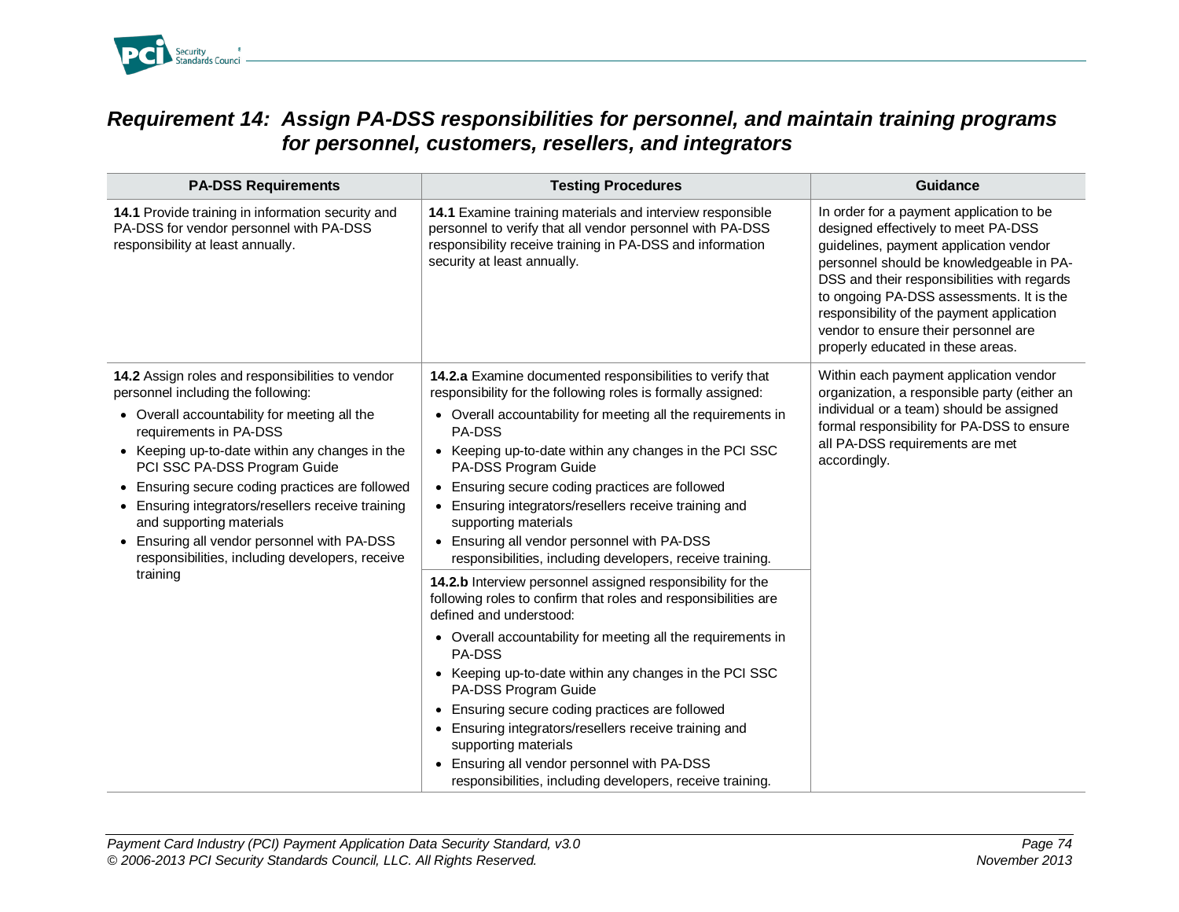## *Requirement 14: Assign PA-DSS responsibilities for personnel, and maintain training programs for personnel, customers, resellers, and integrators*

| PA-DSS Requirements | Testing Procedures | Guidance |
|---|---|---|
| **14.1** Provide training in information security and PA-DSS for vendor personnel with PA-DSS responsibility at least annually. | **14.1** Examine training materials and interview responsible personnel to verify that all vendor personnel with PA-DSS responsibility receive training in PA-DSS and information security at least annually. | In order for a payment application to be designed effectively to meet PA-DSS guidelines, payment application vendor personnel should be knowledgeable in PA-DSS and their responsibilities with regards to ongoing PA-DSS assessments. It is the responsibility of the payment application vendor to ensure their personnel are properly educated in these areas. |
| **14.2** Assign roles and responsibilities to vendor personnel including the following:<br>• Overall accountability for meeting all the requirements in PA-DSS<br>• Keeping up-to-date within any changes in the PCI SSC PA-DSS Program Guide<br>• Ensuring secure coding practices are followed<br>• Ensuring integrators/resellers receive training and supporting materials<br>• Ensuring all vendor personnel with PA-DSS responsibilities, including developers, receive training | **14.2.a** Examine documented responsibilities to verify that responsibility for the following roles is formally assigned:<br>• Overall accountability for meeting all the requirements in PA-DSS<br>• Keeping up-to-date within any changes in the PCI SSC PA-DSS Program Guide<br>• Ensuring secure coding practices are followed<br>• Ensuring integrators/resellers receive training and supporting materials<br>• Ensuring all vendor personnel with PA-DSS responsibilities, including developers, receive training.<br><br>**14.2.b** Interview personnel assigned responsibility for the following roles to confirm that roles and responsibilities are defined and understood:<br>• Overall accountability for meeting all the requirements in PA-DSS<br>• Keeping up-to-date within any changes in the PCI SSC PA-DSS Program Guide<br>• Ensuring secure coding practices are followed<br>• Ensuring integrators/resellers receive training and supporting materials<br>• Ensuring all vendor personnel with PA-DSS responsibilities, including developers, receive training. | Within each payment application vendor organization, a responsible party (either an individual or a team) should be assigned formal responsibility for PA-DSS to ensure all PA-DSS requirements are met accordingly. |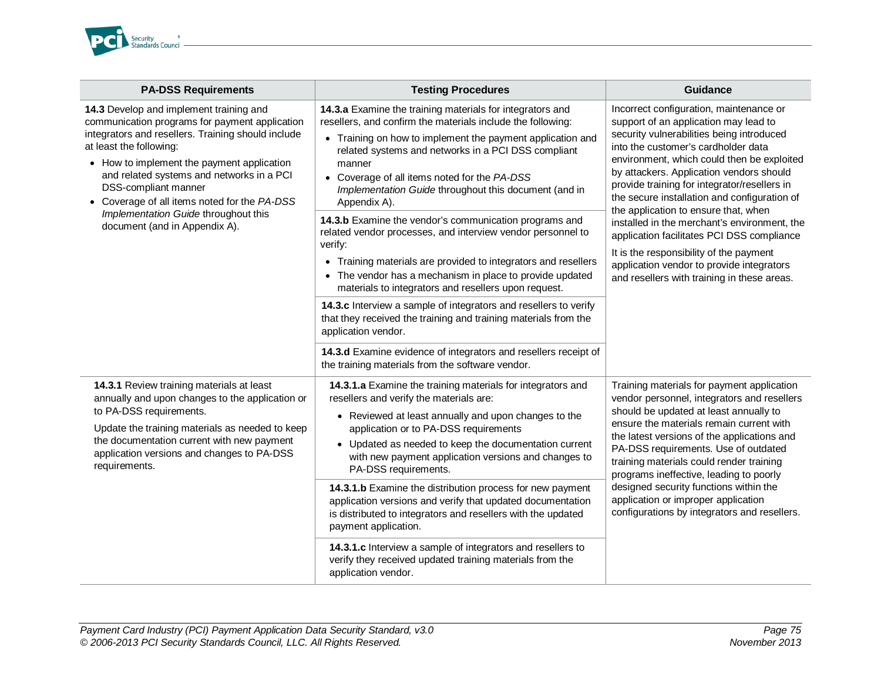| PA-DSS Requirements | Testing Procedures | Guidance |
|---|---|---|
| **14.3** Develop and implement training and communication programs for payment application integrators and resellers. Training should include at least the following:<br>• How to implement the payment application and related systems and networks in a PCI DSS-compliant manner<br>• Coverage of all items noted for the *PA-DSS Implementation Guide* throughout this document (and in Appendix A). | **14.3.a** Examine the training materials for integrators and resellers, and confirm the materials include the following:<br>• Training on how to implement the payment application and related systems and networks in a PCI DSS compliant manner<br>• Coverage of all items noted for the *PA-DSS Implementation Guide* throughout this document (and in Appendix A). | Incorrect configuration, maintenance or support of an application may lead to security vulnerabilities being introduced into the customer's cardholder data environment, which could then be exploited by attackers. Application vendors should provide training for integrator/resellers in the secure installation and configuration of the application to ensure that, when installed in the merchant's environment, the application facilitates PCI DSS compliance<br>It is the responsibility of the payment application vendor to provide integrators and resellers with training in these areas. |
| | **14.3.b** Examine the vendor's communication programs and related vendor processes, and interview vendor personnel to verify:<br>• Training materials are provided to integrators and resellers<br>• The vendor has a mechanism in place to provide updated materials to integrators and resellers upon request. | |
| | **14.3.c** Interview a sample of integrators and resellers to verify that they received the training and training materials from the application vendor. | |
| | **14.3.d** Examine evidence of integrators and resellers receipt of the training materials from the software vendor. | |
| **14.3.1** Review training materials at least annually and upon changes to the application or to PA-DSS requirements.<br>Update the training materials as needed to keep the documentation current with new payment application versions and changes to PA-DSS requirements. | **14.3.1.a** Examine the training materials for integrators and resellers and verify the materials are:<br>• Reviewed at least annually and upon changes to the application or to PA-DSS requirements<br>• Updated as needed to keep the documentation current with new payment application versions and changes to PA-DSS requirements. | Training materials for payment application vendor personnel, integrators and resellers should be updated at least annually to ensure the materials remain current with the latest versions of the applications and PA-DSS requirements. Use of outdated training materials could render training programs ineffective, leading to poorly designed security functions within the application or improper application configurations by integrators and resellers. |
| | **14.3.1.b** Examine the distribution process for new payment application versions and verify that updated documentation is distributed to integrators and resellers with the updated payment application. | |
| | **14.3.1.c** Interview a sample of integrators and resellers to verify they received updated training materials from the application vendor. | |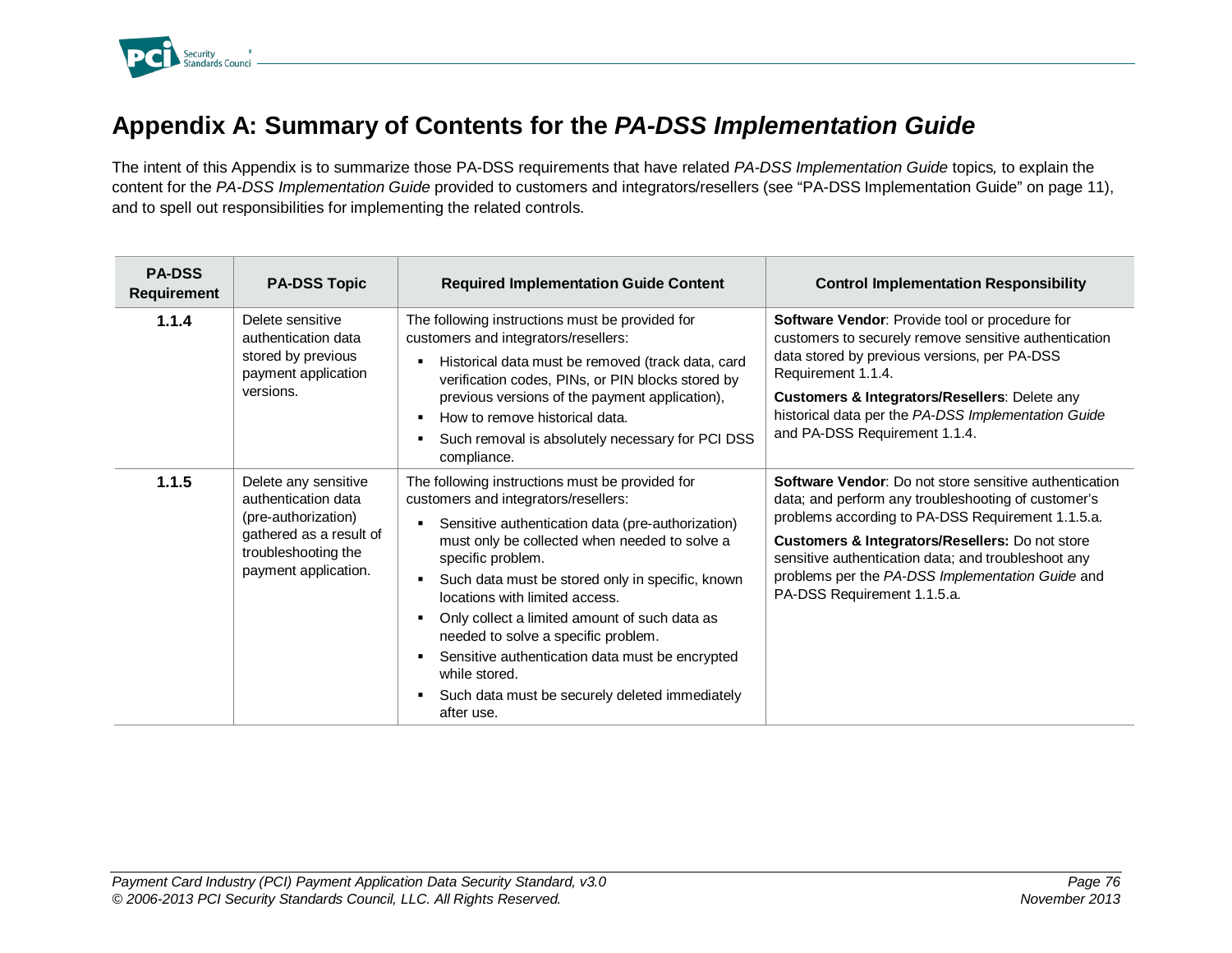# Appendix A: Summary of Contents for the *PA-DSS Implementation Guide*

The intent of this Appendix is to summarize those PA-DSS requirements that have related *PA-DSS Implementation Guide* topics, to explain the content for the *PA-DSS Implementation Guide* provided to customers and integrators/resellers (see "PA-DSS Implementation Guide" on page 11), and to spell out responsibilities for implementing the related controls.

| PA-DSS Requirement | PA-DSS Topic | Required Implementation Guide Content | Control Implementation Responsibility |
|---|---|---|---|
| **1.1.4** | Delete sensitive authentication data stored by previous payment application versions. | The following instructions must be provided for customers and integrators/resellers:<br>▪ Historical data must be removed (track data, card verification codes, PINs, or PIN blocks stored by previous versions of the payment application),<br>▪ How to remove historical data.<br>▪ Such removal is absolutely necessary for PCI DSS compliance. | **Software Vendor**: Provide tool or procedure for customers to securely remove sensitive authentication data stored by previous versions, per PA-DSS Requirement 1.1.4.<br>**Customers & Integrators/Resellers**: Delete any historical data per the *PA-DSS Implementation Guide* and PA-DSS Requirement 1.1.4. |
| **1.1.5** | Delete any sensitive authentication data (pre-authorization) gathered as a result of troubleshooting the payment application. | The following instructions must be provided for customers and integrators/resellers:<br>▪ Sensitive authentication data (pre-authorization) must only be collected when needed to solve a specific problem.<br>▪ Such data must be stored only in specific, known locations with limited access.<br>▪ Only collect a limited amount of such data as needed to solve a specific problem.<br>▪ Sensitive authentication data must be encrypted while stored.<br>▪ Such data must be securely deleted immediately after use. | **Software Vendor**: Do not store sensitive authentication data; and perform any troubleshooting of customer's problems according to PA-DSS Requirement 1.1.5.a.<br>**Customers & Integrators/Resellers:** Do not store sensitive authentication data; and troubleshoot any problems per the *PA-DSS Implementation Guide* and PA-DSS Requirement 1.1.5.a. |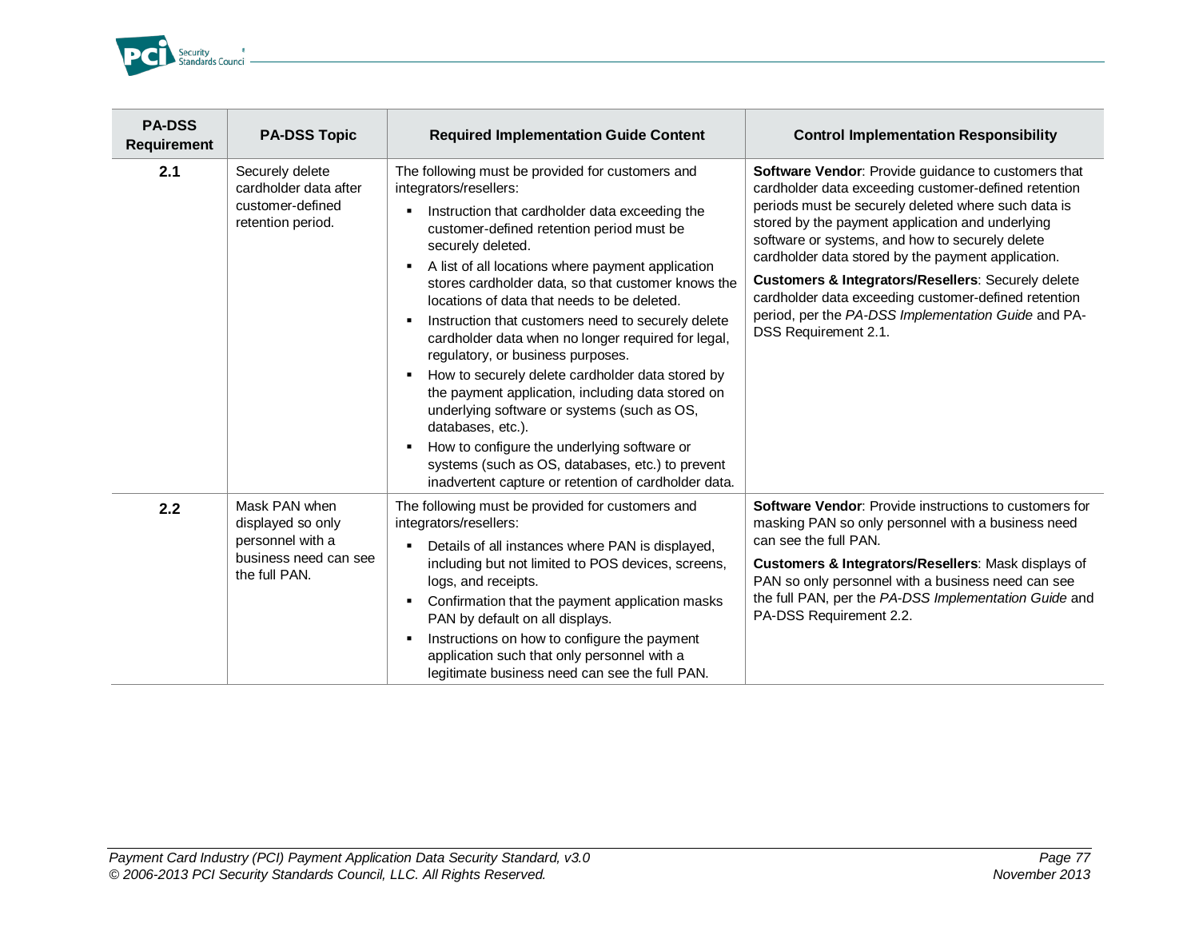| PA-DSS Requirement | PA-DSS Topic | Required Implementation Guide Content | Control Implementation Responsibility |
|---|---|---|---|
| **2.1** | Securely delete cardholder data after customer-defined retention period. | The following must be provided for customers and integrators/resellers:<br>▪ Instruction that cardholder data exceeding the customer-defined retention period must be securely deleted.<br>▪ A list of all locations where payment application stores cardholder data, so that customer knows the locations of data that needs to be deleted.<br>▪ Instruction that customers need to securely delete cardholder data when no longer required for legal, regulatory, or business purposes.<br>▪ How to securely delete cardholder data stored by the payment application, including data stored on underlying software or systems (such as OS, databases, etc.).<br>▪ How to configure the underlying software or systems (such as OS, databases, etc.) to prevent inadvertent capture or retention of cardholder data. | **Software Vendor**: Provide guidance to customers that cardholder data exceeding customer-defined retention periods must be securely deleted where such data is stored by the payment application and underlying software or systems, and how to securely delete cardholder data stored by the payment application.<br>**Customers & Integrators/Resellers**: Securely delete cardholder data exceeding customer-defined retention period, per the *PA-DSS Implementation Guide* and PA-DSS Requirement 2.1. |
| **2.2** | Mask PAN when displayed so only personnel with a business need can see the full PAN. | The following must be provided for customers and integrators/resellers:<br>▪ Details of all instances where PAN is displayed, including but not limited to POS devices, screens, logs, and receipts.<br>▪ Confirmation that the payment application masks PAN by default on all displays.<br>▪ Instructions on how to configure the payment application such that only personnel with a legitimate business need can see the full PAN. | **Software Vendor**: Provide instructions to customers for masking PAN so only personnel with a business need can see the full PAN.<br>**Customers & Integrators/Resellers**: Mask displays of PAN so only personnel with a business need can see the full PAN, per the *PA-DSS Implementation Guide* and PA-DSS Requirement 2.2. |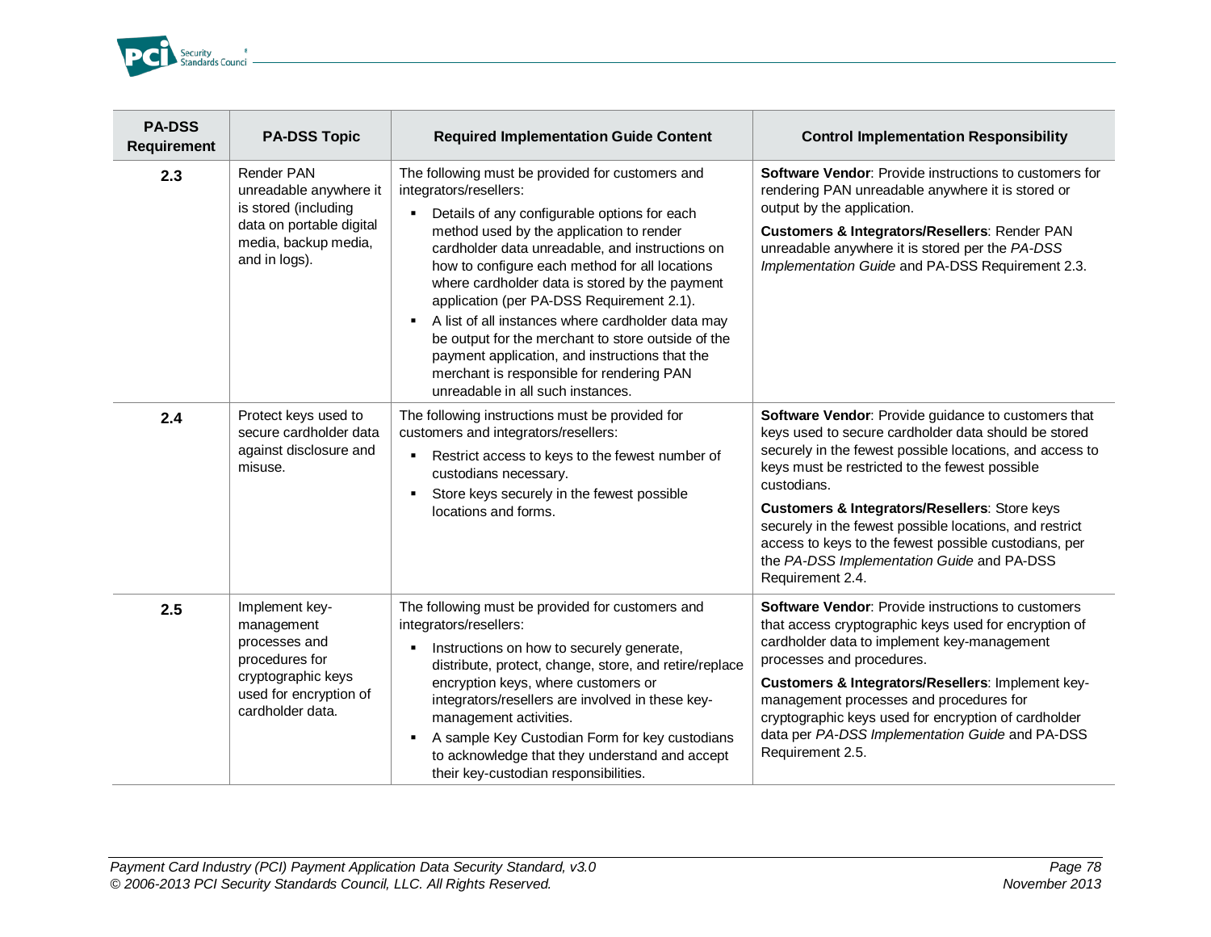| PA-DSS Requirement | PA-DSS Topic | Required Implementation Guide Content | Control Implementation Responsibility |
|---|---|---|---|
| **2.3** | Render PAN unreadable anywhere it is stored (including data on portable digital media, backup media, and in logs). | The following must be provided for customers and integrators/resellers:<br>▪ Details of any configurable options for each method used by the application to render cardholder data unreadable, and instructions on how to configure each method for all locations where cardholder data is stored by the payment application (per PA-DSS Requirement 2.1).<br>▪ A list of all instances where cardholder data may be output for the merchant to store outside of the payment application, and instructions that the merchant is responsible for rendering PAN unreadable in all such instances. | **Software Vendor**: Provide instructions to customers for rendering PAN unreadable anywhere it is stored or output by the application.<br>**Customers & Integrators/Resellers**: Render PAN unreadable anywhere it is stored per the *PA-DSS Implementation Guide* and PA-DSS Requirement 2.3. |
| **2.4** | Protect keys used to secure cardholder data against disclosure and misuse. | The following instructions must be provided for customers and integrators/resellers:<br>▪ Restrict access to keys to the fewest number of custodians necessary.<br>▪ Store keys securely in the fewest possible locations and forms. | **Software Vendor**: Provide guidance to customers that keys used to secure cardholder data should be stored securely in the fewest possible locations, and access to keys must be restricted to the fewest possible custodians.<br>**Customers & Integrators/Resellers**: Store keys securely in the fewest possible locations, and restrict access to keys to the fewest possible custodians, per the *PA-DSS Implementation Guide* and PA-DSS Requirement 2.4. |
| **2.5** | Implement key-management processes and procedures for cryptographic keys used for encryption of cardholder data. | The following must be provided for customers and integrators/resellers:<br>▪ Instructions on how to securely generate, distribute, protect, change, store, and retire/replace encryption keys, where customers or integrators/resellers are involved in these key-management activities.<br>▪ A sample Key Custodian Form for key custodians to acknowledge that they understand and accept their key-custodian responsibilities. | **Software Vendor**: Provide instructions to customers that access cryptographic keys used for encryption of cardholder data to implement key-management processes and procedures.<br>**Customers & Integrators/Resellers**: Implement key-management processes and procedures for cryptographic keys used for encryption of cardholder data per *PA-DSS Implementation Guide* and PA-DSS Requirement 2.5. |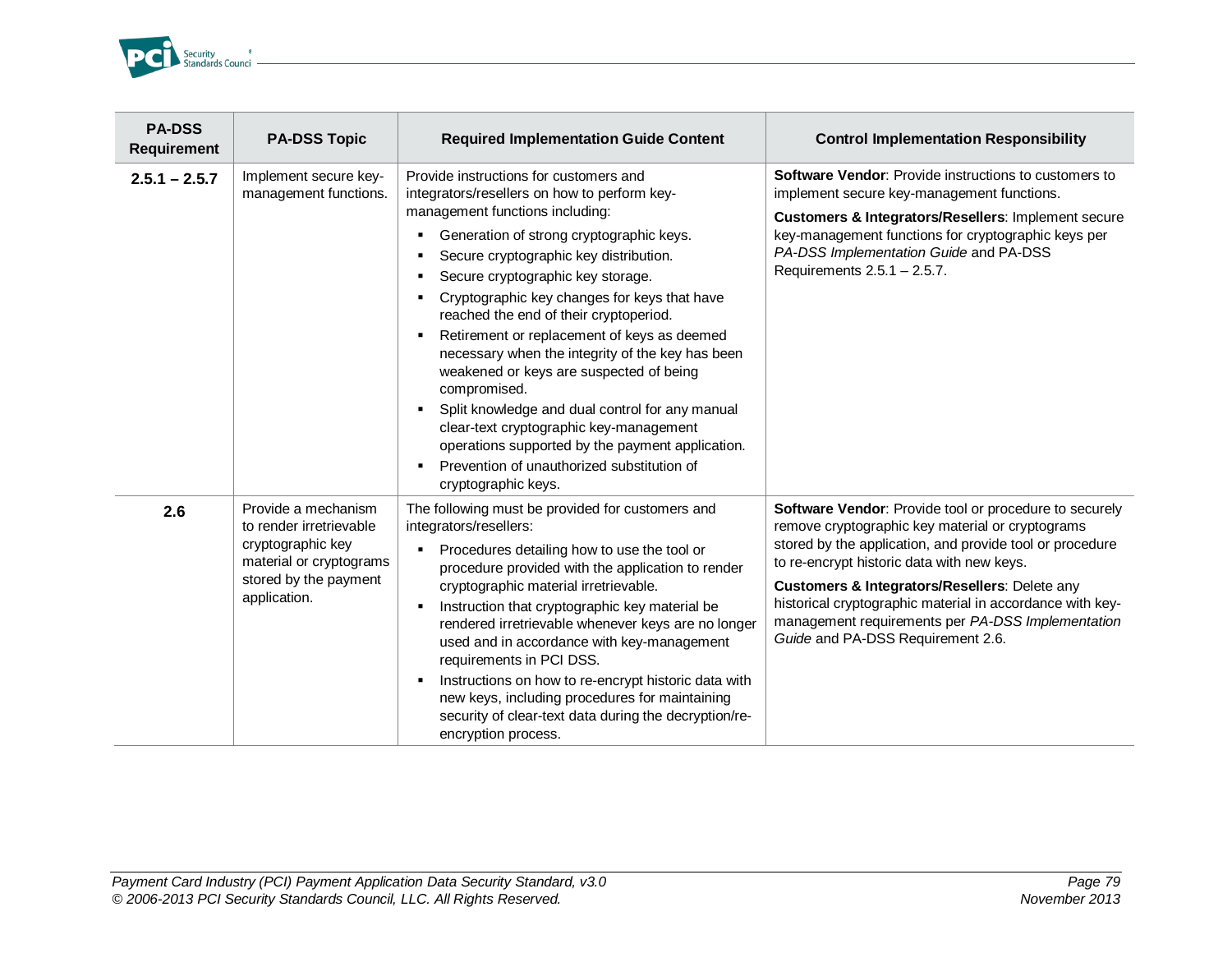| PA-DSS Requirement | PA-DSS Topic | Required Implementation Guide Content | Control Implementation Responsibility |
|---|---|---|---|
| **2.5.1 – 2.5.7** | Implement secure key-management functions. | Provide instructions for customers and integrators/resellers on how to perform key-management functions including:<br>▪ Generation of strong cryptographic keys.<br>▪ Secure cryptographic key distribution.<br>▪ Secure cryptographic key storage.<br>▪ Cryptographic key changes for keys that have reached the end of their cryptoperiod.<br>▪ Retirement or replacement of keys as deemed necessary when the integrity of the key has been weakened or keys are suspected of being compromised.<br>▪ Split knowledge and dual control for any manual clear-text cryptographic key-management operations supported by the payment application.<br>▪ Prevention of unauthorized substitution of cryptographic keys. | **Software Vendor**: Provide instructions to customers to implement secure key-management functions.<br>**Customers & Integrators/Resellers**: Implement secure key-management functions for cryptographic keys per *PA-DSS Implementation Guide* and PA-DSS Requirements 2.5.1 – 2.5.7. |
| **2.6** | Provide a mechanism to render irretrievable cryptographic key material or cryptograms stored by the payment application. | The following must be provided for customers and integrators/resellers:<br>▪ Procedures detailing how to use the tool or procedure provided with the application to render cryptographic material irretrievable.<br>▪ Instruction that cryptographic key material be rendered irretrievable whenever keys are no longer used and in accordance with key-management requirements in PCI DSS.<br>▪ Instructions on how to re-encrypt historic data with new keys, including procedures for maintaining security of clear-text data during the decryption/re-encryption process. | **Software Vendor**: Provide tool or procedure to securely remove cryptographic key material or cryptograms stored by the application, and provide tool or procedure to re-encrypt historic data with new keys.<br>**Customers & Integrators/Resellers**: Delete any historical cryptographic material in accordance with key-management requirements per *PA-DSS Implementation Guide* and PA-DSS Requirement 2.6. |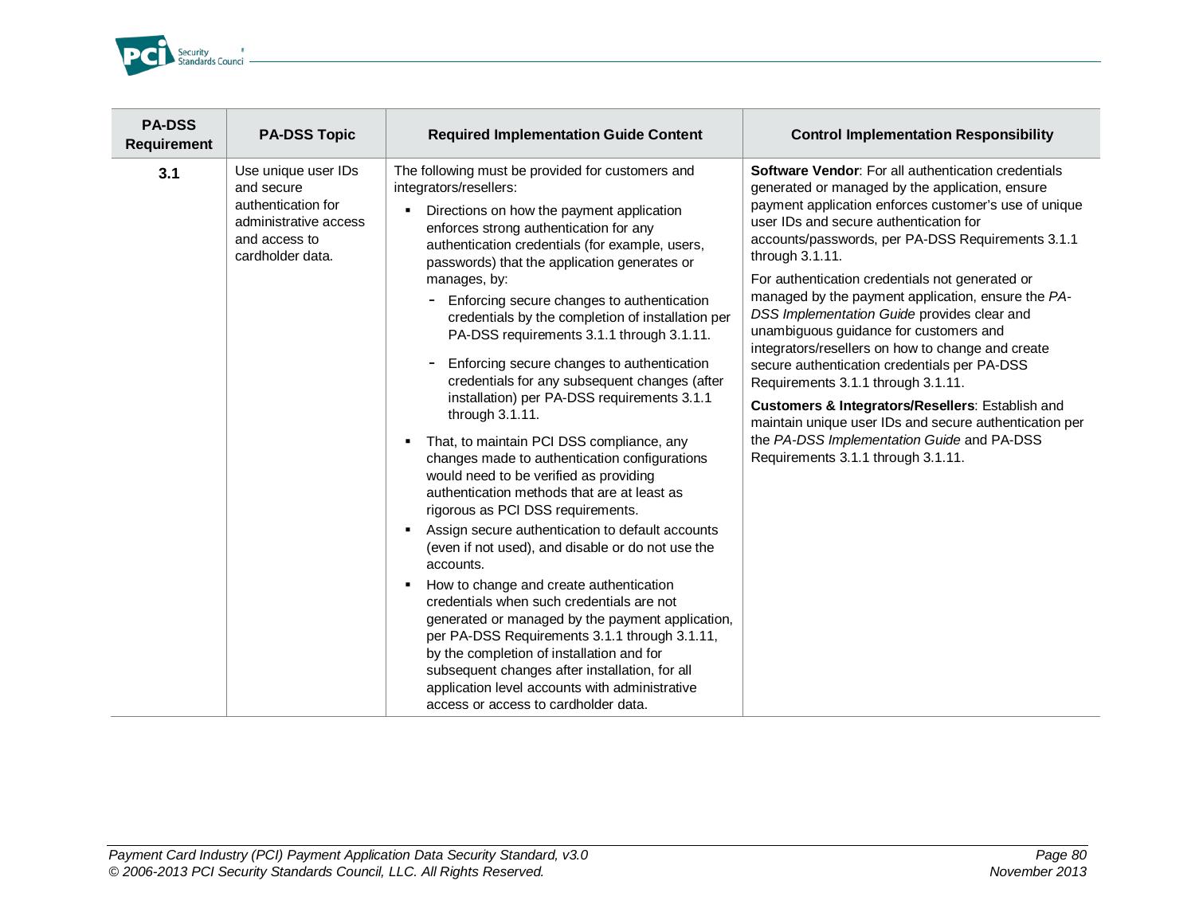| PA-DSS Requirement | PA-DSS Topic | Required Implementation Guide Content | Control Implementation Responsibility |
|---|---|---|---|
| **3.1** | Use unique user IDs and secure authentication for administrative access and access to cardholder data. | The following must be provided for customers and integrators/resellers:<br>▪ Directions on how the payment application enforces strong authentication for any authentication credentials (for example, users, passwords) that the application generates or manages, by:<br>- Enforcing secure changes to authentication credentials by the completion of installation per PA-DSS requirements 3.1.1 through 3.1.11.<br>- Enforcing secure changes to authentication credentials for any subsequent changes (after installation) per PA-DSS requirements 3.1.1 through 3.1.11.<br>▪ That, to maintain PCI DSS compliance, any changes made to authentication configurations would need to be verified as providing authentication methods that are at least as rigorous as PCI DSS requirements.<br>▪ Assign secure authentication to default accounts (even if not used), and disable or do not use the accounts.<br>▪ How to change and create authentication credentials when such credentials are not generated or managed by the payment application, per PA-DSS Requirements 3.1.1 through 3.1.11, by the completion of installation and for subsequent changes after installation, for all application level accounts with administrative access or access to cardholder data. | **Software Vendor**: For all authentication credentials generated or managed by the application, ensure payment application enforces customer's use of unique user IDs and secure authentication for accounts/passwords, per PA-DSS Requirements 3.1.1 through 3.1.11.<br>For authentication credentials not generated or managed by the payment application, ensure the *PA-DSS Implementation Guide* provides clear and unambiguous guidance for customers and integrators/resellers on how to change and create secure authentication credentials per PA-DSS Requirements 3.1.1 through 3.1.11.<br>**Customers & Integrators/Resellers**: Establish and maintain unique user IDs and secure authentication per the *PA-DSS Implementation Guide* and PA-DSS Requirements 3.1.1 through 3.1.11. |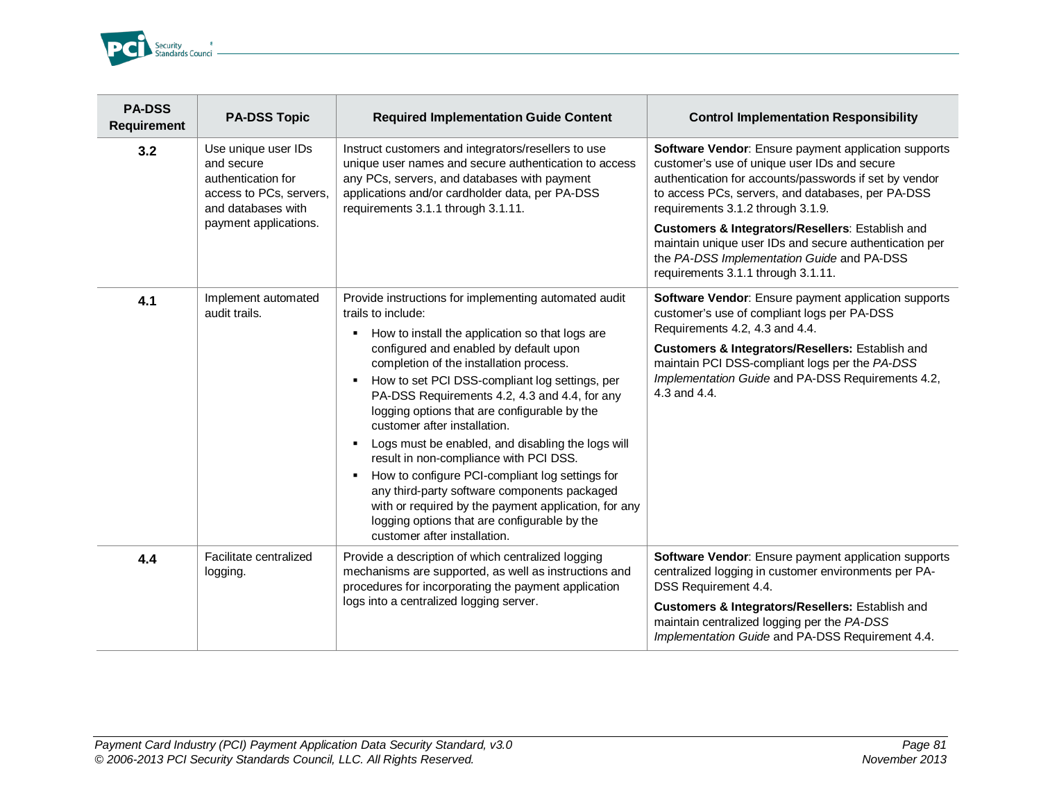| PA-DSS Requirement | PA-DSS Topic | Required Implementation Guide Content | Control Implementation Responsibility |
|---|---|---|---|
| **3.2** | Use unique user IDs and secure authentication for access to PCs, servers, and databases with payment applications. | Instruct customers and integrators/resellers to use unique user names and secure authentication to access any PCs, servers, and databases with payment applications and/or cardholder data, per PA-DSS requirements 3.1.1 through 3.1.11. | **Software Vendor**: Ensure payment application supports customer's use of unique user IDs and secure authentication for accounts/passwords if set by vendor to access PCs, servers, and databases, per PA-DSS requirements 3.1.2 through 3.1.9.<br><br>**Customers & Integrators/Resellers**: Establish and maintain unique user IDs and secure authentication per the *PA-DSS Implementation Guide* and PA-DSS requirements 3.1.1 through 3.1.11. |
| **4.1** | Implement automated audit trails. | Provide instructions for implementing automated audit trails to include:<br>▪ How to install the application so that logs are configured and enabled by default upon completion of the installation process.<br>▪ How to set PCI DSS-compliant log settings, per PA-DSS Requirements 4.2, 4.3 and 4.4, for any logging options that are configurable by the customer after installation.<br>▪ Logs must be enabled, and disabling the logs will result in non-compliance with PCI DSS.<br>▪ How to configure PCI-compliant log settings for any third-party software components packaged with or required by the payment application, for any logging options that are configurable by the customer after installation. | **Software Vendor**: Ensure payment application supports customer's use of compliant logs per PA-DSS Requirements 4.2, 4.3 and 4.4.<br><br>**Customers & Integrators/Resellers:** Establish and maintain PCI DSS-compliant logs per the *PA-DSS Implementation Guide* and PA-DSS Requirements 4.2, 4.3 and 4.4. |
| **4.4** | Facilitate centralized logging. | Provide a description of which centralized logging mechanisms are supported, as well as instructions and procedures for incorporating the payment application logs into a centralized logging server. | **Software Vendor**: Ensure payment application supports centralized logging in customer environments per PA-DSS Requirement 4.4.<br><br>**Customers & Integrators/Resellers:** Establish and maintain centralized logging per the *PA-DSS Implementation Guide* and PA-DSS Requirement 4.4. |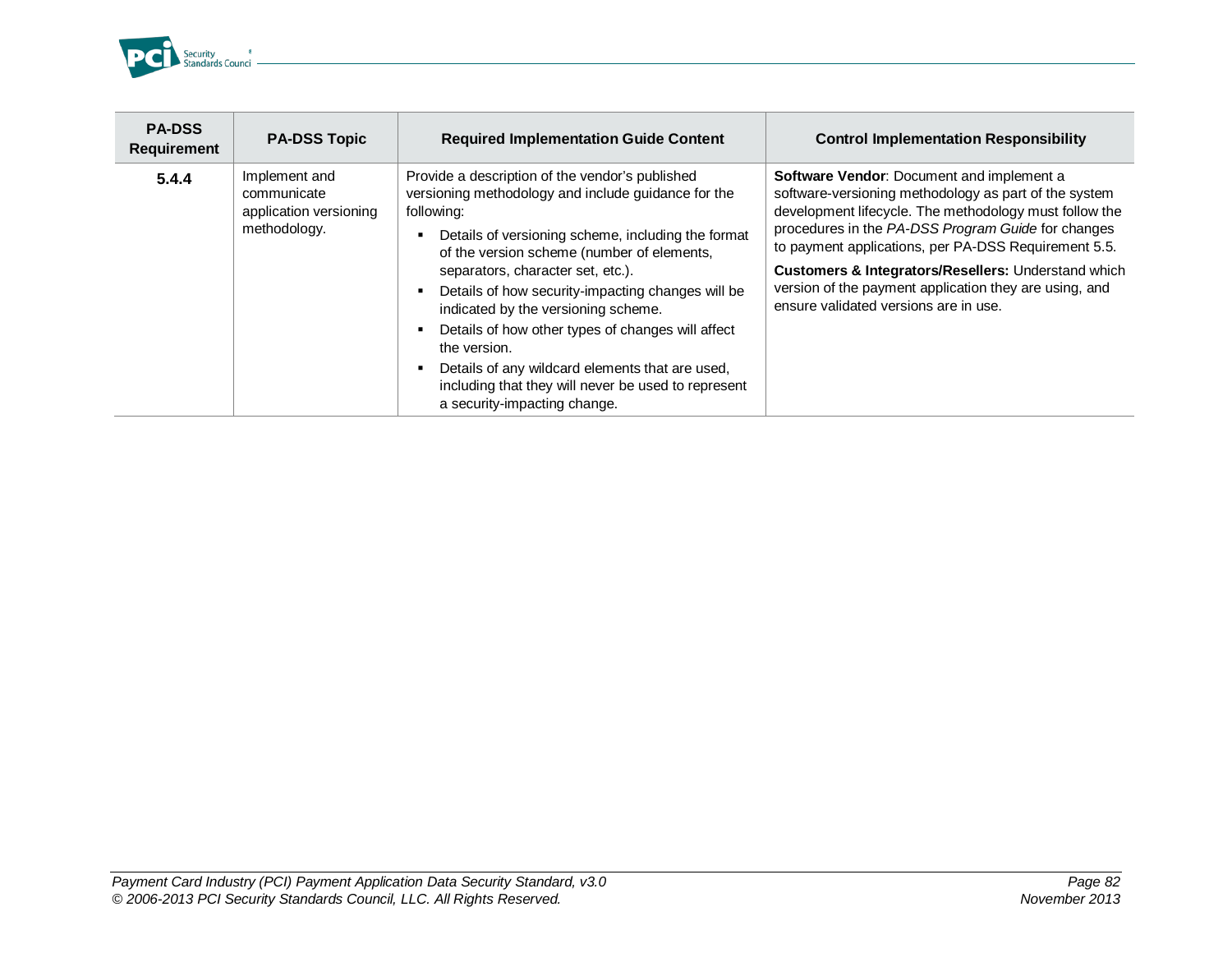| PA-DSS Requirement | PA-DSS Topic | Required Implementation Guide Content | Control Implementation Responsibility |
|---|---|---|---|
| **5.4.4** | Implement and communicate application versioning methodology. | Provide a description of the vendor's published versioning methodology and include guidance for the following:<br>▪ Details of versioning scheme, including the format of the version scheme (number of elements, separators, character set, etc.).<br>▪ Details of how security-impacting changes will be indicated by the versioning scheme.<br>▪ Details of how other types of changes will affect the version.<br>▪ Details of any wildcard elements that are used, including that they will never be used to represent a security-impacting change. | **Software Vendor**: Document and implement a software-versioning methodology as part of the system development lifecycle. The methodology must follow the procedures in the *PA-DSS Program Guide* for changes to payment applications, per PA-DSS Requirement 5.5.<br>**Customers & Integrators/Resellers:** Understand which version of the payment application they are using, and ensure validated versions are in use. |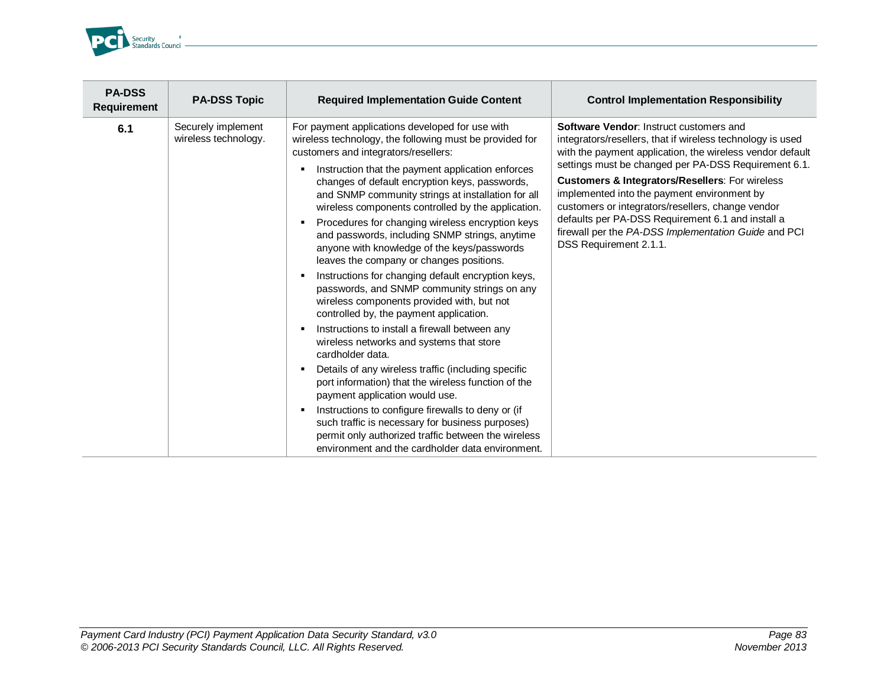| PA-DSS Requirement | PA-DSS Topic | Required Implementation Guide Content | Control Implementation Responsibility |
|---|---|---|---|
| **6.1** | Securely implement wireless technology. | For payment applications developed for use with wireless technology, the following must be provided for customers and integrators/resellers:<br>▪ Instruction that the payment application enforces changes of default encryption keys, passwords, and SNMP community strings at installation for all wireless components controlled by the application.<br>▪ Procedures for changing wireless encryption keys and passwords, including SNMP strings, anytime anyone with knowledge of the keys/passwords leaves the company or changes positions.<br>▪ Instructions for changing default encryption keys, passwords, and SNMP community strings on any wireless components provided with, but not controlled by, the payment application.<br>▪ Instructions to install a firewall between any wireless networks and systems that store cardholder data.<br>▪ Details of any wireless traffic (including specific port information) that the wireless function of the payment application would use.<br>▪ Instructions to configure firewalls to deny or (if such traffic is necessary for business purposes) permit only authorized traffic between the wireless environment and the cardholder data environment. | **Software Vendor**: Instruct customers and integrators/resellers, that if wireless technology is used with the payment application, the wireless vendor default settings must be changed per PA-DSS Requirement 6.1.<br>**Customers & Integrators/Resellers**: For wireless implemented into the payment environment by customers or integrators/resellers, change vendor defaults per PA-DSS Requirement 6.1 and install a firewall per the *PA-DSS Implementation Guide* and PCI DSS Requirement 2.1.1. |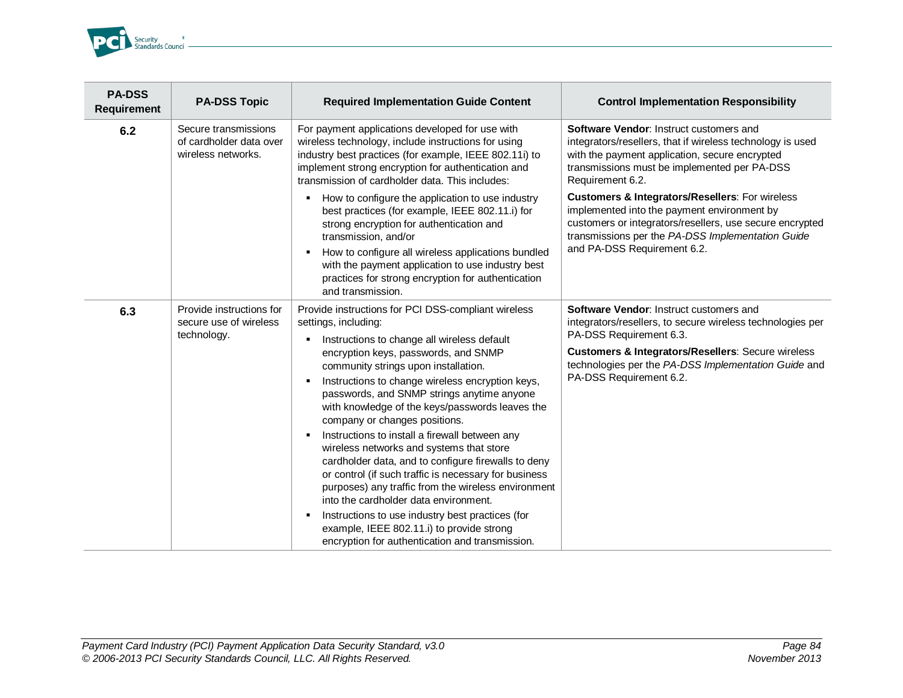| PA-DSS Requirement | PA-DSS Topic | Required Implementation Guide Content | Control Implementation Responsibility |
|---|---|---|---|
| **6.2** | Secure transmissions of cardholder data over wireless networks. | For payment applications developed for use with wireless technology, include instructions for using industry best practices (for example, IEEE 802.11i) to implement strong encryption for authentication and transmission of cardholder data. This includes:<br>▪ How to configure the application to use industry best practices (for example, IEEE 802.11.i) for strong encryption for authentication and transmission, and/or<br>▪ How to configure all wireless applications bundled with the payment application to use industry best practices for strong encryption for authentication and transmission. | **Software Vendor**: Instruct customers and integrators/resellers, that if wireless technology is used with the payment application, secure encrypted transmissions must be implemented per PA-DSS Requirement 6.2.<br>**Customers & Integrators/Resellers**: For wireless implemented into the payment environment by customers or integrators/resellers, use secure encrypted transmissions per the *PA-DSS Implementation Guide* and PA-DSS Requirement 6.2. |
| **6.3** | Provide instructions for secure use of wireless technology. | Provide instructions for PCI DSS-compliant wireless settings, including:<br>▪ Instructions to change all wireless default encryption keys, passwords, and SNMP community strings upon installation.<br>▪ Instructions to change wireless encryption keys, passwords, and SNMP strings anytime anyone with knowledge of the keys/passwords leaves the company or changes positions.<br>▪ Instructions to install a firewall between any wireless networks and systems that store cardholder data, and to configure firewalls to deny or control (if such traffic is necessary for business purposes) any traffic from the wireless environment into the cardholder data environment.<br>▪ Instructions to use industry best practices (for example, IEEE 802.11.i) to provide strong encryption for authentication and transmission. | **Software Vendor**: Instruct customers and integrators/resellers, to secure wireless technologies per PA-DSS Requirement 6.3.<br>**Customers & Integrators/Resellers**: Secure wireless technologies per the *PA-DSS Implementation Guide* and PA-DSS Requirement 6.2. |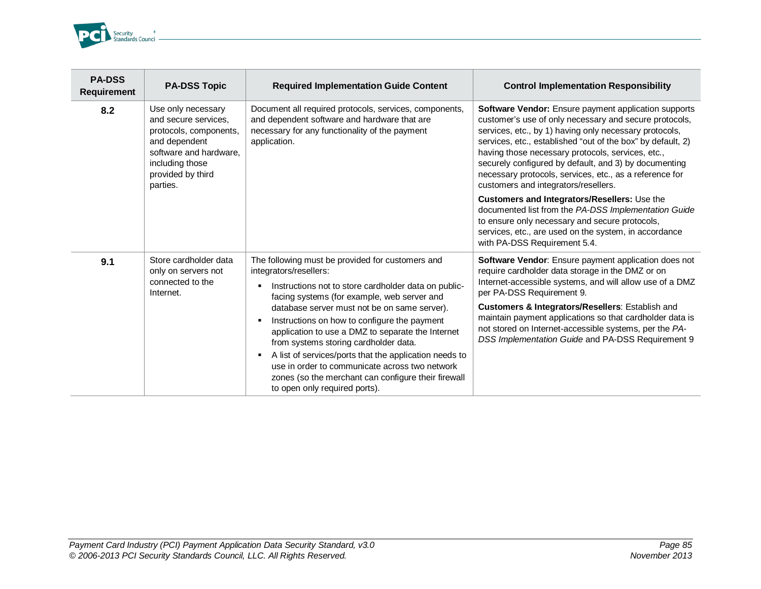| PA-DSS Requirement | PA-DSS Topic | Required Implementation Guide Content | Control Implementation Responsibility |
|---|---|---|---|
| **8.2** | Use only necessary and secure services, protocols, components, and dependent software and hardware, including those provided by third parties. | Document all required protocols, services, components, and dependent software and hardware that are necessary for any functionality of the payment application. | **Software Vendor:** Ensure payment application supports customer's use of only necessary and secure protocols, services, etc., by 1) having only necessary protocols, services, etc., established "out of the box" by default, 2) having those necessary protocols, services, etc., securely configured by default, and 3) by documenting necessary protocols, services, etc., as a reference for customers and integrators/resellers.<br><br>**Customers and Integrators/Resellers:** Use the documented list from the *PA-DSS Implementation Guide* to ensure only necessary and secure protocols, services, etc., are used on the system, in accordance with PA-DSS Requirement 5.4. |
| **9.1** | Store cardholder data only on servers not connected to the Internet. | The following must be provided for customers and integrators/resellers:<br>▪ Instructions not to store cardholder data on public-facing systems (for example, web server and database server must not be on same server).<br>▪ Instructions on how to configure the payment application to use a DMZ to separate the Internet from systems storing cardholder data.<br>▪ A list of services/ports that the application needs to use in order to communicate across two network zones (so the merchant can configure their firewall to open only required ports). | **Software Vendor**: Ensure payment application does not require cardholder data storage in the DMZ or on Internet-accessible systems, and will allow use of a DMZ per PA-DSS Requirement 9.<br><br>**Customers & Integrators/Resellers**: Establish and maintain payment applications so that cardholder data is not stored on Internet-accessible systems, per the *PA-DSS Implementation Guide* and PA-DSS Requirement 9 |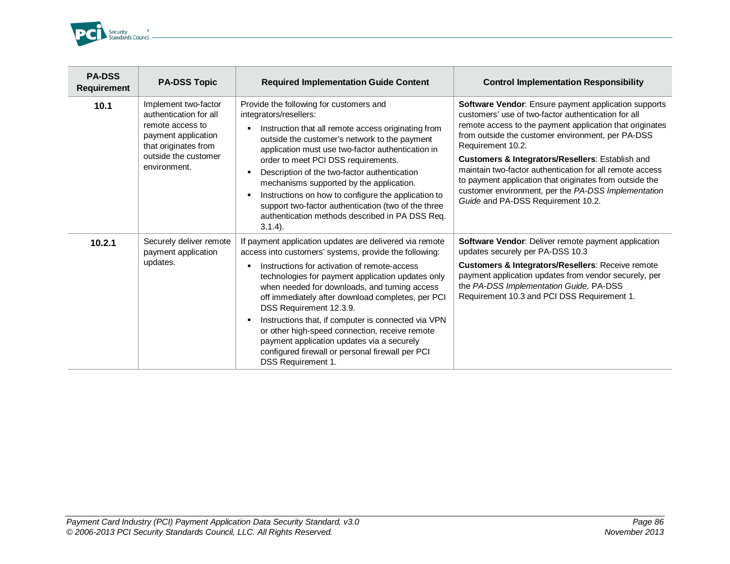| PA-DSS Requirement | PA-DSS Topic | Required Implementation Guide Content | Control Implementation Responsibility |
|---|---|---|---|
| **10.1** | Implement two-factor authentication for all remote access to payment application that originates from outside the customer environment. | Provide the following for customers and integrators/resellers:<br>▪ Instruction that all remote access originating from outside the customer's network to the payment application must use two-factor authentication in order to meet PCI DSS requirements.<br>▪ Description of the two-factor authentication mechanisms supported by the application.<br>▪ Instructions on how to configure the application to support two-factor authentication (two of the three authentication methods described in PA DSS Req. 3.1.4). | **Software Vendor**: Ensure payment application supports customers' use of two-factor authentication for all remote access to the payment application that originates from outside the customer environment, per PA-DSS Requirement 10.2.<br>**Customers & Integrators/Resellers**: Establish and maintain two-factor authentication for all remote access to payment application that originates from outside the customer environment, per the *PA-DSS Implementation Guide* and PA-DSS Requirement 10.2. |
| **10.2.1** | Securely deliver remote payment application updates. | If payment application updates are delivered via remote access into customers' systems, provide the following:<br>▪ Instructions for activation of remote-access technologies for payment application updates only when needed for downloads, and turning access off immediately after download completes, per PCI DSS Requirement 12.3.9.<br>▪ Instructions that, if computer is connected via VPN or other high-speed connection, receive remote payment application updates via a securely configured firewall or personal firewall per PCI DSS Requirement 1. | **Software Vendor**: Deliver remote payment application updates securely per PA-DSS 10.3<br>**Customers & Integrators/Resellers**: Receive remote payment application updates from vendor securely, per the *PA-DSS Implementation Guide,* PA-DSS Requirement 10.3 and PCI DSS Requirement 1. |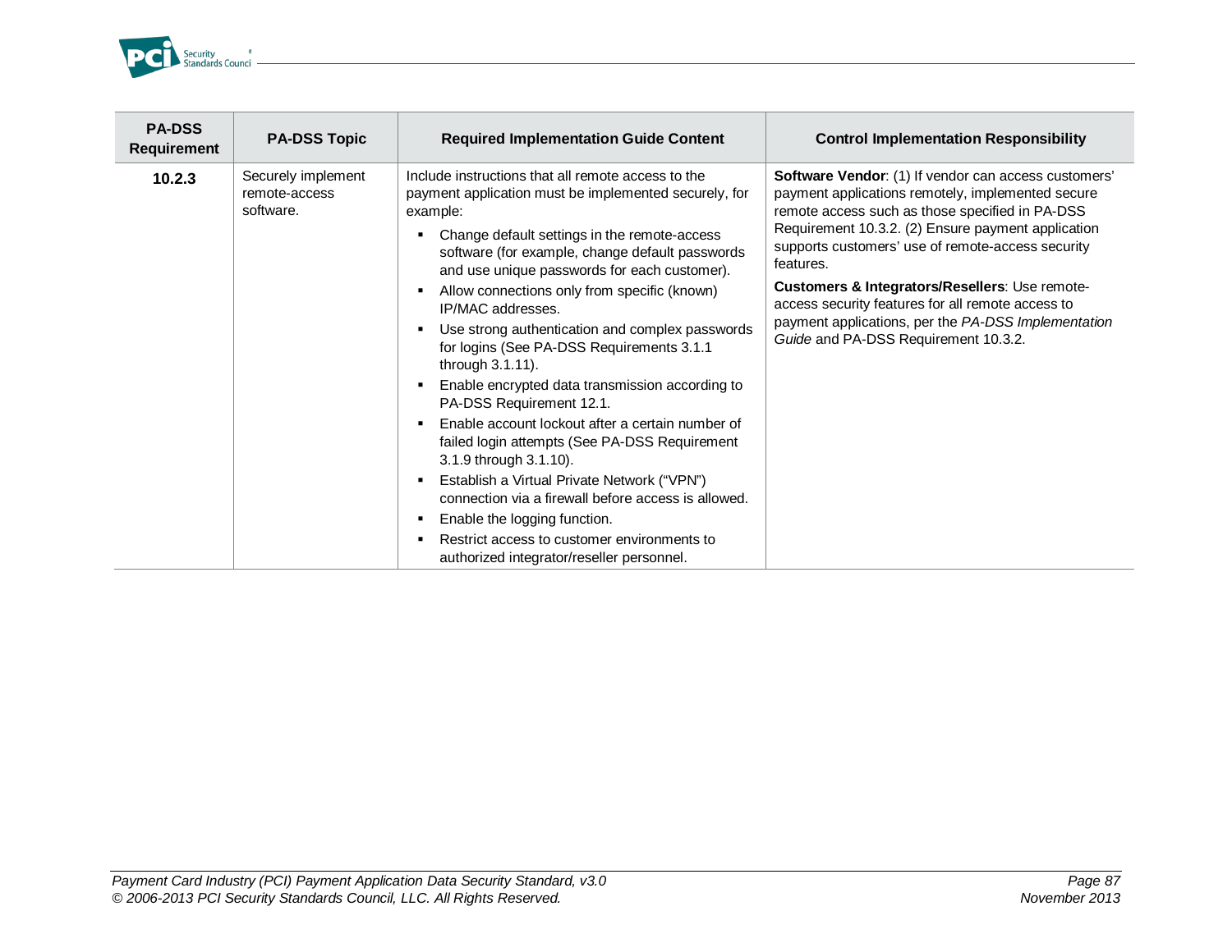| PA-DSS Requirement | PA-DSS Topic | Required Implementation Guide Content | Control Implementation Responsibility |
|---|---|---|---|
| **10.2.3** | Securely implement remote-access software. | Include instructions that all remote access to the payment application must be implemented securely, for example:<br>▪ Change default settings in the remote-access software (for example, change default passwords and use unique passwords for each customer).<br>▪ Allow connections only from specific (known) IP/MAC addresses.<br>▪ Use strong authentication and complex passwords for logins (See PA-DSS Requirements 3.1.1 through 3.1.11).<br>▪ Enable encrypted data transmission according to PA-DSS Requirement 12.1.<br>▪ Enable account lockout after a certain number of failed login attempts (See PA-DSS Requirement 3.1.9 through 3.1.10).<br>▪ Establish a Virtual Private Network ("VPN") connection via a firewall before access is allowed.<br>▪ Enable the logging function.<br>▪ Restrict access to customer environments to authorized integrator/reseller personnel. | **Software Vendor**: (1) If vendor can access customers' payment applications remotely, implemented secure remote access such as those specified in PA-DSS Requirement 10.3.2. (2) Ensure payment application supports customers' use of remote-access security features.<br>**Customers & Integrators/Resellers**: Use remote-access security features for all remote access to payment applications, per the *PA-DSS Implementation Guide* and PA-DSS Requirement 10.3.2. |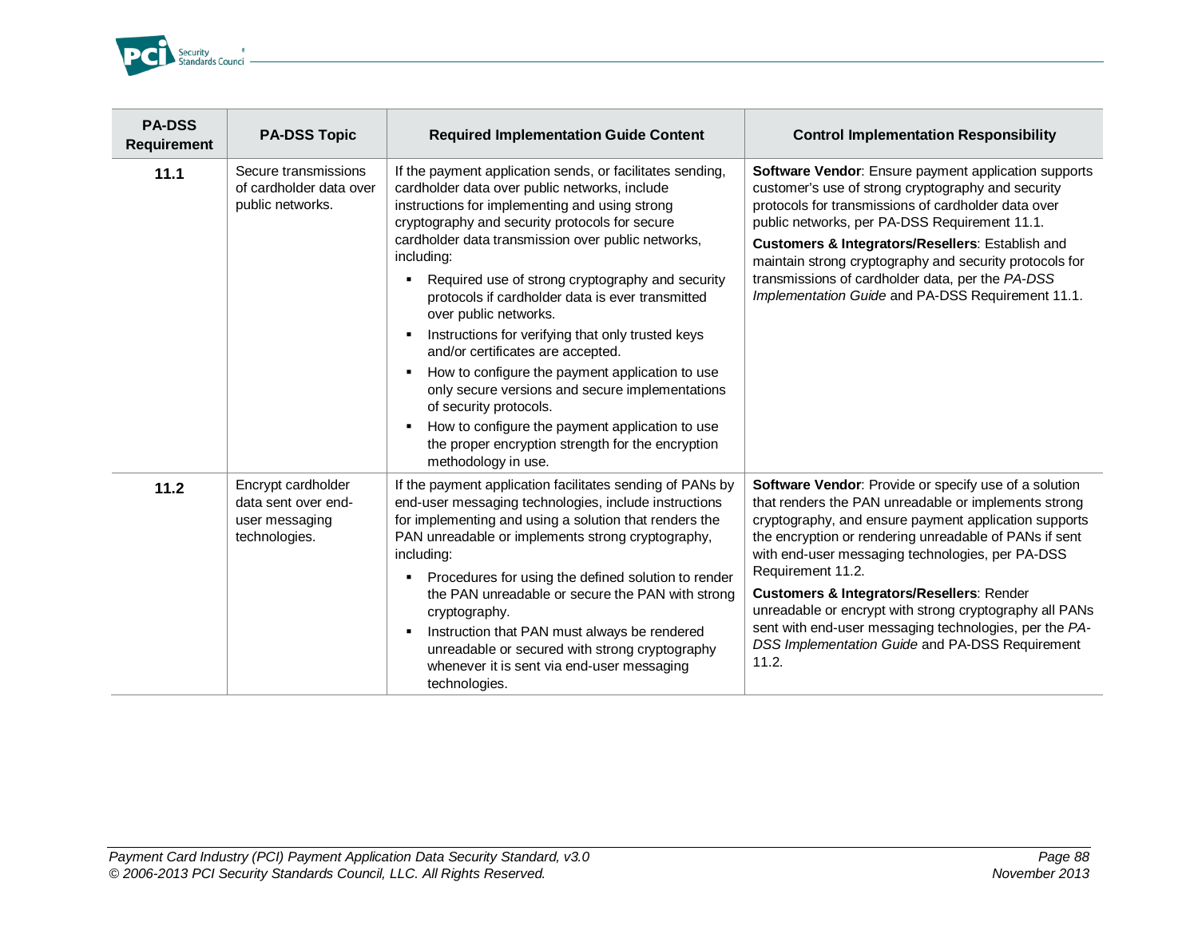| PA-DSS Requirement | PA-DSS Topic | Required Implementation Guide Content | Control Implementation Responsibility |
|---|---|---|---|
| **11.1** | Secure transmissions of cardholder data over public networks. | If the payment application sends, or facilitates sending, cardholder data over public networks, include instructions for implementing and using strong cryptography and security protocols for secure cardholder data transmission over public networks, including:<br>▪ Required use of strong cryptography and security protocols if cardholder data is ever transmitted over public networks.<br>▪ Instructions for verifying that only trusted keys and/or certificates are accepted.<br>▪ How to configure the payment application to use only secure versions and secure implementations of security protocols.<br>▪ How to configure the payment application to use the proper encryption strength for the encryption methodology in use. | **Software Vendor**: Ensure payment application supports customer's use of strong cryptography and security protocols for transmissions of cardholder data over public networks, per PA-DSS Requirement 11.1.<br>**Customers & Integrators/Resellers**: Establish and maintain strong cryptography and security protocols for transmissions of cardholder data, per the *PA-DSS Implementation Guide* and PA-DSS Requirement 11.1. |
| **11.2** | Encrypt cardholder data sent over end-user messaging technologies. | If the payment application facilitates sending of PANs by end-user messaging technologies, include instructions for implementing and using a solution that renders the PAN unreadable or implements strong cryptography, including:<br>▪ Procedures for using the defined solution to render the PAN unreadable or secure the PAN with strong cryptography.<br>▪ Instruction that PAN must always be rendered unreadable or secured with strong cryptography whenever it is sent via end-user messaging technologies. | **Software Vendor**: Provide or specify use of a solution that renders the PAN unreadable or implements strong cryptography, and ensure payment application supports the encryption or rendering unreadable of PANs if sent with end-user messaging technologies, per PA-DSS Requirement 11.2.<br>**Customers & Integrators/Resellers**: Render unreadable or encrypt with strong cryptography all PANs sent with end-user messaging technologies, per the *PA-DSS Implementation Guide* and PA-DSS Requirement 11.2. |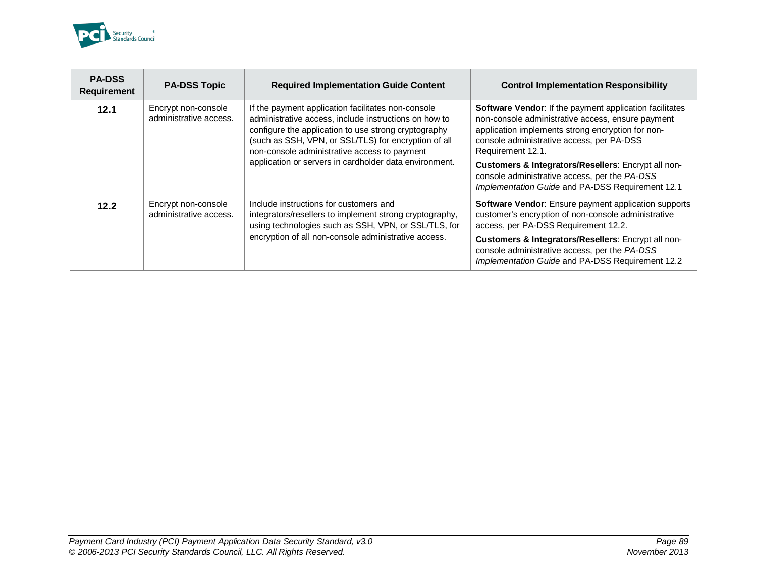| PA-DSS Requirement | PA-DSS Topic | Required Implementation Guide Content | Control Implementation Responsibility |
|---|---|---|---|
| **12.1** | Encrypt non-console administrative access. | If the payment application facilitates non-console administrative access, include instructions on how to configure the application to use strong cryptography (such as SSH, VPN, or SSL/TLS) for encryption of all non-console administrative access to payment application or servers in cardholder data environment. | **Software Vendor**: If the payment application facilitates non-console administrative access, ensure payment application implements strong encryption for non-console administrative access, per PA-DSS Requirement 12.1.<br>**Customers & Integrators/Resellers**: Encrypt all non-console administrative access, per the *PA-DSS Implementation Guide* and PA-DSS Requirement 12.1 |
| **12.2** | Encrypt non-console administrative access. | Include instructions for customers and integrators/resellers to implement strong cryptography, using technologies such as SSH, VPN, or SSL/TLS, for encryption of all non-console administrative access. | **Software Vendor**: Ensure payment application supports customer's encryption of non-console administrative access, per PA-DSS Requirement 12.2.<br>**Customers & Integrators/Resellers**: Encrypt all non-console administrative access, per the *PA-DSS Implementation Guide* and PA-DSS Requirement 12.2 |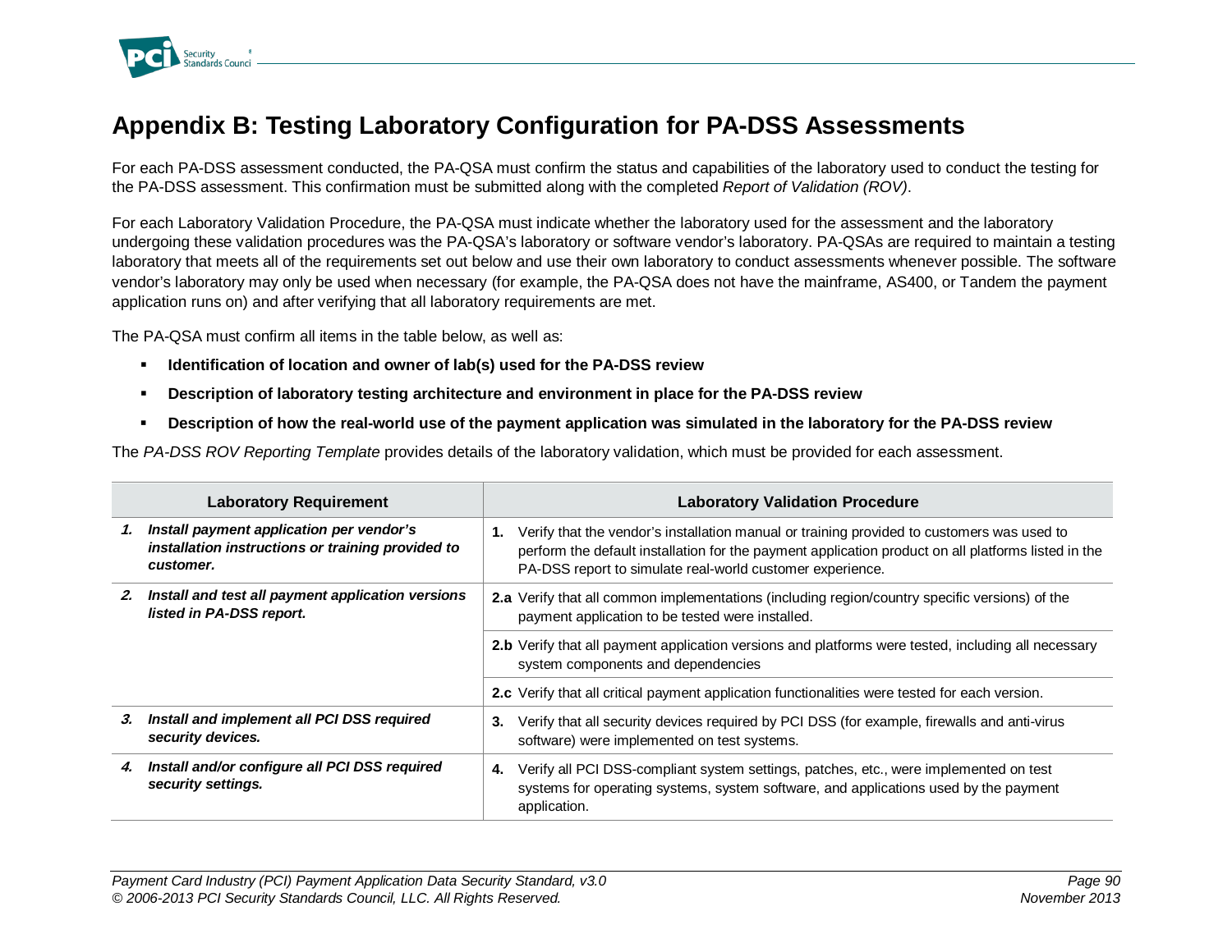# Appendix B: Testing Laboratory Configuration for PA-DSS Assessments

For each PA-DSS assessment conducted, the PA-QSA must confirm the status and capabilities of the laboratory used to conduct the testing for the PA-DSS assessment. This confirmation must be submitted along with the completed *Report of Validation (ROV)*.

For each Laboratory Validation Procedure, the PA-QSA must indicate whether the laboratory used for the assessment and the laboratory undergoing these validation procedures was the PA-QSA's laboratory or software vendor's laboratory. PA-QSAs are required to maintain a testing laboratory that meets all of the requirements set out below and use their own laboratory to conduct assessments whenever possible. The software vendor's laboratory may only be used when necessary (for example, the PA-QSA does not have the mainframe, AS400, or Tandem the payment application runs on) and after verifying that all laboratory requirements are met.

The PA-QSA must confirm all items in the table below, as well as:

- **Identification of location and owner of lab(s) used for the PA-DSS review**
- **Description of laboratory testing architecture and environment in place for the PA-DSS review**
- **Description of how the real-world use of the payment application was simulated in the laboratory for the PA-DSS review**

The *PA-DSS ROV Reporting Template* provides details of the laboratory validation, which must be provided for each assessment.

| Laboratory Requirement | Laboratory Validation Procedure |
|---|---|
| ***1. Install payment application per vendor's installation instructions or training provided to customer.*** | **1.** Verify that the vendor's installation manual or training provided to customers was used to perform the default installation for the payment application product on all platforms listed in the PA-DSS report to simulate real-world customer experience. |
| ***2. Install and test all payment application versions listed in PA-DSS report.*** | **2.a** Verify that all common implementations (including region/country specific versions) of the payment application to be tested were installed. |
| | **2.b** Verify that all payment application versions and platforms were tested, including all necessary system components and dependencies |
| | **2.c** Verify that all critical payment application functionalities were tested for each version. |
| ***3. Install and implement all PCI DSS required security devices.*** | **3.** Verify that all security devices required by PCI DSS (for example, firewalls and anti-virus software) were implemented on test systems. |
| ***4. Install and/or configure all PCI DSS required security settings.*** | **4.** Verify all PCI DSS-compliant system settings, patches, etc., were implemented on test systems for operating systems, system software, and applications used by the payment application. |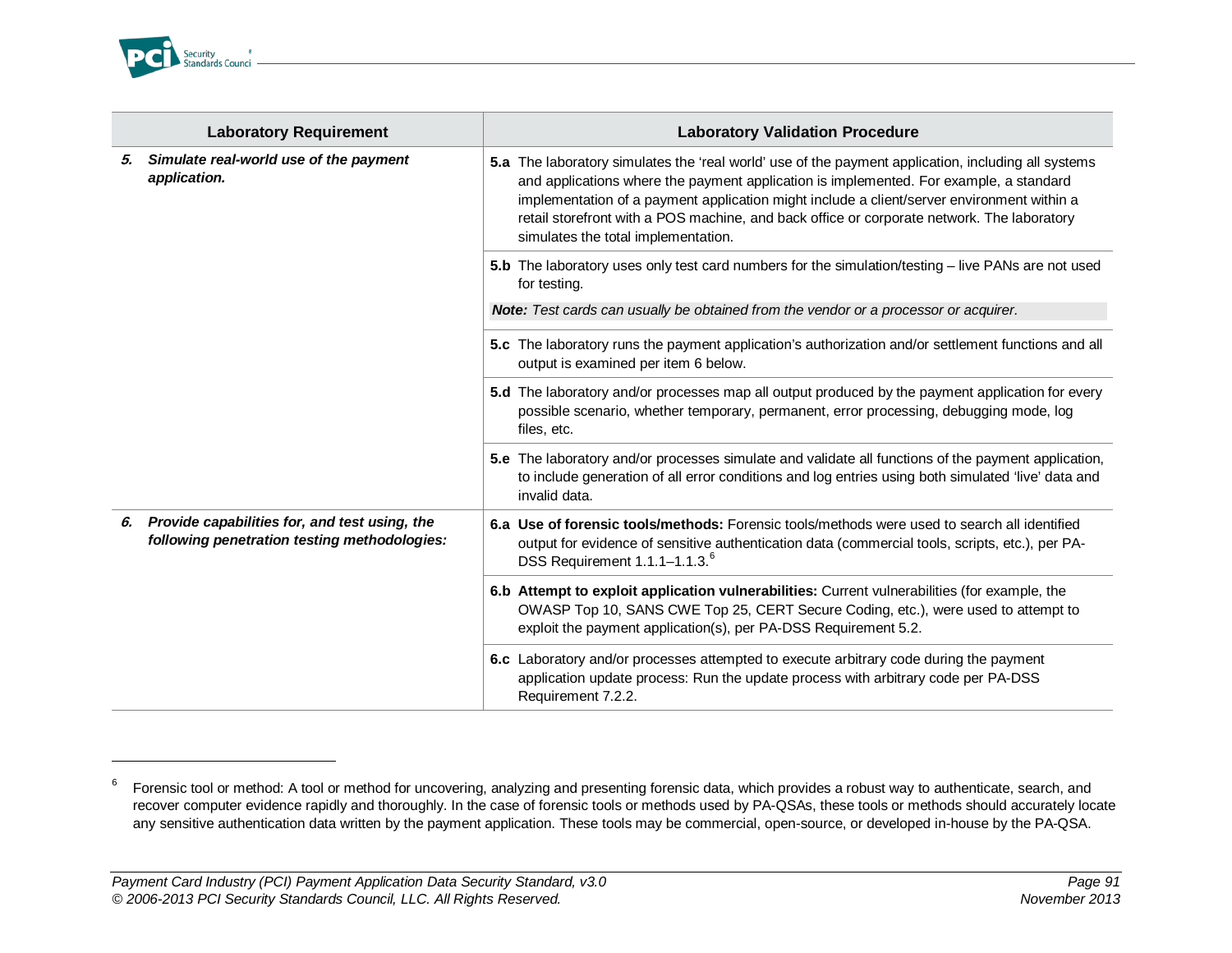| Laboratory Requirement | Laboratory Validation Procedure |
|---|---|
| ***5. Simulate real-world use of the payment application.*** | **5.a** The laboratory simulates the 'real world' use of the payment application, including all systems and applications where the payment application is implemented. For example, a standard implementation of a payment application might include a client/server environment within a retail storefront with a POS machine, and back office or corporate network. The laboratory simulates the total implementation. |
| | **5.b** The laboratory uses only test card numbers for the simulation/testing – live PANs are not used for testing. <br> ***Note:*** *Test cards can usually be obtained from the vendor or a processor or acquirer.* |
| | **5.c** The laboratory runs the payment application's authorization and/or settlement functions and all output is examined per item 6 below. |
| | **5.d** The laboratory and/or processes map all output produced by the payment application for every possible scenario, whether temporary, permanent, error processing, debugging mode, log files, etc. |
| | **5.e** The laboratory and/or processes simulate and validate all functions of the payment application, to include generation of all error conditions and log entries using both simulated 'live' data and invalid data. |
| ***6. Provide capabilities for, and test using, the following penetration testing methodologies:*** | **6.a Use of forensic tools/methods:** Forensic tools/methods were used to search all identified output for evidence of sensitive authentication data (commercial tools, scripts, etc.), per PA-DSS Requirement 1.1.1–1.1.3.[6] |
| | **6.b Attempt to exploit application vulnerabilities:** Current vulnerabilities (for example, the OWASP Top 10, SANS CWE Top 25, CERT Secure Coding, etc.), were used to attempt to exploit the payment application(s), per PA-DSS Requirement 5.2. |
| | **6.c** Laboratory and/or processes attempted to execute arbitrary code during the payment application update process: Run the update process with arbitrary code per PA-DSS Requirement 7.2.2. |

[6] Forensic tool or method: A tool or method for uncovering, analyzing and presenting forensic data, which provides a robust way to authenticate, search, and recover computer evidence rapidly and thoroughly. In the case of forensic tools or methods used by PA-QSAs, these tools or methods should accurately locate any sensitive authentication data written by the payment application. These tools may be commercial, open-source, or developed in-house by the PA-QSA.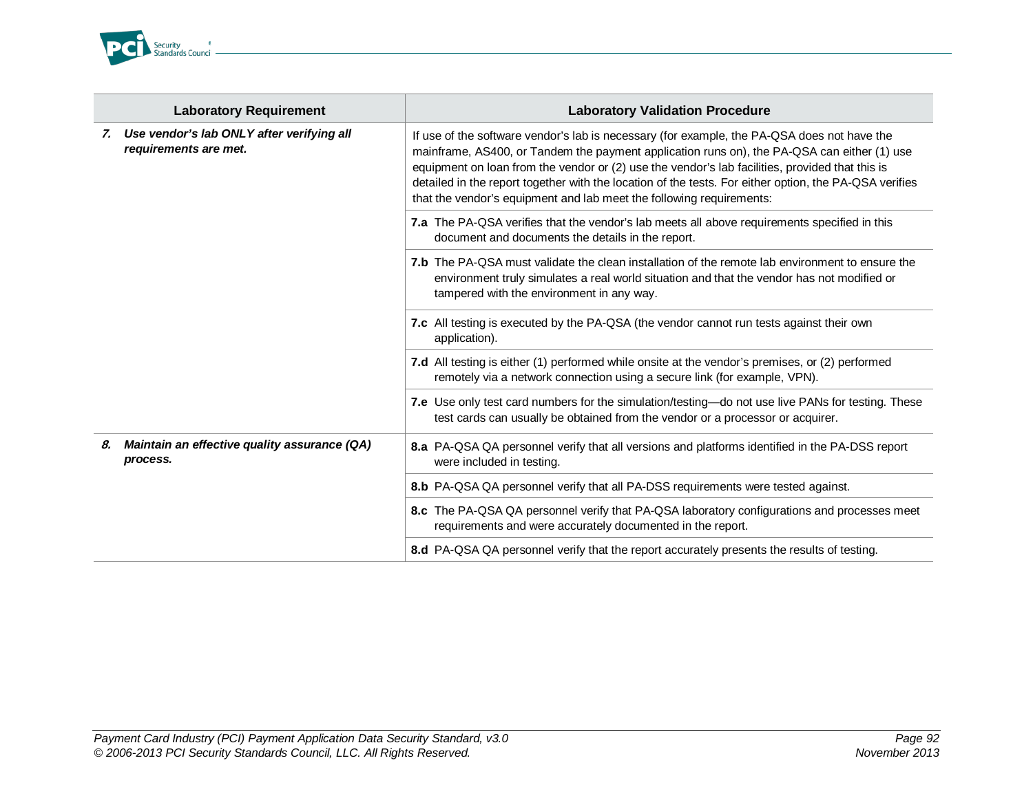| Laboratory Requirement | Laboratory Validation Procedure |
| --- | --- |
| ***7. Use vendor's lab ONLY after verifying all requirements are met.*** | If use of the software vendor's lab is necessary (for example, the PA-QSA does not have the mainframe, AS400, or Tandem the payment application runs on), the PA-QSA can either (1) use equipment on loan from the vendor or (2) use the vendor's lab facilities, provided that this is detailed in the report together with the location of the tests. For either option, the PA-QSA verifies that the vendor's equipment and lab meet the following requirements: |
| | **7.a** The PA-QSA verifies that the vendor's lab meets all above requirements specified in this document and documents the details in the report. |
| | **7.b** The PA-QSA must validate the clean installation of the remote lab environment to ensure the environment truly simulates a real world situation and that the vendor has not modified or tampered with the environment in any way. |
| | **7.c** All testing is executed by the PA-QSA (the vendor cannot run tests against their own application). |
| | **7.d** All testing is either (1) performed while onsite at the vendor's premises, or (2) performed remotely via a network connection using a secure link (for example, VPN). |
| | **7.e** Use only test card numbers for the simulation/testing—do not use live PANs for testing. These test cards can usually be obtained from the vendor or a processor or acquirer. |
| ***8. Maintain an effective quality assurance (QA) process.*** | **8.a** PA-QSA QA personnel verify that all versions and platforms identified in the PA-DSS report were included in testing. |
| | **8.b** PA-QSA QA personnel verify that all PA-DSS requirements were tested against. |
| | **8.c** The PA-QSA QA personnel verify that PA-QSA laboratory configurations and processes meet requirements and were accurately documented in the report. |
| | **8.d** PA-QSA QA personnel verify that the report accurately presents the results of testing. |